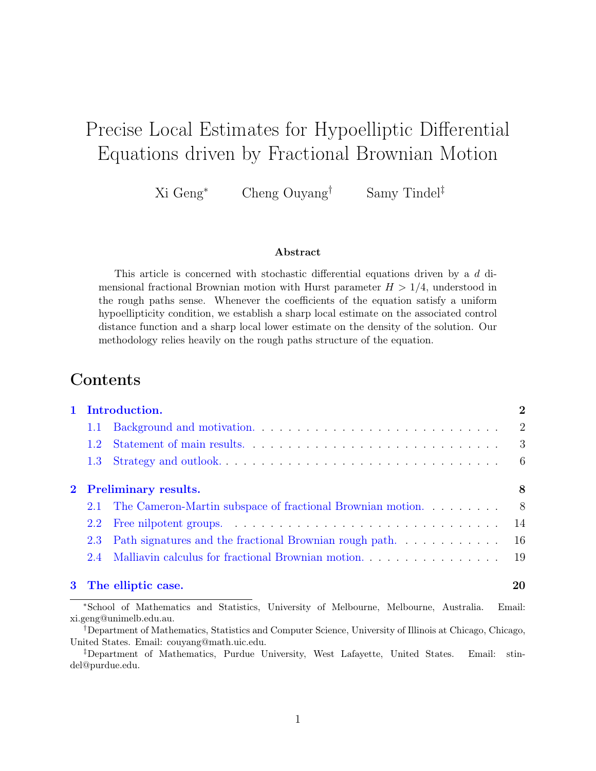# Precise Local Estimates for Hypoelliptic Differential Equations driven by Fractional Brownian Motion

Xi Geng[*]  Cheng Ouyang[†]  Samy Tindel[‡]

### Abstract

This article is concerned with stochastic differential equations driven by a $d$ dimensional fractional Brownian motion with Hurst parameter $H > 1/4$, understood in the rough paths sense. Whenever the coefficients of the equation satisfy a uniform hypoellipticity condition, we establish a sharp local estimate on the associated control distance function and a sharp local lower estimate on the density of the solution. Our methodology relies heavily on the rough paths structure of the equation.

## Contents

- **1 Introduction.** — 2
  - 1.1 Background and motivation. — 2
  - 1.2 Statement of main results. — 3
  - 1.3 Strategy and outlook. — 6
- **2 Preliminary results.** — 8
  - 2.1 The Cameron-Martin subspace of fractional Brownian motion. — 8
  - 2.2 Free nilpotent groups. — 14
  - 2.3 Path signatures and the fractional Brownian rough path. — 16
  - 2.4 Malliavin calculus for fractional Brownian motion. — 19
- **3 The elliptic case.** — 20

---

[*]School of Mathematics and Statistics, University of Melbourne, Melbourne, Australia. Email: xi.geng@unimelb.edu.au.

[†]Department of Mathematics, Statistics and Computer Science, University of Illinois at Chicago, Chicago, United States. Email: couyang@math.uic.edu.

[‡]Department of Mathematics, Purdue University, West Lafayette, United States. Email: stindel@purdue.edu.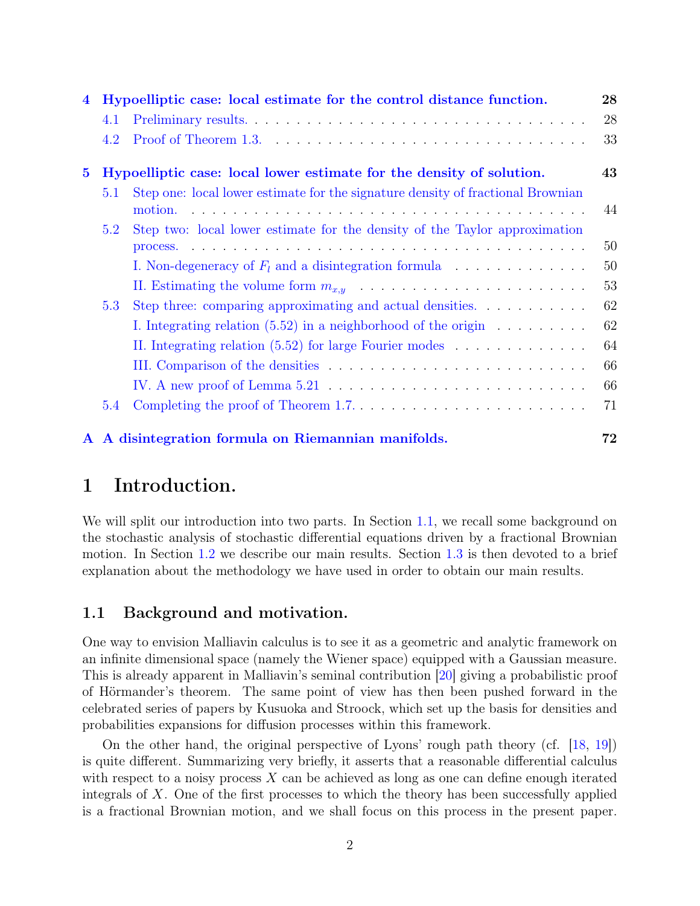| | | |
|---|---|---|
| **4** | **Hypoelliptic case: local estimate for the control distance function.** | **28** |
| 4.1 | Preliminary results. | 28 |
| 4.2 | Proof of Theorem 1.3. | 33 |
| **5** | **Hypoelliptic case: local lower estimate for the density of solution.** | **43** |
| 5.1 | Step one: local lower estimate for the signature density of fractional Brownian motion. | 44 |
| 5.2 | Step two: local lower estimate for the density of the Taylor approximation process. | 50 |
| | I. Non-degeneracy of $F_l$ and a disintegration formula | 50 |
| | II. Estimating the volume form $m_{x,y}$ | 53 |
| 5.3 | Step three: comparing approximating and actual densities. | 62 |
| | I. Integrating relation (5.52) in a neighborhood of the origin | 62 |
| | II. Integrating relation (5.52) for large Fourier modes | 64 |
| | III. Comparison of the densities | 66 |
| | IV. A new proof of Lemma 5.21 | 66 |
| 5.4 | Completing the proof of Theorem 1.7. | 71 |
| **A** | **A disintegration formula on Riemannian manifolds.** | **72** |

# 1 Introduction.

We will split our introduction into two parts. In Section 1.1, we recall some background on the stochastic analysis of stochastic differential equations driven by a fractional Brownian motion. In Section 1.2 we describe our main results. Section 1.3 is then devoted to a brief explanation about the methodology we have used in order to obtain our main results.

## 1.1 Background and motivation.

One way to envision Malliavin calculus is to see it as a geometric and analytic framework on an infinite dimensional space (namely the Wiener space) equipped with a Gaussian measure. This is already apparent in Malliavin's seminal contribution [20] giving a probabilistic proof of Hörmander's theorem. The same point of view has then been pushed forward in the celebrated series of papers by Kusuoka and Stroock, which set up the basis for densities and probabilities expansions for diffusion processes within this framework.

On the other hand, the original perspective of Lyons' rough path theory (cf. [18, 19]) is quite different. Summarizing very briefly, it asserts that a reasonable differential calculus with respect to a noisy process $X$ can be achieved as long as one can define enough iterated integrals of $X$. One of the first processes to which the theory has been successfully applied is a fractional Brownian motion, and we shall focus on this process in the present paper.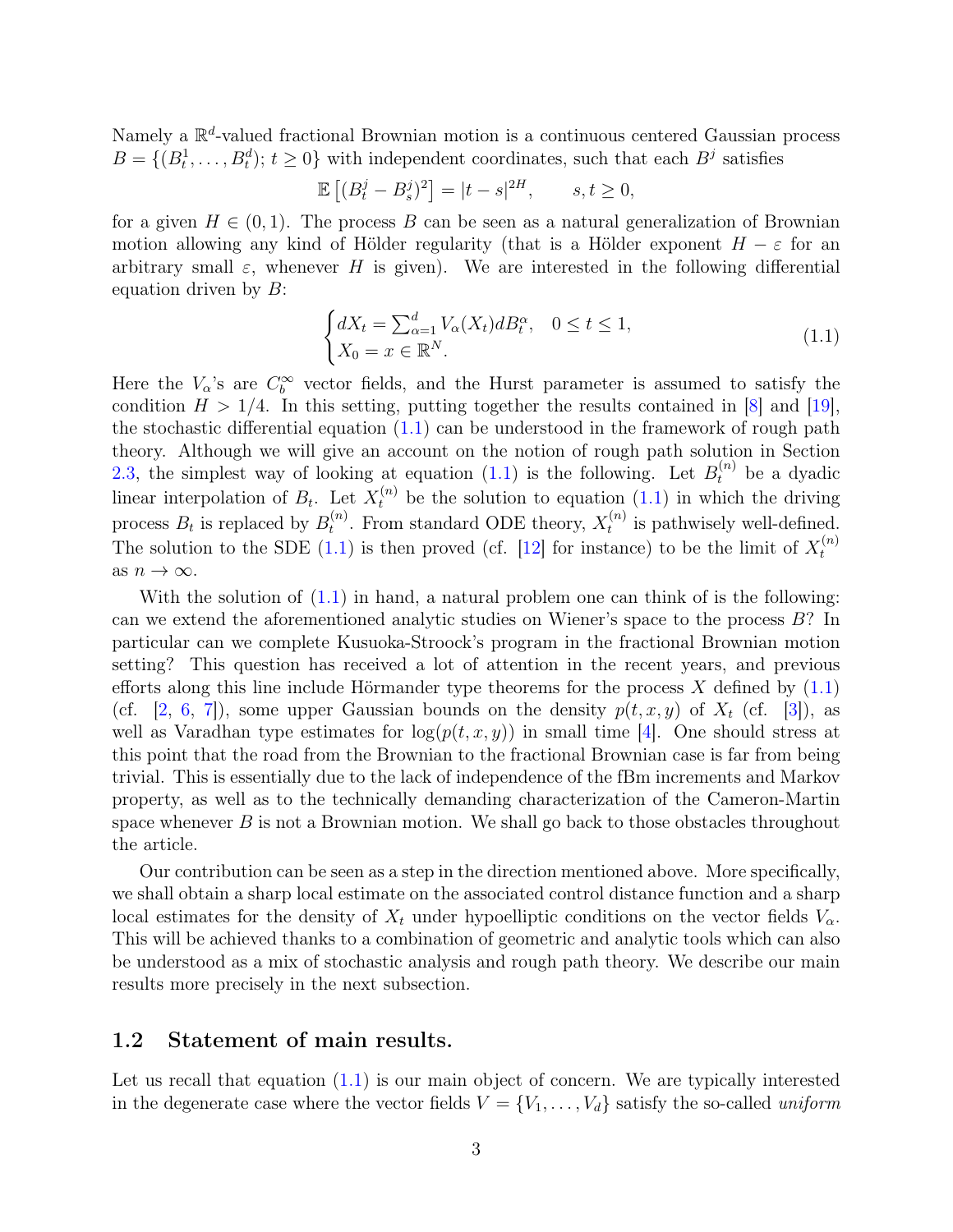Namely a $\mathbb{R}^d$-valued fractional Brownian motion is a continuous centered Gaussian process $B = \{(B_t^1, \ldots, B_t^d); t \geq 0\}$ with independent coordinates, such that each $B^j$ satisfies

$$\mathbb{E}\left[(B_t^j - B_s^j)^2\right] = |t-s|^{2H}, \qquad s, t \geq 0,$$

for a given $H \in (0,1)$. The process $B$ can be seen as a natural generalization of Brownian motion allowing any kind of Hölder regularity (that is a Hölder exponent $H - \varepsilon$ for an arbitrary small $\varepsilon$, whenever $H$ is given). We are interested in the following differential equation driven by $B$:

$$\begin{cases} dX_t = \sum_{\alpha=1}^{d} V_\alpha(X_t) dB_t^\alpha, & 0 \leq t \leq 1, \\ X_0 = x \in \mathbb{R}^N. \end{cases} \tag{1.1}$$

Here the $V_\alpha$'s are $C_b^\infty$ vector fields, and the Hurst parameter is assumed to satisfy the condition $H > 1/4$. In this setting, putting together the results contained in [8] and [19], the stochastic differential equation (1.1) can be understood in the framework of rough path theory. Although we will give an account on the notion of rough path solution in Section 2.3, the simplest way of looking at equation (1.1) is the following. Let $B_t^{(n)}$ be a dyadic linear interpolation of $B_t$. Let $X_t^{(n)}$ be the solution to equation (1.1) in which the driving process $B_t$ is replaced by $B_t^{(n)}$. From standard ODE theory, $X_t^{(n)}$ is pathwisely well-defined. The solution to the SDE (1.1) is then proved (cf. [12] for instance) to be the limit of $X_t^{(n)}$ as $n \to \infty$.

With the solution of (1.1) in hand, a natural problem one can think of is the following: can we extend the aforementioned analytic studies on Wiener's space to the process $B$? In particular can we complete Kusuoka-Stroock's program in the fractional Brownian motion setting? This question has received a lot of attention in the recent years, and previous efforts along this line include Hörmander type theorems for the process $X$ defined by (1.1) (cf. [2, 6, 7]), some upper Gaussian bounds on the density $p(t, x, y)$ of $X_t$ (cf. [3]), as well as Varadhan type estimates for $\log(p(t, x, y))$ in small time [4]. One should stress at this point that the road from the Brownian to the fractional Brownian case is far from being trivial. This is essentially due to the lack of independence of the fBm increments and Markov property, as well as to the technically demanding characterization of the Cameron-Martin space whenever $B$ is not a Brownian motion. We shall go back to those obstacles throughout the article.

Our contribution can be seen as a step in the direction mentioned above. More specifically, we shall obtain a sharp local estimate on the associated control distance function and a sharp local estimates for the density of $X_t$ under hypoelliptic conditions on the vector fields $V_\alpha$. This will be achieved thanks to a combination of geometric and analytic tools which can also be understood as a mix of stochastic analysis and rough path theory. We describe our main results more precisely in the next subsection.

## 1.2 Statement of main results.

Let us recall that equation (1.1) is our main object of concern. We are typically interested in the degenerate case where the vector fields $V = \{V_1, \ldots, V_d\}$ satisfy the so-called *uniform*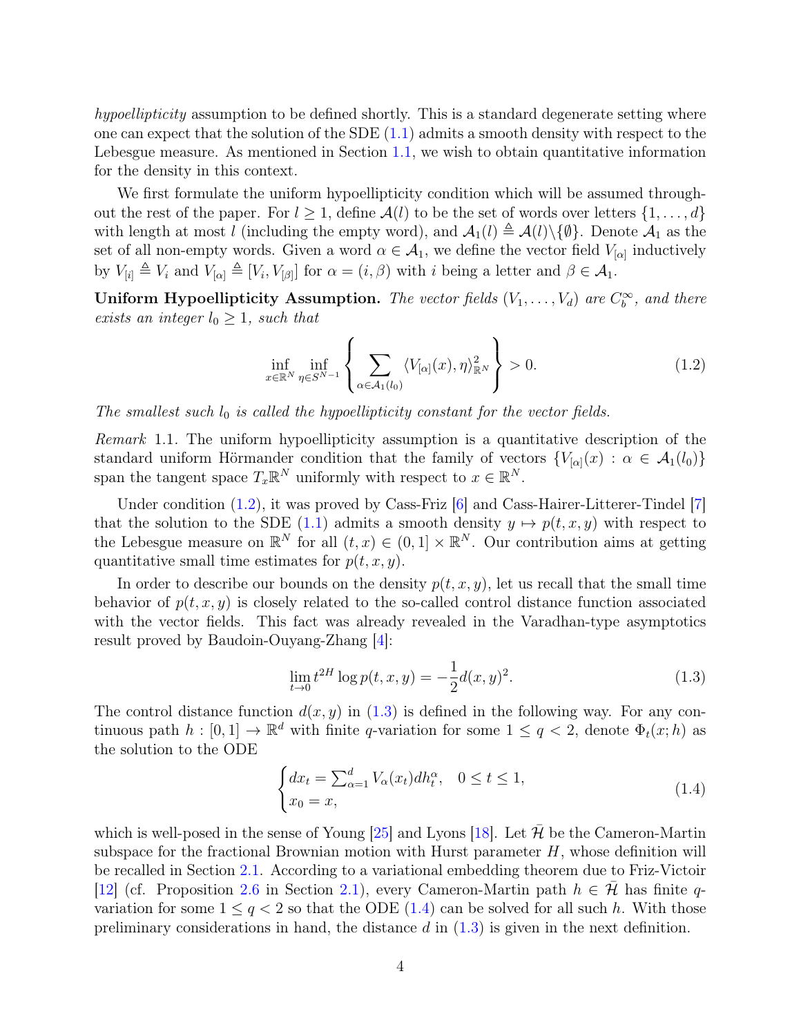*hypoellipticity* assumption to be defined shortly. This is a standard degenerate setting where one can expect that the solution of the SDE (1.1) admits a smooth density with respect to the Lebesgue measure. As mentioned in Section 1.1, we wish to obtain quantitative information for the density in this context.

We first formulate the uniform hypoellipticity condition which will be assumed throughout the rest of the paper. For $l \geq 1$, define $\mathcal{A}(l)$ to be the set of words over letters $\{1, \ldots, d\}$ with length at most $l$ (including the empty word), and $\mathcal{A}_1(l) \triangleq \mathcal{A}(l) \backslash \{\emptyset\}$. Denote $\mathcal{A}_1$ as the set of all non-empty words. Given a word $\alpha \in \mathcal{A}_1$, we define the vector field $V_{[\alpha]}$ inductively by $V_{[i]} \triangleq V_i$ and $V_{[\alpha]} \triangleq [V_i, V_{[\beta]}]$ for $\alpha = (i, \beta)$ with $i$ being a letter and $\beta \in \mathcal{A}_1$.

**Uniform Hypoellipticity Assumption.** *The vector fields $(V_1, \ldots, V_d)$ are $C_b^\infty$, and there exists an integer $l_0 \geq 1$, such that*

$$\inf_{x \in \mathbb{R}^N} \inf_{\eta \in S^{N-1}} \left\{ \sum_{\alpha \in \mathcal{A}_1(l_0)} \langle V_{[\alpha]}(x), \eta \rangle_{\mathbb{R}^N}^2 \right\} > 0. \tag{1.2}$$

*The smallest such $l_0$ is called the hypoellipticity constant for the vector fields.*

*Remark* 1.1. The uniform hypoellipticity assumption is a quantitative description of the standard uniform Hörmander condition that the family of vectors $\{V_{[\alpha]}(x) : \alpha \in \mathcal{A}_1(l_0)\}$ span the tangent space $T_x\mathbb{R}^N$ uniformly with respect to $x \in \mathbb{R}^N$.

Under condition (1.2), it was proved by Cass-Friz [6] and Cass-Hairer-Litterer-Tindel [7] that the solution to the SDE (1.1) admits a smooth density $y \mapsto p(t, x, y)$ with respect to the Lebesgue measure on $\mathbb{R}^N$ for all $(t, x) \in (0, 1] \times \mathbb{R}^N$. Our contribution aims at getting quantitative small time estimates for $p(t, x, y)$.

In order to describe our bounds on the density $p(t, x, y)$, let us recall that the small time behavior of $p(t, x, y)$ is closely related to the so-called control distance function associated with the vector fields. This fact was already revealed in the Varadhan-type asymptotics result proved by Baudoin-Ouyang-Zhang [4]:

$$\lim_{t \to 0} t^{2H} \log p(t, x, y) = -\frac{1}{2} d(x, y)^2. \tag{1.3}$$

The control distance function $d(x, y)$ in (1.3) is defined in the following way. For any continuous path $h : [0, 1] \to \mathbb{R}^d$ with finite $q$-variation for some $1 \leq q < 2$, denote $\Phi_t(x; h)$ as the solution to the ODE

$$\begin{cases} dx_t = \sum_{\alpha=1}^d V_\alpha(x_t) dh_t^\alpha, \quad 0 \leq t \leq 1, \\ x_0 = x, \end{cases} \tag{1.4}$$

which is well-posed in the sense of Young [25] and Lyons [18]. Let $\bar{\mathcal{H}}$ be the Cameron-Martin subspace for the fractional Brownian motion with Hurst parameter $H$, whose definition will be recalled in Section 2.1. According to a variational embedding theorem due to Friz-Victoir [12] (cf. Proposition 2.6 in Section 2.1), every Cameron-Martin path $h \in \bar{\mathcal{H}}$ has finite $q$-variation for some $1 \leq q < 2$ so that the ODE (1.4) can be solved for all such $h$. With those preliminary considerations in hand, the distance $d$ in (1.3) is given in the next definition.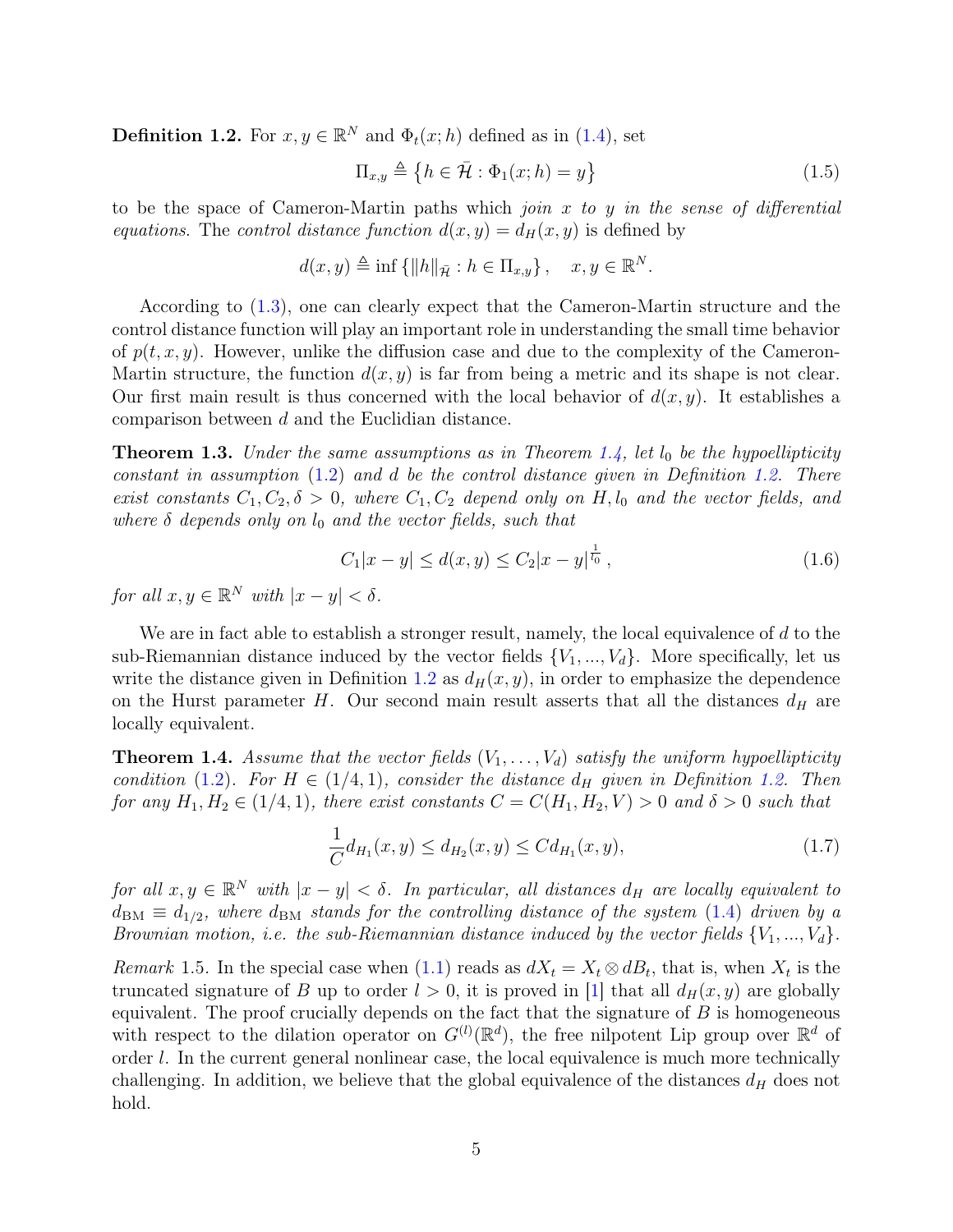**Definition 1.2.** For $x, y \in \mathbb{R}^N$ and $\Phi_t(x;h)$ defined as in (1.4), set

$$\Pi_{x,y} \triangleq \left\{ h \in \bar{\mathcal{H}} : \Phi_1(x;h) = y \right\} \tag{1.5}$$

to be the space of Cameron-Martin paths which *join $x$ to $y$ in the sense of differential equations*. The *control distance function* $d(x,y) = d_H(x,y)$ is defined by

$$d(x,y) \triangleq \inf \left\{ \|h\|_{\bar{\mathcal{H}}} : h \in \Pi_{x,y} \right\}, \quad x, y \in \mathbb{R}^N.$$

According to (1.3), one can clearly expect that the Cameron-Martin structure and the control distance function will play an important role in understanding the small time behavior of $p(t,x,y)$. However, unlike the diffusion case and due to the complexity of the Cameron-Martin structure, the function $d(x,y)$ is far from being a metric and its shape is not clear. Our first main result is thus concerned with the local behavior of $d(x,y)$. It establishes a comparison between $d$ and the Euclidian distance.

**Theorem 1.3.** *Under the same assumptions as in Theorem 1.4, let $l_0$ be the hypoellipticity constant in assumption (1.2) and $d$ be the control distance given in Definition 1.2. There exist constants $C_1, C_2, \delta > 0$, where $C_1, C_2$ depend only on $H, l_0$ and the vector fields, and where $\delta$ depends only on $l_0$ and the vector fields, such that*

$$C_1|x-y| \leq d(x,y) \leq C_2|x-y|^{\frac{1}{l_0}}, \tag{1.6}$$

*for all $x, y \in \mathbb{R}^N$ with $|x-y| < \delta$.*

We are in fact able to establish a stronger result, namely, the local equivalence of $d$ to the sub-Riemannian distance induced by the vector fields $\{V_1, ..., V_d\}$. More specifically, let us write the distance given in Definition 1.2 as $d_H(x,y)$, in order to emphasize the dependence on the Hurst parameter $H$. Our second main result asserts that all the distances $d_H$ are locally equivalent.

**Theorem 1.4.** *Assume that the vector fields $(V_1, \ldots, V_d)$ satisfy the uniform hypoellipticity condition (1.2). For $H \in (1/4, 1)$, consider the distance $d_H$ given in Definition 1.2. Then for any $H_1, H_2 \in (1/4, 1)$, there exist constants $C = C(H_1, H_2, V) > 0$ and $\delta > 0$ such that*

$$\frac{1}{C} d_{H_1}(x,y) \leq d_{H_2}(x,y) \leq C d_{H_1}(x,y), \tag{1.7}$$

*for all $x, y \in \mathbb{R}^N$ with $|x-y| < \delta$. In particular, all distances $d_H$ are locally equivalent to $d_{\mathrm{BM}} \equiv d_{1/2}$, where $d_{\mathrm{BM}}$ stands for the controlling distance of the system (1.4) driven by a Brownian motion, i.e. the sub-Riemannian distance induced by the vector fields $\{V_1, ..., V_d\}$.*

*Remark* 1.5. In the special case when (1.1) reads as $dX_t = X_t \otimes dB_t$, that is, when $X_t$ is the truncated signature of $B$ up to order $l > 0$, it is proved in [1] that all $d_H(x,y)$ are globally equivalent. The proof crucially depends on the fact that the signature of $B$ is homogeneous with respect to the dilation operator on $G^{(l)}(\mathbb{R}^d)$, the free nilpotent Lip group over $\mathbb{R}^d$ of order $l$. In the current general nonlinear case, the local equivalence is much more technically challenging. In addition, we believe that the global equivalence of the distances $d_H$ does not hold.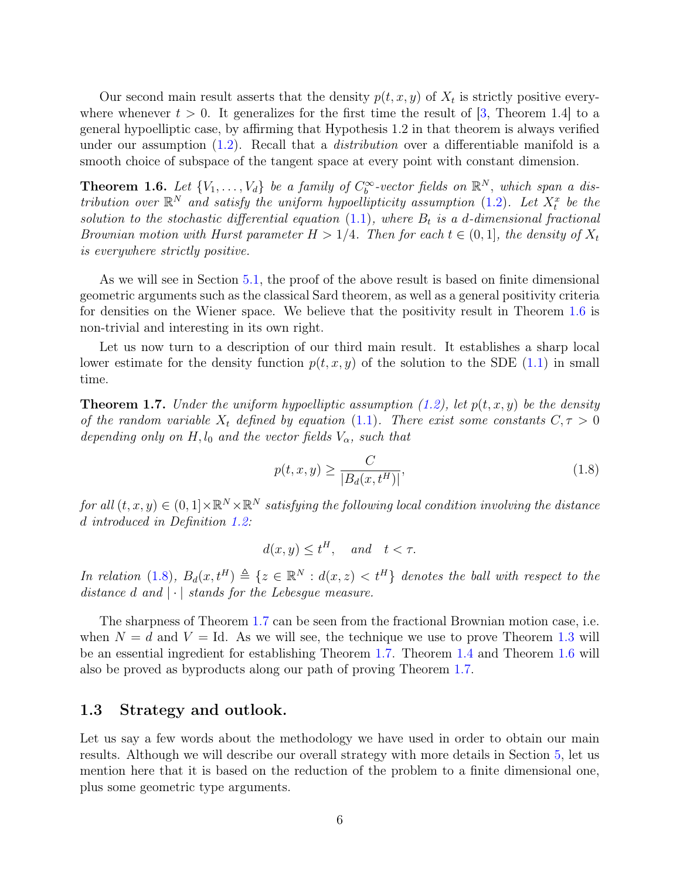Our second main result asserts that the density $p(t, x, y)$ of $X_t$ is strictly positive everywhere whenever $t > 0$. It generalizes for the first time the result of [3, Theorem 1.4] to a general hypoelliptic case, by affirming that Hypothesis 1.2 in that theorem is always verified under our assumption (1.2). Recall that a *distribution* over a differentiable manifold is a smooth choice of subspace of the tangent space at every point with constant dimension.

**Theorem 1.6.** *Let $\{V_1, \ldots, V_d\}$ be a family of $C_b^\infty$-vector fields on $\mathbb{R}^N$, which span a distribution over $\mathbb{R}^N$ and satisfy the uniform hypoellipticity assumption (1.2). Let $X_t^x$ be the solution to the stochastic differential equation (1.1), where $B_t$ is a $d$-dimensional fractional Brownian motion with Hurst parameter $H > 1/4$. Then for each $t \in (0, 1]$, the density of $X_t$ is everywhere strictly positive.*

As we will see in Section 5.1, the proof of the above result is based on finite dimensional geometric arguments such as the classical Sard theorem, as well as a general positivity criteria for densities on the Wiener space. We believe that the positivity result in Theorem 1.6 is non-trivial and interesting in its own right.

Let us now turn to a description of our third main result. It establishes a sharp local lower estimate for the density function $p(t, x, y)$ of the solution to the SDE (1.1) in small time.

**Theorem 1.7.** *Under the uniform hypoelliptic assumption (1.2), let $p(t, x, y)$ be the density of the random variable $X_t$ defined by equation (1.1). There exist some constants $C, \tau > 0$ depending only on $H, l_0$ and the vector fields $V_\alpha$, such that*

$$p(t, x, y) \geq \frac{C}{|B_d(x, t^H)|}, \tag{1.8}$$

*for all $(t, x, y) \in (0, 1] \times \mathbb{R}^N \times \mathbb{R}^N$ satisfying the following local condition involving the distance $d$ introduced in Definition 1.2:*

$$d(x, y) \leq t^H, \quad \text{and} \quad t < \tau.$$

*In relation (1.8), $B_d(x, t^H) \triangleq \{z \in \mathbb{R}^N : d(x, z) < t^H\}$ denotes the ball with respect to the distance $d$ and $|\cdot|$ stands for the Lebesgue measure.*

The sharpness of Theorem 1.7 can be seen from the fractional Brownian motion case, i.e. when $N = d$ and $V = \mathrm{Id}$. As we will see, the technique we use to prove Theorem 1.3 will be an essential ingredient for establishing Theorem 1.7. Theorem 1.4 and Theorem 1.6 will also be proved as byproducts along our path of proving Theorem 1.7.

### 1.3 Strategy and outlook.

Let us say a few words about the methodology we have used in order to obtain our main results. Although we will describe our overall strategy with more details in Section 5, let us mention here that it is based on the reduction of the problem to a finite dimensional one, plus some geometric type arguments.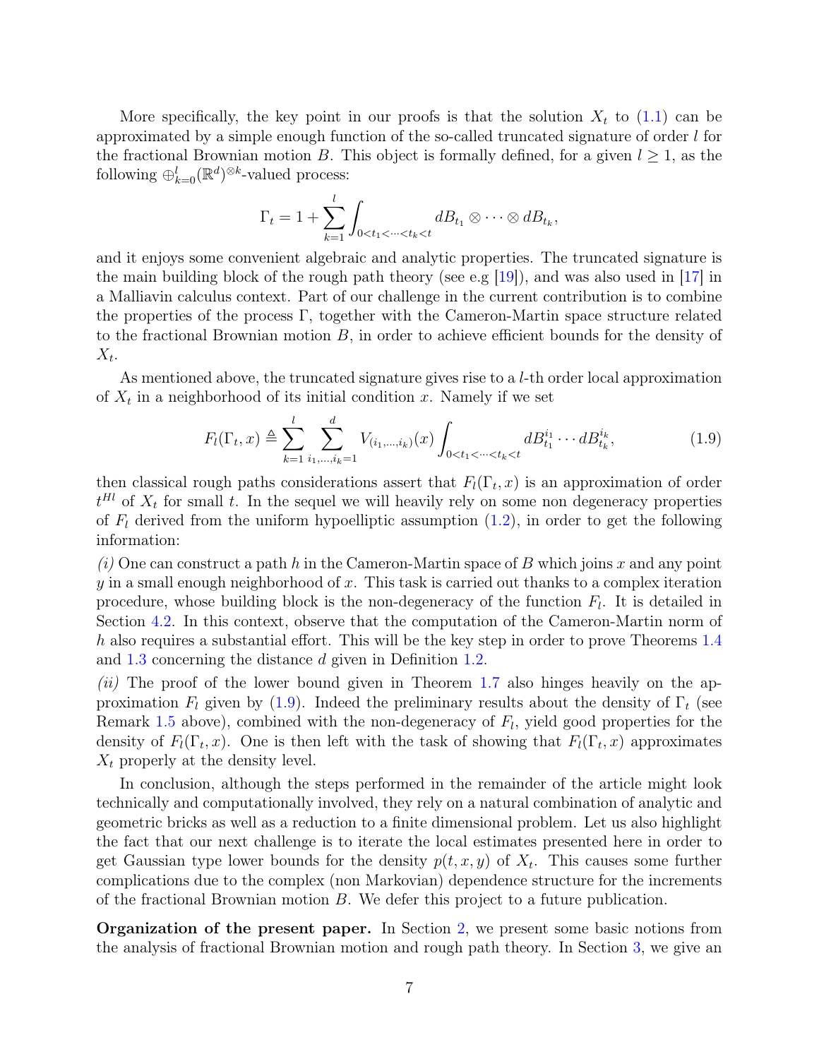More specifically, the key point in our proofs is that the solution $X_t$ to (1.1) can be approximated by a simple enough function of the so-called truncated signature of order $l$ for the fractional Brownian motion $B$. This object is formally defined, for a given $l \geq 1$, as the following $\oplus_{k=0}^{l}(\mathbb{R}^d)^{\otimes k}$-valued process:

$$\Gamma_t = 1 + \sum_{k=1}^{l} \int_{0<t_1<\cdots<t_k<t} dB_{t_1} \otimes \cdots \otimes dB_{t_k},$$

and it enjoys some convenient algebraic and analytic properties. The truncated signature is the main building block of the rough path theory (see e.g [19]), and was also used in [17] in a Malliavin calculus context. Part of our challenge in the current contribution is to combine the properties of the process $\Gamma$, together with the Cameron-Martin space structure related to the fractional Brownian motion $B$, in order to achieve efficient bounds for the density of $X_t$.

As mentioned above, the truncated signature gives rise to a $l$-th order local approximation of $X_t$ in a neighborhood of its initial condition $x$. Namely if we set

$$F_l(\Gamma_t, x) \triangleq \sum_{k=1}^{l} \sum_{i_1,\ldots,i_k=1}^{d} V_{(i_1,\ldots,i_k)}(x) \int_{0<t_1<\cdots<t_k<t} dB_{t_1}^{i_1} \cdots dB_{t_k}^{i_k}, \tag{1.9}$$

then classical rough paths considerations assert that $F_l(\Gamma_t, x)$ is an approximation of order $t^{Hl}$ of $X_t$ for small $t$. In the sequel we will heavily rely on some non degeneracy properties of $F_l$ derived from the uniform hypoelliptic assumption (1.2), in order to get the following information:

*(i)* One can construct a path $h$ in the Cameron-Martin space of $B$ which joins $x$ and any point $y$ in a small enough neighborhood of $x$. This task is carried out thanks to a complex iteration procedure, whose building block is the non-degeneracy of the function $F_l$. It is detailed in Section 4.2. In this context, observe that the computation of the Cameron-Martin norm of $h$ also requires a substantial effort. This will be the key step in order to prove Theorems 1.4 and 1.3 concerning the distance $d$ given in Definition 1.2.

*(ii)* The proof of the lower bound given in Theorem 1.7 also hinges heavily on the approximation $F_l$ given by (1.9). Indeed the preliminary results about the density of $\Gamma_t$ (see Remark 1.5 above), combined with the non-degeneracy of $F_l$, yield good properties for the density of $F_l(\Gamma_t, x)$. One is then left with the task of showing that $F_l(\Gamma_t, x)$ approximates $X_t$ properly at the density level.

In conclusion, although the steps performed in the remainder of the article might look technically and computationally involved, they rely on a natural combination of analytic and geometric bricks as well as a reduction to a finite dimensional problem. Let us also highlight the fact that our next challenge is to iterate the local estimates presented here in order to get Gaussian type lower bounds for the density $p(t, x, y)$ of $X_t$. This causes some further complications due to the complex (non Markovian) dependence structure for the increments of the fractional Brownian motion $B$. We defer this project to a future publication.

**Organization of the present paper.** In Section 2, we present some basic notions from the analysis of fractional Brownian motion and rough path theory. In Section 3, we give an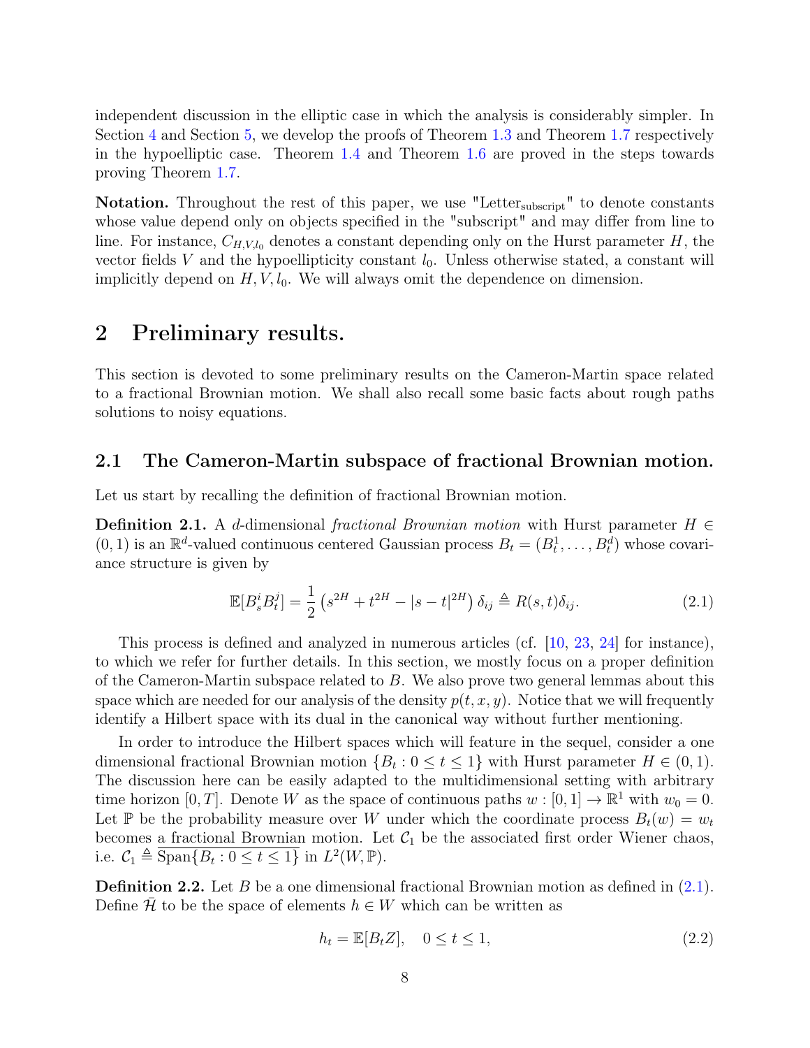independent discussion in the elliptic case in which the analysis is considerably simpler. In Section 4 and Section 5, we develop the proofs of Theorem 1.3 and Theorem 1.7 respectively in the hypoelliptic case. Theorem 1.4 and Theorem 1.6 are proved in the steps towards proving Theorem 1.7.

**Notation.** Throughout the rest of this paper, we use "Letter$_{\text{subscript}}$" to denote constants whose value depend only on objects specified in the "subscript" and may differ from line to line. For instance, $C_{H,V,l_0}$ denotes a constant depending only on the Hurst parameter $H$, the vector fields $V$ and the hypoellipticity constant $l_0$. Unless otherwise stated, a constant will implicitly depend on $H, V, l_0$. We will always omit the dependence on dimension.

# 2 Preliminary results.

This section is devoted to some preliminary results on the Cameron-Martin space related to a fractional Brownian motion. We shall also recall some basic facts about rough paths solutions to noisy equations.

## 2.1 The Cameron-Martin subspace of fractional Brownian motion.

Let us start by recalling the definition of fractional Brownian motion.

**Definition 2.1.** A $d$-dimensional *fractional Brownian motion* with Hurst parameter $H \in (0,1)$ is an $\mathbb{R}^d$-valued continuous centered Gaussian process $B_t = (B_t^1, \ldots, B_t^d)$ whose covariance structure is given by

$$\mathbb{E}[B_s^i B_t^j] = \frac{1}{2}\left(s^{2H} + t^{2H} - |s-t|^{2H}\right)\delta_{ij} \triangleq R(s,t)\delta_{ij}. \tag{2.1}$$

This process is defined and analyzed in numerous articles (cf. [10, 23, 24] for instance), to which we refer for further details. In this section, we mostly focus on a proper definition of the Cameron-Martin subspace related to $B$. We also prove two general lemmas about this space which are needed for our analysis of the density $p(t,x,y)$. Notice that we will frequently identify a Hilbert space with its dual in the canonical way without further mentioning.

In order to introduce the Hilbert spaces which will feature in the sequel, consider a one dimensional fractional Brownian motion $\{B_t : 0 \leq t \leq 1\}$ with Hurst parameter $H \in (0,1)$. The discussion here can be easily adapted to the multidimensional setting with arbitrary time horizon $[0,T]$. Denote $W$ as the space of continuous paths $w : [0,1] \to \mathbb{R}^1$ with $w_0 = 0$. Let $\mathbb{P}$ be the probability measure over $W$ under which the coordinate process $B_t(w) = w_t$ becomes a fractional Brownian motion. Let $\mathcal{C}_1$ be the associated first order Wiener chaos, i.e. $\mathcal{C}_1 \triangleq \overline{\text{Span}\{B_t : 0 \leq t \leq 1\}}$ in $L^2(W, \mathbb{P})$.

**Definition 2.2.** Let $B$ be a one dimensional fractional Brownian motion as defined in (2.1). Define $\bar{\mathcal{H}}$ to be the space of elements $h \in W$ which can be written as

$$h_t = \mathbb{E}[B_t Z], \quad 0 \leq t \leq 1, \tag{2.2}$$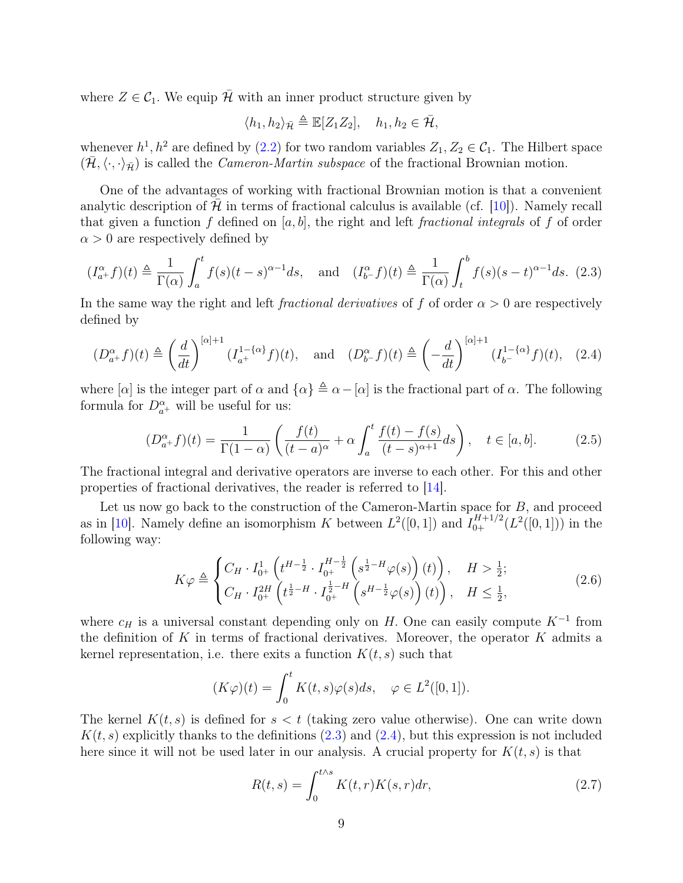where $Z \in \mathcal{C}_1$. We equip $\bar{\mathcal{H}}$ with an inner product structure given by

$$\langle h_1, h_2 \rangle_{\bar{\mathcal{H}}} \triangleq \mathbb{E}[Z_1 Z_2], \quad h_1, h_2 \in \bar{\mathcal{H}},$$

whenever $h^1, h^2$ are defined by (2.2) for two random variables $Z_1, Z_2 \in \mathcal{C}_1$. The Hilbert space $(\bar{\mathcal{H}}, \langle \cdot, \cdot \rangle_{\bar{\mathcal{H}}})$ is called the *Cameron-Martin subspace* of the fractional Brownian motion.

One of the advantages of working with fractional Brownian motion is that a convenient analytic description of $\bar{\mathcal{H}}$ in terms of fractional calculus is available (cf. [10]). Namely recall that given a function $f$ defined on $[a, b]$, the right and left *fractional integrals* of $f$ of order $\alpha > 0$ are respectively defined by

$$(I^{\alpha}_{a^+} f)(t) \triangleq \frac{1}{\Gamma(\alpha)} \int_a^t f(s)(t-s)^{\alpha-1} ds, \quad \text{and} \quad (I^{\alpha}_{b^-} f)(t) \triangleq \frac{1}{\Gamma(\alpha)} \int_t^b f(s)(s-t)^{\alpha-1} ds. \tag{2.3}$$

In the same way the right and left *fractional derivatives* of $f$ of order $\alpha > 0$ are respectively defined by

$$(D^{\alpha}_{a^+} f)(t) \triangleq \left(\frac{d}{dt}\right)^{[\alpha]+1} (I^{1-\{\alpha\}}_{a^+} f)(t), \quad \text{and} \quad (D^{\alpha}_{b^-} f)(t) \triangleq \left(-\frac{d}{dt}\right)^{[\alpha]+1} (I^{1-\{\alpha\}}_{b^-} f)(t), \tag{2.4}$$

where $[\alpha]$ is the integer part of $\alpha$ and $\{\alpha\} \triangleq \alpha - [\alpha]$ is the fractional part of $\alpha$. The following formula for $D^{\alpha}_{a^+}$ will be useful for us:

$$(D^{\alpha}_{a^+} f)(t) = \frac{1}{\Gamma(1-\alpha)} \left( \frac{f(t)}{(t-a)^{\alpha}} + \alpha \int_a^t \frac{f(t) - f(s)}{(t-s)^{\alpha+1}} ds \right), \quad t \in [a, b]. \tag{2.5}$$

The fractional integral and derivative operators are inverse to each other. For this and other properties of fractional derivatives, the reader is referred to [14].

Let us now go back to the construction of the Cameron-Martin space for $B$, and proceed as in [10]. Namely define an isomorphism $K$ between $L^2([0,1])$ and $I^{H+1/2}_{0+}(L^2([0,1]))$ in the following way:

$$K\varphi \triangleq \begin{cases} C_H \cdot I^1_{0^+} \left( t^{H-\frac{1}{2}} \cdot I^{H-\frac{1}{2}}_{0^+} \left( s^{\frac{1}{2}-H} \varphi(s) \right)(t) \right), & H > \frac{1}{2}; \\ C_H \cdot I^{2H}_{0^+} \left( t^{\frac{1}{2}-H} \cdot I^{\frac{1}{2}-H}_{0^+} \left( s^{H-\frac{1}{2}} \varphi(s) \right)(t) \right), & H \leq \frac{1}{2}, \end{cases} \tag{2.6}$$

where $c_H$ is a universal constant depending only on $H$. One can easily compute $K^{-1}$ from the definition of $K$ in terms of fractional derivatives. Moreover, the operator $K$ admits a kernel representation, i.e. there exits a function $K(t, s)$ such that

$$(K\varphi)(t) = \int_0^t K(t,s)\varphi(s) ds, \quad \varphi \in L^2([0,1]).$$

The kernel $K(t, s)$ is defined for $s < t$ (taking zero value otherwise). One can write down $K(t, s)$ explicitly thanks to the definitions (2.3) and (2.4), but this expression is not included here since it will not be used later in our analysis. A crucial property for $K(t, s)$ is that

$$R(t,s) = \int_0^{t \wedge s} K(t,r) K(s,r) dr, \tag{2.7}$$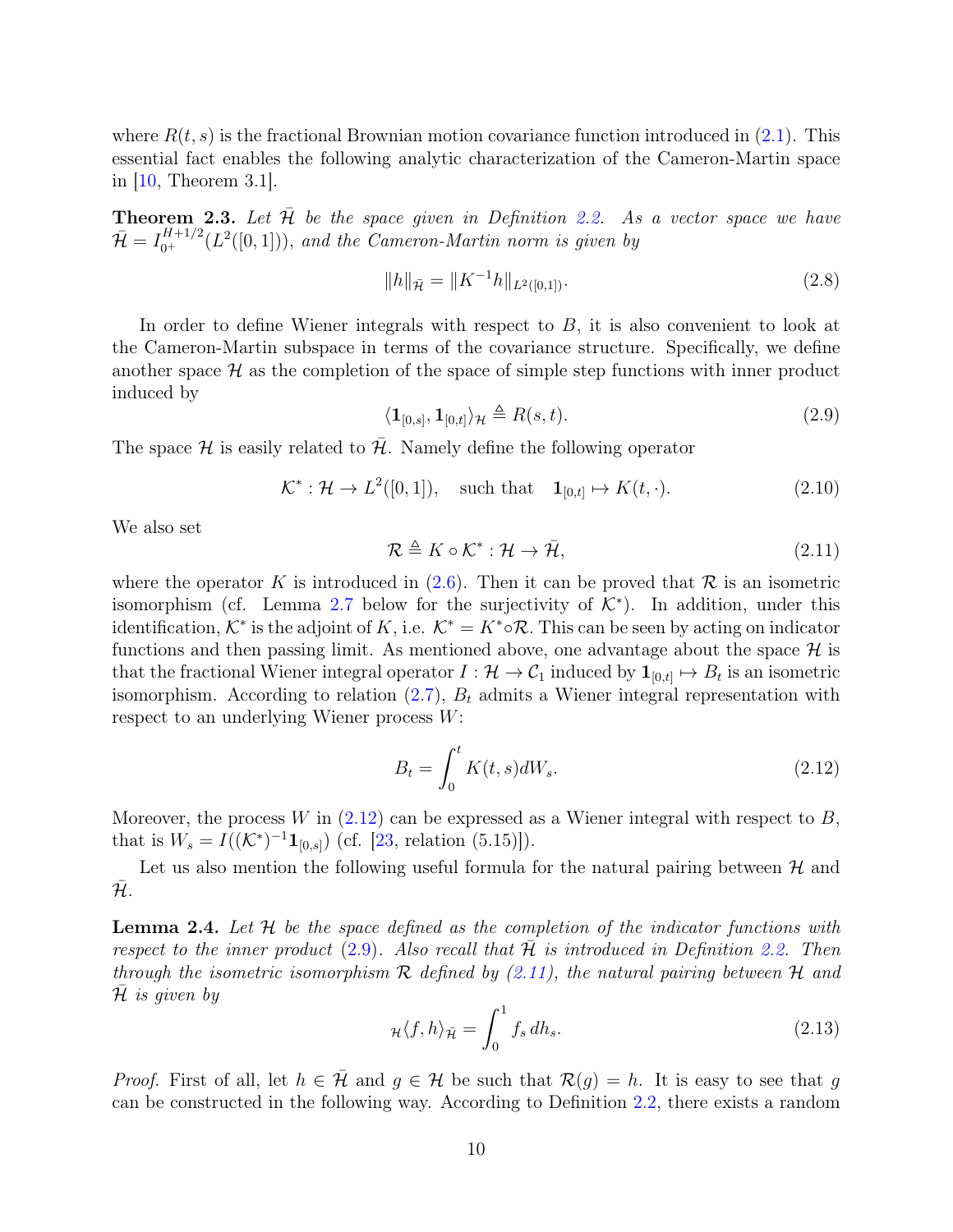where $R(t,s)$ is the fractional Brownian motion covariance function introduced in (2.1). This essential fact enables the following analytic characterization of the Cameron-Martin space in [10, Theorem 3.1].

**Theorem 2.3.** *Let $\bar{\mathcal{H}}$ be the space given in Definition 2.2. As a vector space we have $\bar{\mathcal{H}} = I_{0^+}^{H+1/2}(L^2([0,1]))$, and the Cameron-Martin norm is given by*

$$\|h\|_{\bar{\mathcal{H}}} = \|K^{-1}h\|_{L^2([0,1])}. \tag{2.8}$$

In order to define Wiener integrals with respect to $B$, it is also convenient to look at the Cameron-Martin subspace in terms of the covariance structure. Specifically, we define another space $\mathcal{H}$ as the completion of the space of simple step functions with inner product induced by

$$\langle \mathbf{1}_{[0,s]}, \mathbf{1}_{[0,t]} \rangle_{\mathcal{H}} \triangleq R(s,t). \tag{2.9}$$

The space $\mathcal{H}$ is easily related to $\bar{\mathcal{H}}$. Namely define the following operator

$$\mathcal{K}^* : \mathcal{H} \to L^2([0,1]), \quad \text{such that} \quad \mathbf{1}_{[0,t]} \mapsto K(t,\cdot). \tag{2.10}$$

We also set

$$\mathcal{R} \triangleq K \circ \mathcal{K}^* : \mathcal{H} \to \bar{\mathcal{H}}, \tag{2.11}$$

where the operator $K$ is introduced in (2.6). Then it can be proved that $\mathcal{R}$ is an isometric isomorphism (cf. Lemma 2.7 below for the surjectivity of $\mathcal{K}^*$). In addition, under this identification, $\mathcal{K}^*$ is the adjoint of $K$, i.e. $\mathcal{K}^* = K^* \circ \mathcal{R}$. This can be seen by acting on indicator functions and then passing limit. As mentioned above, one advantage about the space $\mathcal{H}$ is that the fractional Wiener integral operator $I : \mathcal{H} \to \mathcal{C}_1$ induced by $\mathbf{1}_{[0,t]} \mapsto B_t$ is an isometric isomorphism. According to relation (2.7), $B_t$ admits a Wiener integral representation with respect to an underlying Wiener process $W$:

$$B_t = \int_0^t K(t,s)dW_s. \tag{2.12}$$

Moreover, the process $W$ in (2.12) can be expressed as a Wiener integral with respect to $B$, that is $W_s = I((\mathcal{K}^*)^{-1}\mathbf{1}_{[0,s]})$ (cf. [23, relation (5.15)]).

Let us also mention the following useful formula for the natural pairing between $\mathcal{H}$ and $\bar{\mathcal{H}}$.

**Lemma 2.4.** *Let $\mathcal{H}$ be the space defined as the completion of the indicator functions with respect to the inner product (2.9). Also recall that $\bar{\mathcal{H}}$ is introduced in Definition 2.2. Then through the isometric isomorphism $\mathcal{R}$ defined by (2.11), the natural pairing between $\mathcal{H}$ and $\bar{\mathcal{H}}$ is given by*

$${}_{\mathcal{H}}\langle f, h \rangle_{\bar{\mathcal{H}}} = \int_0^1 f_s \, dh_s. \tag{2.13}$$

*Proof.* First of all, let $h \in \bar{\mathcal{H}}$ and $g \in \mathcal{H}$ be such that $\mathcal{R}(g) = h$. It is easy to see that $g$ can be constructed in the following way. According to Definition 2.2, there exists a random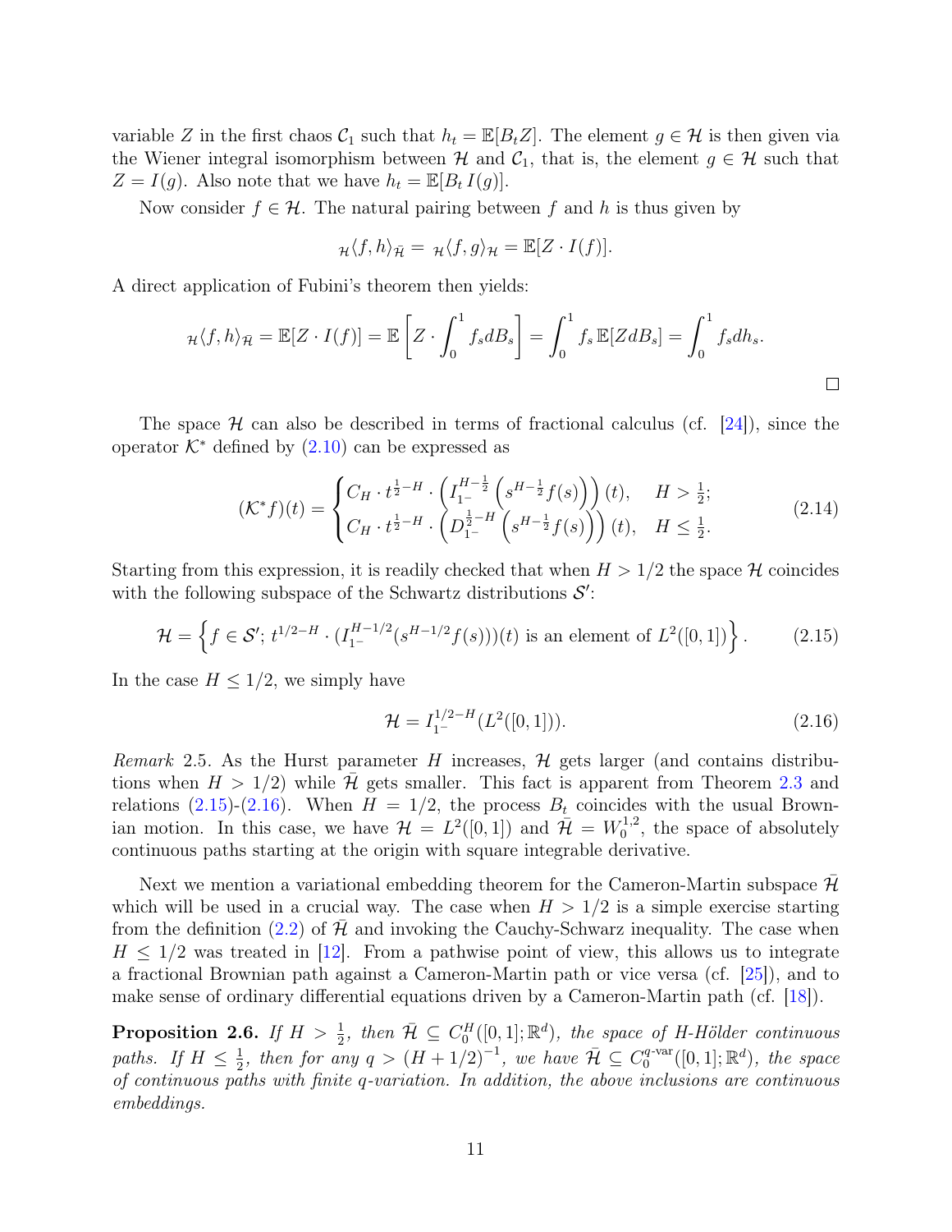variable $Z$ in the first chaos $\mathcal{C}_1$ such that $h_t = \mathbb{E}[B_t Z]$. The element $g \in \mathcal{H}$ is then given via the Wiener integral isomorphism between $\mathcal{H}$ and $\mathcal{C}_1$, that is, the element $g \in \mathcal{H}$ such that $Z = I(g)$. Also note that we have $h_t = \mathbb{E}[B_t\, I(g)]$.

Now consider $f \in \mathcal{H}$. The natural pairing between $f$ and $h$ is thus given by

$$
{}_{\mathcal{H}}\langle f, h\rangle_{\bar{\mathcal{H}}} = {}_{\mathcal{H}}\langle f, g\rangle_{\mathcal{H}} = \mathbb{E}[Z \cdot I(f)].
$$

A direct application of Fubini's theorem then yields:

$$
{}_{\mathcal{H}}\langle f, h\rangle_{\bar{\mathcal{H}}} = \mathbb{E}[Z \cdot I(f)] = \mathbb{E}\left[Z \cdot \int_0^1 f_s dB_s\right] = \int_0^1 f_s\, \mathbb{E}[Z dB_s] = \int_0^1 f_s dh_s.
$$

□

The space $\mathcal{H}$ can also be described in terms of fractional calculus (cf. [24]), since the operator $\mathcal{K}^*$ defined by (2.10) can be expressed as

$$
(\mathcal{K}^* f)(t) = \begin{cases} C_H \cdot t^{\frac{1}{2}-H} \cdot \left(I_{1^-}^{H-\frac{1}{2}}\left(s^{H-\frac{1}{2}} f(s)\right)\right)(t), & H > \frac{1}{2}; \\ C_H \cdot t^{\frac{1}{2}-H} \cdot \left(D_{1^-}^{\frac{1}{2}-H}\left(s^{H-\frac{1}{2}} f(s)\right)\right)(t), & H \leq \frac{1}{2}. \end{cases} \tag{2.14}
$$

Starting from this expression, it is readily checked that when $H > 1/2$ the space $\mathcal{H}$ coincides with the following subspace of the Schwartz distributions $\mathcal{S}'$:

$$
\mathcal{H} = \left\{ f \in \mathcal{S}';\ t^{1/2-H} \cdot (I_{1^-}^{H-1/2}(s^{H-1/2} f(s)))(t) \text{ is an element of } L^2([0,1]) \right\}. \tag{2.15}
$$

In the case $H \leq 1/2$, we simply have

$$
\mathcal{H} = I_{1^-}^{1/2-H}(L^2([0,1])). \tag{2.16}
$$

*Remark* 2.5. As the Hurst parameter $H$ increases, $\mathcal{H}$ gets larger (and contains distributions when $H > 1/2$) while $\bar{\mathcal{H}}$ gets smaller. This fact is apparent from Theorem 2.3 and relations (2.15)-(2.16). When $H = 1/2$, the process $B_t$ coincides with the usual Brownian motion. In this case, we have $\mathcal{H} = L^2([0,1])$ and $\bar{\mathcal{H}} = W_0^{1,2}$, the space of absolutely continuous paths starting at the origin with square integrable derivative.

Next we mention a variational embedding theorem for the Cameron-Martin subspace $\bar{\mathcal{H}}$ which will be used in a crucial way. The case when $H > 1/2$ is a simple exercise starting from the definition (2.2) of $\bar{\mathcal{H}}$ and invoking the Cauchy-Schwarz inequality. The case when $H \leq 1/2$ was treated in [12]. From a pathwise point of view, this allows us to integrate a fractional Brownian path against a Cameron-Martin path or vice versa (cf. [25]), and to make sense of ordinary differential equations driven by a Cameron-Martin path (cf. [18]).

**Proposition 2.6.** *If $H > \frac{1}{2}$, then $\bar{\mathcal{H}} \subseteq C_0^H([0,1];\mathbb{R}^d)$, the space of $H$-Hölder continuous paths. If $H \leq \frac{1}{2}$, then for any $q > (H+1/2)^{-1}$, we have $\bar{\mathcal{H}} \subseteq C_0^{q\text{-var}}([0,1];\mathbb{R}^d)$, the space of continuous paths with finite $q$-variation. In addition, the above inclusions are continuous embeddings.*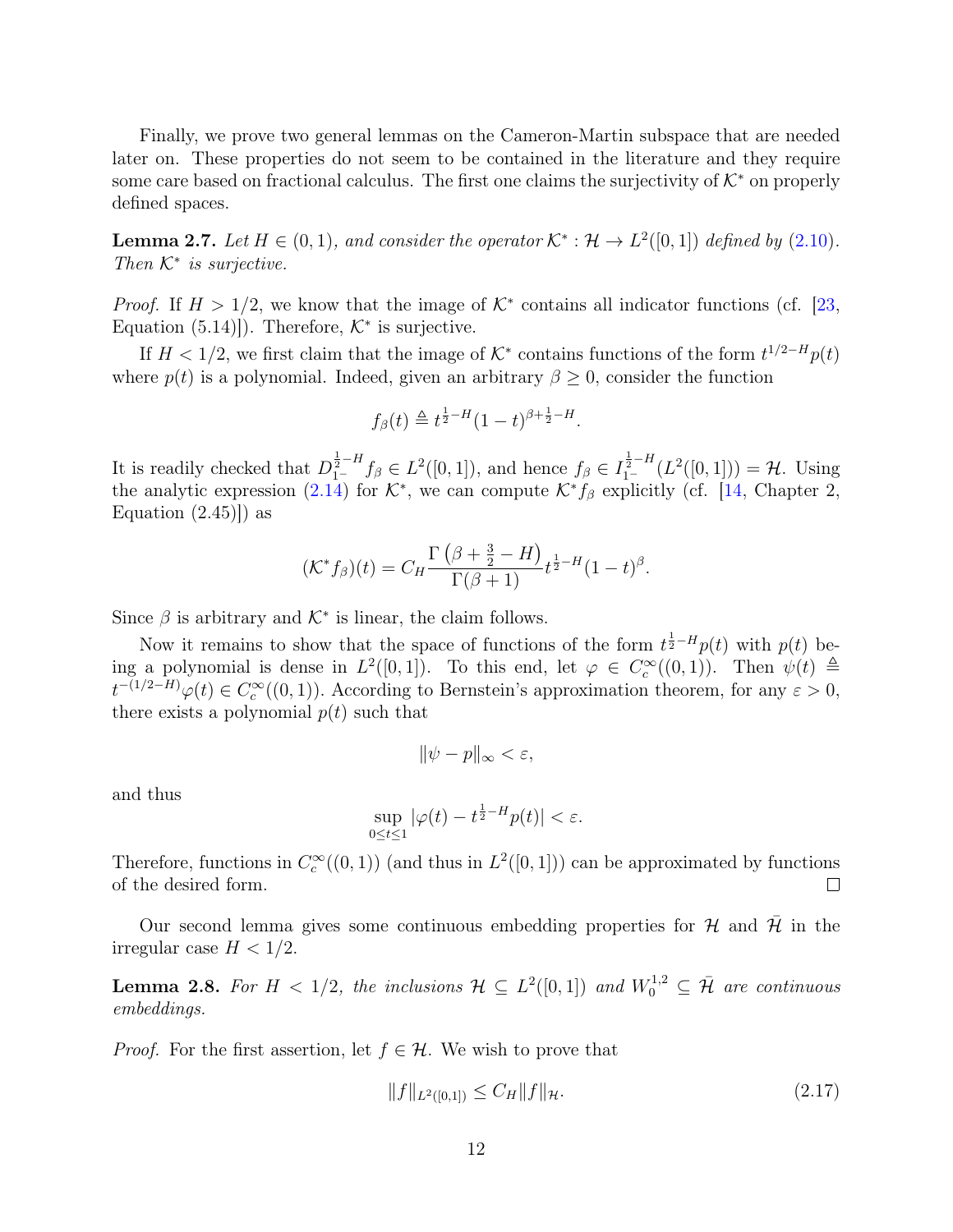Finally, we prove two general lemmas on the Cameron-Martin subspace that are needed later on. These properties do not seem to be contained in the literature and they require some care based on fractional calculus. The first one claims the surjectivity of $\mathcal{K}^*$ on properly defined spaces.

**Lemma 2.7.** *Let $H \in (0,1)$, and consider the operator $\mathcal{K}^* : \mathcal{H} \to L^2([0,1])$ defined by (2.10). Then $\mathcal{K}^*$ is surjective.*

*Proof.* If $H > 1/2$, we know that the image of $\mathcal{K}^*$ contains all indicator functions (cf. [23, Equation (5.14)]). Therefore, $\mathcal{K}^*$ is surjective.

If $H < 1/2$, we first claim that the image of $\mathcal{K}^*$ contains functions of the form $t^{1/2-H}p(t)$ where $p(t)$ is a polynomial. Indeed, given an arbitrary $\beta \geq 0$, consider the function

$$f_\beta(t) \triangleq t^{\frac{1}{2}-H}(1-t)^{\beta+\frac{1}{2}-H}.$$

It is readily checked that $D_{1^-}^{\frac{1}{2}-H} f_\beta \in L^2([0,1])$, and hence $f_\beta \in I_{1^-}^{\frac{1}{2}-H}(L^2([0,1])) = \mathcal{H}$. Using the analytic expression (2.14) for $\mathcal{K}^*$, we can compute $\mathcal{K}^* f_\beta$ explicitly (cf. [14, Chapter 2, Equation (2.45)]) as

$$(\mathcal{K}^* f_\beta)(t) = C_H \frac{\Gamma\left(\beta + \frac{3}{2} - H\right)}{\Gamma(\beta+1)} t^{\frac{1}{2}-H}(1-t)^\beta.$$

Since $\beta$ is arbitrary and $\mathcal{K}^*$ is linear, the claim follows.

Now it remains to show that the space of functions of the form $t^{\frac{1}{2}-H}p(t)$ with $p(t)$ being a polynomial is dense in $L^2([0,1])$. To this end, let $\varphi \in C_c^\infty((0,1))$. Then $\psi(t) \triangleq t^{-(1/2-H)}\varphi(t) \in C_c^\infty((0,1))$. According to Bernstein's approximation theorem, for any $\varepsilon > 0$, there exists a polynomial $p(t)$ such that

$$\|\psi - p\|_\infty < \varepsilon,$$

and thus

$$\sup_{0 \leq t \leq 1} |\varphi(t) - t^{\frac{1}{2}-H}p(t)| < \varepsilon.$$

Therefore, functions in $C_c^\infty((0,1))$ (and thus in $L^2([0,1])$) can be approximated by functions of the desired form. $\square$

Our second lemma gives some continuous embedding properties for $\mathcal{H}$ and $\bar{\mathcal{H}}$ in the irregular case $H < 1/2$.

**Lemma 2.8.** *For $H < 1/2$, the inclusions $\mathcal{H} \subseteq L^2([0,1])$ and $W_0^{1,2} \subseteq \bar{\mathcal{H}}$ are continuous embeddings.*

*Proof.* For the first assertion, let $f \in \mathcal{H}$. We wish to prove that

$$\|f\|_{L^2([0,1])} \leq C_H \|f\|_{\mathcal{H}}. \tag{2.17}$$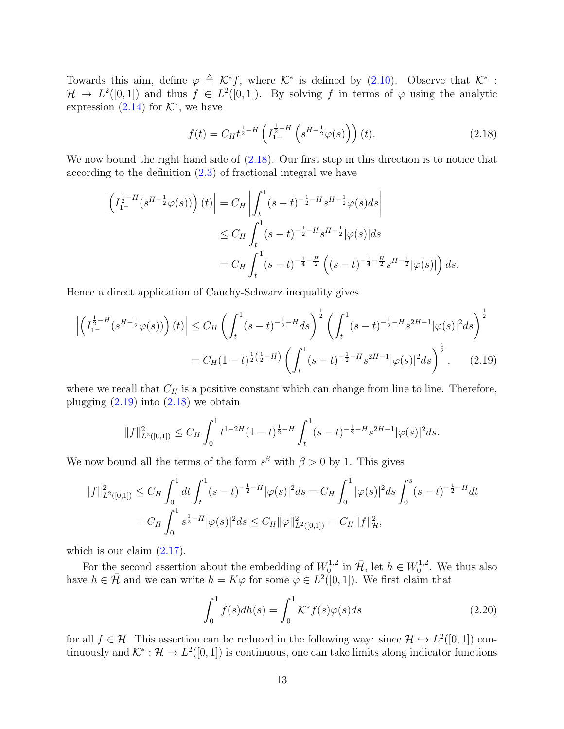Towards this aim, define $\varphi \triangleq \mathcal{K}^* f$, where $\mathcal{K}^*$ is defined by (2.10). Observe that $\mathcal{K}^* : \mathcal{H} \to L^2([0,1])$ and thus $f \in L^2([0,1])$. By solving $f$ in terms of $\varphi$ using the analytic expression (2.14) for $\mathcal{K}^*$, we have

$$f(t) = C_H t^{\frac{1}{2}-H} \left( I_{1-}^{\frac{1}{2}-H} \left( s^{H-\frac{1}{2}} \varphi(s) \right) \right)(t). \tag{2.18}$$

We now bound the right hand side of (2.18). Our first step in this direction is to notice that according to the definition (2.3) of fractional integral we have

$$\begin{aligned}
\left| \left( I_{1-}^{\frac{1}{2}-H} (s^{H-\frac{1}{2}} \varphi(s)) \right)(t) \right| &= C_H \left| \int_t^1 (s-t)^{-\frac{1}{2}-H} s^{H-\frac{1}{2}} \varphi(s) ds \right| \\
&\leq C_H \int_t^1 (s-t)^{-\frac{1}{2}-H} s^{H-\frac{1}{2}} |\varphi(s)| ds \\
&= C_H \int_t^1 (s-t)^{-\frac{1}{4}-\frac{H}{2}} \left( (s-t)^{-\frac{1}{4}-\frac{H}{2}} s^{H-\frac{1}{2}} |\varphi(s)| \right) ds.
\end{aligned}$$

Hence a direct application of Cauchy-Schwarz inequality gives

$$\begin{aligned}
\left| \left( I_{1-}^{\frac{1}{2}-H} (s^{H-\frac{1}{2}} \varphi(s)) \right)(t) \right| &\leq C_H \left( \int_t^1 (s-t)^{-\frac{1}{2}-H} ds \right)^{\frac{1}{2}} \left( \int_t^1 (s-t)^{-\frac{1}{2}-H} s^{2H-1} |\varphi(s)|^2 ds \right)^{\frac{1}{2}} \\
&= C_H (1-t)^{\frac{1}{2}\left(\frac{1}{2}-H\right)} \left( \int_t^1 (s-t)^{-\frac{1}{2}-H} s^{2H-1} |\varphi(s)|^2 ds \right)^{\frac{1}{2}}, \qquad (2.19)
\end{aligned}$$

where we recall that $C_H$ is a positive constant which can change from line to line. Therefore, plugging (2.19) into (2.18) we obtain

$$\|f\|_{L^2([0,1])}^2 \leq C_H \int_0^1 t^{1-2H} (1-t)^{\frac{1}{2}-H} \int_t^1 (s-t)^{-\frac{1}{2}-H} s^{2H-1} |\varphi(s)|^2 ds.$$

We now bound all the terms of the form $s^\beta$ with $\beta > 0$ by 1. This gives

$$\begin{aligned}
\|f\|_{L^2([0,1])}^2 &\leq C_H \int_0^1 dt \int_t^1 (s-t)^{-\frac{1}{2}-H} |\varphi(s)|^2 ds = C_H \int_0^1 |\varphi(s)|^2 ds \int_0^s (s-t)^{-\frac{1}{2}-H} dt \\
&= C_H \int_0^1 s^{\frac{1}{2}-H} |\varphi(s)|^2 ds \leq C_H \|\varphi\|_{L^2([0,1])}^2 = C_H \|f\|_{\mathcal{H}}^2,
\end{aligned}$$

which is our claim (2.17).

For the second assertion about the embedding of $W_0^{1,2}$ in $\bar{\mathcal{H}}$, let $h \in W_0^{1,2}$. We thus also have $h \in \bar{\mathcal{H}}$ and we can write $h = K\varphi$ for some $\varphi \in L^2([0,1])$. We first claim that

$$\int_0^1 f(s) dh(s) = \int_0^1 \mathcal{K}^* f(s) \varphi(s) ds \tag{2.20}$$

for all $f \in \mathcal{H}$. This assertion can be reduced in the following way: since $\mathcal{H} \hookrightarrow L^2([0,1])$ continuously and $\mathcal{K}^* : \mathcal{H} \to L^2([0,1])$ is continuous, one can take limits along indicator functions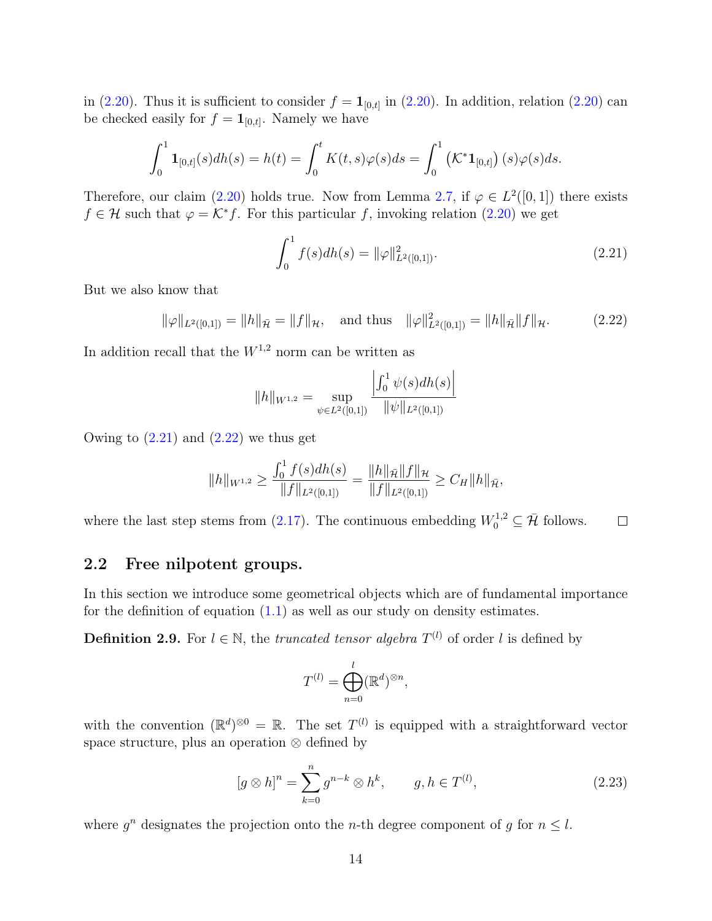in (2.20). Thus it is sufficient to consider $f = \mathbf{1}_{[0,t]}$ in (2.20). In addition, relation (2.20) can be checked easily for $f = \mathbf{1}_{[0,t]}$. Namely we have

$$\int_0^1 \mathbf{1}_{[0,t]}(s)dh(s) = h(t) = \int_0^t K(t,s)\varphi(s)ds = \int_0^1 \left(\mathcal{K}^*\mathbf{1}_{[0,t]}\right)(s)\varphi(s)ds.$$

Therefore, our claim (2.20) holds true. Now from Lemma 2.7, if $\varphi \in L^2([0,1])$ there exists $f \in \mathcal{H}$ such that $\varphi = \mathcal{K}^* f$. For this particular $f$, invoking relation (2.20) we get

$$\int_0^1 f(s)dh(s) = \|\varphi\|^2_{L^2([0,1])}. \tag{2.21}$$

But we also know that

$$\|\varphi\|_{L^2([0,1])} = \|h\|_{\bar{\mathcal{H}}} = \|f\|_{\mathcal{H}}, \quad \text{and thus} \quad \|\varphi\|^2_{L^2([0,1])} = \|h\|_{\bar{\mathcal{H}}}\|f\|_{\mathcal{H}}. \tag{2.22}$$

In addition recall that the $W^{1,2}$ norm can be written as

$$\|h\|_{W^{1,2}} = \sup_{\psi \in L^2([0,1])} \frac{\left|\int_0^1 \psi(s)dh(s)\right|}{\|\psi\|_{L^2([0,1])}}$$

Owing to (2.21) and (2.22) we thus get

$$\|h\|_{W^{1,2}} \geq \frac{\int_0^1 f(s)dh(s)}{\|f\|_{L^2([0,1])}} = \frac{\|h\|_{\bar{\mathcal{H}}}\|f\|_{\mathcal{H}}}{\|f\|_{L^2([0,1])}} \geq C_H\|h\|_{\bar{\mathcal{H}}},$$

where the last step stems from (2.17). The continuous embedding $W_0^{1,2} \subseteq \bar{\mathcal{H}}$ follows. $\square$

## 2.2 Free nilpotent groups.

In this section we introduce some geometrical objects which are of fundamental importance for the definition of equation (1.1) as well as our study on density estimates.

**Definition 2.9.** For $l \in \mathbb{N}$, the *truncated tensor algebra* $T^{(l)}$ of order $l$ is defined by

$$T^{(l)} = \bigoplus_{n=0}^{l} (\mathbb{R}^d)^{\otimes n},$$

with the convention $(\mathbb{R}^d)^{\otimes 0} = \mathbb{R}$. The set $T^{(l)}$ is equipped with a straightforward vector space structure, plus an operation $\otimes$ defined by

$$[g \otimes h]^n = \sum_{k=0}^{n} g^{n-k} \otimes h^k, \qquad g, h \in T^{(l)}, \tag{2.23}$$

where $g^n$ designates the projection onto the $n$-th degree component of $g$ for $n \leq l$.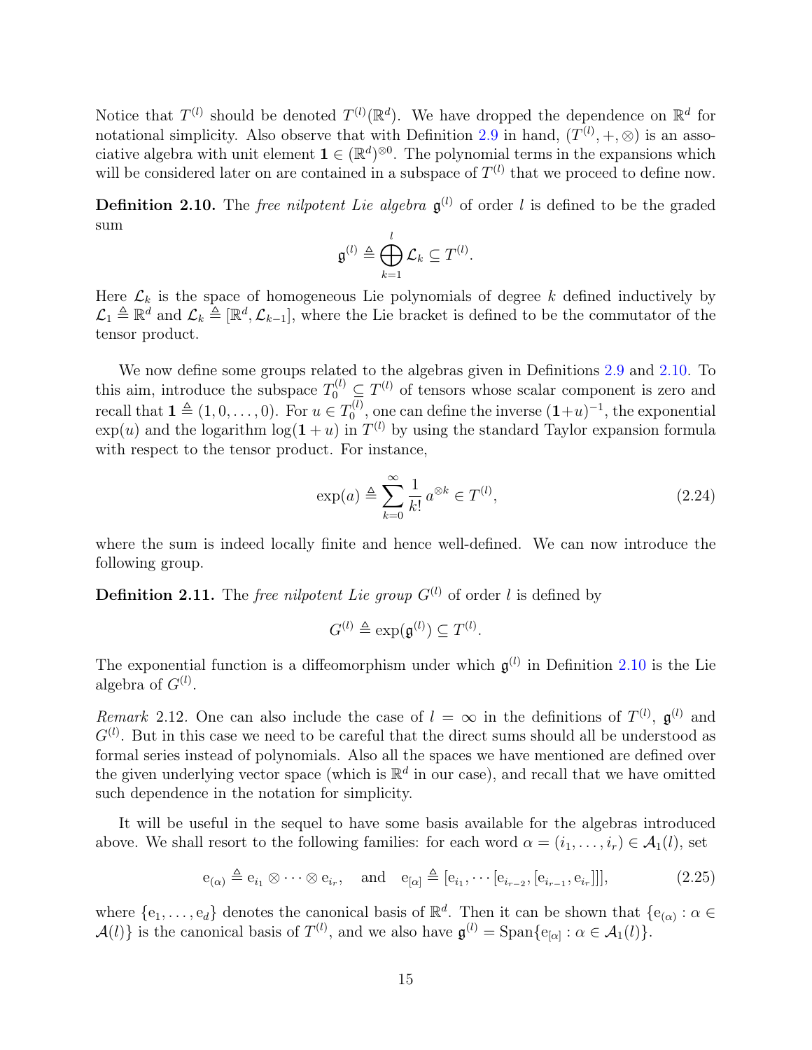Notice that $T^{(l)}$ should be denoted $T^{(l)}(\mathbb{R}^d)$. We have dropped the dependence on $\mathbb{R}^d$ for notational simplicity. Also observe that with Definition 2.9 in hand, $(T^{(l)}, +, \otimes)$ is an associative algebra with unit element $\mathbf{1} \in (\mathbb{R}^d)^{\otimes 0}$. The polynomial terms in the expansions which will be considered later on are contained in a subspace of $T^{(l)}$ that we proceed to define now.

**Definition 2.10.** The *free nilpotent Lie algebra* $\mathfrak{g}^{(l)}$ of order $l$ is defined to be the graded sum

$$\mathfrak{g}^{(l)} \triangleq \bigoplus_{k=1}^{l} \mathcal{L}_k \subseteq T^{(l)}.$$

Here $\mathcal{L}_k$ is the space of homogeneous Lie polynomials of degree $k$ defined inductively by $\mathcal{L}_1 \triangleq \mathbb{R}^d$ and $\mathcal{L}_k \triangleq [\mathbb{R}^d, \mathcal{L}_{k-1}]$, where the Lie bracket is defined to be the commutator of the tensor product.

We now define some groups related to the algebras given in Definitions 2.9 and 2.10. To this aim, introduce the subspace $T_0^{(l)} \subseteq T^{(l)}$ of tensors whose scalar component is zero and recall that $\mathbf{1} \triangleq (1, 0, \dots, 0)$. For $u \in T_0^{(l)}$, one can define the inverse $(\mathbf{1}+u)^{-1}$, the exponential $\exp(u)$ and the logarithm $\log(\mathbf{1}+u)$ in $T^{(l)}$ by using the standard Taylor expansion formula with respect to the tensor product. For instance,

$$\exp(a) \triangleq \sum_{k=0}^{\infty} \frac{1}{k!} a^{\otimes k} \in T^{(l)}, \tag{2.24}$$

where the sum is indeed locally finite and hence well-defined. We can now introduce the following group.

**Definition 2.11.** The *free nilpotent Lie group* $G^{(l)}$ of order $l$ is defined by

$$G^{(l)} \triangleq \exp(\mathfrak{g}^{(l)}) \subseteq T^{(l)}.$$

The exponential function is a diffeomorphism under which $\mathfrak{g}^{(l)}$ in Definition 2.10 is the Lie algebra of $G^{(l)}$.

*Remark* 2.12. One can also include the case of $l = \infty$ in the definitions of $T^{(l)}$, $\mathfrak{g}^{(l)}$ and $G^{(l)}$. But in this case we need to be careful that the direct sums should all be understood as formal series instead of polynomials. Also all the spaces we have mentioned are defined over the given underlying vector space (which is $\mathbb{R}^d$ in our case), and recall that we have omitted such dependence in the notation for simplicity.

It will be useful in the sequel to have some basis available for the algebras introduced above. We shall resort to the following families: for each word $\alpha = (i_1, \dots, i_r) \in \mathcal{A}_1(l)$, set

$$\mathrm{e}_{(\alpha)} \triangleq \mathrm{e}_{i_1} \otimes \cdots \otimes \mathrm{e}_{i_r}, \quad \text{and} \quad \mathrm{e}_{[\alpha]} \triangleq [\mathrm{e}_{i_1}, \cdots [\mathrm{e}_{i_{r-2}}, [\mathrm{e}_{i_{r-1}}, \mathrm{e}_{i_r}]]], \tag{2.25}$$

where $\{\mathrm{e}_1, \dots, \mathrm{e}_d\}$ denotes the canonical basis of $\mathbb{R}^d$. Then it can be shown that $\{\mathrm{e}_{(\alpha)} : \alpha \in \mathcal{A}(l)\}$ is the canonical basis of $T^{(l)}$, and we also have $\mathfrak{g}^{(l)} = \mathrm{Span}\{\mathrm{e}_{[\alpha]} : \alpha \in \mathcal{A}_1(l)\}$.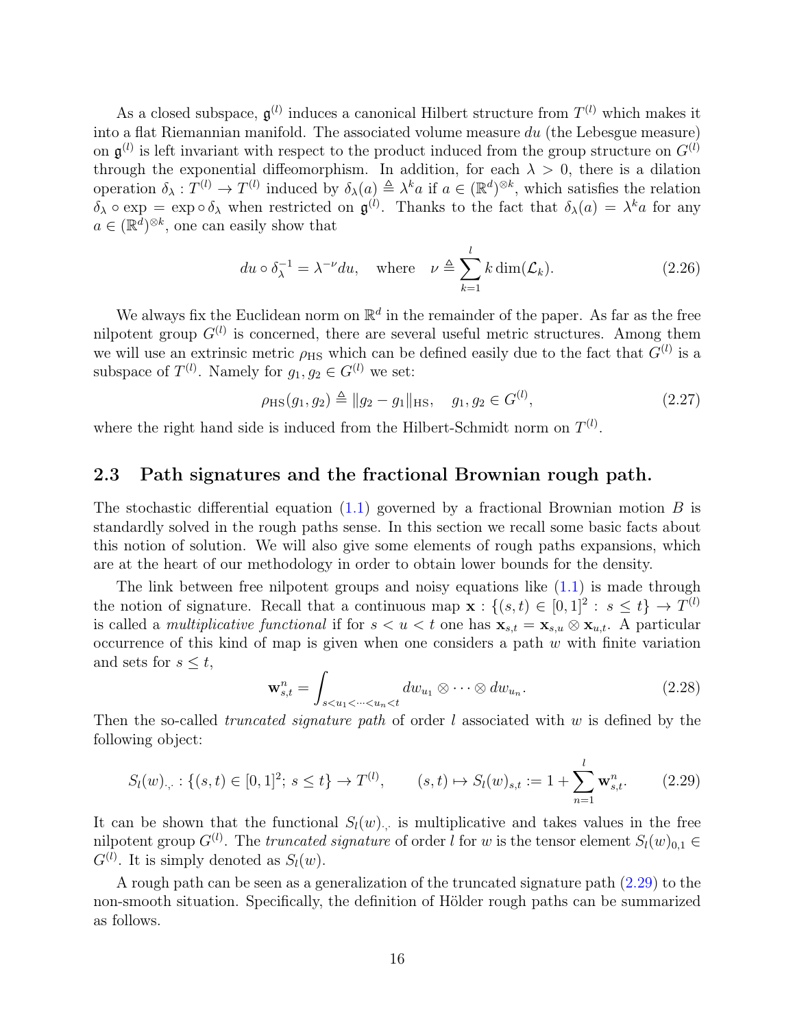As a closed subspace, $\mathfrak{g}^{(l)}$ induces a canonical Hilbert structure from $T^{(l)}$ which makes it into a flat Riemannian manifold. The associated volume measure $du$ (the Lebesgue measure) on $\mathfrak{g}^{(l)}$ is left invariant with respect to the product induced from the group structure on $G^{(l)}$ through the exponential diffeomorphism. In addition, for each $\lambda > 0$, there is a dilation operation $\delta_\lambda : T^{(l)} \to T^{(l)}$ induced by $\delta_\lambda(a) \triangleq \lambda^k a$ if $a \in (\mathbb{R}^d)^{\otimes k}$, which satisfies the relation $\delta_\lambda \circ \exp = \exp \circ \delta_\lambda$ when restricted on $\mathfrak{g}^{(l)}$. Thanks to the fact that $\delta_\lambda(a) = \lambda^k a$ for any $a \in (\mathbb{R}^d)^{\otimes k}$, one can easily show that

$$du \circ \delta_\lambda^{-1} = \lambda^{-\nu} du, \quad \text{where} \quad \nu \triangleq \sum_{k=1}^{l} k \dim(\mathcal{L}_k). \tag{2.26}$$

We always fix the Euclidean norm on $\mathbb{R}^d$ in the remainder of the paper. As far as the free nilpotent group $G^{(l)}$ is concerned, there are several useful metric structures. Among them we will use an extrinsic metric $\rho_{\mathrm{HS}}$ which can be defined easily due to the fact that $G^{(l)}$ is a subspace of $T^{(l)}$. Namely for $g_1, g_2 \in G^{(l)}$ we set:

$$\rho_{\mathrm{HS}}(g_1, g_2) \triangleq \|g_2 - g_1\|_{\mathrm{HS}}, \quad g_1, g_2 \in G^{(l)}, \tag{2.27}$$

where the right hand side is induced from the Hilbert-Schmidt norm on $T^{(l)}$.

## 2.3 Path signatures and the fractional Brownian rough path.

The stochastic differential equation (1.1) governed by a fractional Brownian motion $B$ is standardly solved in the rough paths sense. In this section we recall some basic facts about this notion of solution. We will also give some elements of rough paths expansions, which are at the heart of our methodology in order to obtain lower bounds for the density.

The link between free nilpotent groups and noisy equations like (1.1) is made through the notion of signature. Recall that a continuous map $\mathbf{x} : \{(s,t) \in [0,1]^2 : s \le t\} \to T^{(l)}$ is called a *multiplicative functional* if for $s < u < t$ one has $\mathbf{x}_{s,t} = \mathbf{x}_{s,u} \otimes \mathbf{x}_{u,t}$. A particular occurrence of this kind of map is given when one considers a path $w$ with finite variation and sets for $s \le t$,

$$\mathbf{w}_{s,t}^n = \int_{s<u_1<\cdots<u_n<t} dw_{u_1} \otimes \cdots \otimes dw_{u_n}. \tag{2.28}$$

Then the so-called *truncated signature path* of order $l$ associated with $w$ is defined by the following object:

$$S_l(w)_{\cdot,\cdot} : \{(s,t) \in [0,1]^2; \, s \le t\} \to T^{(l)}, \qquad (s,t) \mapsto S_l(w)_{s,t} := 1 + \sum_{n=1}^{l} \mathbf{w}_{s,t}^n. \tag{2.29}$$

It can be shown that the functional $S_l(w)_{\cdot,\cdot}$ is multiplicative and takes values in the free nilpotent group $G^{(l)}$. The *truncated signature* of order $l$ for $w$ is the tensor element $S_l(w)_{0,1} \in G^{(l)}$. It is simply denoted as $S_l(w)$.

A rough path can be seen as a generalization of the truncated signature path (2.29) to the non-smooth situation. Specifically, the definition of Hölder rough paths can be summarized as follows.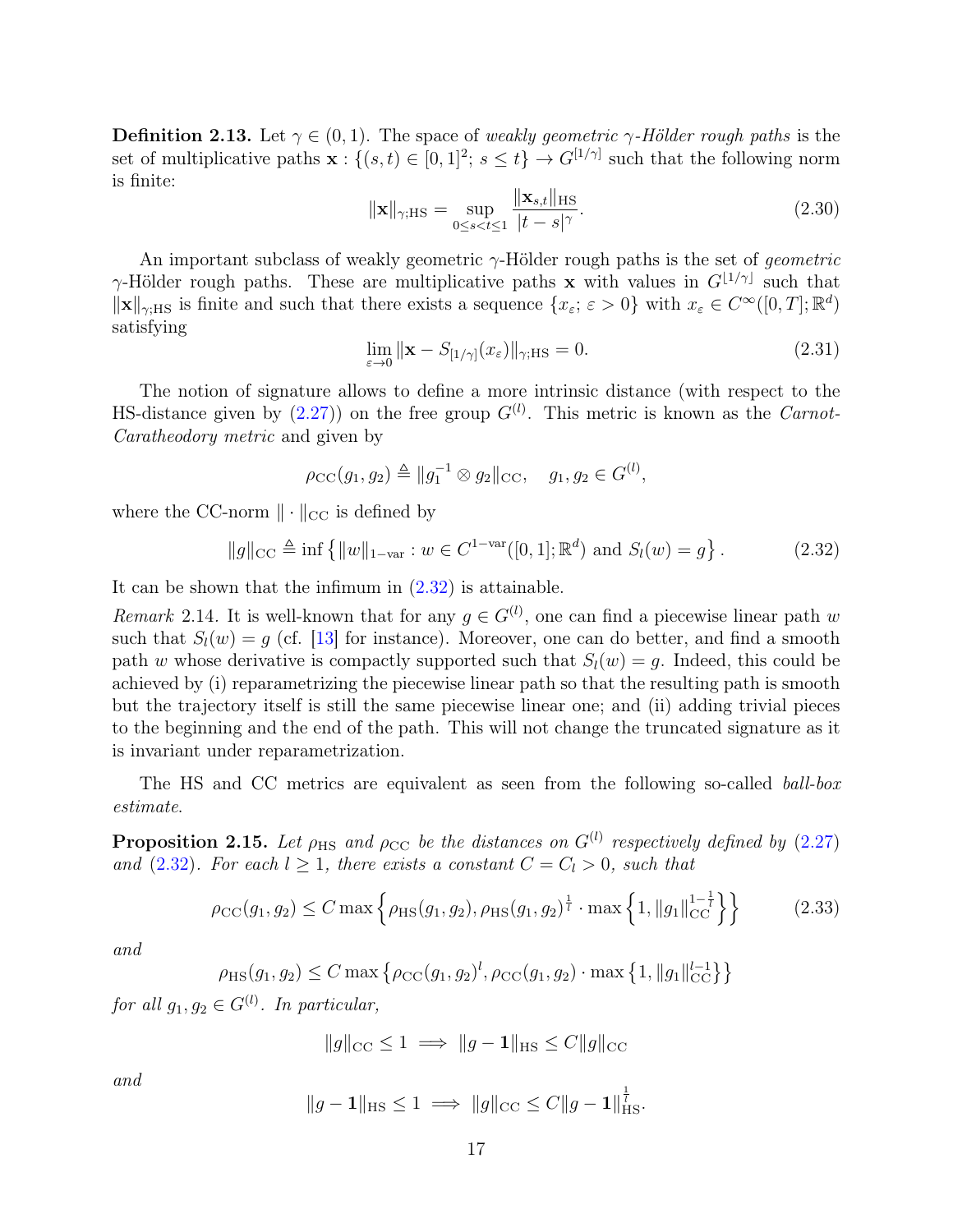**Definition 2.13.** Let $\gamma \in (0,1)$. The space of *weakly geometric $\gamma$-Hölder rough paths* is the set of multiplicative paths $\mathbf{x} : \{(s,t) \in [0,1]^2;\ s \le t\} \to G^{[1/\gamma]}$ such that the following norm is finite:

$$\|\mathbf{x}\|_{\gamma;\mathrm{HS}} = \sup_{0 \le s < t \le 1} \frac{\|\mathbf{x}_{s,t}\|_{\mathrm{HS}}}{|t-s|^{\gamma}}. \tag{2.30}$$

An important subclass of weakly geometric $\gamma$-Hölder rough paths is the set of *geometric* $\gamma$-Hölder rough paths. These are multiplicative paths $\mathbf{x}$ with values in $G^{\lfloor 1/\gamma \rfloor}$ such that $\|\mathbf{x}\|_{\gamma;\mathrm{HS}}$ is finite and such that there exists a sequence $\{x_\varepsilon;\ \varepsilon > 0\}$ with $x_\varepsilon \in C^\infty([0,T];\mathbb{R}^d)$ satisfying

$$\lim_{\varepsilon \to 0} \|\mathbf{x} - S_{[1/\gamma]}(x_\varepsilon)\|_{\gamma;\mathrm{HS}} = 0. \tag{2.31}$$

The notion of signature allows to define a more intrinsic distance (with respect to the HS-distance given by (2.27)) on the free group $G^{(l)}$. This metric is known as the *Carnot-Caratheodory metric* and given by

$$\rho_{\mathrm{CC}}(g_1, g_2) \triangleq \|g_1^{-1} \otimes g_2\|_{\mathrm{CC}}, \quad g_1, g_2 \in G^{(l)},$$

where the CC-norm $\|\cdot\|_{\mathrm{CC}}$ is defined by

$$\|g\|_{\mathrm{CC}} \triangleq \inf\left\{ \|w\|_{1\text{-var}} : w \in C^{1\text{-var}}([0,1];\mathbb{R}^d) \text{ and } S_l(w) = g \right\}. \tag{2.32}$$

It can be shown that the infimum in (2.32) is attainable.

*Remark* 2.14. It is well-known that for any $g \in G^{(l)}$, one can find a piecewise linear path $w$ such that $S_l(w) = g$ (cf. [13] for instance). Moreover, one can do better, and find a smooth path $w$ whose derivative is compactly supported such that $S_l(w) = g$. Indeed, this could be achieved by (i) reparametrizing the piecewise linear path so that the resulting path is smooth but the trajectory itself is still the same piecewise linear one; and (ii) adding trivial pieces to the beginning and the end of the path. This will not change the truncated signature as it is invariant under reparametrization.

The HS and CC metrics are equivalent as seen from the following so-called *ball-box estimate*.

**Proposition 2.15.** *Let $\rho_{\mathrm{HS}}$ and $\rho_{\mathrm{CC}}$ be the distances on $G^{(l)}$ respectively defined by (2.27) and (2.32). For each $l \ge 1$, there exists a constant $C = C_l > 0$, such that*

$$\rho_{\mathrm{CC}}(g_1, g_2) \le C \max\left\{ \rho_{\mathrm{HS}}(g_1, g_2), \rho_{\mathrm{HS}}(g_1, g_2)^{\frac{1}{l}} \cdot \max\left\{1, \|g_1\|_{\mathrm{CC}}^{1-\frac{1}{l}}\right\}\right\} \tag{2.33}$$

*and*

$$\rho_{\mathrm{HS}}(g_1, g_2) \le C \max\left\{ \rho_{\mathrm{CC}}(g_1, g_2)^l, \rho_{\mathrm{CC}}(g_1, g_2) \cdot \max\left\{1, \|g_1\|_{\mathrm{CC}}^{l-1}\right\}\right\}$$

*for all $g_1, g_2 \in G^{(l)}$. In particular,*

$$\|g\|_{\mathrm{CC}} \le 1 \implies \|g - \mathbf{1}\|_{\mathrm{HS}} \le C\|g\|_{\mathrm{CC}}$$

*and*

$$\|g - \mathbf{1}\|_{\mathrm{HS}} \le 1 \implies \|g\|_{\mathrm{CC}} \le C\|g - \mathbf{1}\|_{\mathrm{HS}}^{\frac{1}{l}}.$$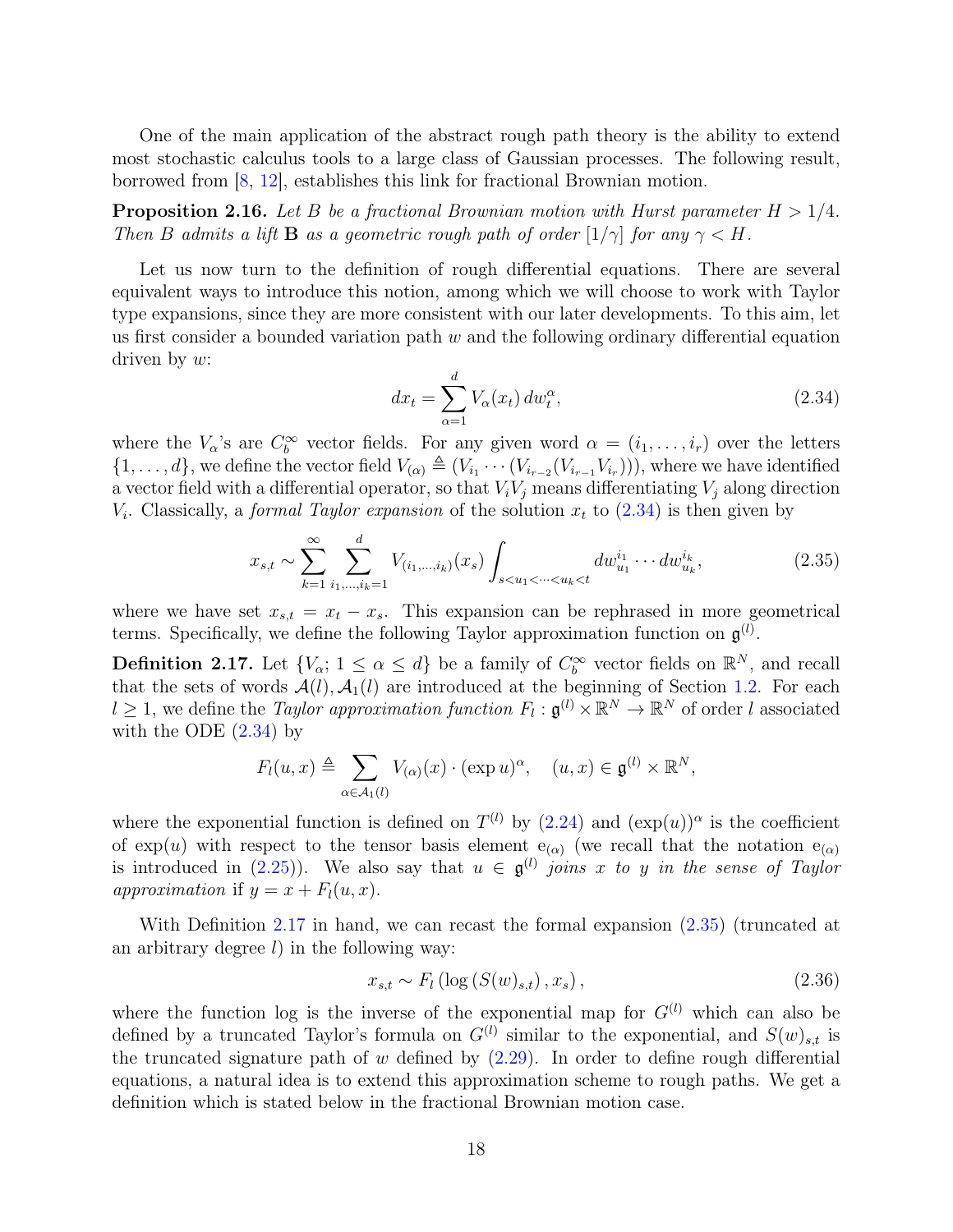One of the main application of the abstract rough path theory is the ability to extend most stochastic calculus tools to a large class of Gaussian processes. The following result, borrowed from [8, 12], establishes this link for fractional Brownian motion.

**Proposition 2.16.** *Let $B$ be a fractional Brownian motion with Hurst parameter $H > 1/4$. Then $B$ admits a lift $\mathbf{B}$ as a geometric rough path of order $[1/\gamma]$ for any $\gamma < H$.*

Let us now turn to the definition of rough differential equations. There are several equivalent ways to introduce this notion, among which we will choose to work with Taylor type expansions, since they are more consistent with our later developments. To this aim, let us first consider a bounded variation path $w$ and the following ordinary differential equation driven by $w$:

$$dx_t = \sum_{\alpha=1}^{d} V_\alpha(x_t)\, dw_t^\alpha, \tag{2.34}$$

where the $V_\alpha$'s are $C_b^\infty$ vector fields. For any given word $\alpha = (i_1, \ldots, i_r)$ over the letters $\{1, \ldots, d\}$, we define the vector field $V_{(\alpha)} \triangleq (V_{i_1} \cdots (V_{i_{r-2}}(V_{i_{r-1}} V_{i_r})))$, where we have identified a vector field with a differential operator, so that $V_i V_j$ means differentiating $V_j$ along direction $V_i$. Classically, a *formal Taylor expansion* of the solution $x_t$ to (2.34) is then given by

$$x_{s,t} \sim \sum_{k=1}^{\infty} \sum_{i_1,\ldots,i_k=1}^{d} V_{(i_1,\ldots,i_k)}(x_s) \int_{s<u_1<\cdots<u_k<t} dw_{u_1}^{i_1} \cdots dw_{u_k}^{i_k}, \tag{2.35}$$

where we have set $x_{s,t} = x_t - x_s$. This expansion can be rephrased in more geometrical terms. Specifically, we define the following Taylor approximation function on $\mathfrak{g}^{(l)}$.

**Definition 2.17.** Let $\{V_\alpha;\, 1 \leq \alpha \leq d\}$ be a family of $C_b^\infty$ vector fields on $\mathbb{R}^N$, and recall that the sets of words $\mathcal{A}(l), \mathcal{A}_1(l)$ are introduced at the beginning of Section 1.2. For each $l \geq 1$, we define the *Taylor approximation function* $F_l : \mathfrak{g}^{(l)} \times \mathbb{R}^N \to \mathbb{R}^N$ of order $l$ associated with the ODE (2.34) by

$$F_l(u, x) \triangleq \sum_{\alpha \in \mathcal{A}_1(l)} V_{(\alpha)}(x) \cdot (\exp u)^\alpha, \quad (u, x) \in \mathfrak{g}^{(l)} \times \mathbb{R}^N,$$

where the exponential function is defined on $T^{(l)}$ by (2.24) and $(\exp(u))^\alpha$ is the coefficient of $\exp(u)$ with respect to the tensor basis element $\mathrm{e}_{(\alpha)}$ (we recall that the notation $\mathrm{e}_{(\alpha)}$ is introduced in (2.25)). We also say that $u \in \mathfrak{g}^{(l)}$ *joins $x$ to $y$ in the sense of Taylor approximation* if $y = x + F_l(u, x)$.

With Definition 2.17 in hand, we can recast the formal expansion (2.35) (truncated at an arbitrary degree $l$) in the following way:

$$x_{s,t} \sim F_l\left(\log\left(S(w)_{s,t}\right), x_s\right), \tag{2.36}$$

where the function log is the inverse of the exponential map for $G^{(l)}$ which can also be defined by a truncated Taylor's formula on $G^{(l)}$ similar to the exponential, and $S(w)_{s,t}$ is the truncated signature path of $w$ defined by (2.29). In order to define rough differential equations, a natural idea is to extend this approximation scheme to rough paths. We get a definition which is stated below in the fractional Brownian motion case.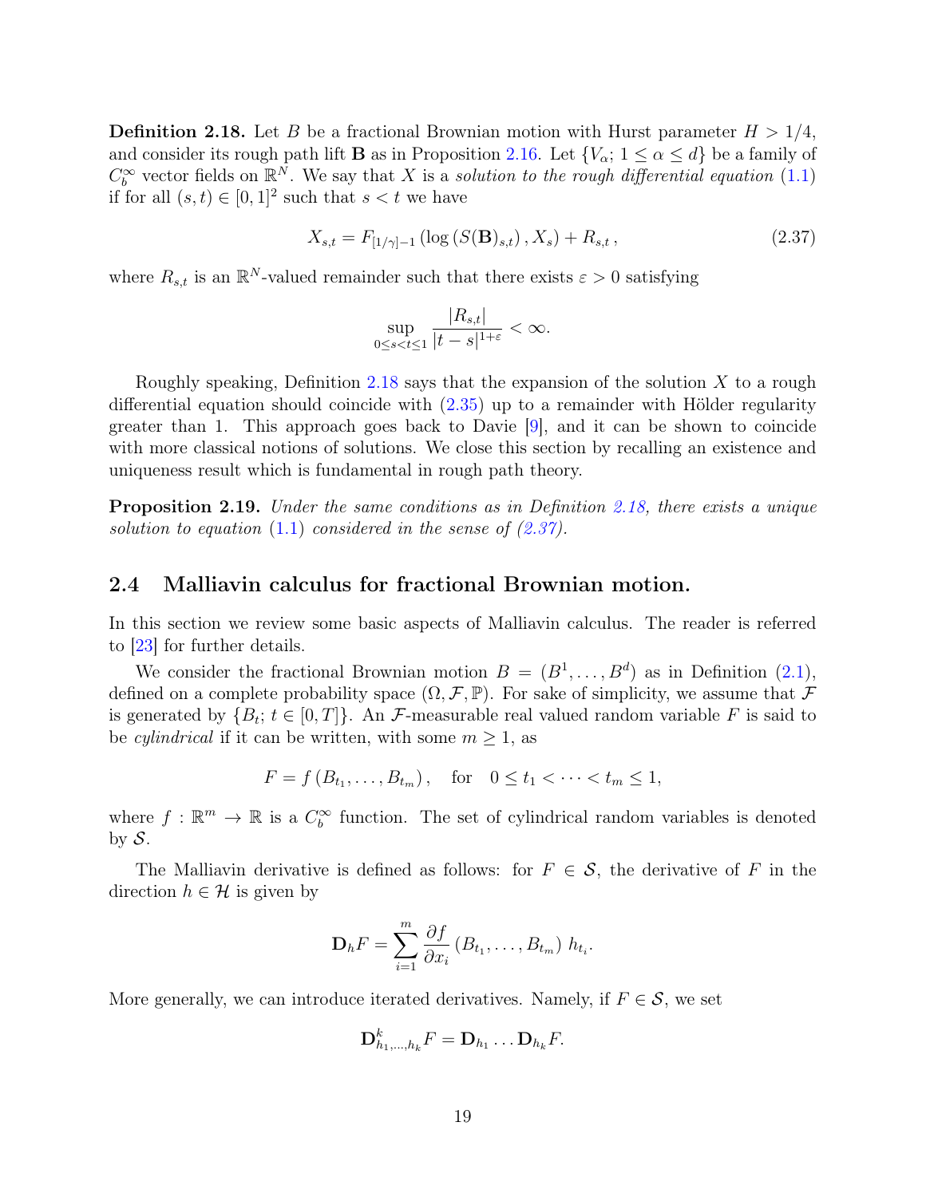**Definition 2.18.** Let $B$ be a fractional Brownian motion with Hurst parameter $H > 1/4$, and consider its rough path lift $\mathbf{B}$ as in Proposition 2.16. Let $\{V_\alpha;\, 1 \leq \alpha \leq d\}$ be a family of $C_b^\infty$ vector fields on $\mathbb{R}^N$. We say that $X$ is a *solution to the rough differential equation* (1.1) if for all $(s,t) \in [0,1]^2$ such that $s < t$ we have

$$X_{s,t} = F_{[1/\gamma]-1}\left(\log\left(S(\mathbf{B})_{s,t}\right), X_s\right) + R_{s,t}\,, \tag{2.37}$$

where $R_{s,t}$ is an $\mathbb{R}^N$-valued remainder such that there exists $\varepsilon > 0$ satisfying

$$\sup_{0 \leq s < t \leq 1} \frac{|R_{s,t}|}{|t-s|^{1+\varepsilon}} < \infty.$$

Roughly speaking, Definition 2.18 says that the expansion of the solution $X$ to a rough differential equation should coincide with (2.35) up to a remainder with Hölder regularity greater than 1. This approach goes back to Davie [9], and it can be shown to coincide with more classical notions of solutions. We close this section by recalling an existence and uniqueness result which is fundamental in rough path theory.

**Proposition 2.19.** *Under the same conditions as in Definition 2.18, there exists a unique solution to equation (1.1) considered in the sense of (2.37).*

## 2.4 Malliavin calculus for fractional Brownian motion.

In this section we review some basic aspects of Malliavin calculus. The reader is referred to [23] for further details.

We consider the fractional Brownian motion $B = (B^1, \ldots, B^d)$ as in Definition (2.1), defined on a complete probability space $(\Omega, \mathcal{F}, \mathbb{P})$. For sake of simplicity, we assume that $\mathcal{F}$ is generated by $\{B_t;\, t \in [0,T]\}$. An $\mathcal{F}$-measurable real valued random variable $F$ is said to be *cylindrical* if it can be written, with some $m \geq 1$, as

$$F = f\left(B_{t_1}, \ldots, B_{t_m}\right), \quad \text{for} \quad 0 \leq t_1 < \cdots < t_m \leq 1,$$

where $f : \mathbb{R}^m \to \mathbb{R}$ is a $C_b^\infty$ function. The set of cylindrical random variables is denoted by $\mathcal{S}$.

The Malliavin derivative is defined as follows: for $F \in \mathcal{S}$, the derivative of $F$ in the direction $h \in \mathcal{H}$ is given by

$$\mathbf{D}_h F = \sum_{i=1}^m \frac{\partial f}{\partial x_i}\left(B_{t_1}, \ldots, B_{t_m}\right) h_{t_i}.$$

More generally, we can introduce iterated derivatives. Namely, if $F \in \mathcal{S}$, we set

$$\mathbf{D}^k_{h_1,\ldots,h_k} F = \mathbf{D}_{h_1} \ldots \mathbf{D}_{h_k} F.$$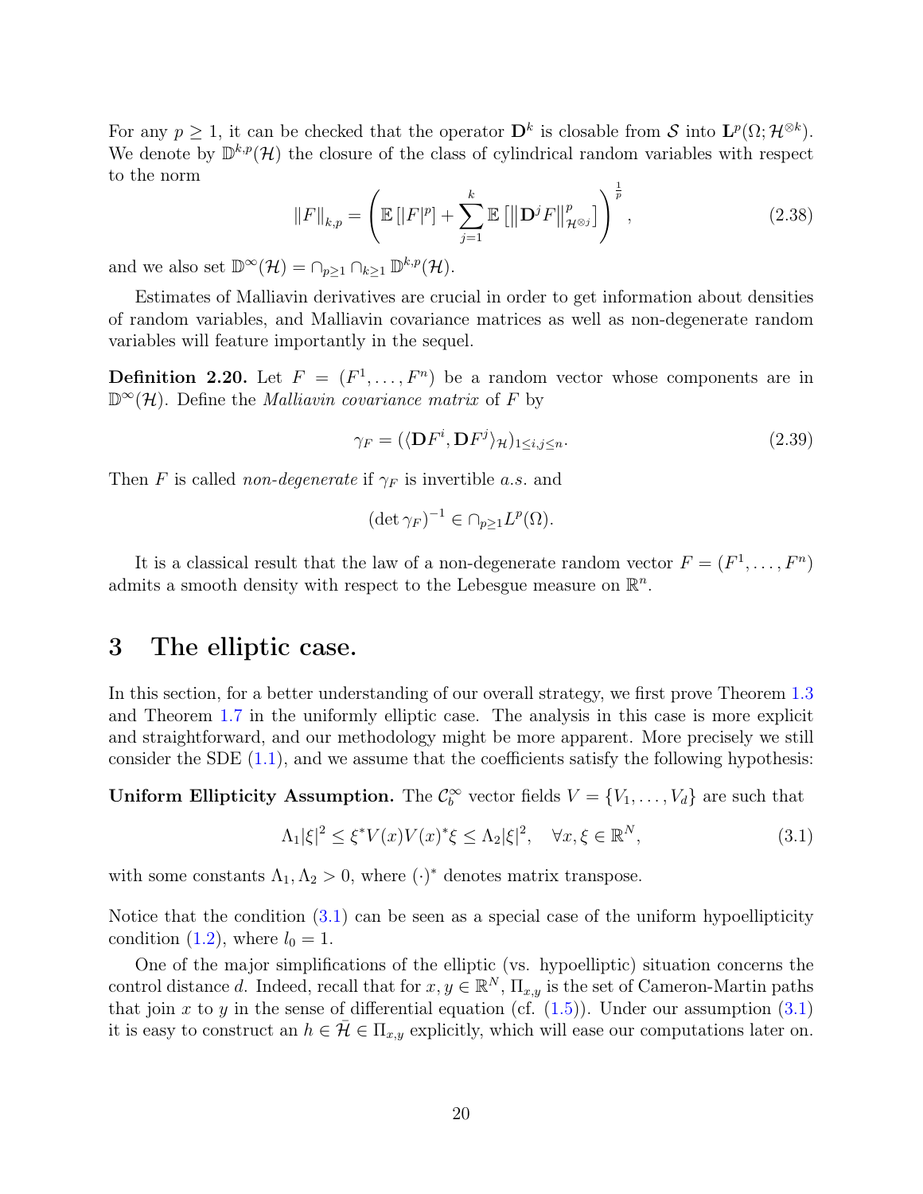For any $p \geq 1$, it can be checked that the operator $\mathbf{D}^k$ is closable from $\mathcal{S}$ into $\mathbf{L}^p(\Omega; \mathcal{H}^{\otimes k})$. We denote by $\mathbb{D}^{k,p}(\mathcal{H})$ the closure of the class of cylindrical random variables with respect to the norm

$$\|F\|_{k,p} = \left( \mathbb{E}\left[|F|^p\right] + \sum_{j=1}^{k} \mathbb{E}\left[ \left\| \mathbf{D}^j F \right\|_{\mathcal{H}^{\otimes j}}^p \right] \right)^{\frac{1}{p}}, \tag{2.38}$$

and we also set $\mathbb{D}^\infty(\mathcal{H}) = \cap_{p \geq 1} \cap_{k \geq 1} \mathbb{D}^{k,p}(\mathcal{H})$.

Estimates of Malliavin derivatives are crucial in order to get information about densities of random variables, and Malliavin covariance matrices as well as non-degenerate random variables will feature importantly in the sequel.

**Definition 2.20.** Let $F = (F^1, \ldots, F^n)$ be a random vector whose components are in $\mathbb{D}^\infty(\mathcal{H})$. Define the *Malliavin covariance matrix* of $F$ by

$$\gamma_F = (\langle \mathbf{D}F^i, \mathbf{D}F^j \rangle_{\mathcal{H}})_{1 \leq i,j \leq n}. \tag{2.39}$$

Then $F$ is called *non-degenerate* if $\gamma_F$ is invertible *a.s.* and

$$(\det \gamma_F)^{-1} \in \cap_{p \geq 1} L^p(\Omega).$$

It is a classical result that the law of a non-degenerate random vector $F = (F^1, \ldots, F^n)$ admits a smooth density with respect to the Lebesgue measure on $\mathbb{R}^n$.

# 3 The elliptic case.

In this section, for a better understanding of our overall strategy, we first prove Theorem 1.3 and Theorem 1.7 in the uniformly elliptic case. The analysis in this case is more explicit and straightforward, and our methodology might be more apparent. More precisely we still consider the SDE (1.1), and we assume that the coefficients satisfy the following hypothesis:

**Uniform Ellipticity Assumption.** The $\mathcal{C}_b^\infty$ vector fields $V = \{V_1, \ldots, V_d\}$ are such that

$$\Lambda_1 |\xi|^2 \leq \xi^* V(x) V(x)^* \xi \leq \Lambda_2 |\xi|^2, \quad \forall x, \xi \in \mathbb{R}^N, \tag{3.1}$$

with some constants $\Lambda_1, \Lambda_2 > 0$, where $(\cdot)^*$ denotes matrix transpose.

Notice that the condition (3.1) can be seen as a special case of the uniform hypoellipticity condition (1.2), where $l_0 = 1$.

One of the major simplifications of the elliptic (vs. hypoelliptic) situation concerns the control distance $d$. Indeed, recall that for $x, y \in \mathbb{R}^N$, $\Pi_{x,y}$ is the set of Cameron-Martin paths that join $x$ to $y$ in the sense of differential equation (cf. (1.5)). Under our assumption (3.1) it is easy to construct an $h \in \bar{\mathcal{H}} \in \Pi_{x,y}$ explicitly, which will ease our computations later on.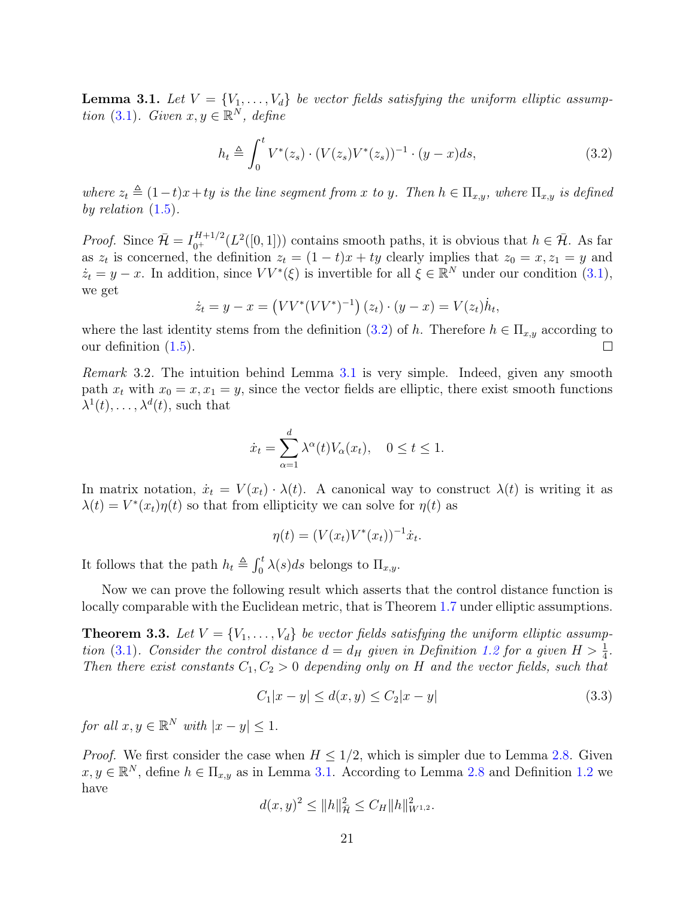**Lemma 3.1.** *Let $V = \{V_1, \ldots, V_d\}$ be vector fields satisfying the uniform elliptic assumption (3.1). Given $x, y \in \mathbb{R}^N$, define*

$$h_t \triangleq \int_0^t V^*(z_s) \cdot (V(z_s)V^*(z_s))^{-1} \cdot (y - x) ds, \tag{3.2}$$

*where $z_t \triangleq (1-t)x + ty$ is the line segment from $x$ to $y$. Then $h \in \Pi_{x,y}$, where $\Pi_{x,y}$ is defined by relation (1.5).*

*Proof.* Since $\bar{\mathcal{H}} = I_{0^+}^{H+1/2}(L^2([0,1]))$ contains smooth paths, it is obvious that $h \in \bar{\mathcal{H}}$. As far as $z_t$ is concerned, the definition $z_t = (1-t)x + ty$ clearly implies that $z_0 = x, z_1 = y$ and $\dot{z}_t = y - x$. In addition, since $VV^*(\xi)$ is invertible for all $\xi \in \mathbb{R}^N$ under our condition (3.1), we get

$$\dot{z}_t = y - x = \left(VV^*(VV^*)^{-1}\right)(z_t) \cdot (y - x) = V(z_t)\dot{h}_t,$$

where the last identity stems from the definition (3.2) of $h$. Therefore $h \in \Pi_{x,y}$ according to our definition (1.5). $\square$

*Remark* 3.2. The intuition behind Lemma 3.1 is very simple. Indeed, given any smooth path $x_t$ with $x_0 = x, x_1 = y$, since the vector fields are elliptic, there exist smooth functions $\lambda^1(t), \ldots, \lambda^d(t)$, such that

$$\dot{x}_t = \sum_{\alpha=1}^{d} \lambda^\alpha(t) V_\alpha(x_t), \quad 0 \le t \le 1.$$

In matrix notation, $\dot{x}_t = V(x_t) \cdot \lambda(t)$. A canonical way to construct $\lambda(t)$ is writing it as $\lambda(t) = V^*(x_t)\eta(t)$ so that from ellipticity we can solve for $\eta(t)$ as

$$\eta(t) = (V(x_t)V^*(x_t))^{-1}\dot{x}_t.$$

It follows that the path $h_t \triangleq \int_0^t \lambda(s) ds$ belongs to $\Pi_{x,y}$.

Now we can prove the following result which asserts that the control distance function is locally comparable with the Euclidean metric, that is Theorem 1.7 under elliptic assumptions.

**Theorem 3.3.** *Let $V = \{V_1, \ldots, V_d\}$ be vector fields satisfying the uniform elliptic assumption (3.1). Consider the control distance $d = d_H$ given in Definition 1.2 for a given $H > \frac{1}{4}$. Then there exist constants $C_1, C_2 > 0$ depending only on $H$ and the vector fields, such that*

$$C_1|x - y| \le d(x, y) \le C_2|x - y| \tag{3.3}$$

*for all $x, y \in \mathbb{R}^N$ with $|x - y| \le 1$.*

*Proof.* We first consider the case when $H \le 1/2$, which is simpler due to Lemma 2.8. Given $x, y \in \mathbb{R}^N$, define $h \in \Pi_{x,y}$ as in Lemma 3.1. According to Lemma 2.8 and Definition 1.2 we have

$$d(x,y)^2 \le \|h\|_{\bar{\mathcal{H}}}^2 \le C_H \|h\|_{W^{1,2}}^2.$$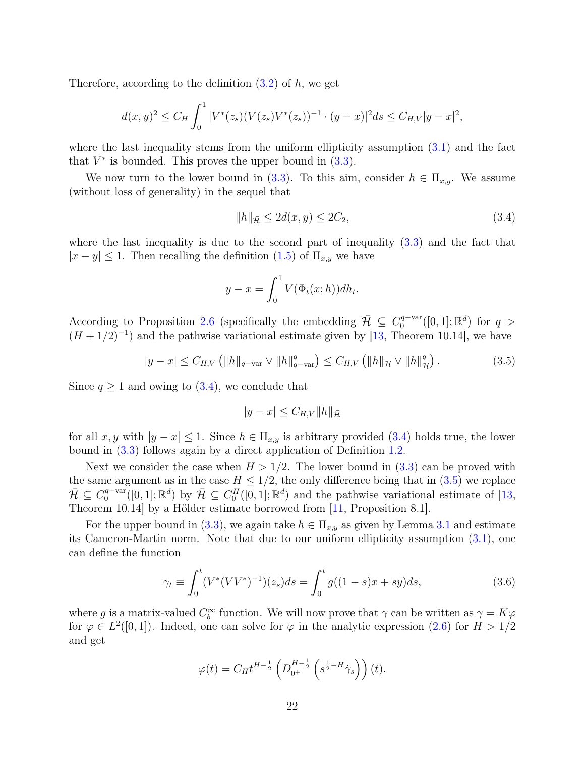Therefore, according to the definition (3.2) of $h$, we get

$$d(x,y)^2 \leq C_H \int_0^1 |V^*(z_s)(V(z_s)V^*(z_s))^{-1} \cdot (y-x)|^2 ds \leq C_{H,V}|y-x|^2,$$

where the last inequality stems from the uniform ellipticity assumption (3.1) and the fact that $V^*$ is bounded. This proves the upper bound in (3.3).

We now turn to the lower bound in (3.3). To this aim, consider $h \in \Pi_{x,y}$. We assume (without loss of generality) in the sequel that

$$\|h\|_{\bar{\mathcal{H}}} \leq 2d(x,y) \leq 2C_2, \tag{3.4}$$

where the last inequality is due to the second part of inequality (3.3) and the fact that $|x-y| \leq 1$. Then recalling the definition (1.5) of $\Pi_{x,y}$ we have

$$y - x = \int_0^1 V(\Phi_t(x;h))dh_t.$$

According to Proposition 2.6 (specifically the embedding $\bar{\mathcal{H}} \subseteq C_0^{q-\text{var}}([0,1];\mathbb{R}^d)$ for $q > (H+1/2)^{-1}$) and the pathwise variational estimate given by [13, Theorem 10.14], we have

$$|y-x| \leq C_{H,V}\left(\|h\|_{q-\text{var}} \vee \|h\|_{q-\text{var}}^q\right) \leq C_{H,V}\left(\|h\|_{\bar{\mathcal{H}}} \vee \|h\|_{\bar{\mathcal{H}}}^q\right). \tag{3.5}$$

Since $q \geq 1$ and owing to (3.4), we conclude that

$$|y-x| \leq C_{H,V}\|h\|_{\bar{\mathcal{H}}}$$

for all $x,y$ with $|y-x| \leq 1$. Since $h \in \Pi_{x,y}$ is arbitrary provided (3.4) holds true, the lower bound in (3.3) follows again by a direct application of Definition 1.2.

Next we consider the case when $H > 1/2$. The lower bound in (3.3) can be proved with the same argument as in the case $H \leq 1/2$, the only difference being that in (3.5) we replace $\bar{\mathcal{H}} \subseteq C_0^{q-\text{var}}([0,1];\mathbb{R}^d)$ by $\bar{\mathcal{H}} \subseteq C_0^H([0,1];\mathbb{R}^d)$ and the pathwise variational estimate of [13, Theorem 10.14] by a Hölder estimate borrowed from [11, Proposition 8.1].

For the upper bound in (3.3), we again take $h \in \Pi_{x,y}$ as given by Lemma 3.1 and estimate its Cameron-Martin norm. Note that due to our uniform ellipticity assumption (3.1), one can define the function

$$\gamma_t \equiv \int_0^t (V^*(VV^*)^{-1})(z_s)ds = \int_0^t g((1-s)x + sy)ds, \tag{3.6}$$

where $g$ is a matrix-valued $C_b^\infty$ function. We will now prove that $\gamma$ can be written as $\gamma = K\varphi$ for $\varphi \in L^2([0,1])$. Indeed, one can solve for $\varphi$ in the analytic expression (2.6) for $H > 1/2$ and get

$$\varphi(t) = C_H t^{H-\frac{1}{2}}\left(D_{0^+}^{H-\frac{1}{2}}\left(s^{\frac{1}{2}-H}\dot{\gamma}_s\right)\right)(t).$$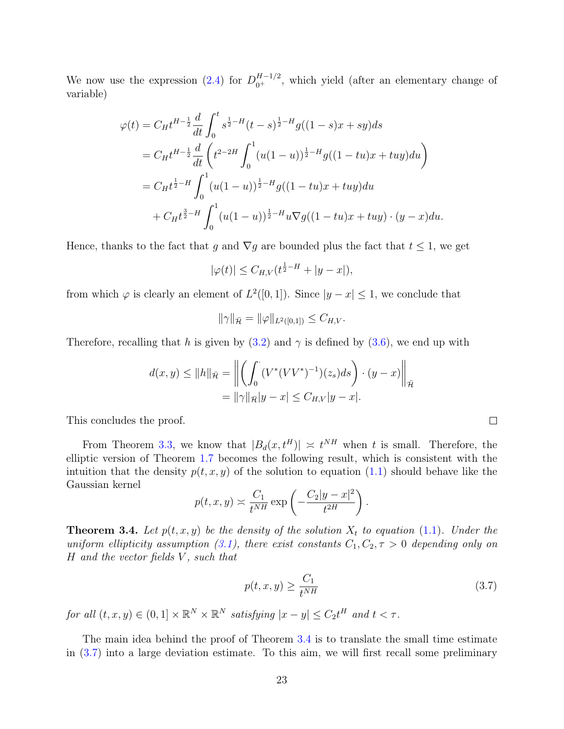We now use the expression (2.4) for $D_{0^+}^{H-1/2}$, which yield (after an elementary change of variable)

$$
\begin{aligned}
\varphi(t) &= C_H t^{H-\frac{1}{2}} \frac{d}{dt} \int_0^t s^{\frac{1}{2}-H}(t-s)^{\frac{1}{2}-H} g((1-s)x+sy)ds \\
&= C_H t^{H-\frac{1}{2}} \frac{d}{dt} \left( t^{2-2H} \int_0^1 (u(1-u))^{\frac{1}{2}-H} g((1-tu)x+tuy)du \right) \\
&= C_H t^{\frac{1}{2}-H} \int_0^1 (u(1-u))^{\frac{1}{2}-H} g((1-tu)x+tuy)du \\
&\quad + C_H t^{\frac{3}{2}-H} \int_0^1 (u(1-u))^{\frac{1}{2}-H} u \nabla g((1-tu)x+tuy)\cdot(y-x)du.
\end{aligned}
$$

Hence, thanks to the fact that $g$ and $\nabla g$ are bounded plus the fact that $t \le 1$, we get

$$
|\varphi(t)| \le C_{H,V}(t^{\frac{1}{2}-H} + |y-x|),
$$

from which $\varphi$ is clearly an element of $L^2([0,1])$. Since $|y-x| \le 1$, we conclude that

$$
\|\gamma\|_{\bar{\mathcal{H}}} = \|\varphi\|_{L^2([0,1])} \le C_{H,V}.
$$

Therefore, recalling that $h$ is given by (3.2) and $\gamma$ is defined by (3.6), we end up with

$$
\begin{aligned}
d(x,y) \le \|h\|_{\bar{\mathcal{H}}} &= \left\| \left( \int_0^{\cdot} (V^*(VV^*)^{-1})(z_s)ds \right) \cdot (y-x) \right\|_{\bar{\mathcal{H}}} \\
&= \|\gamma\|_{\bar{\mathcal{H}}} |y-x| \le C_{H,V}|y-x|.
\end{aligned}
$$

This concludes the proof. □

From Theorem 3.3, we know that $|B_d(x,t^H)| \asymp t^{NH}$ when $t$ is small. Therefore, the elliptic version of Theorem 1.7 becomes the following result, which is consistent with the intuition that the density $p(t,x,y)$ of the solution to equation (1.1) should behave like the Gaussian kernel

$$
p(t,x,y) \asymp \frac{C_1}{t^{NH}} \exp\left( -\frac{C_2|y-x|^2}{t^{2H}} \right).
$$

**Theorem 3.4.** *Let $p(t,x,y)$ be the density of the solution $X_t$ to equation (1.1). Under the uniform ellipticity assumption (3.1), there exist constants $C_1, C_2, \tau > 0$ depending only on $H$ and the vector fields $V$, such that*

$$
p(t,x,y) \ge \frac{C_1}{t^{NH}} \tag{3.7}
$$

*for all $(t,x,y) \in (0,1] \times \mathbb{R}^N \times \mathbb{R}^N$ satisfying $|x-y| \le C_2 t^H$ and $t < \tau$.*

The main idea behind the proof of Theorem 3.4 is to translate the small time estimate in (3.7) into a large deviation estimate. To this aim, we will first recall some preliminary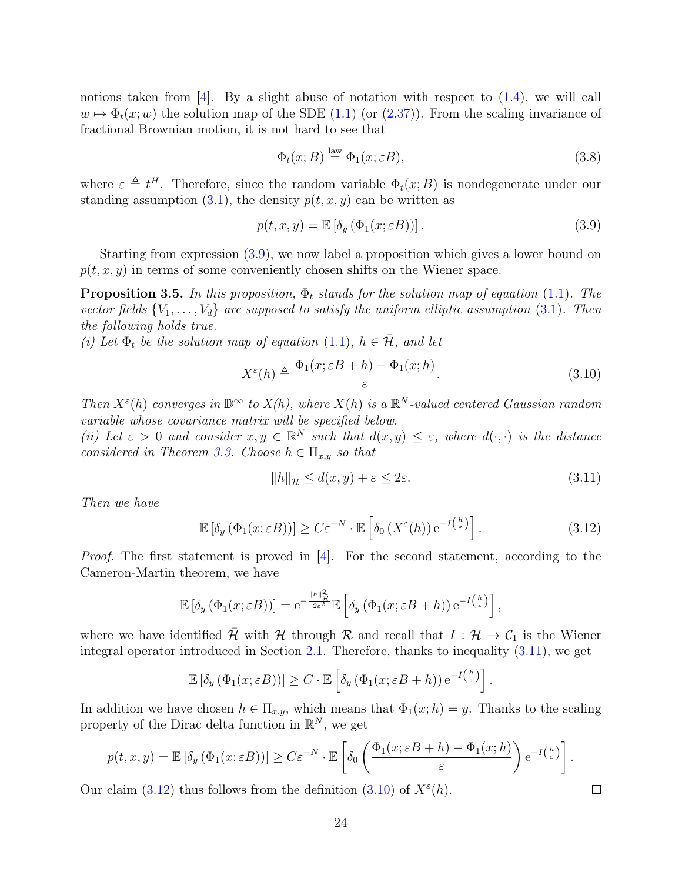notions taken from [4]. By a slight abuse of notation with respect to (1.4), we will call $w \mapsto \Phi_t(x;w)$ the solution map of the SDE (1.1) (or (2.37)). From the scaling invariance of fractional Brownian motion, it is not hard to see that

$$\Phi_t(x;B) \stackrel{\text{law}}{=} \Phi_1(x;\varepsilon B), \tag{3.8}$$

where $\varepsilon \triangleq t^H$. Therefore, since the random variable $\Phi_t(x;B)$ is nondegenerate under our standing assumption (3.1), the density $p(t,x,y)$ can be written as

$$p(t,x,y) = \mathbb{E}\left[\delta_y\left(\Phi_1(x;\varepsilon B)\right)\right]. \tag{3.9}$$

Starting from expression (3.9), we now label a proposition which gives a lower bound on $p(t,x,y)$ in terms of some conveniently chosen shifts on the Wiener space.

**Proposition 3.5.** *In this proposition, $\Phi_t$ stands for the solution map of equation (1.1). The vector fields $\{V_1,\dots,V_d\}$ are supposed to satisfy the uniform elliptic assumption (3.1). Then the following holds true.*
*(i) Let $\Phi_t$ be the solution map of equation (1.1), $h \in \bar{\mathcal{H}}$, and let*

$$X^\varepsilon(h) \triangleq \frac{\Phi_1(x;\varepsilon B + h) - \Phi_1(x;h)}{\varepsilon}. \tag{3.10}$$

*Then $X^\varepsilon(h)$ converges in $\mathbb{D}^\infty$ to $X(h)$, where $X(h)$ is a $\mathbb{R}^N$-valued centered Gaussian random variable whose covariance matrix will be specified below.*
*(ii) Let $\varepsilon > 0$ and consider $x, y \in \mathbb{R}^N$ such that $d(x,y) \le \varepsilon$, where $d(\cdot,\cdot)$ is the distance considered in Theorem 3.3. Choose $h \in \Pi_{x,y}$ so that*

$$\|h\|_{\bar{\mathcal{H}}} \le d(x,y) + \varepsilon \le 2\varepsilon. \tag{3.11}$$

*Then we have*

$$\mathbb{E}\left[\delta_y\left(\Phi_1(x;\varepsilon B)\right)\right] \ge C\varepsilon^{-N} \cdot \mathbb{E}\left[\delta_0\left(X^\varepsilon(h)\right) \mathrm{e}^{-I\left(\frac{h}{\varepsilon}\right)}\right]. \tag{3.12}$$

*Proof.* The first statement is proved in [4]. For the second statement, according to the Cameron-Martin theorem, we have

$$\mathbb{E}\left[\delta_y\left(\Phi_1(x;\varepsilon B)\right)\right] = \mathrm{e}^{-\frac{\|h\|^2_{\bar{\mathcal{H}}}}{2\varepsilon^2}} \mathbb{E}\left[\delta_y\left(\Phi_1(x;\varepsilon B + h)\right) \mathrm{e}^{-I\left(\frac{h}{\varepsilon}\right)}\right],$$

where we have identified $\bar{\mathcal{H}}$ with $\mathcal{H}$ through $\mathcal{R}$ and recall that $I : \mathcal{H} \to \mathcal{C}_1$ is the Wiener integral operator introduced in Section 2.1. Therefore, thanks to inequality (3.11), we get

$$\mathbb{E}\left[\delta_y\left(\Phi_1(x;\varepsilon B)\right)\right] \ge C \cdot \mathbb{E}\left[\delta_y\left(\Phi_1(x;\varepsilon B + h)\right) \mathrm{e}^{-I\left(\frac{h}{\varepsilon}\right)}\right].$$

In addition we have chosen $h \in \Pi_{x,y}$, which means that $\Phi_1(x;h) = y$. Thanks to the scaling property of the Dirac delta function in $\mathbb{R}^N$, we get

$$p(t,x,y) = \mathbb{E}\left[\delta_y\left(\Phi_1(x;\varepsilon B)\right)\right] \ge C\varepsilon^{-N} \cdot \mathbb{E}\left[\delta_0\left(\frac{\Phi_1(x;\varepsilon B + h) - \Phi_1(x;h)}{\varepsilon}\right) \mathrm{e}^{-I\left(\frac{h}{\varepsilon}\right)}\right].$$

Our claim (3.12) thus follows from the definition (3.10) of $X^\varepsilon(h)$. $\square$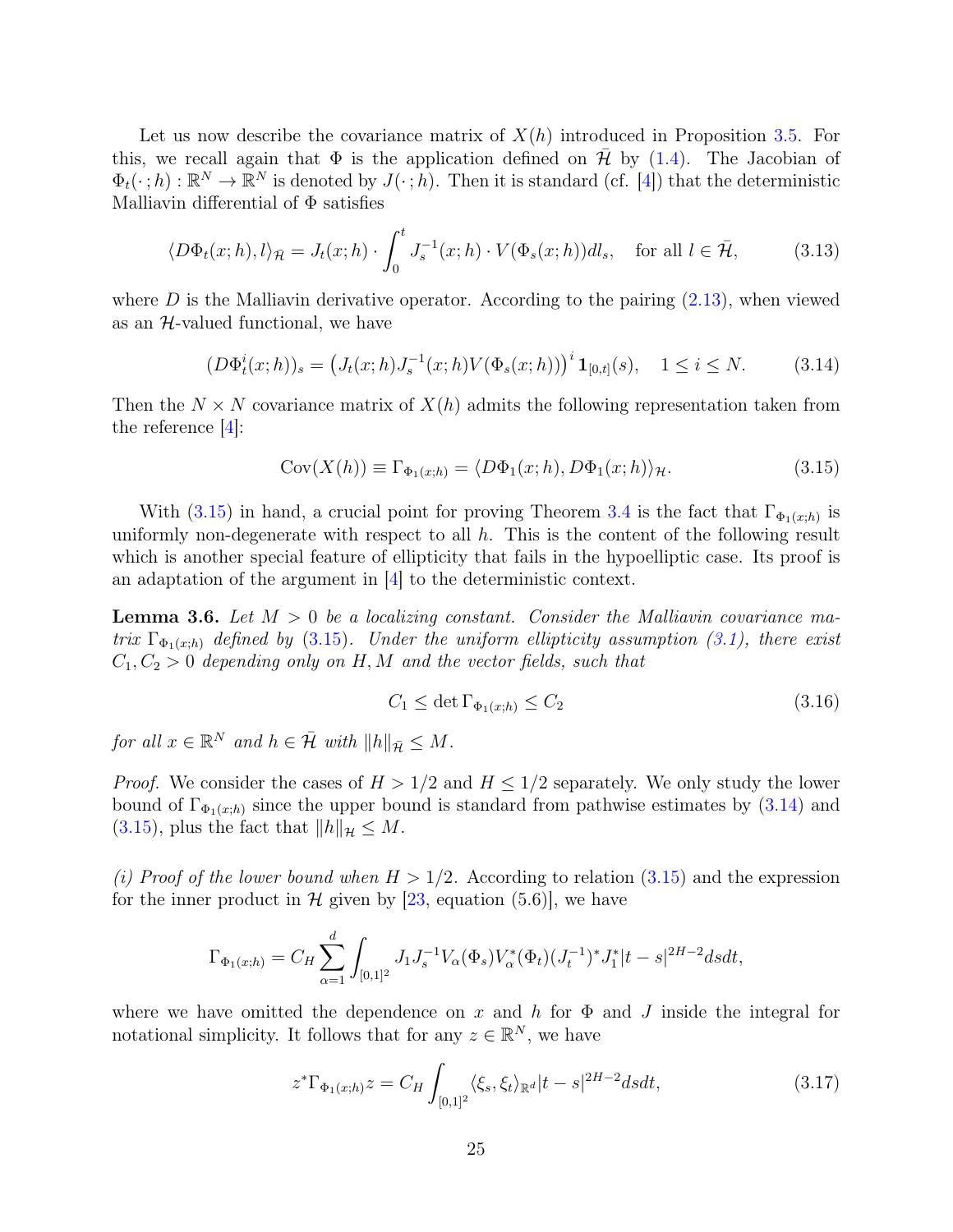Let us now describe the covariance matrix of $X(h)$ introduced in Proposition 3.5. For this, we recall again that $\Phi$ is the application defined on $\bar{\mathcal{H}}$ by (1.4). The Jacobian of $\Phi_t(\cdot\,;h):\mathbb{R}^N\to\mathbb{R}^N$ is denoted by $J(\cdot\,;h)$. Then it is standard (cf. [4]) that the deterministic Malliavin differential of $\Phi$ satisfies

$$
\langle D\Phi_t(x;h),l\rangle_{\bar{\mathcal{H}}}=J_t(x;h)\cdot\int_0^t J_s^{-1}(x;h)\cdot V(\Phi_s(x;h))dl_s,\quad \text{for all } l\in\bar{\mathcal{H}}, \tag{3.13}
$$

where $D$ is the Malliavin derivative operator. According to the pairing (2.13), when viewed as an $\mathcal{H}$-valued functional, we have

$$
(D\Phi_t^i(x;h))_s=\left(J_t(x;h)J_s^{-1}(x;h)V(\Phi_s(x;h))\right)^i\mathbf{1}_{[0,t]}(s),\quad 1\le i\le N. \tag{3.14}
$$

Then the $N\times N$ covariance matrix of $X(h)$ admits the following representation taken from the reference [4]:

$$
\mathrm{Cov}(X(h))\equiv\Gamma_{\Phi_1(x;h)}=\langle D\Phi_1(x;h),D\Phi_1(x;h)\rangle_{\mathcal{H}}. \tag{3.15}
$$

With (3.15) in hand, a crucial point for proving Theorem 3.4 is the fact that $\Gamma_{\Phi_1(x;h)}$ is uniformly non-degenerate with respect to all $h$. This is the content of the following result which is another special feature of ellipticity that fails in the hypoelliptic case. Its proof is an adaptation of the argument in [4] to the deterministic context.

**Lemma 3.6.** *Let $M>0$ be a localizing constant. Consider the Malliavin covariance matrix $\Gamma_{\Phi_1(x;h)}$ defined by (3.15). Under the uniform ellipticity assumption (3.1), there exist $C_1,C_2>0$ depending only on $H,M$ and the vector fields, such that*

$$
C_1\le\det\Gamma_{\Phi_1(x;h)}\le C_2 \tag{3.16}
$$

*for all $x\in\mathbb{R}^N$ and $h\in\bar{\mathcal{H}}$ with $\|h\|_{\bar{\mathcal{H}}}\le M$.*

*Proof.* We consider the cases of $H>1/2$ and $H\le 1/2$ separately. We only study the lower bound of $\Gamma_{\Phi_1(x;h)}$ since the upper bound is standard from pathwise estimates by (3.14) and (3.15), plus the fact that $\|h\|_{\mathcal{H}}\le M$.

*(i) Proof of the lower bound when $H>1/2$.* According to relation (3.15) and the expression for the inner product in $\mathcal{H}$ given by [23, equation (5.6)], we have

$$
\Gamma_{\Phi_1(x;h)}=C_H\sum_{\alpha=1}^d\int_{[0,1]^2}J_1J_s^{-1}V_\alpha(\Phi_s)V_\alpha^*(\Phi_t)(J_t^{-1})^*J_1^*|t-s|^{2H-2}dsdt,
$$

where we have omitted the dependence on $x$ and $h$ for $\Phi$ and $J$ inside the integral for notational simplicity. It follows that for any $z\in\mathbb{R}^N$, we have

$$
z^*\Gamma_{\Phi_1(x;h)}z=C_H\int_{[0,1]^2}\langle\xi_s,\xi_t\rangle_{\mathbb{R}^d}|t-s|^{2H-2}dsdt, \tag{3.17}
$$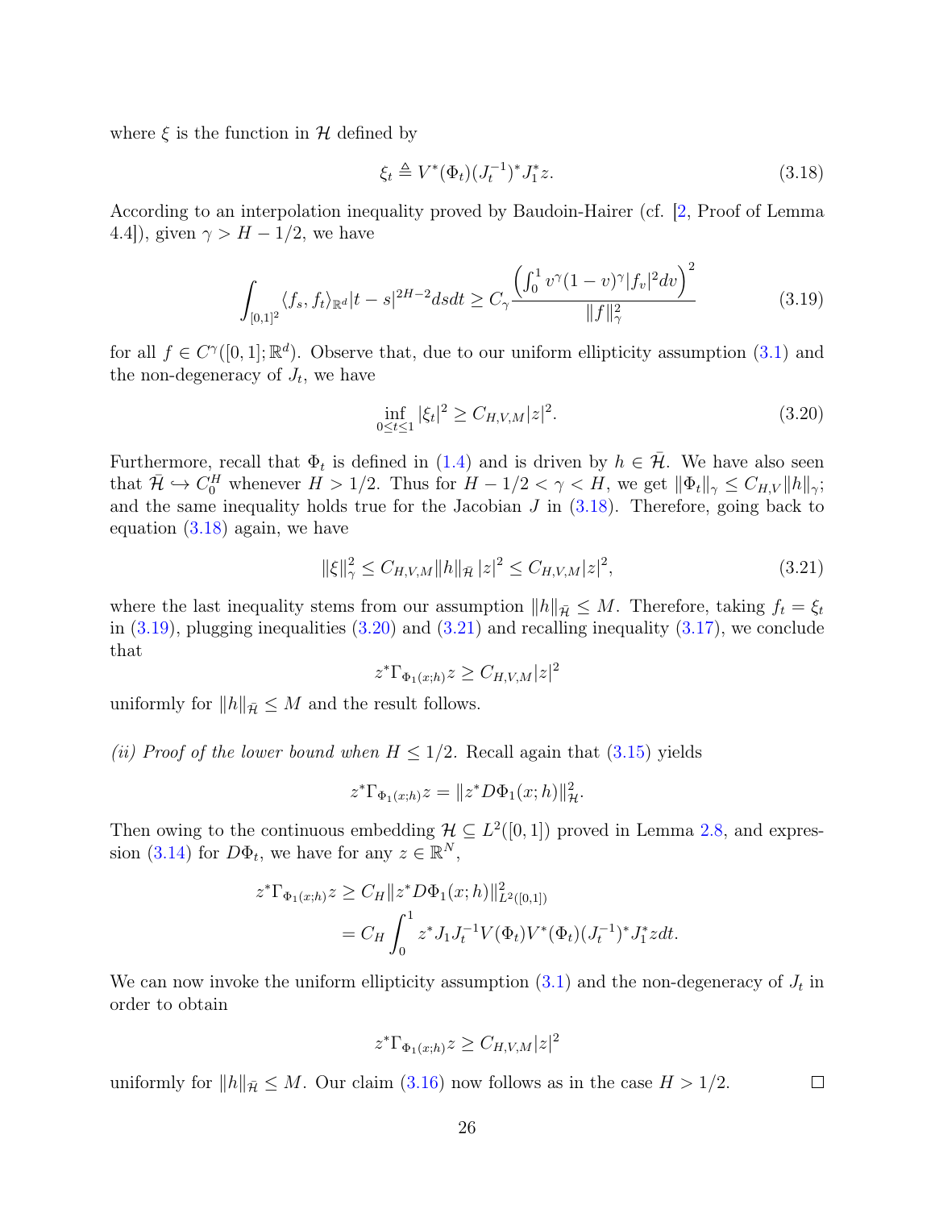where $\xi$ is the function in $\mathcal{H}$ defined by

$$\xi_t \triangleq V^*(\Phi_t)(J_t^{-1})^* J_1^* z. \tag{3.18}$$

According to an interpolation inequality proved by Baudoin-Hairer (cf. [2, Proof of Lemma 4.4]), given $\gamma > H - 1/2$, we have

$$\int_{[0,1]^2} \langle f_s, f_t \rangle_{\mathbb{R}^d} |t-s|^{2H-2} ds dt \geq C_\gamma \frac{\left( \int_0^1 v^\gamma (1-v)^\gamma |f_v|^2 dv \right)^2}{\|f\|_\gamma^2} \tag{3.19}$$

for all $f \in C^\gamma([0,1]; \mathbb{R}^d)$. Observe that, due to our uniform ellipticity assumption (3.1) and the non-degeneracy of $J_t$, we have

$$\inf_{0 \leq t \leq 1} |\xi_t|^2 \geq C_{H,V,M} |z|^2. \tag{3.20}$$

Furthermore, recall that $\Phi_t$ is defined in (1.4) and is driven by $h \in \bar{\mathcal{H}}$. We have also seen that $\bar{\mathcal{H}} \hookrightarrow C_0^H$ whenever $H > 1/2$. Thus for $H - 1/2 < \gamma < H$, we get $\|\Phi_t\|_\gamma \leq C_{H,V} \|h\|_\gamma$; and the same inequality holds true for the Jacobian $J$ in (3.18). Therefore, going back to equation (3.18) again, we have

$$\|\xi\|_\gamma^2 \leq C_{H,V,M} \|h\|_{\bar{\mathcal{H}}} |z|^2 \leq C_{H,V,M} |z|^2, \tag{3.21}$$

where the last inequality stems from our assumption $\|h\|_{\bar{\mathcal{H}}} \leq M$. Therefore, taking $f_t = \xi_t$ in (3.19), plugging inequalities (3.20) and (3.21) and recalling inequality (3.17), we conclude that

$$z^* \Gamma_{\Phi_1(x;h)} z \geq C_{H,V,M} |z|^2$$

uniformly for $\|h\|_{\bar{\mathcal{H}}} \leq M$ and the result follows.

*(ii) Proof of the lower bound when $H \leq 1/2$.* Recall again that (3.15) yields

$$z^* \Gamma_{\Phi_1(x;h)} z = \|z^* D\Phi_1(x;h)\|_{\mathcal{H}}^2.$$

Then owing to the continuous embedding $\mathcal{H} \subseteq L^2([0,1])$ proved in Lemma 2.8, and expression (3.14) for $D\Phi_t$, we have for any $z \in \mathbb{R}^N$,

$$\begin{aligned} z^* \Gamma_{\Phi_1(x;h)} z &\geq C_H \|z^* D\Phi_1(x;h)\|_{L^2([0,1])}^2 \\ &= C_H \int_0^1 z^* J_1 J_t^{-1} V(\Phi_t) V^*(\Phi_t) (J_t^{-1})^* J_1^* z dt. \end{aligned}$$

We can now invoke the uniform ellipticity assumption (3.1) and the non-degeneracy of $J_t$ in order to obtain

$$z^* \Gamma_{\Phi_1(x;h)} z \geq C_{H,V,M} |z|^2$$

uniformly for $\|h\|_{\bar{\mathcal{H}}} \leq M$. Our claim (3.16) now follows as in the case $H > 1/2$. □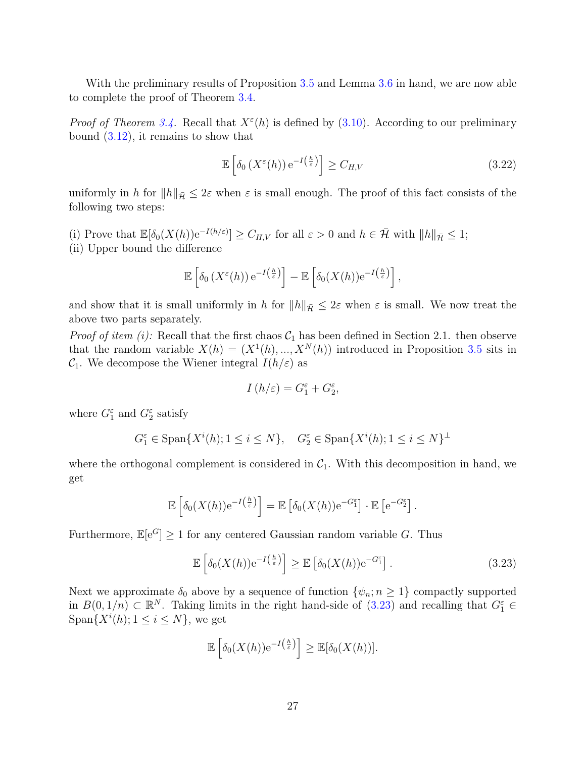With the preliminary results of Proposition 3.5 and Lemma 3.6 in hand, we are now able to complete the proof of Theorem 3.4.

*Proof of Theorem 3.4.* Recall that $X^{\varepsilon}(h)$ is defined by (3.10). According to our preliminary bound (3.12), it remains to show that

$$\mathbb{E}\left[\delta_0\left(X^{\varepsilon}(h)\right)\mathrm{e}^{-I\left(\frac{h}{\varepsilon}\right)}\right] \geq C_{H,V} \tag{3.22}$$

uniformly in $h$ for $\|h\|_{\bar{\mathcal{H}}} \leq 2\varepsilon$ when $\varepsilon$ is small enough. The proof of this fact consists of the following two steps:

(i) Prove that $\mathbb{E}[\delta_0(X(h))\mathrm{e}^{-I(h/\varepsilon)}] \geq C_{H,V}$ for all $\varepsilon > 0$ and $h \in \bar{\mathcal{H}}$ with $\|h\|_{\bar{\mathcal{H}}} \leq 1$;
(ii) Upper bound the difference

$$\mathbb{E}\left[\delta_0\left(X^{\varepsilon}(h)\right)\mathrm{e}^{-I\left(\frac{h}{\varepsilon}\right)}\right] - \mathbb{E}\left[\delta_0(X(h))\mathrm{e}^{-I\left(\frac{h}{\varepsilon}\right)}\right],$$

and show that it is small uniformly in $h$ for $\|h\|_{\bar{\mathcal{H}}} \leq 2\varepsilon$ when $\varepsilon$ is small. We now treat the above two parts separately.

*Proof of item (i):* Recall that the first chaos $\mathcal{C}_1$ has been defined in Section 2.1. then observe that the random variable $X(h) = (X^1(h), ..., X^N(h))$ introduced in Proposition 3.5 sits in $\mathcal{C}_1$. We decompose the Wiener integral $I(h/\varepsilon)$ as

$$I\left(h/\varepsilon\right) = G_1^{\varepsilon} + G_2^{\varepsilon},$$

where $G_1^{\varepsilon}$ and $G_2^{\varepsilon}$ satisfy

$$G_1^{\varepsilon} \in \mathrm{Span}\{X^i(h); 1 \leq i \leq N\}, \quad G_2^{\varepsilon} \in \mathrm{Span}\{X^i(h); 1 \leq i \leq N\}^{\perp}$$

where the orthogonal complement is considered in $\mathcal{C}_1$. With this decomposition in hand, we get

$$\mathbb{E}\left[\delta_0(X(h))\mathrm{e}^{-I\left(\frac{h}{\varepsilon}\right)}\right] = \mathbb{E}\left[\delta_0(X(h))\mathrm{e}^{-G_1^{\varepsilon}}\right] \cdot \mathbb{E}\left[\mathrm{e}^{-G_2^{\varepsilon}}\right].$$

Furthermore, $\mathbb{E}[\mathrm{e}^{G}] \geq 1$ for any centered Gaussian random variable $G$. Thus

$$\mathbb{E}\left[\delta_0(X(h))\mathrm{e}^{-I\left(\frac{h}{\varepsilon}\right)}\right] \geq \mathbb{E}\left[\delta_0(X(h))\mathrm{e}^{-G_1^{\varepsilon}}\right]. \tag{3.23}$$

Next we approximate $\delta_0$ above by a sequence of function $\{\psi_n; n \geq 1\}$ compactly supported in $B(0, 1/n) \subset \mathbb{R}^N$. Taking limits in the right hand-side of (3.23) and recalling that $G_1^{\varepsilon} \in \mathrm{Span}\{X^i(h); 1 \leq i \leq N\}$, we get

$$\mathbb{E}\left[\delta_0(X(h))\mathrm{e}^{-I\left(\frac{h}{\varepsilon}\right)}\right] \geq \mathbb{E}[\delta_0(X(h))].$$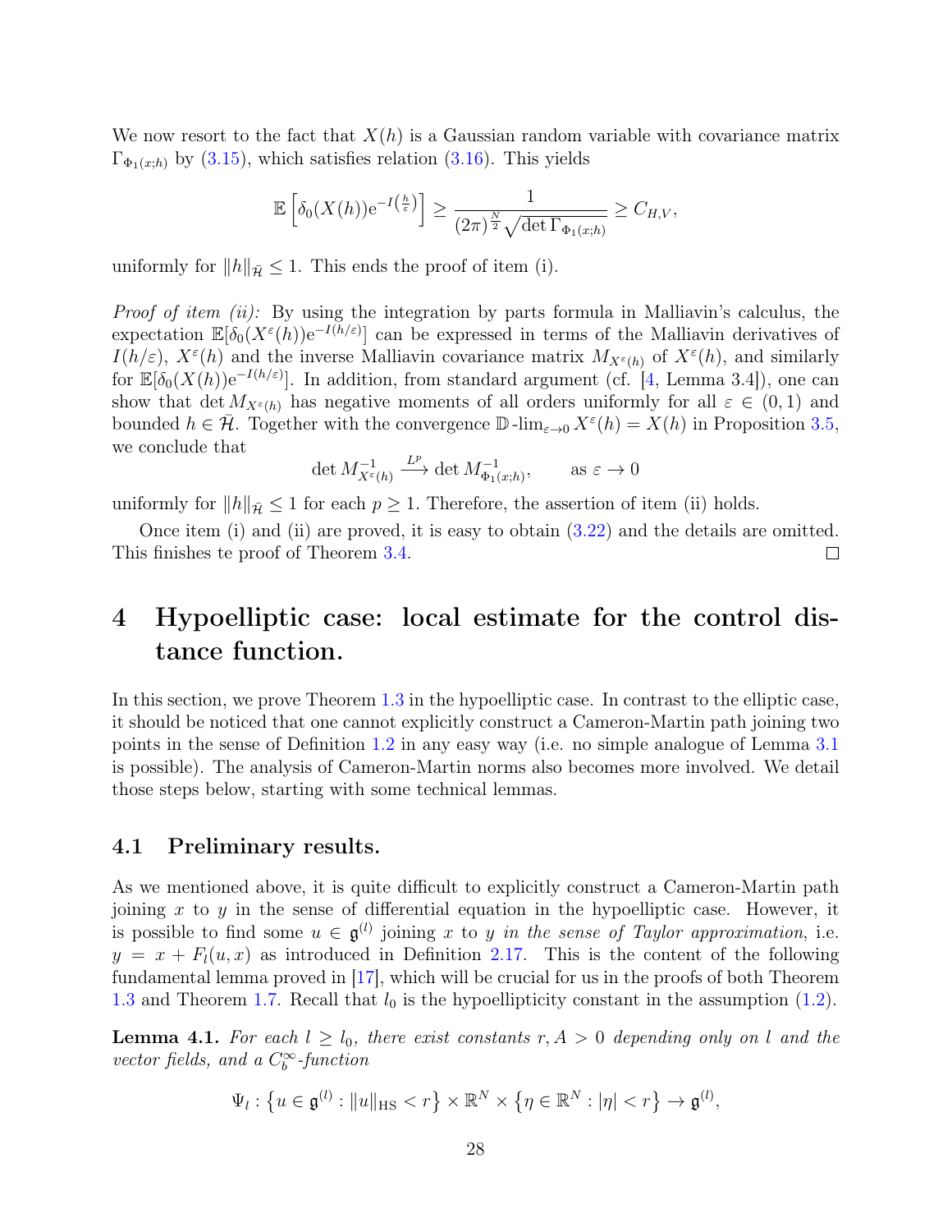We now resort to the fact that $X(h)$ is a Gaussian random variable with covariance matrix $\Gamma_{\Phi_1(x;h)}$ by (3.15), which satisfies relation (3.16). This yields

$$\mathbb{E}\left[\delta_0(X(h))\mathrm{e}^{-I\left(\frac{h}{\varepsilon}\right)}\right] \geq \frac{1}{(2\pi)^{\frac{N}{2}}\sqrt{\det \Gamma_{\Phi_1(x;h)}}} \geq C_{H,V},$$

uniformly for $\|h\|_{\bar{\mathcal{H}}} \leq 1$. This ends the proof of item (i).

*Proof of item (ii):* By using the integration by parts formula in Malliavin's calculus, the expectation $\mathbb{E}[\delta_0(X^\varepsilon(h))\mathrm{e}^{-I(h/\varepsilon)}]$ can be expressed in terms of the Malliavin derivatives of $I(h/\varepsilon)$, $X^\varepsilon(h)$ and the inverse Malliavin covariance matrix $M_{X^\varepsilon(h)}$ of $X^\varepsilon(h)$, and similarly for $\mathbb{E}[\delta_0(X(h))\mathrm{e}^{-I(h/\varepsilon)}]$. In addition, from standard argument (cf. [4, Lemma 3.4]), one can show that $\det M_{X^\varepsilon(h)}$ has negative moments of all orders uniformly for all $\varepsilon \in (0,1)$ and bounded $h \in \bar{\mathcal{H}}$. Together with the convergence $\mathbb{D}\text{-}\lim_{\varepsilon\to 0} X^\varepsilon(h) = X(h)$ in Proposition 3.5, we conclude that

$$\det M^{-1}_{X^\varepsilon(h)} \xrightarrow{L^p} \det M^{-1}_{\Phi_1(x;h)}, \qquad \text{as } \varepsilon \to 0$$

uniformly for $\|h\|_{\bar{\mathcal{H}}} \leq 1$ for each $p \geq 1$. Therefore, the assertion of item (ii) holds.

Once item (i) and (ii) are proved, it is easy to obtain (3.22) and the details are omitted. This finishes te proof of Theorem 3.4. □

# 4 Hypoelliptic case: local estimate for the control distance function.

In this section, we prove Theorem 1.3 in the hypoelliptic case. In contrast to the elliptic case, it should be noticed that one cannot explicitly construct a Cameron-Martin path joining two points in the sense of Definition 1.2 in any easy way (i.e. no simple analogue of Lemma 3.1 is possible). The analysis of Cameron-Martin norms also becomes more involved. We detail those steps below, starting with some technical lemmas.

## 4.1 Preliminary results.

As we mentioned above, it is quite difficult to explicitly construct a Cameron-Martin path joining $x$ to $y$ in the sense of differential equation in the hypoelliptic case. However, it is possible to find some $u \in \mathfrak{g}^{(l)}$ joining $x$ to $y$ *in the sense of Taylor approximation*, i.e. $y = x + F_l(u,x)$ as introduced in Definition 2.17. This is the content of the following fundamental lemma proved in [17], which will be crucial for us in the proofs of both Theorem 1.3 and Theorem 1.7. Recall that $l_0$ is the hypoellipticity constant in the assumption (1.2).

**Lemma 4.1.** *For each $l \geq l_0$, there exist constants $r, A > 0$ depending only on $l$ and the vector fields, and a $C_b^\infty$-function*

$$\Psi_l : \left\{u \in \mathfrak{g}^{(l)} : \|u\|_{\mathrm{HS}} < r\right\} \times \mathbb{R}^N \times \left\{\eta \in \mathbb{R}^N : |\eta| < r\right\} \to \mathfrak{g}^{(l)},$$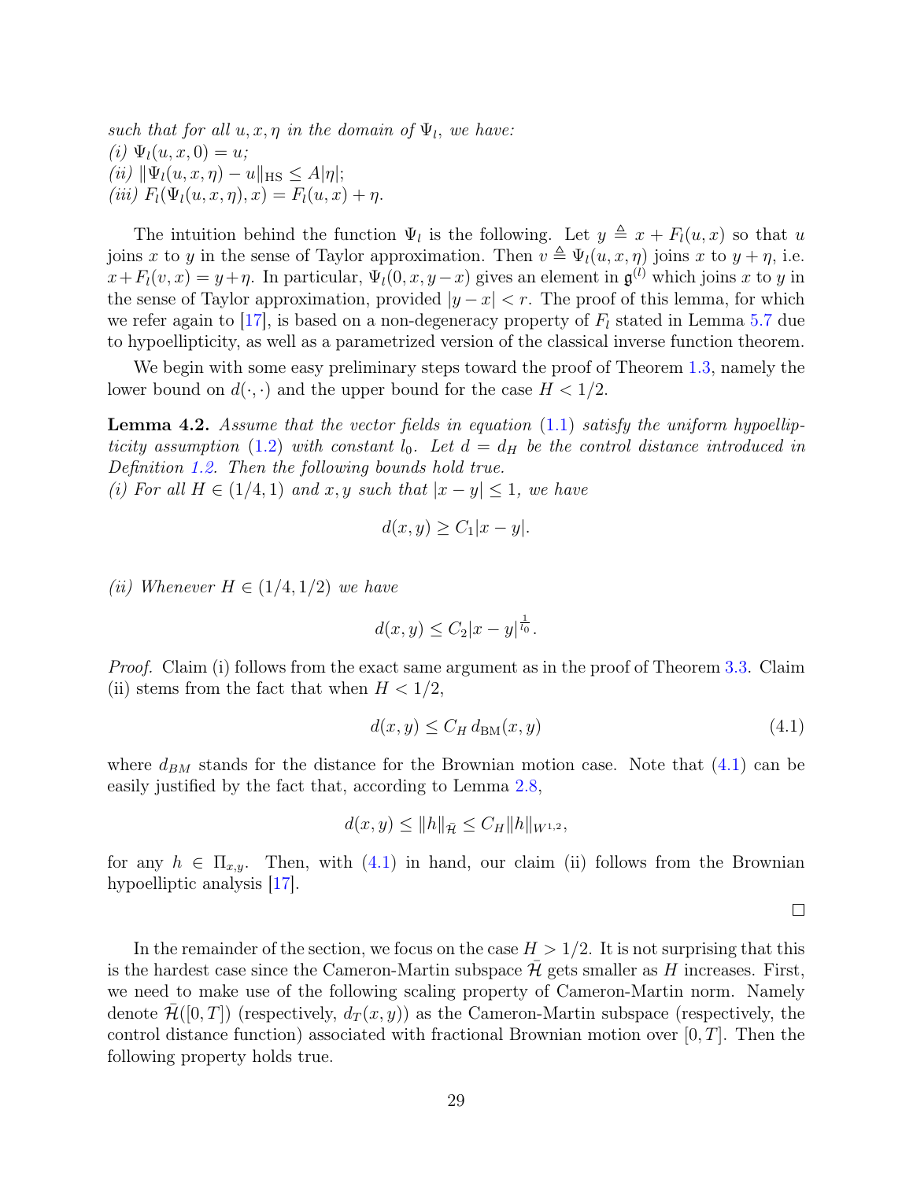*such that for all $u, x, \eta$ in the domain of $\Psi_l$, we have:*
*(i) $\Psi_l(u, x, 0) = u$;*
*(ii) $\|\Psi_l(u, x, \eta) - u\|_{\mathrm{HS}} \leq A|\eta|$;*
*(iii) $F_l(\Psi_l(u, x, \eta), x) = F_l(u, x) + \eta$.*

The intuition behind the function $\Psi_l$ is the following. Let $y \triangleq x + F_l(u, x)$ so that $u$ joins $x$ to $y$ in the sense of Taylor approximation. Then $v \triangleq \Psi_l(u, x, \eta)$ joins $x$ to $y + \eta$, i.e. $x + F_l(v, x) = y + \eta$. In particular, $\Psi_l(0, x, y - x)$ gives an element in $\mathfrak{g}^{(l)}$ which joins $x$ to $y$ in the sense of Taylor approximation, provided $|y - x| < r$. The proof of this lemma, for which we refer again to [17], is based on a non-degeneracy property of $F_l$ stated in Lemma 5.7 due to hypoellipticity, as well as a parametrized version of the classical inverse function theorem.

We begin with some easy preliminary steps toward the proof of Theorem 1.3, namely the lower bound on $d(\cdot, \cdot)$ and the upper bound for the case $H < 1/2$.

**Lemma 4.2.** *Assume that the vector fields in equation (1.1) satisfy the uniform hypoellipticity assumption (1.2) with constant $l_0$. Let $d = d_H$ be the control distance introduced in Definition 1.2. Then the following bounds hold true.*
*(i) For all $H \in (1/4, 1)$ and $x, y$ such that $|x - y| \leq 1$, we have*

$$d(x, y) \geq C_1 |x - y|.$$

*(ii) Whenever $H \in (1/4, 1/2)$ we have*

$$d(x, y) \leq C_2 |x - y|^{\frac{1}{l_0}}.$$

*Proof.* Claim (i) follows from the exact same argument as in the proof of Theorem 3.3. Claim (ii) stems from the fact that when $H < 1/2$,

$$d(x, y) \leq C_H \, d_{\mathrm{BM}}(x, y) \tag{4.1}$$

where $d_{BM}$ stands for the distance for the Brownian motion case. Note that (4.1) can be easily justified by the fact that, according to Lemma 2.8,

$$d(x, y) \leq \|h\|_{\bar{\mathcal{H}}} \leq C_H \|h\|_{W^{1,2}},$$

for any $h \in \Pi_{x,y}$. Then, with (4.1) in hand, our claim (ii) follows from the Brownian hypoelliptic analysis [17].

$\square$

In the remainder of the section, we focus on the case $H > 1/2$. It is not surprising that this is the hardest case since the Cameron-Martin subspace $\bar{\mathcal{H}}$ gets smaller as $H$ increases. First, we need to make use of the following scaling property of Cameron-Martin norm. Namely denote $\bar{\mathcal{H}}([0, T])$ (respectively, $d_T(x, y)$) as the Cameron-Martin subspace (respectively, the control distance function) associated with fractional Brownian motion over $[0, T]$. Then the following property holds true.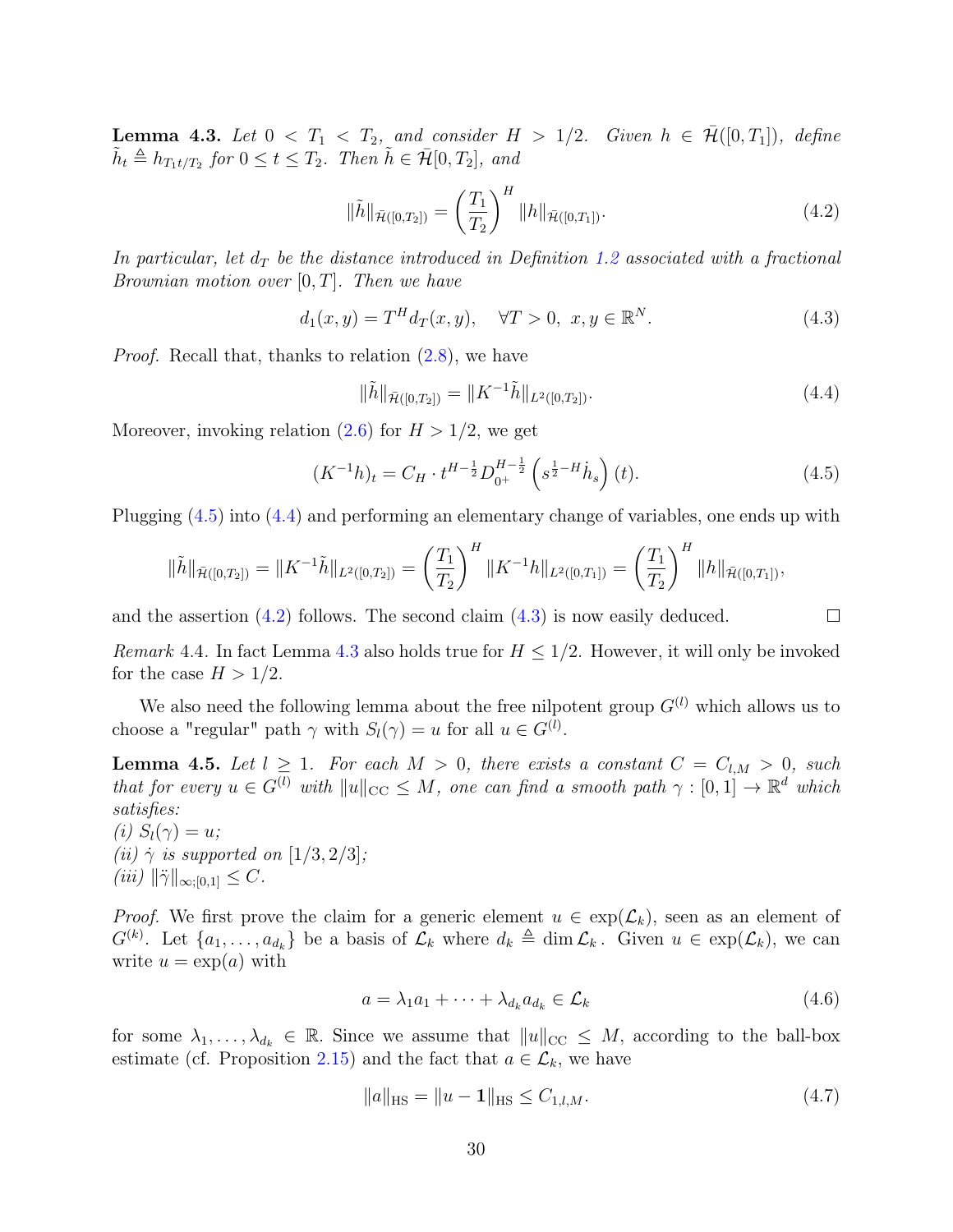**Lemma 4.3.** *Let $0 < T_1 < T_2$, and consider $H > 1/2$. Given $h \in \bar{\mathcal{H}}([0,T_1])$, define $\tilde{h}_t \triangleq h_{T_1 t/T_2}$ for $0 \leq t \leq T_2$. Then $\tilde{h} \in \bar{\mathcal{H}}[0,T_2]$, and*

$$\|\tilde{h}\|_{\bar{\mathcal{H}}([0,T_2])} = \left(\frac{T_1}{T_2}\right)^H \|h\|_{\bar{\mathcal{H}}([0,T_1])}. \tag{4.2}$$

*In particular, let $d_T$ be the distance introduced in Definition 1.2 associated with a fractional Brownian motion over $[0,T]$. Then we have*

$$d_1(x,y) = T^H d_T(x,y), \quad \forall T > 0, \; x,y \in \mathbb{R}^N. \tag{4.3}$$

*Proof.* Recall that, thanks to relation (2.8), we have

$$\|\tilde{h}\|_{\bar{\mathcal{H}}([0,T_2])} = \|K^{-1}\tilde{h}\|_{L^2([0,T_2])}. \tag{4.4}$$

Moreover, invoking relation (2.6) for $H > 1/2$, we get

$$(K^{-1}h)_t = C_H \cdot t^{H-\frac{1}{2}} D_{0^+}^{H-\frac{1}{2}}\left(s^{\frac{1}{2}-H}\dot{h}_s\right)(t). \tag{4.5}$$

Plugging (4.5) into (4.4) and performing an elementary change of variables, one ends up with

$$\|\tilde{h}\|_{\bar{\mathcal{H}}([0,T_2])} = \|K^{-1}\tilde{h}\|_{L^2([0,T_2])} = \left(\frac{T_1}{T_2}\right)^H \|K^{-1}h\|_{L^2([0,T_1])} = \left(\frac{T_1}{T_2}\right)^H \|h\|_{\bar{\mathcal{H}}([0,T_1])},$$

and the assertion (4.2) follows. The second claim (4.3) is now easily deduced. □

*Remark* 4.4. In fact Lemma 4.3 also holds true for $H \leq 1/2$. However, it will only be invoked for the case $H > 1/2$.

We also need the following lemma about the free nilpotent group $G^{(l)}$ which allows us to choose a "regular" path $\gamma$ with $S_l(\gamma) = u$ for all $u \in G^{(l)}$.

**Lemma 4.5.** *Let $l \geq 1$. For each $M > 0$, there exists a constant $C = C_{l,M} > 0$, such that for every $u \in G^{(l)}$ with $\|u\|_{\mathrm{CC}} \leq M$, one can find a smooth path $\gamma : [0,1] \to \mathbb{R}^d$ which satisfies:*
*(i) $S_l(\gamma) = u$;*
*(ii) $\dot{\gamma}$ is supported on $[1/3, 2/3]$;*
*(iii) $\|\ddot{\gamma}\|_{\infty;[0,1]} \leq C$.*

*Proof.* We first prove the claim for a generic element $u \in \exp(\mathcal{L}_k)$, seen as an element of $G^{(k)}$. Let $\{a_1, \ldots, a_{d_k}\}$ be a basis of $\mathcal{L}_k$ where $d_k \triangleq \dim \mathcal{L}_k$. Given $u \in \exp(\mathcal{L}_k)$, we can write $u = \exp(a)$ with

$$a = \lambda_1 a_1 + \cdots + \lambda_{d_k} a_{d_k} \in \mathcal{L}_k \tag{4.6}$$

for some $\lambda_1, \ldots, \lambda_{d_k} \in \mathbb{R}$. Since we assume that $\|u\|_{\mathrm{CC}} \leq M$, according to the ball-box estimate (cf. Proposition 2.15) and the fact that $a \in \mathcal{L}_k$, we have

$$\|a\|_{\mathrm{HS}} = \|u - \mathbf{1}\|_{\mathrm{HS}} \leq C_{1,l,M}. \tag{4.7}$$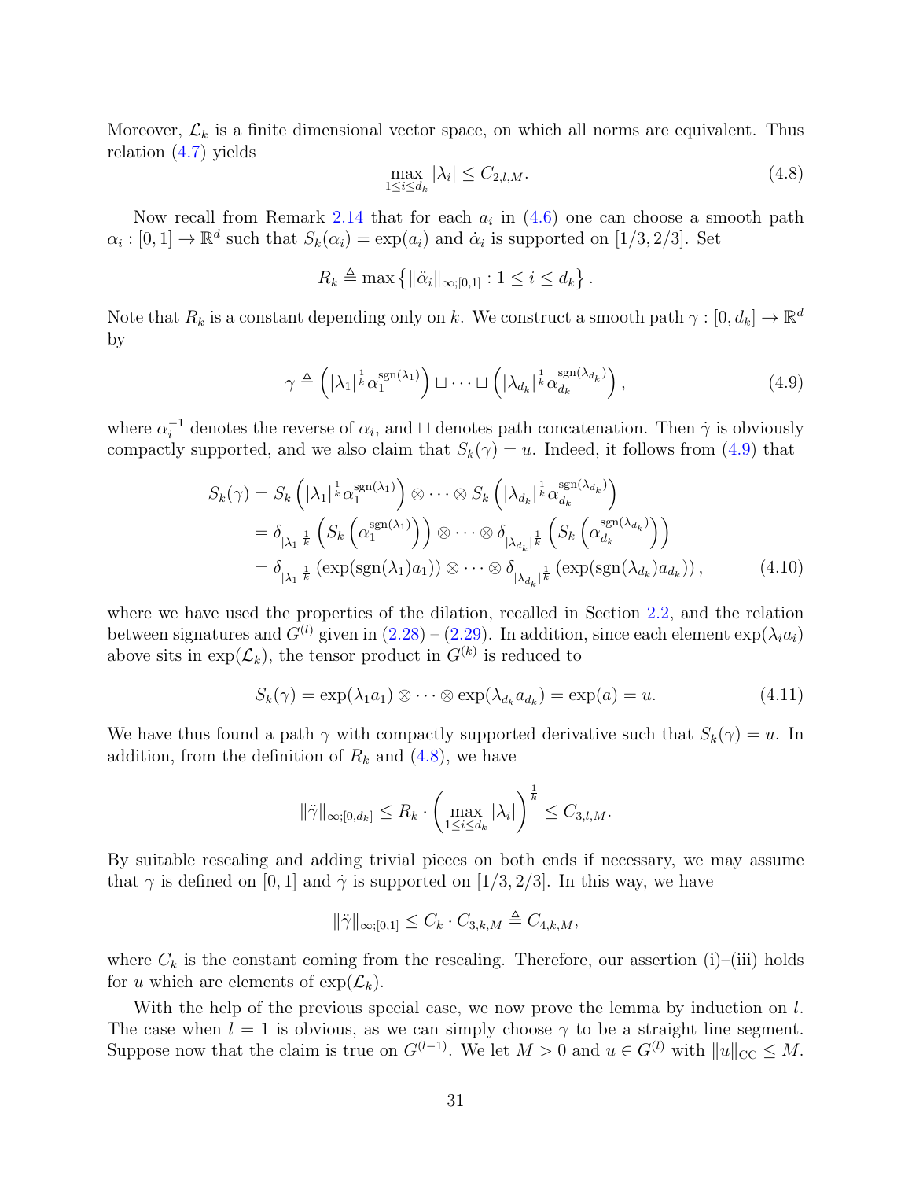Moreover, $\mathcal{L}_k$ is a finite dimensional vector space, on which all norms are equivalent. Thus relation (4.7) yields

$$\max_{1\leq i\leq d_k} |\lambda_i| \leq C_{2,l,M}. \tag{4.8}$$

Now recall from Remark 2.14 that for each $a_i$ in (4.6) one can choose a smooth path $\alpha_i : [0,1] \to \mathbb{R}^d$ such that $S_k(\alpha_i) = \exp(a_i)$ and $\dot{\alpha}_i$ is supported on $[1/3, 2/3]$. Set

$$R_k \triangleq \max\left\{\|\ddot{\alpha}_i\|_{\infty;[0,1]} : 1 \leq i \leq d_k\right\}.$$

Note that $R_k$ is a constant depending only on $k$. We construct a smooth path $\gamma : [0, d_k] \to \mathbb{R}^d$ by

$$\gamma \triangleq \left(|\lambda_1|^{\frac{1}{k}} \alpha_1^{\mathrm{sgn}(\lambda_1)}\right) \sqcup \cdots \sqcup \left(|\lambda_{d_k}|^{\frac{1}{k}} \alpha_{d_k}^{\mathrm{sgn}(\lambda_{d_k})}\right), \tag{4.9}$$

where $\alpha_i^{-1}$ denotes the reverse of $\alpha_i$, and $\sqcup$ denotes path concatenation. Then $\dot{\gamma}$ is obviously compactly supported, and we also claim that $S_k(\gamma) = u$. Indeed, it follows from (4.9) that

$$\begin{aligned}
S_k(\gamma) &= S_k\left(|\lambda_1|^{\frac{1}{k}} \alpha_1^{\mathrm{sgn}(\lambda_1)}\right) \otimes \cdots \otimes S_k\left(|\lambda_{d_k}|^{\frac{1}{k}} \alpha_{d_k}^{\mathrm{sgn}(\lambda_{d_k})}\right) \\
&= \delta_{|\lambda_1|^{\frac{1}{k}}}\left(S_k\left(\alpha_1^{\mathrm{sgn}(\lambda_1)}\right)\right) \otimes \cdots \otimes \delta_{|\lambda_{d_k}|^{\frac{1}{k}}}\left(S_k\left(\alpha_{d_k}^{\mathrm{sgn}(\lambda_{d_k})}\right)\right) \\
&= \delta_{|\lambda_1|^{\frac{1}{k}}}\left(\exp(\mathrm{sgn}(\lambda_1) a_1)\right) \otimes \cdots \otimes \delta_{|\lambda_{d_k}|^{\frac{1}{k}}}\left(\exp(\mathrm{sgn}(\lambda_{d_k}) a_{d_k})\right),
\end{aligned} \tag{4.10}$$

where we have used the properties of the dilation, recalled in Section 2.2, and the relation between signatures and $G^{(l)}$ given in (2.28) – (2.29). In addition, since each element $\exp(\lambda_i a_i)$ above sits in $\exp(\mathcal{L}_k)$, the tensor product in $G^{(k)}$ is reduced to

$$S_k(\gamma) = \exp(\lambda_1 a_1) \otimes \cdots \otimes \exp(\lambda_{d_k} a_{d_k}) = \exp(a) = u. \tag{4.11}$$

We have thus found a path $\gamma$ with compactly supported derivative such that $S_k(\gamma) = u$. In addition, from the definition of $R_k$ and (4.8), we have

$$\|\ddot{\gamma}\|_{\infty;[0,d_k]} \leq R_k \cdot \left(\max_{1\leq i\leq d_k} |\lambda_i|\right)^{\frac{1}{k}} \leq C_{3,l,M}.$$

By suitable rescaling and adding trivial pieces on both ends if necessary, we may assume that $\gamma$ is defined on $[0,1]$ and $\dot{\gamma}$ is supported on $[1/3, 2/3]$. In this way, we have

$$\|\ddot{\gamma}\|_{\infty;[0,1]} \leq C_k \cdot C_{3,k,M} \triangleq C_{4,k,M},$$

where $C_k$ is the constant coming from the rescaling. Therefore, our assertion (i)–(iii) holds for $u$ which are elements of $\exp(\mathcal{L}_k)$.

With the help of the previous special case, we now prove the lemma by induction on $l$. The case when $l = 1$ is obvious, as we can simply choose $\gamma$ to be a straight line segment. Suppose now that the claim is true on $G^{(l-1)}$. We let $M > 0$ and $u \in G^{(l)}$ with $\|u\|_{\mathrm{CC}} \leq M$.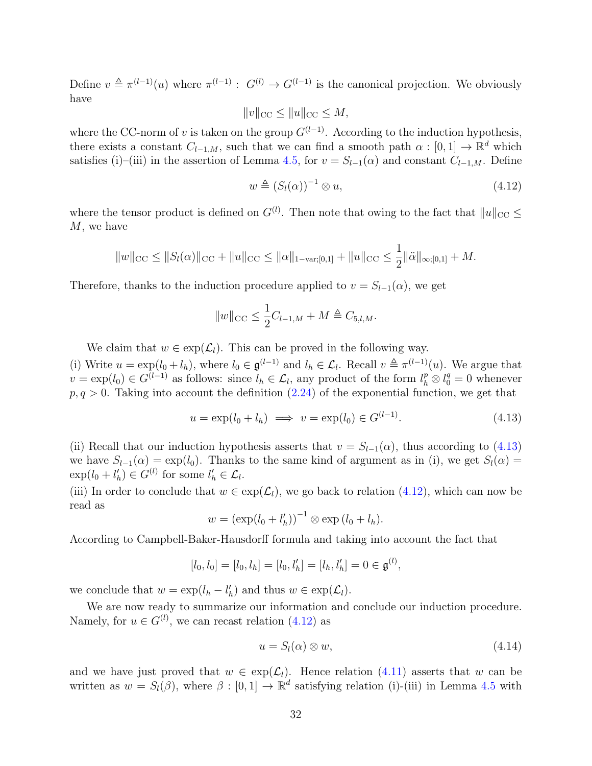Define $v \triangleq \pi^{(l-1)}(u)$ where $\pi^{(l-1)}: \ G^{(l)} \to G^{(l-1)}$ is the canonical projection. We obviously have

$$\|v\|_{\mathrm{CC}} \leq \|u\|_{\mathrm{CC}} \leq M,$$

where the CC-norm of $v$ is taken on the group $G^{(l-1)}$. According to the induction hypothesis, there exists a constant $C_{l-1,M}$, such that we can find a smooth path $\alpha : [0,1] \to \mathbb{R}^d$ which satisfies (i)–(iii) in the assertion of Lemma 4.5, for $v = S_{l-1}(\alpha)$ and constant $C_{l-1,M}$. Define

$$w \triangleq (S_l(\alpha))^{-1} \otimes u, \tag{4.12}$$

where the tensor product is defined on $G^{(l)}$. Then note that owing to the fact that $\|u\|_{\mathrm{CC}} \leq M$, we have

$$\|w\|_{\mathrm{CC}} \leq \|S_l(\alpha)\|_{\mathrm{CC}} + \|u\|_{\mathrm{CC}} \leq \|\alpha\|_{1-\mathrm{var};[0,1]} + \|u\|_{\mathrm{CC}} \leq \frac{1}{2}\|\ddot{\alpha}\|_{\infty;[0,1]} + M.$$

Therefore, thanks to the induction procedure applied to $v = S_{l-1}(\alpha)$, we get

$$\|w\|_{\mathrm{CC}} \leq \frac{1}{2}C_{l-1,M} + M \triangleq C_{5,l,M}.$$

We claim that $w \in \exp(\mathcal{L}_l)$. This can be proved in the following way.
(i) Write $u = \exp(l_0 + l_h)$, where $l_0 \in \mathfrak{g}^{(l-1)}$ and $l_h \in \mathcal{L}_l$. Recall $v \triangleq \pi^{(l-1)}(u)$. We argue that $v = \exp(l_0) \in G^{(l-1)}$ as follows: since $l_h \in \mathcal{L}_l$, any product of the form $l_h^p \otimes l_0^q = 0$ whenever $p, q > 0$. Taking into account the definition (2.24) of the exponential function, we get that

$$u = \exp(l_0 + l_h) \implies v = \exp(l_0) \in G^{(l-1)}. \tag{4.13}$$

(ii) Recall that our induction hypothesis asserts that $v = S_{l-1}(\alpha)$, thus according to (4.13) we have $S_{l-1}(\alpha) = \exp(l_0)$. Thanks to the same kind of argument as in (i), we get $S_l(\alpha) = \exp(l_0 + l_h') \in G^{(l)}$ for some $l_h' \in \mathcal{L}_l$.
(iii) In order to conclude that $w \in \exp(\mathcal{L}_l)$, we go back to relation (4.12), which can now be read as

$$w = (\exp(l_0 + l_h'))^{-1} \otimes \exp{(l_0 + l_h)}.$$

According to Campbell-Baker-Hausdorff formula and taking into account the fact that

$$[l_0, l_0] = [l_0, l_h] = [l_0, l_h'] = [l_h, l_h'] = 0 \in \mathfrak{g}^{(l)},$$

we conclude that $w = \exp(l_h - l_h')$ and thus $w \in \exp(\mathcal{L}_l)$.

We are now ready to summarize our information and conclude our induction procedure. Namely, for $u \in G^{(l)}$, we can recast relation (4.12) as

$$u = S_l(\alpha) \otimes w, \tag{4.14}$$

and we have just proved that $w \in \exp(\mathcal{L}_l)$. Hence relation (4.11) asserts that $w$ can be written as $w = S_l(\beta)$, where $\beta : [0,1] \to \mathbb{R}^d$ satisfying relation (i)-(iii) in Lemma 4.5 with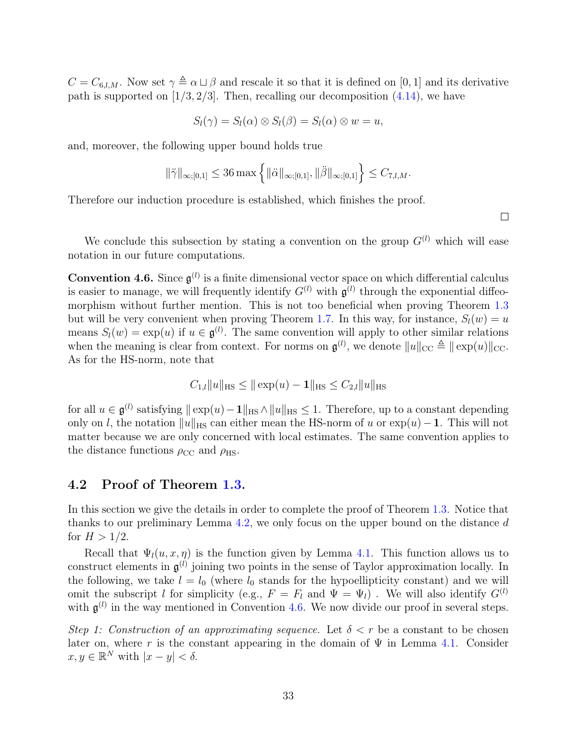$C = C_{6,l,M}$. Now set $\gamma \triangleq \alpha \sqcup \beta$ and rescale it so that it is defined on $[0,1]$ and its derivative path is supported on $[1/3, 2/3]$. Then, recalling our decomposition (4.14), we have

$$S_l(\gamma) = S_l(\alpha) \otimes S_l(\beta) = S_l(\alpha) \otimes w = u,$$

and, moreover, the following upper bound holds true

$$\|\ddot{\gamma}\|_{\infty;[0,1]} \leq 36 \max\left\{ \|\ddot{\alpha}\|_{\infty;[0,1]}, \|\ddot{\beta}\|_{\infty;[0,1]} \right\} \leq C_{7,l,M}.$$

Therefore our induction procedure is established, which finishes the proof.

□

We conclude this subsection by stating a convention on the group $G^{(l)}$ which will ease notation in our future computations.

**Convention 4.6.** Since $\mathfrak{g}^{(l)}$ is a finite dimensional vector space on which differential calculus is easier to manage, we will frequently identify $G^{(l)}$ with $\mathfrak{g}^{(l)}$ through the exponential diffeomorphism without further mention. This is not too beneficial when proving Theorem 1.3 but will be very convenient when proving Theorem 1.7. In this way, for instance, $S_l(w) = u$ means $S_l(w) = \exp(u)$ if $u \in \mathfrak{g}^{(l)}$. The same convention will apply to other similar relations when the meaning is clear from context. For norms on $\mathfrak{g}^{(l)}$, we denote $\|u\|_{\mathrm{CC}} \triangleq \|\exp(u)\|_{\mathrm{CC}}$. As for the HS-norm, note that

$$C_{1,l}\|u\|_{\mathrm{HS}} \leq \|\exp(u) - \mathbf{1}\|_{\mathrm{HS}} \leq C_{2,l}\|u\|_{\mathrm{HS}}$$

for all $u \in \mathfrak{g}^{(l)}$ satisfying $\|\exp(u) - \mathbf{1}\|_{\mathrm{HS}} \wedge \|u\|_{\mathrm{HS}} \leq 1$. Therefore, up to a constant depending only on $l$, the notation $\|u\|_{\mathrm{HS}}$ can either mean the HS-norm of $u$ or $\exp(u) - \mathbf{1}$. This will not matter because we are only concerned with local estimates. The same convention applies to the distance functions $\rho_{\mathrm{CC}}$ and $\rho_{\mathrm{HS}}$.

## 4.2 Proof of Theorem 1.3.

In this section we give the details in order to complete the proof of Theorem 1.3. Notice that thanks to our preliminary Lemma 4.2, we only focus on the upper bound on the distance $d$ for $H > 1/2$.

Recall that $\Psi_l(u, x, \eta)$ is the function given by Lemma 4.1. This function allows us to construct elements in $\mathfrak{g}^{(l)}$ joining two points in the sense of Taylor approximation locally. In the following, we take $l = l_0$ (where $l_0$ stands for the hypoellipticity constant) and we will omit the subscript $l$ for simplicity (e.g., $F = F_l$ and $\Psi = \Psi_l$) . We will also identify $G^{(l)}$ with $\mathfrak{g}^{(l)}$ in the way mentioned in Convention 4.6. We now divide our proof in several steps.

*Step 1: Construction of an approximating sequence.* Let $\delta < r$ be a constant to be chosen later on, where $r$ is the constant appearing in the domain of $\Psi$ in Lemma 4.1. Consider $x, y \in \mathbb{R}^N$ with $|x - y| < \delta$.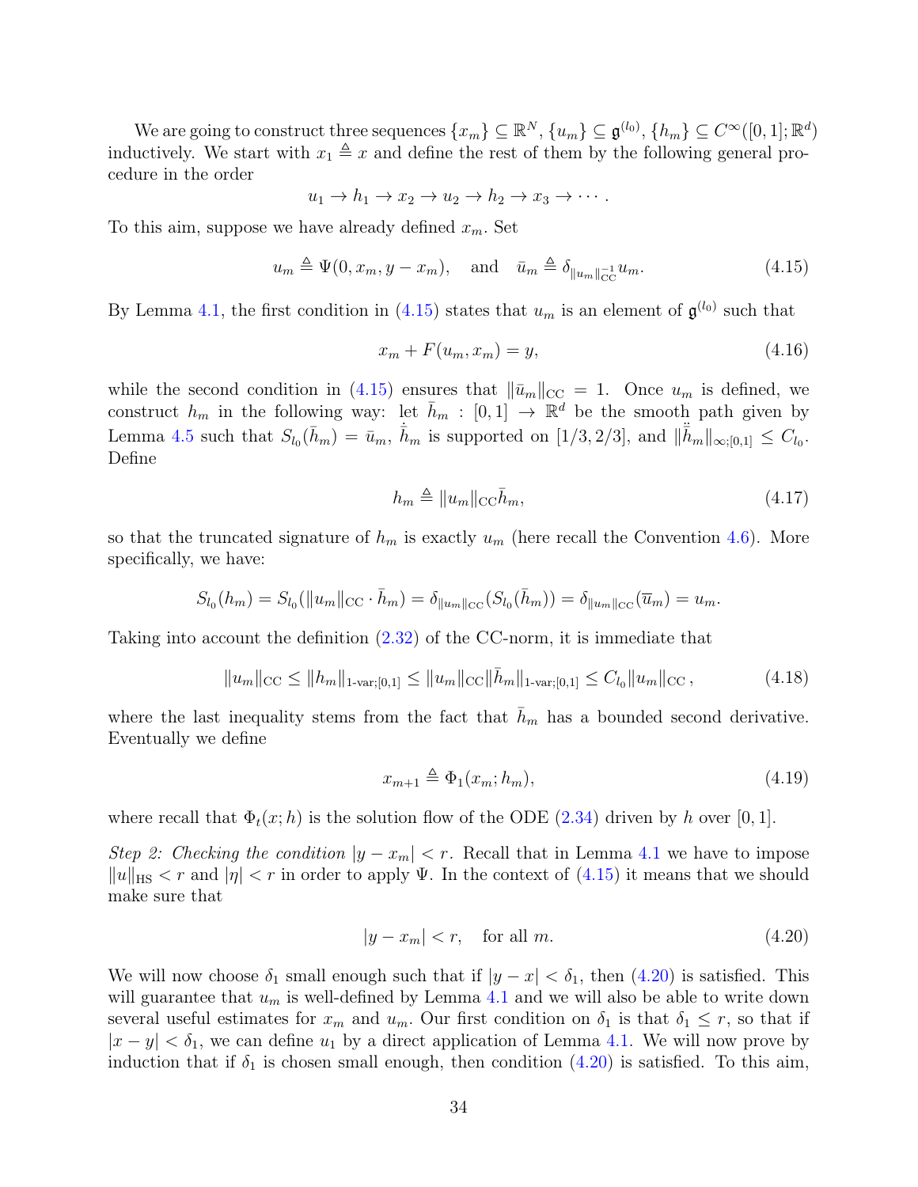We are going to construct three sequences $\{x_m\} \subseteq \mathbb{R}^N$, $\{u_m\} \subseteq \mathfrak{g}^{(l_0)}$, $\{h_m\} \subseteq C^\infty([0,1];\mathbb{R}^d)$ inductively. We start with $x_1 \triangleq x$ and define the rest of them by the following general procedure in the order

$$u_1 \to h_1 \to x_2 \to u_2 \to h_2 \to x_3 \to \cdots .$$

To this aim, suppose we have already defined $x_m$. Set

$$u_m \triangleq \Psi(0, x_m, y - x_m), \quad \text{and} \quad \bar{u}_m \triangleq \delta_{\|u_m\|_{\mathrm{CC}}^{-1}} u_m. \tag{4.15}$$

By Lemma 4.1, the first condition in (4.15) states that $u_m$ is an element of $\mathfrak{g}^{(l_0)}$ such that

$$x_m + F(u_m, x_m) = y, \tag{4.16}$$

while the second condition in (4.15) ensures that $\|\bar{u}_m\|_{\mathrm{CC}} = 1$. Once $u_m$ is defined, we construct $h_m$ in the following way: let $\bar{h}_m : [0,1] \to \mathbb{R}^d$ be the smooth path given by Lemma 4.5 such that $S_{l_0}(\bar{h}_m) = \bar{u}_m$, $\dot{\bar{h}}_m$ is supported on $[1/3, 2/3]$, and $\|\ddot{\bar{h}}_m\|_{\infty;[0,1]} \le C_{l_0}$. Define

$$h_m \triangleq \|u_m\|_{\mathrm{CC}} \bar{h}_m, \tag{4.17}$$

so that the truncated signature of $h_m$ is exactly $u_m$ (here recall the Convention 4.6). More specifically, we have:

$$S_{l_0}(h_m) = S_{l_0}(\|u_m\|_{\mathrm{CC}} \cdot \bar{h}_m) = \delta_{\|u_m\|_{\mathrm{CC}}}(S_{l_0}(\bar{h}_m)) = \delta_{\|u_m\|_{\mathrm{CC}}}(\overline{u}_m) = u_m.$$

Taking into account the definition (2.32) of the CC-norm, it is immediate that

$$\|u_m\|_{\mathrm{CC}} \le \|h_m\|_{1\text{-var};[0,1]} \le \|u_m\|_{\mathrm{CC}} \|\bar{h}_m\|_{1\text{-var};[0,1]} \le C_{l_0} \|u_m\|_{\mathrm{CC}}\,, \tag{4.18}$$

where the last inequality stems from the fact that $\bar{h}_m$ has a bounded second derivative. Eventually we define

$$x_{m+1} \triangleq \Phi_1(x_m; h_m), \tag{4.19}$$

where recall that $\Phi_t(x; h)$ is the solution flow of the ODE (2.34) driven by $h$ over $[0,1]$.

*Step 2: Checking the condition $|y - x_m| < r$.* Recall that in Lemma 4.1 we have to impose $\|u\|_{\mathrm{HS}} < r$ and $|\eta| < r$ in order to apply $\Psi$. In the context of (4.15) it means that we should make sure that

$$|y - x_m| < r, \quad \text{for all } m. \tag{4.20}$$

We will now choose $\delta_1$ small enough such that if $|y - x| < \delta_1$, then (4.20) is satisfied. This will guarantee that $u_m$ is well-defined by Lemma 4.1 and we will also be able to write down several useful estimates for $x_m$ and $u_m$. Our first condition on $\delta_1$ is that $\delta_1 \le r$, so that if $|x - y| < \delta_1$, we can define $u_1$ by a direct application of Lemma 4.1. We will now prove by induction that if $\delta_1$ is chosen small enough, then condition (4.20) is satisfied. To this aim,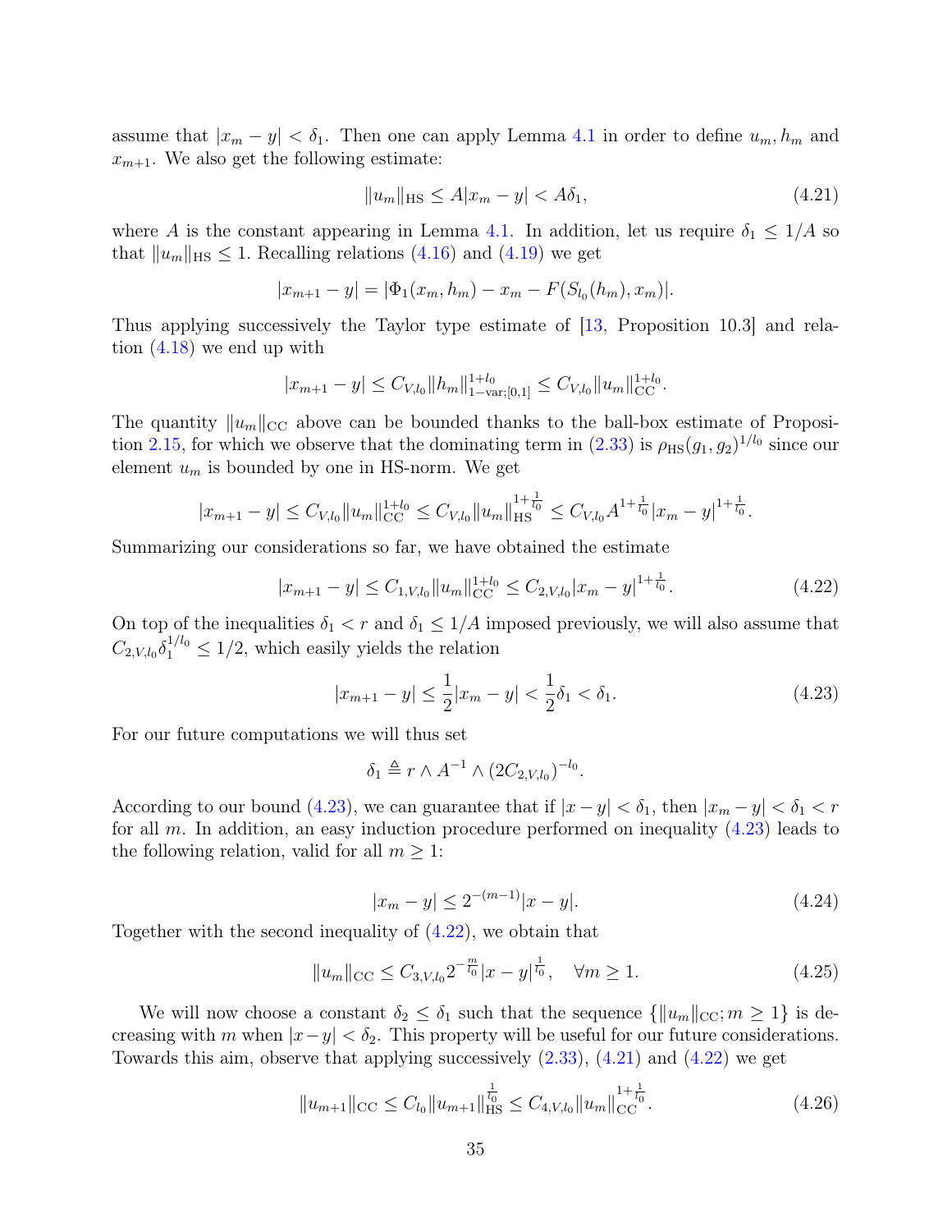assume that $|x_m - y| < \delta_1$. Then one can apply Lemma 4.1 in order to define $u_m, h_m$ and $x_{m+1}$. We also get the following estimate:

$$\|u_m\|_{\mathrm{HS}} \leq A|x_m - y| < A\delta_1, \tag{4.21}$$

where $A$ is the constant appearing in Lemma 4.1. In addition, let us require $\delta_1 \leq 1/A$ so that $\|u_m\|_{\mathrm{HS}} \leq 1$. Recalling relations (4.16) and (4.19) we get

$$|x_{m+1} - y| = |\Phi_1(x_m, h_m) - x_m - F(S_{l_0}(h_m), x_m)|.$$

Thus applying successively the Taylor type estimate of [13, Proposition 10.3] and relation (4.18) we end up with

$$|x_{m+1} - y| \leq C_{V,l_0} \|h_m\|_{1-\mathrm{var};[0,1]}^{1+l_0} \leq C_{V,l_0} \|u_m\|_{\mathrm{CC}}^{1+l_0}.$$

The quantity $\|u_m\|_{\mathrm{CC}}$ above can be bounded thanks to the ball-box estimate of Proposition 2.15, for which we observe that the dominating term in (2.33) is $\rho_{\mathrm{HS}}(g_1, g_2)^{1/l_0}$ since our element $u_m$ is bounded by one in HS-norm. We get

$$|x_{m+1} - y| \leq C_{V,l_0} \|u_m\|_{\mathrm{CC}}^{1+l_0} \leq C_{V,l_0} \|u_m\|_{\mathrm{HS}}^{1+\frac{1}{l_0}} \leq C_{V,l_0} A^{1+\frac{1}{l_0}} |x_m - y|^{1+\frac{1}{l_0}}.$$

Summarizing our considerations so far, we have obtained the estimate

$$|x_{m+1} - y| \leq C_{1,V,l_0} \|u_m\|_{\mathrm{CC}}^{1+l_0} \leq C_{2,V,l_0} |x_m - y|^{1+\frac{1}{l_0}}. \tag{4.22}$$

On top of the inequalities $\delta_1 < r$ and $\delta_1 \leq 1/A$ imposed previously, we will also assume that $C_{2,V,l_0} \delta_1^{1/l_0} \leq 1/2$, which easily yields the relation

$$|x_{m+1} - y| \leq \frac{1}{2} |x_m - y| < \frac{1}{2} \delta_1 < \delta_1. \tag{4.23}$$

For our future computations we will thus set

$$\delta_1 \triangleq r \wedge A^{-1} \wedge (2C_{2,V,l_0})^{-l_0}.$$

According to our bound (4.23), we can guarantee that if $|x - y| < \delta_1$, then $|x_m - y| < \delta_1 < r$ for all $m$. In addition, an easy induction procedure performed on inequality (4.23) leads to the following relation, valid for all $m \geq 1$:

$$|x_m - y| \leq 2^{-(m-1)} |x - y|. \tag{4.24}$$

Together with the second inequality of (4.22), we obtain that

$$\|u_m\|_{\mathrm{CC}} \leq C_{3,V,l_0} 2^{-\frac{m}{l_0}} |x - y|^{\frac{1}{l_0}}, \quad \forall m \geq 1. \tag{4.25}$$

We will now choose a constant $\delta_2 \leq \delta_1$ such that the sequence $\{\|u_m\|_{\mathrm{CC}}; m \geq 1\}$ is decreasing with $m$ when $|x - y| < \delta_2$. This property will be useful for our future considerations. Towards this aim, observe that applying successively (2.33), (4.21) and (4.22) we get

$$\|u_{m+1}\|_{\mathrm{CC}} \leq C_{l_0} \|u_{m+1}\|_{\mathrm{HS}}^{\frac{1}{l_0}} \leq C_{4,V,l_0} \|u_m\|_{\mathrm{CC}}^{1+\frac{1}{l_0}}. \tag{4.26}$$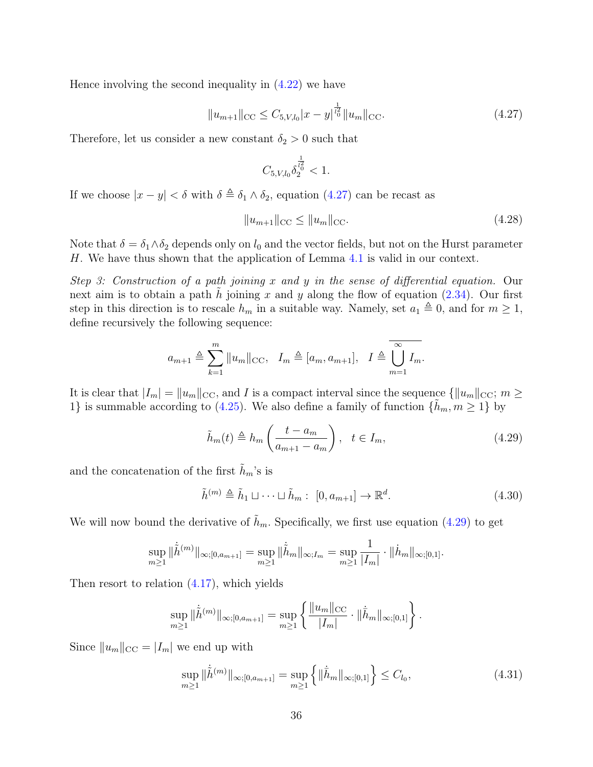Hence involving the second inequality in (4.22) we have

$$\|u_{m+1}\|_{\mathrm{CC}} \leq C_{5,V,l_0}|x-y|^{\frac{1}{l_0^2}}\|u_m\|_{\mathrm{CC}}. \tag{4.27}$$

Therefore, let us consider a new constant $\delta_2 > 0$ such that

$$C_{5,V,l_0}\delta_2^{\frac{1}{l_0^2}} < 1.$$

If we choose $|x-y| < \delta$ with $\delta \triangleq \delta_1 \wedge \delta_2$, equation (4.27) can be recast as

$$\|u_{m+1}\|_{\mathrm{CC}} \leq \|u_m\|_{\mathrm{CC}}. \tag{4.28}$$

Note that $\delta = \delta_1 \wedge \delta_2$ depends only on $l_0$ and the vector fields, but not on the Hurst parameter $H$. We have thus shown that the application of Lemma 4.1 is valid in our context.

*Step 3: Construction of a path joining $x$ and $y$ in the sense of differential equation.* Our next aim is to obtain a path $\tilde{h}$ joining $x$ and $y$ along the flow of equation (2.34). Our first step in this direction is to rescale $h_m$ in a suitable way. Namely, set $a_1 \triangleq 0$, and for $m \geq 1$, define recursively the following sequence:

$$a_{m+1} \triangleq \sum_{k=1}^{m} \|u_m\|_{\mathrm{CC}}, \quad I_m \triangleq [a_m, a_{m+1}], \quad I \triangleq \overline{\bigcup_{m=1}^{\infty} I_m}.$$

It is clear that $|I_m| = \|u_m\|_{\mathrm{CC}}$, and $I$ is a compact interval since the sequence $\{\|u_m\|_{\mathrm{CC}};\, m \geq 1\}$ is summable according to (4.25). We also define a family of function $\{\tilde{h}_m, m \geq 1\}$ by

$$\tilde{h}_m(t) \triangleq h_m\left(\frac{t-a_m}{a_{m+1}-a_m}\right), \quad t \in I_m, \tag{4.29}$$

and the concatenation of the first $\tilde{h}_m$'s is

$$\tilde{h}^{(m)} \triangleq \tilde{h}_1 \sqcup \cdots \sqcup \tilde{h}_m : \ [0, a_{m+1}] \to \mathbb{R}^d. \tag{4.30}$$

We will now bound the derivative of $\tilde{h}_m$. Specifically, we first use equation (4.29) to get

$$\sup_{m\geq 1} \|\dot{\tilde{h}}^{(m)}\|_{\infty;[0,a_{m+1}]} = \sup_{m\geq 1} \|\dot{\tilde{h}}_m\|_{\infty;I_m} = \sup_{m\geq 1} \frac{1}{|I_m|} \cdot \|\dot{h}_m\|_{\infty;[0,1]}.$$

Then resort to relation (4.17), which yields

$$\sup_{m\geq 1} \|\dot{\tilde{h}}^{(m)}\|_{\infty;[0,a_{m+1}]} = \sup_{m\geq 1} \left\{ \frac{\|u_m\|_{\mathrm{CC}}}{|I_m|} \cdot \|\dot{\bar{h}}_m\|_{\infty;[0,1]} \right\}.$$

Since $\|u_m\|_{\mathrm{CC}} = |I_m|$ we end up with

$$\sup_{m\geq 1} \|\dot{\tilde{h}}^{(m)}\|_{\infty;[0,a_{m+1}]} = \sup_{m\geq 1} \left\{ \|\dot{\bar{h}}_m\|_{\infty;[0,1]} \right\} \leq C_{l_0}, \tag{4.31}$$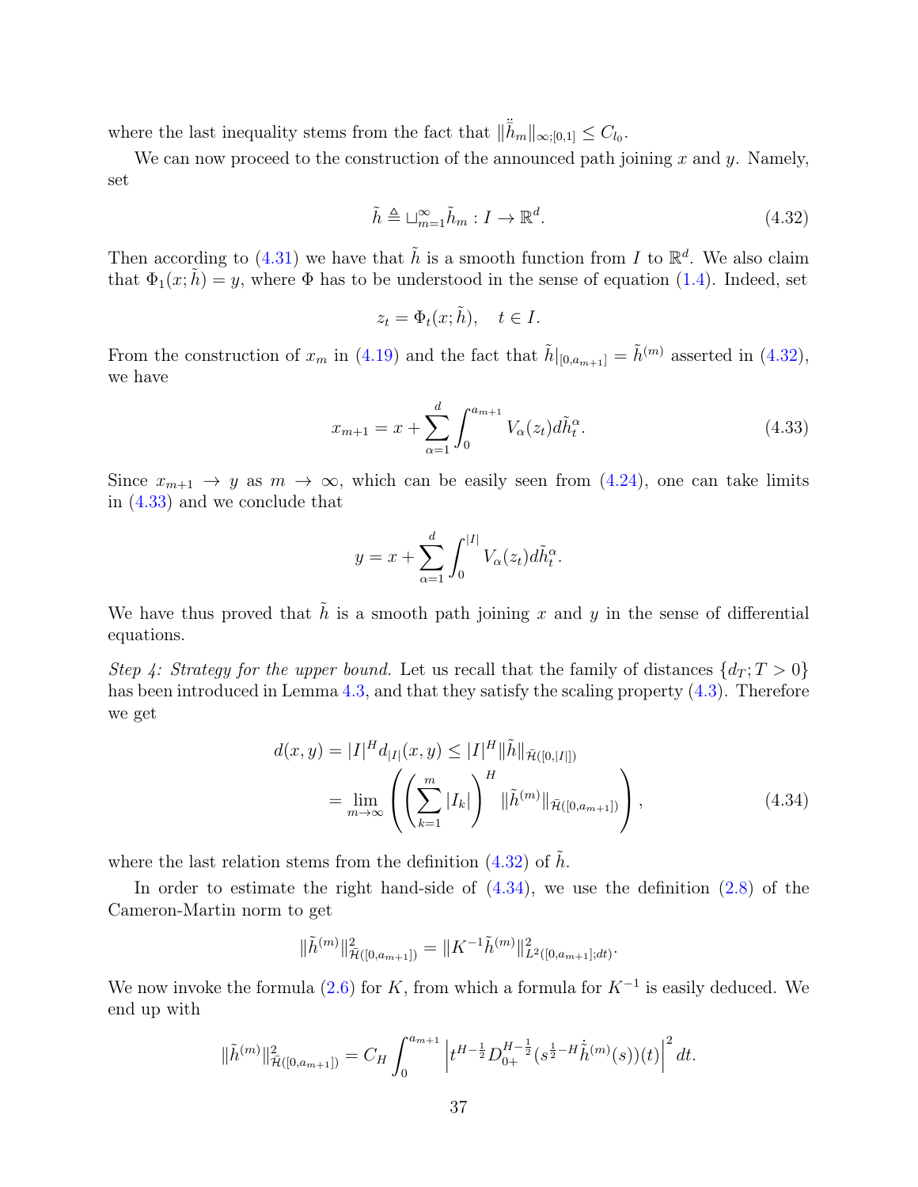where the last inequality stems from the fact that $\|\ddot{\tilde{h}}_m\|_{\infty;[0,1]} \leq C_{l_0}$.

We can now proceed to the construction of the announced path joining $x$ and $y$. Namely, set

$$\tilde{h} \triangleq \sqcup_{m=1}^{\infty} \tilde{h}_m : I \to \mathbb{R}^d. \tag{4.32}$$

Then according to (4.31) we have that $\tilde{h}$ is a smooth function from $I$ to $\mathbb{R}^d$. We also claim that $\Phi_1(x;\tilde{h}) = y$, where $\Phi$ has to be understood in the sense of equation (1.4). Indeed, set

$$z_t = \Phi_t(x;\tilde{h}), \quad t \in I.$$

From the construction of $x_m$ in (4.19) and the fact that $\tilde{h}|_{[0,a_{m+1}]} = \tilde{h}^{(m)}$ asserted in (4.32), we have

$$x_{m+1} = x + \sum_{\alpha=1}^{d} \int_0^{a_{m+1}} V_\alpha(z_t) d\tilde{h}_t^\alpha. \tag{4.33}$$

Since $x_{m+1} \to y$ as $m \to \infty$, which can be easily seen from (4.24), one can take limits in (4.33) and we conclude that

$$y = x + \sum_{\alpha=1}^{d} \int_0^{|I|} V_\alpha(z_t) d\tilde{h}_t^\alpha.$$

We have thus proved that $\tilde{h}$ is a smooth path joining $x$ and $y$ in the sense of differential equations.

*Step 4: Strategy for the upper bound.* Let us recall that the family of distances $\{d_T; T > 0\}$ has been introduced in Lemma 4.3, and that they satisfy the scaling property (4.3). Therefore we get

$$\begin{aligned} d(x,y) = |I|^H d_{|I|}(x,y) &\leq |I|^H \|\tilde{h}\|_{\bar{\mathcal{H}}([0,|I|])} \\ &= \lim_{m\to\infty} \left( \left( \sum_{k=1}^{m} |I_k| \right)^H \|\tilde{h}^{(m)}\|_{\bar{\mathcal{H}}([0,a_{m+1}])} \right), \end{aligned} \tag{4.34}$$

where the last relation stems from the definition (4.32) of $\tilde{h}$.

In order to estimate the right hand-side of (4.34), we use the definition (2.8) of the Cameron-Martin norm to get

$$\|\tilde{h}^{(m)}\|^2_{\bar{\mathcal{H}}([0,a_{m+1}])} = \|K^{-1}\tilde{h}^{(m)}\|^2_{L^2([0,a_{m+1}];dt)}.$$

We now invoke the formula (2.6) for $K$, from which a formula for $K^{-1}$ is easily deduced. We end up with

$$\|\tilde{h}^{(m)}\|^2_{\bar{\mathcal{H}}([0,a_{m+1}])} = C_H \int_0^{a_{m+1}} \left| t^{H-\frac{1}{2}} D_{0+}^{H-\frac{1}{2}} (s^{\frac{1}{2}-H} \dot{\tilde{h}}^{(m)}(s))(t) \right|^2 dt.$$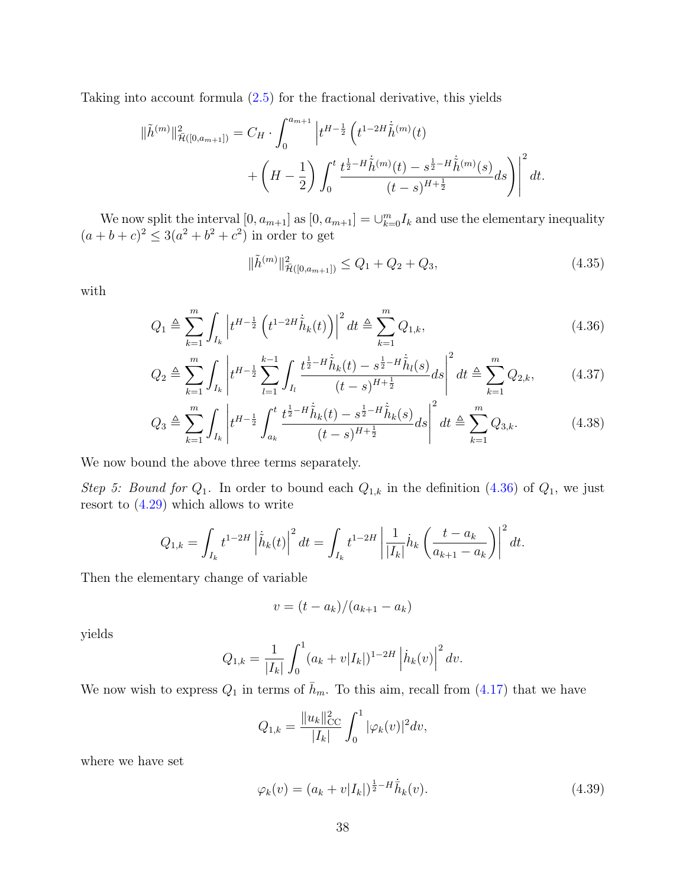Taking into account formula (2.5) for the fractional derivative, this yields

$$\|\tilde{h}^{(m)}\|^2_{\bar{\mathcal{H}}([0,a_{m+1}])} = C_H \cdot \int_0^{a_{m+1}} \Big| t^{H-\frac{1}{2}} \Big( t^{1-2H} \dot{\tilde{h}}^{(m)}(t) + \left(H - \frac{1}{2}\right) \int_0^t \frac{t^{\frac{1}{2}-H}\dot{\tilde{h}}^{(m)}(t) - s^{\frac{1}{2}-H}\dot{\tilde{h}}^{(m)}(s)}{(t-s)^{H+\frac{1}{2}}} ds \Big) \Big|^2 dt.$$

We now split the interval $[0, a_{m+1}]$ as $[0, a_{m+1}] = \cup_{k=0}^m I_k$ and use the elementary inequality $(a+b+c)^2 \leq 3(a^2+b^2+c^2)$ in order to get

$$\|\tilde{h}^{(m)}\|^2_{\bar{\mathcal{H}}([0,a_{m+1}])} \leq Q_1 + Q_2 + Q_3, \tag{4.35}$$

with

$$Q_1 \triangleq \sum_{k=1}^m \int_{I_k} \left| t^{H-\frac{1}{2}} \left( t^{1-2H} \dot{\tilde{h}}_k(t) \right) \right|^2 dt \triangleq \sum_{k=1}^m Q_{1,k}, \tag{4.36}$$

$$Q_2 \triangleq \sum_{k=1}^m \int_{I_k} \left| t^{H-\frac{1}{2}} \sum_{l=1}^{k-1} \int_{I_l} \frac{t^{\frac{1}{2}-H}\dot{\tilde{h}}_k(t) - s^{\frac{1}{2}-H}\dot{\tilde{h}}_l(s)}{(t-s)^{H+\frac{1}{2}}} ds \right|^2 dt \triangleq \sum_{k=1}^m Q_{2,k}, \tag{4.37}$$

$$Q_3 \triangleq \sum_{k=1}^m \int_{I_k} \left| t^{H-\frac{1}{2}} \int_{a_k}^t \frac{t^{\frac{1}{2}-H}\dot{\tilde{h}}_k(t) - s^{\frac{1}{2}-H}\dot{\tilde{h}}_k(s)}{(t-s)^{H+\frac{1}{2}}} ds \right|^2 dt \triangleq \sum_{k=1}^m Q_{3,k}. \tag{4.38}$$

We now bound the above three terms separately.

*Step 5: Bound for $Q_1$.* In order to bound each $Q_{1,k}$ in the definition (4.36) of $Q_1$, we just resort to (4.29) which allows to write

$$Q_{1,k} = \int_{I_k} t^{1-2H} \left| \dot{\tilde{h}}_k(t) \right|^2 dt = \int_{I_k} t^{1-2H} \left| \frac{1}{|I_k|} \dot{h}_k \left( \frac{t-a_k}{a_{k+1}-a_k} \right) \right|^2 dt.$$

Then the elementary change of variable

$$v = (t-a_k)/(a_{k+1}-a_k)$$

yields

$$Q_{1,k} = \frac{1}{|I_k|} \int_0^1 (a_k + v|I_k|)^{1-2H} \left| \dot{h}_k(v) \right|^2 dv.$$

We now wish to express $Q_1$ in terms of $\bar{h}_m$. To this aim, recall from (4.17) that we have

$$Q_{1,k} = \frac{\|u_k\|^2_{\mathrm{CC}}}{|I_k|} \int_0^1 |\varphi_k(v)|^2 dv,$$

where we have set

$$\varphi_k(v) = (a_k + v|I_k|)^{\frac{1}{2}-H} \dot{\bar{h}}_k(v). \tag{4.39}$$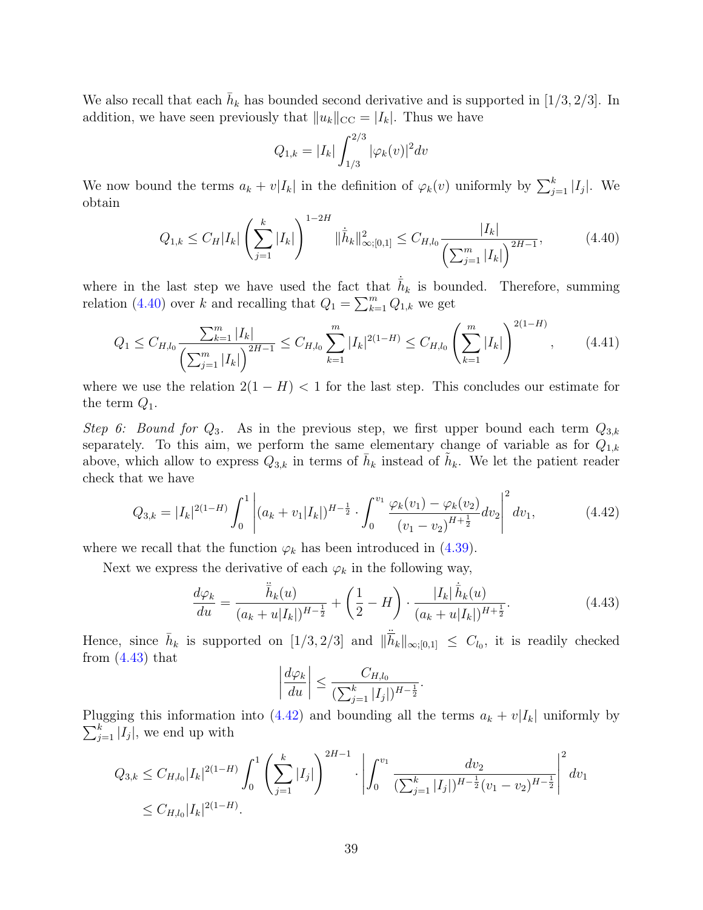We also recall that each $\bar{h}_k$ has bounded second derivative and is supported in $[1/3, 2/3]$. In addition, we have seen previously that $\|u_k\|_{\mathrm{CC}} = |I_k|$. Thus we have

$$Q_{1,k} = |I_k| \int_{1/3}^{2/3} |\varphi_k(v)|^2 dv$$

We now bound the terms $a_k + v|I_k|$ in the definition of $\varphi_k(v)$ uniformly by $\sum_{j=1}^k |I_j|$. We obtain

$$Q_{1,k} \leq C_H |I_k| \left( \sum_{j=1}^k |I_k| \right)^{1-2H} \|\dot{\bar{h}}_k\|_{\infty;[0,1]}^2 \leq C_{H,l_0} \frac{|I_k|}{\left( \sum_{j=1}^m |I_k| \right)^{2H-1}}, \tag{4.40}$$

where in the last step we have used the fact that $\dot{\bar{h}}_k$ is bounded. Therefore, summing relation (4.40) over $k$ and recalling that $Q_1 = \sum_{k=1}^m Q_{1,k}$ we get

$$Q_1 \leq C_{H,l_0} \frac{\sum_{k=1}^m |I_k|}{\left( \sum_{j=1}^m |I_k| \right)^{2H-1}} \leq C_{H,l_0} \sum_{k=1}^m |I_k|^{2(1-H)} \leq C_{H,l_0} \left( \sum_{k=1}^m |I_k| \right)^{2(1-H)}, \tag{4.41}$$

where we use the relation $2(1-H) < 1$ for the last step. This concludes our estimate for the term $Q_1$.

*Step 6: Bound for $Q_3$.* As in the previous step, we first upper bound each term $Q_{3,k}$ separately. To this aim, we perform the same elementary change of variable as for $Q_{1,k}$ above, which allow to express $Q_{3,k}$ in terms of $\bar{h}_k$ instead of $\tilde{h}_k$. We let the patient reader check that we have

$$Q_{3,k} = |I_k|^{2(1-H)} \int_0^1 \left| (a_k + v_1|I_k|)^{H-\frac{1}{2}} \cdot \int_0^{v_1} \frac{\varphi_k(v_1) - \varphi_k(v_2)}{(v_1 - v_2)^{H+\frac{1}{2}}} dv_2 \right|^2 dv_1, \tag{4.42}$$

where we recall that the function $\varphi_k$ has been introduced in (4.39).

Next we express the derivative of each $\varphi_k$ in the following way,

$$\frac{d\varphi_k}{du} = \frac{\ddot{\bar{h}}_k(u)}{(a_k + u|I_k|)^{H-\frac{1}{2}}} + \left( \frac{1}{2} - H \right) \cdot \frac{|I_k| \, \dot{\bar{h}}_k(u)}{(a_k + u|I_k|)^{H+\frac{1}{2}}}. \tag{4.43}$$

Hence, since $\bar{h}_k$ is supported on $[1/3, 2/3]$ and $\|\ddot{\bar{h}}_k\|_{\infty;[0,1]} \leq C_{l_0}$, it is readily checked from (4.43) that

$$\left| \frac{d\varphi_k}{du} \right| \leq \frac{C_{H,l_0}}{(\sum_{j=1}^k |I_j|)^{H-\frac{1}{2}}}.$$

Plugging this information into (4.42) and bounding all the terms $a_k + v|I_k|$ uniformly by $\sum_{j=1}^k |I_j|$, we end up with

$$\begin{aligned}
Q_{3,k} &\leq C_{H,l_0} |I_k|^{2(1-H)} \int_0^1 \left( \sum_{j=1}^k |I_j| \right)^{2H-1} \cdot \left| \int_0^{v_1} \frac{dv_2}{(\sum_{j=1}^k |I_j|)^{H-\frac{1}{2}} (v_1 - v_2)^{H-\frac{1}{2}}} \right|^2 dv_1 \\
&\leq C_{H,l_0} |I_k|^{2(1-H)}.
\end{aligned}$$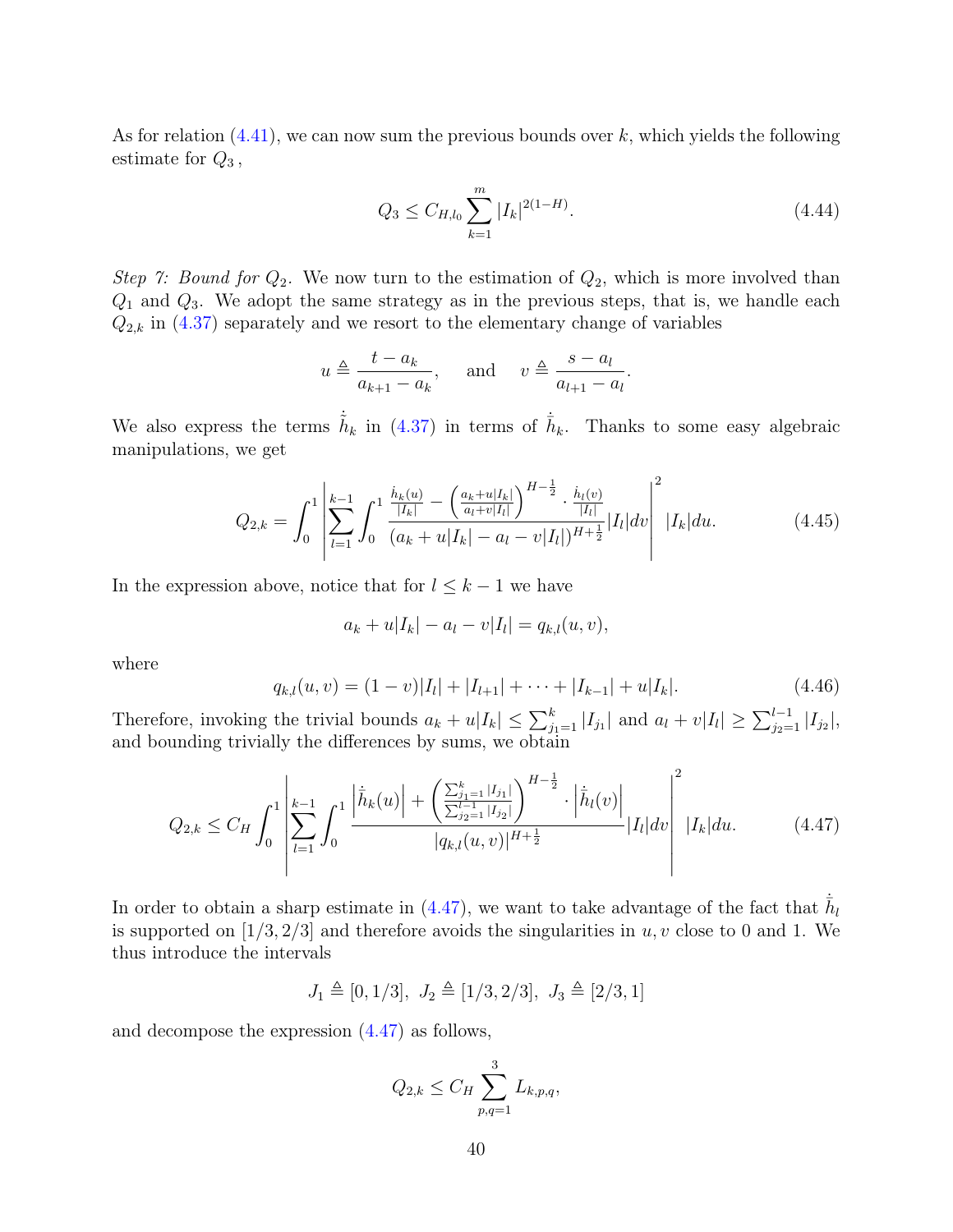As for relation (4.41), we can now sum the previous bounds over $k$, which yields the following estimate for $Q_3$ ,

$$Q_3 \le C_{H,l_0} \sum_{k=1}^{m} |I_k|^{2(1-H)}. \tag{4.44}$$

*Step 7: Bound for $Q_2$.* We now turn to the estimation of $Q_2$, which is more involved than $Q_1$ and $Q_3$. We adopt the same strategy as in the previous steps, that is, we handle each $Q_{2,k}$ in (4.37) separately and we resort to the elementary change of variables

$$u \triangleq \frac{t-a_k}{a_{k+1}-a_k}, \quad \text{and} \quad v \triangleq \frac{s-a_l}{a_{l+1}-a_l}.$$

We also express the terms $\dot{\bar{h}}_k$ in (4.37) in terms of $\dot{\bar{h}}_k$. Thanks to some easy algebraic manipulations, we get

$$Q_{2,k} = \int_0^1 \left| \sum_{l=1}^{k-1} \int_0^1 \frac{\frac{\dot{h}_k(u)}{|I_k|} - \left(\frac{a_k+u|I_k|}{a_l+v|I_l|}\right)^{H-\frac{1}{2}} \cdot \frac{\dot{h}_l(v)}{|I_l|}}{(a_k+u|I_k|-a_l-v|I_l|)^{H+\frac{1}{2}}} |I_l| dv \right|^2 |I_k| du. \tag{4.45}$$

In the expression above, notice that for $l \le k-1$ we have

$$a_k + u|I_k| - a_l - v|I_l| = q_{k,l}(u,v),$$

where

$$q_{k,l}(u,v) = (1-v)|I_l| + |I_{l+1}| + \cdots + |I_{k-1}| + u|I_k|. \tag{4.46}$$

Therefore, invoking the trivial bounds $a_k + u|I_k| \le \sum_{j_1=1}^{k} |I_{j_1}|$ and $a_l + v|I_l| \ge \sum_{j_2=1}^{l-1} |I_{j_2}|$, and bounding trivially the differences by sums, we obtain

$$Q_{2,k} \le C_H \int_0^1 \left| \sum_{l=1}^{k-1} \int_0^1 \frac{\left|\dot{\bar{h}}_k(u)\right| + \left(\frac{\sum_{j_1=1}^{k}|I_{j_1}|}{\sum_{j_2=1}^{l-1}|I_{j_2}|}\right)^{H-\frac{1}{2}} \cdot \left|\dot{\bar{h}}_l(v)\right|}{|q_{k,l}(u,v)|^{H+\frac{1}{2}}} |I_l| dv \right|^2 |I_k| du. \tag{4.47}$$

In order to obtain a sharp estimate in (4.47), we want to take advantage of the fact that $\dot{\bar{h}}_l$ is supported on $[1/3, 2/3]$ and therefore avoids the singularities in $u, v$ close to 0 and 1. We thus introduce the intervals

$$J_1 \triangleq [0, 1/3], \;\; J_2 \triangleq [1/3, 2/3], \;\; J_3 \triangleq [2/3, 1]$$

and decompose the expression (4.47) as follows,

$$Q_{2,k} \le C_H \sum_{p,q=1}^{3} L_{k,p,q},$$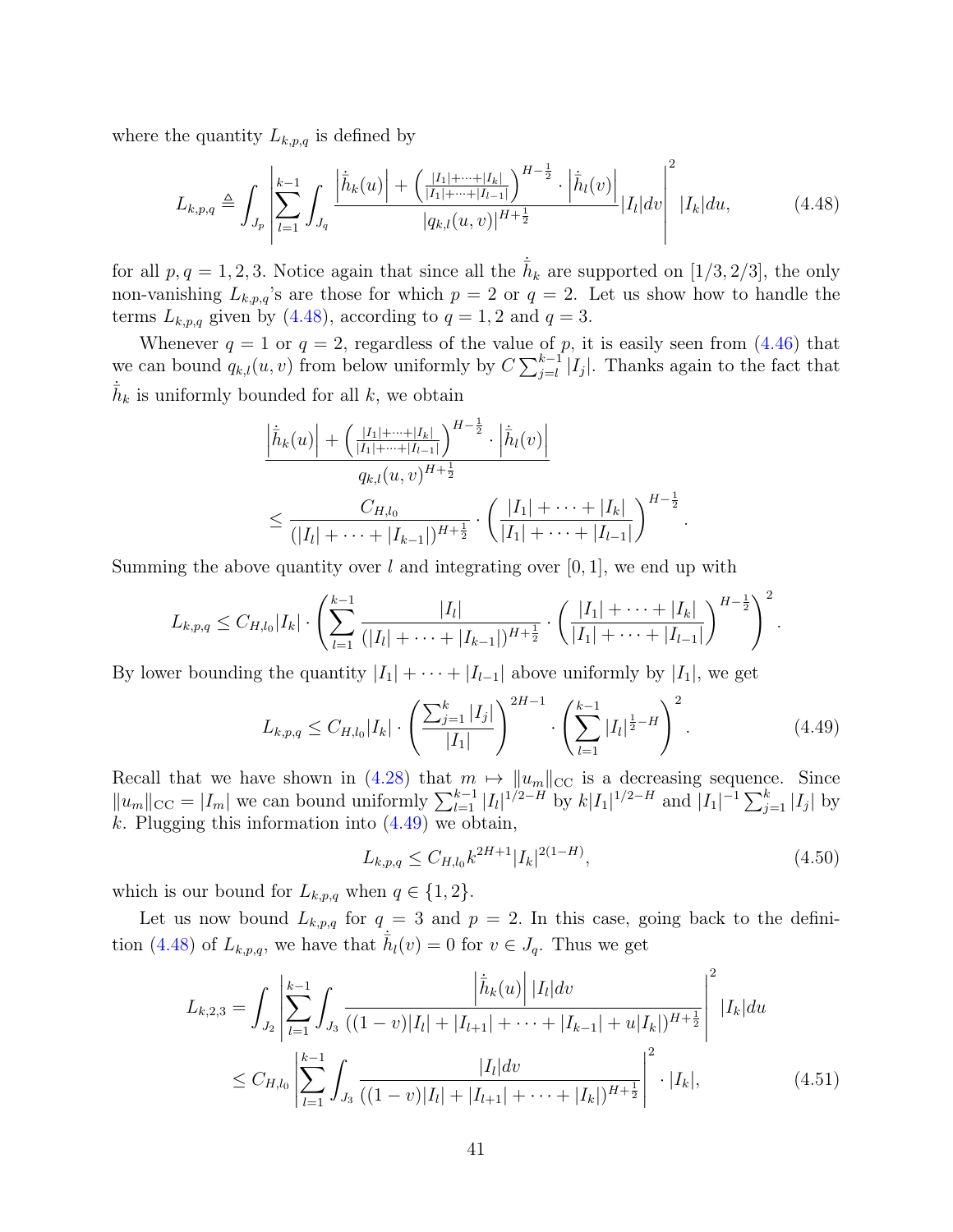where the quantity $L_{k,p,q}$ is defined by

$$L_{k,p,q} \triangleq \int_{J_p} \left| \sum_{l=1}^{k-1} \int_{J_q} \frac{\left|\dot{\bar{h}}_k(u)\right| + \left(\frac{|I_1|+\cdots+|I_k|}{|I_1|+\cdots+|I_{l-1}|}\right)^{H-\frac{1}{2}} \cdot \left|\dot{\bar{h}}_l(v)\right|}{|q_{k,l}(u,v)|^{H+\frac{1}{2}}} |I_l| dv \right|^2 |I_k| du, \tag{4.48}$$

for all $p, q = 1, 2, 3$. Notice again that since all the $\dot{\bar{h}}_k$ are supported on $[1/3, 2/3]$, the only non-vanishing $L_{k,p,q}$'s are those for which $p = 2$ or $q = 2$. Let us show how to handle the terms $L_{k,p,q}$ given by (4.48), according to $q = 1, 2$ and $q = 3$.

Whenever $q = 1$ or $q = 2$, regardless of the value of $p$, it is easily seen from (4.46) that we can bound $q_{k,l}(u, v)$ from below uniformly by $C \sum_{j=l}^{k-1} |I_j|$. Thanks again to the fact that $\dot{\bar{h}}_k$ is uniformly bounded for all $k$, we obtain

$$\begin{aligned}
&\frac{\left|\dot{\bar{h}}_k(u)\right| + \left(\frac{|I_1|+\cdots+|I_k|}{|I_1|+\cdots+|I_{l-1}|}\right)^{H-\frac{1}{2}} \cdot \left|\dot{\bar{h}}_l(v)\right|}{q_{k,l}(u,v)^{H+\frac{1}{2}}} \\
&\leq \frac{C_{H,l_0}}{(|I_l| + \cdots + |I_{k-1}|)^{H+\frac{1}{2}}} \cdot \left(\frac{|I_1| + \cdots + |I_k|}{|I_1| + \cdots + |I_{l-1}|}\right)^{H-\frac{1}{2}}.
\end{aligned}$$

Summing the above quantity over $l$ and integrating over $[0, 1]$, we end up with

$$L_{k,p,q} \leq C_{H,l_0} |I_k| \cdot \left( \sum_{l=1}^{k-1} \frac{|I_l|}{(|I_l| + \cdots + |I_{k-1}|)^{H+\frac{1}{2}}} \cdot \left(\frac{|I_1| + \cdots + |I_k|}{|I_1| + \cdots + |I_{l-1}|}\right)^{H-\frac{1}{2}} \right)^2.$$

By lower bounding the quantity $|I_1| + \cdots + |I_{l-1}|$ above uniformly by $|I_1|$, we get

$$L_{k,p,q} \leq C_{H,l_0} |I_k| \cdot \left(\frac{\sum_{j=1}^{k} |I_j|}{|I_1|}\right)^{2H-1} \cdot \left(\sum_{l=1}^{k-1} |I_l|^{\frac{1}{2}-H}\right)^2. \tag{4.49}$$

Recall that we have shown in (4.28) that $m \mapsto \|u_m\|_{\mathrm{CC}}$ is a decreasing sequence. Since $\|u_m\|_{\mathrm{CC}} = |I_m|$ we can bound uniformly $\sum_{l=1}^{k-1} |I_l|^{1/2-H}$ by $k|I_1|^{1/2-H}$ and $|I_1|^{-1} \sum_{j=1}^{k} |I_j|$ by $k$. Plugging this information into (4.49) we obtain,

$$L_{k,p,q} \leq C_{H,l_0} k^{2H+1} |I_k|^{2(1-H)}, \tag{4.50}$$

which is our bound for $L_{k,p,q}$ when $q \in \{1, 2\}$.

Let us now bound $L_{k,p,q}$ for $q = 3$ and $p = 2$. In this case, going back to the definition (4.48) of $L_{k,p,q}$, we have that $\dot{\bar{h}}_l(v) = 0$ for $v \in J_q$. Thus we get

$$\begin{aligned}
L_{k,2,3} &= \int_{J_2} \left| \sum_{l=1}^{k-1} \int_{J_3} \frac{\left|\dot{\bar{h}}_k(u)\right| |I_l| dv}{((1-v)|I_l| + |I_{l+1}| + \cdots + |I_{k-1}| + u|I_k|)^{H+\frac{1}{2}}} \right|^2 |I_k| du \\
&\leq C_{H,l_0} \left| \sum_{l=1}^{k-1} \int_{J_3} \frac{|I_l| dv}{((1-v)|I_l| + |I_{l+1}| + \cdots + |I_k|)^{H+\frac{1}{2}}} \right|^2 \cdot |I_k|,
\end{aligned} \tag{4.51}$$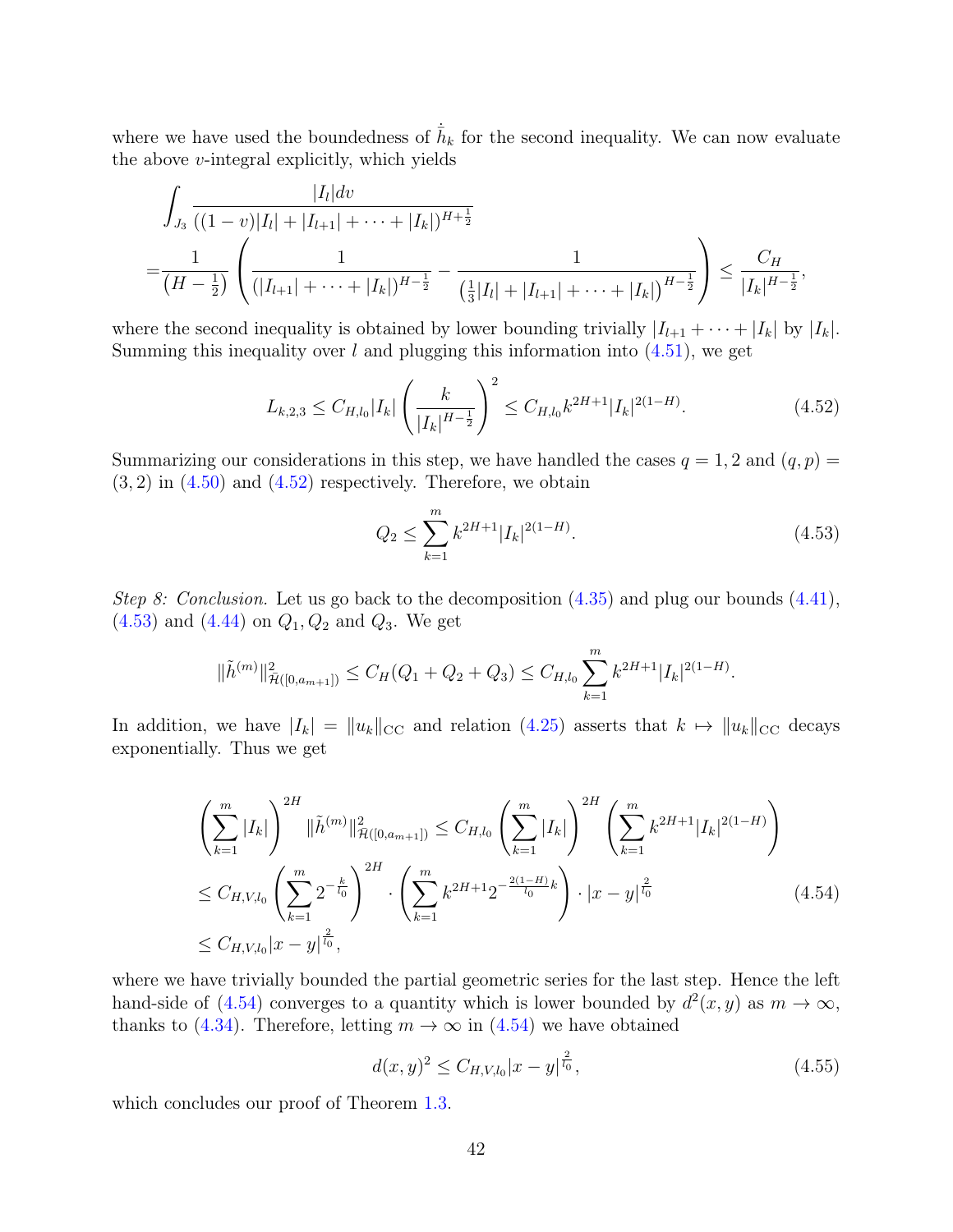where we have used the boundedness of $\dot{\bar{h}}_k$ for the second inequality. We can now evaluate the above $v$-integral explicitly, which yields

$$
\begin{aligned}
&\int_{J_3} \frac{|I_l| dv}{((1-v)|I_l| + |I_{l+1}| + \cdots + |I_k|)^{H+\frac{1}{2}}} \\
=&\frac{1}{\left(H-\frac{1}{2}\right)} \left( \frac{1}{(|I_{l+1}| + \cdots + |I_k|)^{H-\frac{1}{2}}} - \frac{1}{\left(\frac{1}{3}|I_l| + |I_{l+1}| + \cdots + |I_k|\right)^{H-\frac{1}{2}}} \right) \leq \frac{C_H}{|I_k|^{H-\frac{1}{2}}},
\end{aligned}
$$

where the second inequality is obtained by lower bounding trivially $|I_{l+1} + \cdots + |I_k|$ by $|I_k|$. Summing this inequality over $l$ and plugging this information into (4.51), we get

$$
L_{k,2,3} \leq C_{H,l_0} |I_k| \left( \frac{k}{|I_k|^{H-\frac{1}{2}}} \right)^2 \leq C_{H,l_0} k^{2H+1} |I_k|^{2(1-H)}. \tag{4.52}
$$

Summarizing our considerations in this step, we have handled the cases $q = 1, 2$ and $(q, p) = (3, 2)$ in (4.50) and (4.52) respectively. Therefore, we obtain

$$
Q_2 \leq \sum_{k=1}^{m} k^{2H+1} |I_k|^{2(1-H)}. \tag{4.53}
$$

*Step 8: Conclusion.* Let us go back to the decomposition (4.35) and plug our bounds (4.41), (4.53) and (4.44) on $Q_1, Q_2$ and $Q_3$. We get

$$
\|\tilde{h}^{(m)}\|^2_{\bar{\mathcal{H}}([0,a_{m+1}])} \leq C_H (Q_1 + Q_2 + Q_3) \leq C_{H,l_0} \sum_{k=1}^{m} k^{2H+1} |I_k|^{2(1-H)}.
$$

In addition, we have $|I_k| = \|u_k\|_{\text{CC}}$ and relation (4.25) asserts that $k \mapsto \|u_k\|_{\text{CC}}$ decays exponentially. Thus we get

$$
\begin{aligned}
&\left( \sum_{k=1}^{m} |I_k| \right)^{2H} \|\tilde{h}^{(m)}\|^2_{\bar{\mathcal{H}}([0,a_{m+1}])} \leq C_{H,l_0} \left( \sum_{k=1}^{m} |I_k| \right)^{2H} \left( \sum_{k=1}^{m} k^{2H+1} |I_k|^{2(1-H)} \right) \\
&\leq C_{H,V,l_0} \left( \sum_{k=1}^{m} 2^{-\frac{k}{l_0}} \right)^{2H} \cdot \left( \sum_{k=1}^{m} k^{2H+1} 2^{-\frac{2(1-H)}{l_0} k} \right) \cdot |x-y|^{\frac{2}{l_0}} \\
&\leq C_{H,V,l_0} |x-y|^{\frac{2}{l_0}},
\end{aligned} \tag{4.54}
$$

where we have trivially bounded the partial geometric series for the last step. Hence the left hand-side of (4.54) converges to a quantity which is lower bounded by $d^2(x, y)$ as $m \to \infty$, thanks to (4.34). Therefore, letting $m \to \infty$ in (4.54) we have obtained

$$
d(x, y)^2 \leq C_{H,V,l_0} |x-y|^{\frac{2}{l_0}}, \tag{4.55}
$$

which concludes our proof of Theorem 1.3.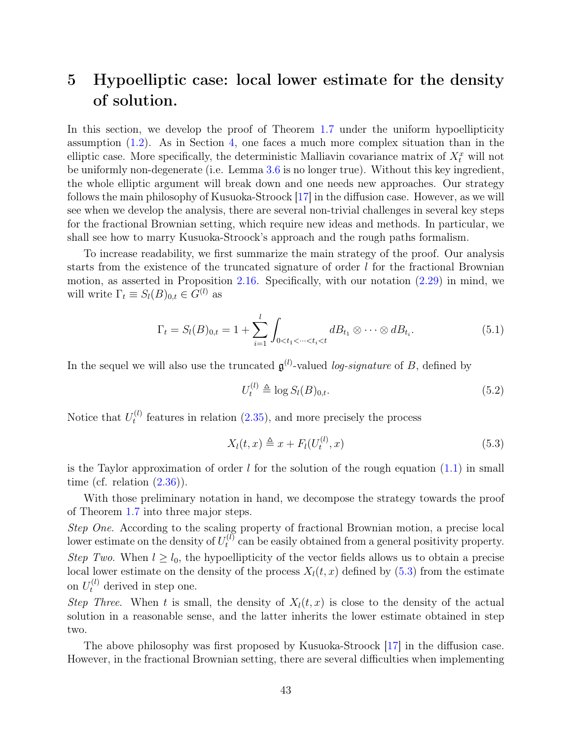# 5 Hypoelliptic case: local lower estimate for the density of solution.

In this section, we develop the proof of Theorem 1.7 under the uniform hypoellipticity assumption (1.2). As in Section 4, one faces a much more complex situation than in the elliptic case. More specifically, the deterministic Malliavin covariance matrix of $X_t^x$ will not be uniformly non-degenerate (i.e. Lemma 3.6 is no longer true). Without this key ingredient, the whole elliptic argument will break down and one needs new approaches. Our strategy follows the main philosophy of Kusuoka-Stroock [17] in the diffusion case. However, as we will see when we develop the analysis, there are several non-trivial challenges in several key steps for the fractional Brownian setting, which require new ideas and methods. In particular, we shall see how to marry Kusuoka-Stroock's approach and the rough paths formalism.

To increase readability, we first summarize the main strategy of the proof. Our analysis starts from the existence of the truncated signature of order $l$ for the fractional Brownian motion, as asserted in Proposition 2.16. Specifically, with our notation (2.29) in mind, we will write $\Gamma_t \equiv S_l(B)_{0,t} \in G^{(l)}$ as

$$\Gamma_t = S_l(B)_{0,t} = 1 + \sum_{i=1}^{l} \int_{0<t_1<\cdots<t_i<t} dB_{t_1} \otimes \cdots \otimes dB_{t_i}. \tag{5.1}$$

In the sequel we will also use the truncated $\mathfrak{g}^{(l)}$-valued *log-signature* of $B$, defined by

$$U_t^{(l)} \triangleq \log S_l(B)_{0,t}. \tag{5.2}$$

Notice that $U_t^{(l)}$ features in relation (2.35), and more precisely the process

$$X_l(t,x) \triangleq x + F_l(U_t^{(l)}, x) \tag{5.3}$$

is the Taylor approximation of order $l$ for the solution of the rough equation (1.1) in small time (cf. relation (2.36)).

With those preliminary notation in hand, we decompose the strategy towards the proof of Theorem 1.7 into three major steps.

*Step One.* According to the scaling property of fractional Brownian motion, a precise local lower estimate on the density of $U_t^{(l)}$ can be easily obtained from a general positivity property.

*Step Two.* When $l \geq l_0$, the hypoellipticity of the vector fields allows us to obtain a precise local lower estimate on the density of the process $X_l(t,x)$ defined by (5.3) from the estimate on $U_t^{(l)}$ derived in step one.

*Step Three.* When $t$ is small, the density of $X_l(t,x)$ is close to the density of the actual solution in a reasonable sense, and the latter inherits the lower estimate obtained in step two.

The above philosophy was first proposed by Kusuoka-Stroock [17] in the diffusion case. However, in the fractional Brownian setting, there are several difficulties when implementing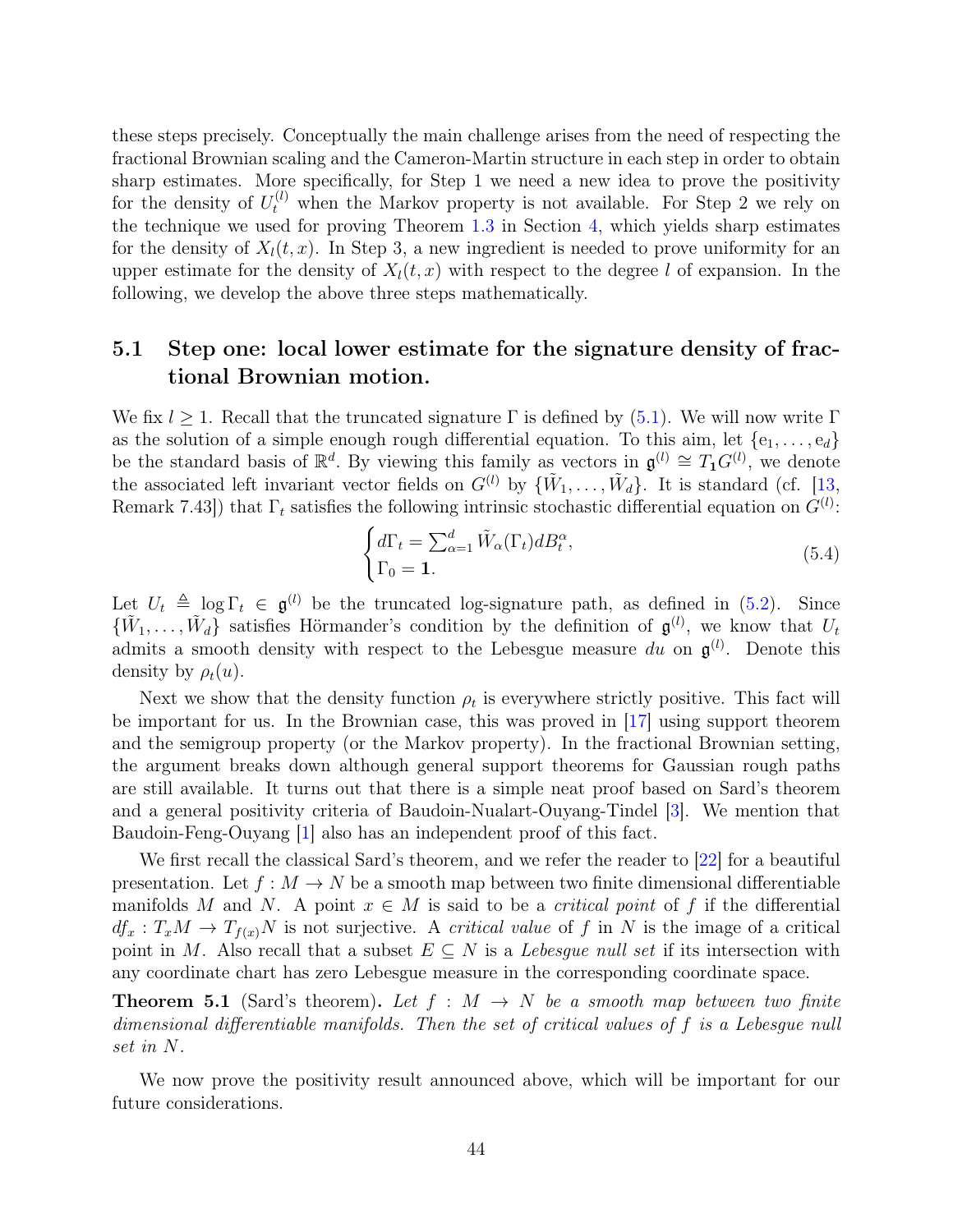these steps precisely. Conceptually the main challenge arises from the need of respecting the fractional Brownian scaling and the Cameron-Martin structure in each step in order to obtain sharp estimates. More specifically, for Step 1 we need a new idea to prove the positivity for the density of $U_t^{(l)}$ when the Markov property is not available. For Step 2 we rely on the technique we used for proving Theorem 1.3 in Section 4, which yields sharp estimates for the density of $X_l(t,x)$. In Step 3, a new ingredient is needed to prove uniformity for an upper estimate for the density of $X_l(t,x)$ with respect to the degree $l$ of expansion. In the following, we develop the above three steps mathematically.

## 5.1 Step one: local lower estimate for the signature density of fractional Brownian motion.

We fix $l \geq 1$. Recall that the truncated signature $\Gamma$ is defined by (5.1). We will now write $\Gamma$ as the solution of a simple enough rough differential equation. To this aim, let $\{\mathrm{e}_1, \ldots, \mathrm{e}_d\}$ be the standard basis of $\mathbb{R}^d$. By viewing this family as vectors in $\mathfrak{g}^{(l)} \cong T_{\mathbf{1}}G^{(l)}$, we denote the associated left invariant vector fields on $G^{(l)}$ by $\{\tilde{W}_1, \ldots, \tilde{W}_d\}$. It is standard (cf. [13, Remark 7.43]) that $\Gamma_t$ satisfies the following intrinsic stochastic differential equation on $G^{(l)}$:

$$\begin{cases} d\Gamma_t = \sum_{\alpha=1}^d \tilde{W}_\alpha(\Gamma_t) dB_t^\alpha, \\ \Gamma_0 = \mathbf{1}. \end{cases} \tag{5.4}$$

Let $U_t \triangleq \log \Gamma_t \in \mathfrak{g}^{(l)}$ be the truncated log-signature path, as defined in (5.2). Since $\{\tilde{W}_1, \ldots, \tilde{W}_d\}$ satisfies Hörmander's condition by the definition of $\mathfrak{g}^{(l)}$, we know that $U_t$ admits a smooth density with respect to the Lebesgue measure $du$ on $\mathfrak{g}^{(l)}$. Denote this density by $\rho_t(u)$.

Next we show that the density function $\rho_t$ is everywhere strictly positive. This fact will be important for us. In the Brownian case, this was proved in [17] using support theorem and the semigroup property (or the Markov property). In the fractional Brownian setting, the argument breaks down although general support theorems for Gaussian rough paths are still available. It turns out that there is a simple neat proof based on Sard's theorem and a general positivity criteria of Baudoin-Nualart-Ouyang-Tindel [3]. We mention that Baudoin-Feng-Ouyang [1] also has an independent proof of this fact.

We first recall the classical Sard's theorem, and we refer the reader to [22] for a beautiful presentation. Let $f : M \to N$ be a smooth map between two finite dimensional differentiable manifolds $M$ and $N$. A point $x \in M$ is said to be a *critical point* of $f$ if the differential $df_x : T_xM \to T_{f(x)}N$ is not surjective. A *critical value* of $f$ in $N$ is the image of a critical point in $M$. Also recall that a subset $E \subseteq N$ is a *Lebesgue null set* if its intersection with any coordinate chart has zero Lebesgue measure in the corresponding coordinate space.

**Theorem 5.1** (Sard's theorem)**.** *Let $f : M \to N$ be a smooth map between two finite dimensional differentiable manifolds. Then the set of critical values of $f$ is a Lebesgue null set in $N$.*

We now prove the positivity result announced above, which will be important for our future considerations.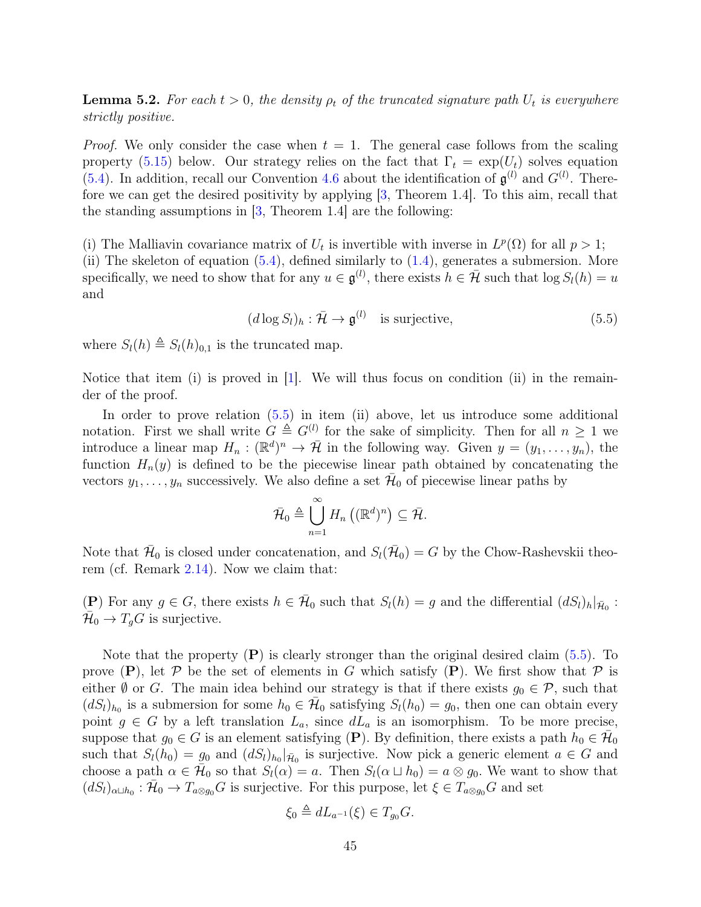**Lemma 5.2.** *For each $t > 0$, the density $\rho_t$ of the truncated signature path $U_t$ is everywhere strictly positive.*

*Proof.* We only consider the case when $t = 1$. The general case follows from the scaling property (5.15) below. Our strategy relies on the fact that $\Gamma_t = \exp(U_t)$ solves equation (5.4). In addition, recall our Convention 4.6 about the identification of $\mathfrak{g}^{(l)}$ and $G^{(l)}$. Therefore we can get the desired positivity by applying [3, Theorem 1.4]. To this aim, recall that the standing assumptions in [3, Theorem 1.4] are the following:

(i) The Malliavin covariance matrix of $U_t$ is invertible with inverse in $L^p(\Omega)$ for all $p > 1$;
(ii) The skeleton of equation (5.4), defined similarly to (1.4), generates a submersion. More specifically, we need to show that for any $u \in \mathfrak{g}^{(l)}$, there exists $h \in \bar{\mathcal{H}}$ such that $\log S_l(h) = u$ and

$$(d \log S_l)_h : \bar{\mathcal{H}} \to \mathfrak{g}^{(l)} \quad \text{is surjective,} \tag{5.5}$$

where $S_l(h) \triangleq S_l(h)_{0,1}$ is the truncated map.

Notice that item (i) is proved in [1]. We will thus focus on condition (ii) in the remainder of the proof.

In order to prove relation (5.5) in item (ii) above, let us introduce some additional notation. First we shall write $G \triangleq G^{(l)}$ for the sake of simplicity. Then for all $n \geq 1$ we introduce a linear map $H_n : (\mathbb{R}^d)^n \to \bar{\mathcal{H}}$ in the following way. Given $y = (y_1, \ldots, y_n)$, the function $H_n(y)$ is defined to be the piecewise linear path obtained by concatenating the vectors $y_1, \ldots, y_n$ successively. We also define a set $\bar{\mathcal{H}}_0$ of piecewise linear paths by

$$\bar{\mathcal{H}}_0 \triangleq \bigcup_{n=1}^{\infty} H_n\left((\mathbb{R}^d)^n\right) \subseteq \bar{\mathcal{H}}.$$

Note that $\bar{\mathcal{H}}_0$ is closed under concatenation, and $S_l(\bar{\mathcal{H}}_0) = G$ by the Chow-Rashevskii theorem (cf. Remark 2.14). Now we claim that:

**(P)** For any $g \in G$, there exists $h \in \bar{\mathcal{H}}_0$ such that $S_l(h) = g$ and the differential $(dS_l)_h|_{\bar{\mathcal{H}}_0} : \bar{\mathcal{H}}_0 \to T_g G$ is surjective.

Note that the property **(P)** is clearly stronger than the original desired claim (5.5). To prove **(P)**, let $\mathcal{P}$ be the set of elements in $G$ which satisfy **(P)**. We first show that $\mathcal{P}$ is either $\emptyset$ or $G$. The main idea behind our strategy is that if there exists $g_0 \in \mathcal{P}$, such that $(dS_l)_{h_0}$ is a submersion for some $h_0 \in \bar{\mathcal{H}}_0$ satisfying $S_l(h_0) = g_0$, then one can obtain every point $g \in G$ by a left translation $L_a$, since $dL_a$ is an isomorphism. To be more precise, suppose that $g_0 \in G$ is an element satisfying **(P)**. By definition, there exists a path $h_0 \in \bar{\mathcal{H}}_0$ such that $S_l(h_0) = g_0$ and $(dS_l)_{h_0}|_{\bar{\mathcal{H}}_0}$ is surjective. Now pick a generic element $a \in G$ and choose a path $\alpha \in \bar{\mathcal{H}}_0$ so that $S_l(\alpha) = a$. Then $S_l(\alpha \sqcup h_0) = a \otimes g_0$. We want to show that $(dS_l)_{\alpha \sqcup h_0} : \bar{\mathcal{H}}_0 \to T_{a \otimes g_0} G$ is surjective. For this purpose, let $\xi \in T_{a \otimes g_0} G$ and set

$$\xi_0 \triangleq dL_{a^{-1}}(\xi) \in T_{g_0} G.$$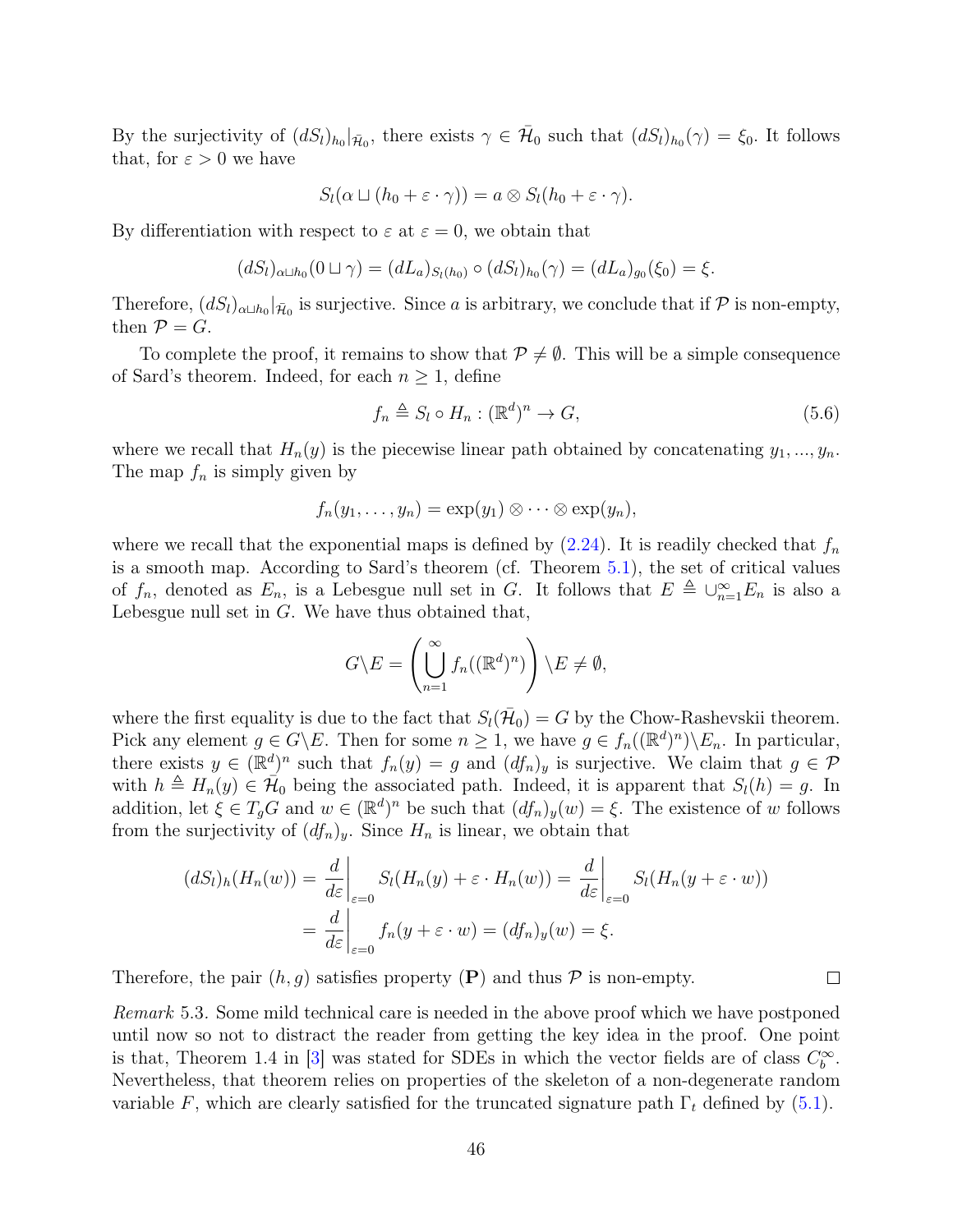By the surjectivity of $(dS_l)_{h_0}|_{\bar{\mathcal{H}}_0}$, there exists $\gamma \in \bar{\mathcal{H}}_0$ such that $(dS_l)_{h_0}(\gamma) = \xi_0$. It follows that, for $\varepsilon > 0$ we have

$$S_l(\alpha \sqcup (h_0 + \varepsilon \cdot \gamma)) = a \otimes S_l(h_0 + \varepsilon \cdot \gamma).$$

By differentiation with respect to $\varepsilon$ at $\varepsilon = 0$, we obtain that

$$(dS_l)_{\alpha \sqcup h_0}(0 \sqcup \gamma) = (dL_a)_{S_l(h_0)} \circ (dS_l)_{h_0}(\gamma) = (dL_a)_{g_0}(\xi_0) = \xi.$$

Therefore, $(dS_l)_{\alpha \sqcup h_0}|_{\bar{\mathcal{H}}_0}$ is surjective. Since $a$ is arbitrary, we conclude that if $\mathcal{P}$ is non-empty, then $\mathcal{P} = G$.

To complete the proof, it remains to show that $\mathcal{P} \neq \emptyset$. This will be a simple consequence of Sard's theorem. Indeed, for each $n \geq 1$, define

$$f_n \triangleq S_l \circ H_n : (\mathbb{R}^d)^n \to G, \tag{5.6}$$

where we recall that $H_n(y)$ is the piecewise linear path obtained by concatenating $y_1, ..., y_n$. The map $f_n$ is simply given by

$$f_n(y_1, \ldots, y_n) = \exp(y_1) \otimes \cdots \otimes \exp(y_n),$$

where we recall that the exponential maps is defined by (2.24). It is readily checked that $f_n$ is a smooth map. According to Sard's theorem (cf. Theorem 5.1), the set of critical values of $f_n$, denoted as $E_n$, is a Lebesgue null set in $G$. It follows that $E \triangleq \cup_{n=1}^{\infty} E_n$ is also a Lebesgue null set in $G$. We have thus obtained that,

$$G \backslash E = \left( \bigcup_{n=1}^{\infty} f_n((\mathbb{R}^d)^n) \right) \backslash E \neq \emptyset,$$

where the first equality is due to the fact that $S_l(\bar{\mathcal{H}}_0) = G$ by the Chow-Rashevskii theorem. Pick any element $g \in G \backslash E$. Then for some $n \geq 1$, we have $g \in f_n((\mathbb{R}^d)^n) \backslash E_n$. In particular, there exists $y \in (\mathbb{R}^d)^n$ such that $f_n(y) = g$ and $(df_n)_y$ is surjective. We claim that $g \in \mathcal{P}$ with $h \triangleq H_n(y) \in \bar{\mathcal{H}}_0$ being the associated path. Indeed, it is apparent that $S_l(h) = g$. In addition, let $\xi \in T_g G$ and $w \in (\mathbb{R}^d)^n$ be such that $(df_n)_y(w) = \xi$. The existence of $w$ follows from the surjectivity of $(df_n)_y$. Since $H_n$ is linear, we obtain that

$$\begin{aligned}
(dS_l)_h(H_n(w)) &= \frac{d}{d\varepsilon}\bigg|_{\varepsilon=0} S_l(H_n(y) + \varepsilon \cdot H_n(w)) = \frac{d}{d\varepsilon}\bigg|_{\varepsilon=0} S_l(H_n(y + \varepsilon \cdot w)) \\
&= \frac{d}{d\varepsilon}\bigg|_{\varepsilon=0} f_n(y + \varepsilon \cdot w) = (df_n)_y(w) = \xi.
\end{aligned}$$

Therefore, the pair $(h, g)$ satisfies property (**P**) and thus $\mathcal{P}$ is non-empty. $\square$

*Remark* 5.3. Some mild technical care is needed in the above proof which we have postponed until now so not to distract the reader from getting the key idea in the proof. One point is that, Theorem 1.4 in [3] was stated for SDEs in which the vector fields are of class $C_b^{\infty}$. Nevertheless, that theorem relies on properties of the skeleton of a non-degenerate random variable $F$, which are clearly satisfied for the truncated signature path $\Gamma_t$ defined by (5.1).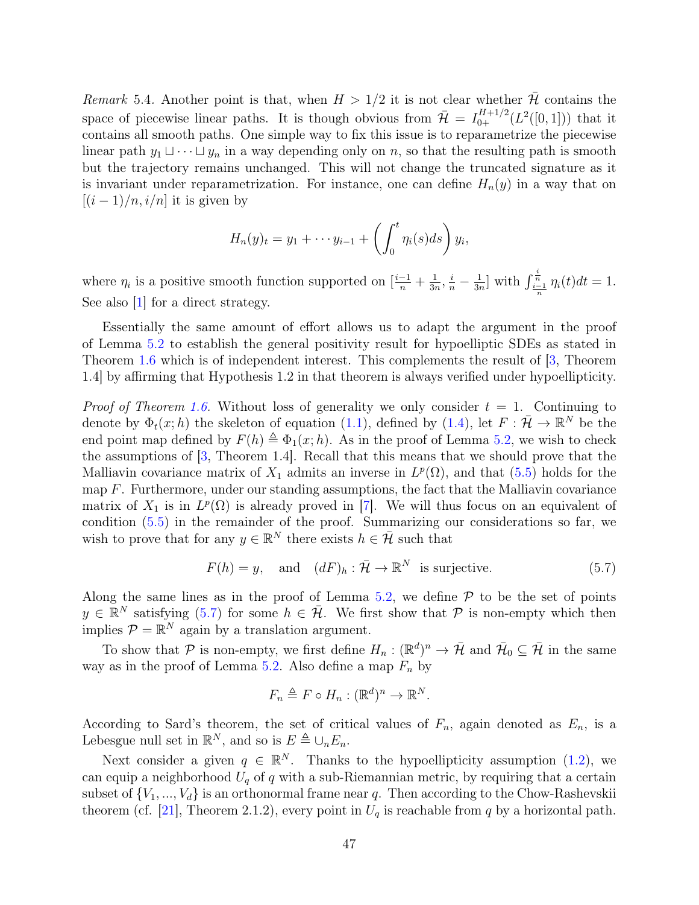*Remark* 5.4. Another point is that, when $H > 1/2$ it is not clear whether $\bar{\mathcal{H}}$ contains the space of piecewise linear paths. It is though obvious from $\bar{\mathcal{H}} = I_{0+}^{H+1/2}(L^2([0,1]))$ that it contains all smooth paths. One simple way to fix this issue is to reparametrize the piecewise linear path $y_1 \sqcup \cdots \sqcup y_n$ in a way depending only on $n$, so that the resulting path is smooth but the trajectory remains unchanged. This will not change the truncated signature as it is invariant under reparametrization. For instance, one can define $H_n(y)$ in a way that on $[(i-1)/n, i/n]$ it is given by

$$H_n(y)_t = y_1 + \cdots y_{i-1} + \left(\int_0^t \eta_i(s)ds\right) y_i,$$

where $\eta_i$ is a positive smooth function supported on $[\frac{i-1}{n} + \frac{1}{3n}, \frac{i}{n} - \frac{1}{3n}]$ with $\int_{\frac{i-1}{n}}^{\frac{i}{n}} \eta_i(t)dt = 1$. See also [1] for a direct strategy.

Essentially the same amount of effort allows us to adapt the argument in the proof of Lemma 5.2 to establish the general positivity result for hypoelliptic SDEs as stated in Theorem 1.6 which is of independent interest. This complements the result of [3, Theorem 1.4] by affirming that Hypothesis 1.2 in that theorem is always verified under hypoellipticity.

*Proof of Theorem 1.6.* Without loss of generality we only consider $t = 1$. Continuing to denote by $\Phi_t(x; h)$ the skeleton of equation (1.1), defined by (1.4), let $F : \bar{\mathcal{H}} \to \mathbb{R}^N$ be the end point map defined by $F(h) \triangleq \Phi_1(x; h)$. As in the proof of Lemma 5.2, we wish to check the assumptions of [3, Theorem 1.4]. Recall that this means that we should prove that the Malliavin covariance matrix of $X_1$ admits an inverse in $L^p(\Omega)$, and that (5.5) holds for the map $F$. Furthermore, under our standing assumptions, the fact that the Malliavin covariance matrix of $X_1$ is in $L^p(\Omega)$ is already proved in [7]. We will thus focus on an equivalent of condition (5.5) in the remainder of the proof. Summarizing our considerations so far, we wish to prove that for any $y \in \mathbb{R}^N$ there exists $h \in \bar{\mathcal{H}}$ such that

$$F(h) = y, \quad \text{and} \quad (dF)_h : \bar{\mathcal{H}} \to \mathbb{R}^N \ \text{ is surjective.} \tag{5.7}$$

Along the same lines as in the proof of Lemma 5.2, we define $\mathcal{P}$ to be the set of points $y \in \mathbb{R}^N$ satisfying (5.7) for some $h \in \bar{\mathcal{H}}$. We first show that $\mathcal{P}$ is non-empty which then implies $\mathcal{P} = \mathbb{R}^N$ again by a translation argument.

To show that $\mathcal{P}$ is non-empty, we first define $H_n : (\mathbb{R}^d)^n \to \bar{\mathcal{H}}$ and $\bar{\mathcal{H}}_0 \subseteq \bar{\mathcal{H}}$ in the same way as in the proof of Lemma 5.2. Also define a map $F_n$ by

$$F_n \triangleq F \circ H_n : (\mathbb{R}^d)^n \to \mathbb{R}^N.$$

According to Sard's theorem, the set of critical values of $F_n$, again denoted as $E_n$, is a Lebesgue null set in $\mathbb{R}^N$, and so is $E \triangleq \cup_n E_n$.

Next consider a given $q \in \mathbb{R}^N$. Thanks to the hypoellipticity assumption (1.2), we can equip a neighborhood $U_q$ of $q$ with a sub-Riemannian metric, by requiring that a certain subset of $\{V_1, ..., V_d\}$ is an orthonormal frame near $q$. Then according to the Chow-Rashevskii theorem (cf. [21], Theorem 2.1.2), every point in $U_q$ is reachable from $q$ by a horizontal path.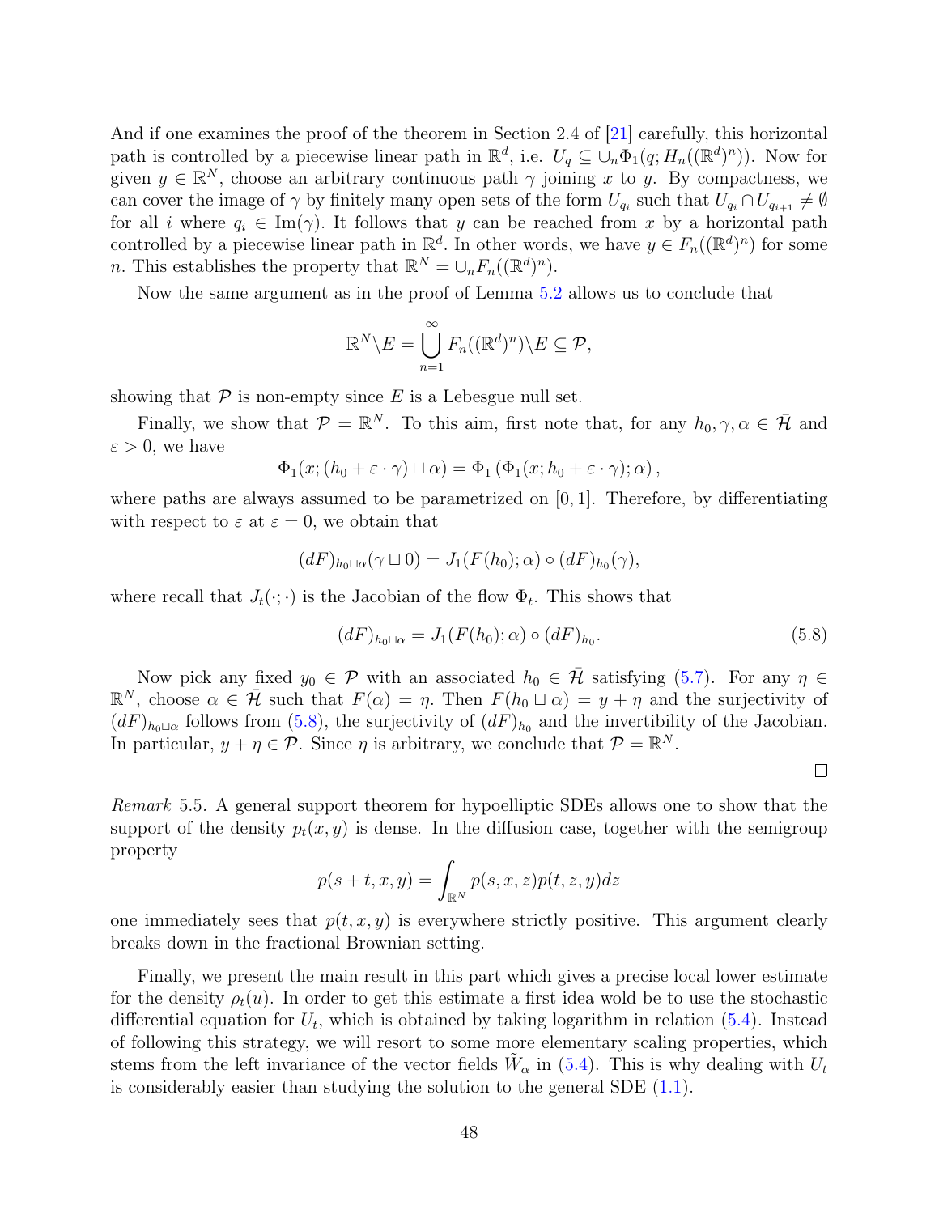And if one examines the proof of the theorem in Section 2.4 of [21] carefully, this horizontal path is controlled by a piecewise linear path in $\mathbb{R}^d$, i.e. $U_q \subseteq \cup_n \Phi_1(q; H_n((\mathbb{R}^d)^n))$. Now for given $y \in \mathbb{R}^N$, choose an arbitrary continuous path $\gamma$ joining $x$ to $y$. By compactness, we can cover the image of $\gamma$ by finitely many open sets of the form $U_{q_i}$ such that $U_{q_i} \cap U_{q_{i+1}} \neq \emptyset$ for all $i$ where $q_i \in \mathrm{Im}(\gamma)$. It follows that $y$ can be reached from $x$ by a horizontal path controlled by a piecewise linear path in $\mathbb{R}^d$. In other words, we have $y \in F_n((\mathbb{R}^d)^n)$ for some $n$. This establishes the property that $\mathbb{R}^N = \cup_n F_n((\mathbb{R}^d)^n)$.

Now the same argument as in the proof of Lemma 5.2 allows us to conclude that

$$\mathbb{R}^N \backslash E = \bigcup_{n=1}^{\infty} F_n((\mathbb{R}^d)^n) \backslash E \subseteq \mathcal{P},$$

showing that $\mathcal{P}$ is non-empty since $E$ is a Lebesgue null set.

Finally, we show that $\mathcal{P} = \mathbb{R}^N$. To this aim, first note that, for any $h_0, \gamma, \alpha \in \bar{\mathcal{H}}$ and $\varepsilon > 0$, we have

$$\Phi_1(x; (h_0 + \varepsilon \cdot \gamma) \sqcup \alpha) = \Phi_1\left(\Phi_1(x; h_0 + \varepsilon \cdot \gamma); \alpha\right),$$

where paths are always assumed to be parametrized on $[0, 1]$. Therefore, by differentiating with respect to $\varepsilon$ at $\varepsilon = 0$, we obtain that

$$(dF)_{h_0 \sqcup \alpha}(\gamma \sqcup 0) = J_1(F(h_0); \alpha) \circ (dF)_{h_0}(\gamma),$$

where recall that $J_t(\cdot; \cdot)$ is the Jacobian of the flow $\Phi_t$. This shows that

$$(dF)_{h_0 \sqcup \alpha} = J_1(F(h_0); \alpha) \circ (dF)_{h_0}. \tag{5.8}$$

Now pick any fixed $y_0 \in \mathcal{P}$ with an associated $h_0 \in \bar{\mathcal{H}}$ satisfying (5.7). For any $\eta \in \mathbb{R}^N$, choose $\alpha \in \bar{\mathcal{H}}$ such that $F(\alpha) = \eta$. Then $F(h_0 \sqcup \alpha) = y + \eta$ and the surjectivity of $(dF)_{h_0 \sqcup \alpha}$ follows from (5.8), the surjectivity of $(dF)_{h_0}$ and the invertibility of the Jacobian. In particular, $y + \eta \in \mathcal{P}$. Since $\eta$ is arbitrary, we conclude that $\mathcal{P} = \mathbb{R}^N$.

$\square$

*Remark* 5.5. A general support theorem for hypoelliptic SDEs allows one to show that the support of the density $p_t(x, y)$ is dense. In the diffusion case, together with the semigroup property

$$p(s + t, x, y) = \int_{\mathbb{R}^N} p(s, x, z) p(t, z, y) dz$$

one immediately sees that $p(t, x, y)$ is everywhere strictly positive. This argument clearly breaks down in the fractional Brownian setting.

Finally, we present the main result in this part which gives a precise local lower estimate for the density $\rho_t(u)$. In order to get this estimate a first idea wold be to use the stochastic differential equation for $U_t$, which is obtained by taking logarithm in relation (5.4). Instead of following this strategy, we will resort to some more elementary scaling properties, which stems from the left invariance of the vector fields $\tilde{W}_\alpha$ in (5.4). This is why dealing with $U_t$ is considerably easier than studying the solution to the general SDE (1.1).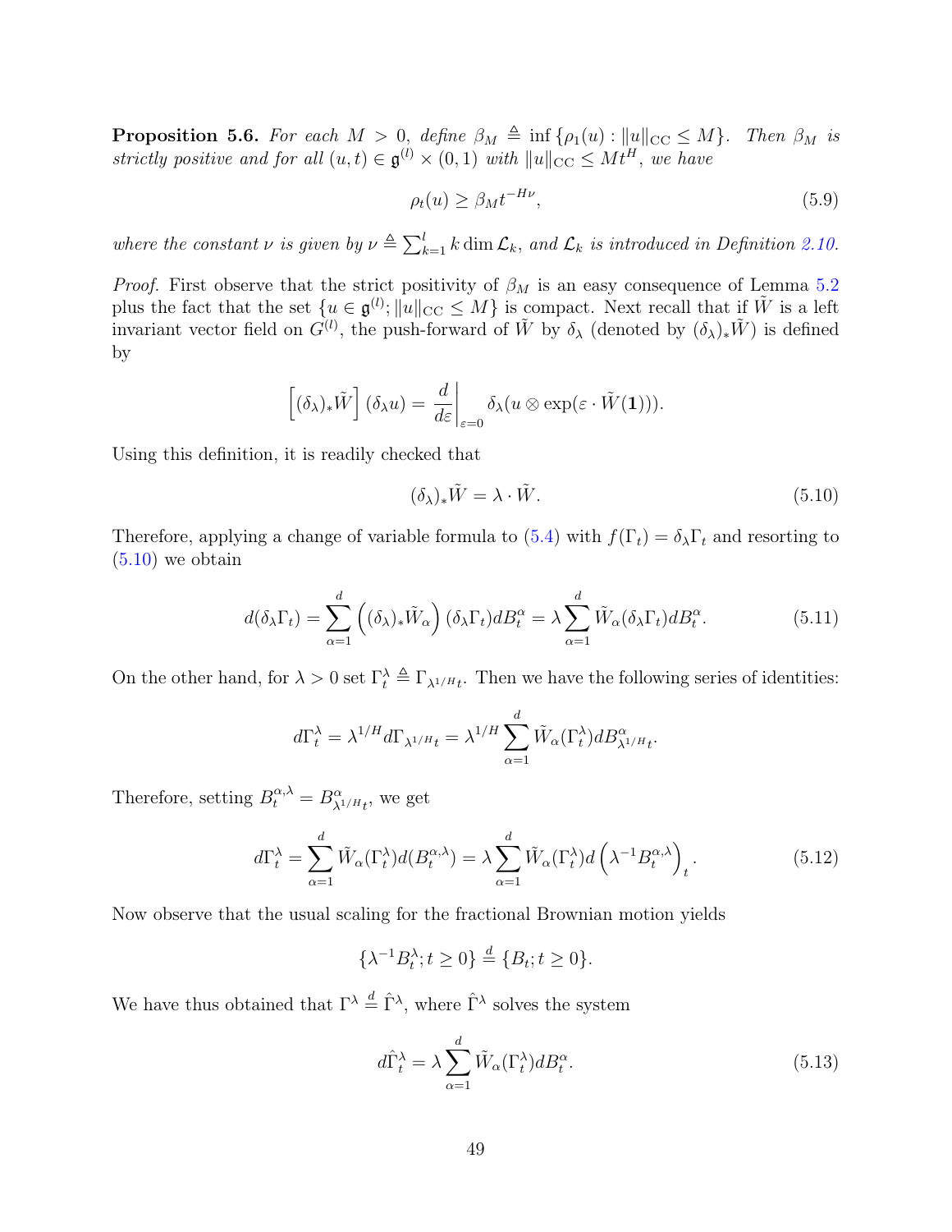**Proposition 5.6.** *For each $M > 0$, define $\beta_M \triangleq \inf\{\rho_1(u) : \|u\|_{\mathrm{CC}} \leq M\}$. Then $\beta_M$ is strictly positive and for all $(u,t) \in \mathfrak{g}^{(l)} \times (0,1)$ with $\|u\|_{\mathrm{CC}} \leq Mt^H$, we have*

$$\rho_t(u) \geq \beta_M t^{-H\nu}, \tag{5.9}$$

*where the constant $\nu$ is given by $\nu \triangleq \sum_{k=1}^{l} k \dim \mathcal{L}_k$, and $\mathcal{L}_k$ is introduced in Definition 2.10.*

*Proof.* First observe that the strict positivity of $\beta_M$ is an easy consequence of Lemma 5.2 plus the fact that the set $\{u \in \mathfrak{g}^{(l)}; \|u\|_{\mathrm{CC}} \leq M\}$ is compact. Next recall that if $\tilde{W}$ is a left invariant vector field on $G^{(l)}$, the push-forward of $\tilde{W}$ by $\delta_\lambda$ (denoted by $(\delta_\lambda)_*\tilde{W}$) is defined by

$$\left[(\delta_\lambda)_*\tilde{W}\right](\delta_\lambda u) = \frac{d}{d\varepsilon}\bigg|_{\varepsilon=0} \delta_\lambda(u \otimes \exp(\varepsilon \cdot \tilde{W}(\mathbf{1}))).$$

Using this definition, it is readily checked that

$$(\delta_\lambda)_*\tilde{W} = \lambda \cdot \tilde{W}. \tag{5.10}$$

Therefore, applying a change of variable formula to (5.4) with $f(\Gamma_t) = \delta_\lambda \Gamma_t$ and resorting to (5.10) we obtain

$$d(\delta_\lambda \Gamma_t) = \sum_{\alpha=1}^{d} \left((\delta_\lambda)_*\tilde{W}_\alpha\right)(\delta_\lambda \Gamma_t) dB_t^\alpha = \lambda \sum_{\alpha=1}^{d} \tilde{W}_\alpha(\delta_\lambda \Gamma_t) dB_t^\alpha. \tag{5.11}$$

On the other hand, for $\lambda > 0$ set $\Gamma_t^\lambda \triangleq \Gamma_{\lambda^{1/H}t}$. Then we have the following series of identities:

$$d\Gamma_t^\lambda = \lambda^{1/H} d\Gamma_{\lambda^{1/H}t} = \lambda^{1/H} \sum_{\alpha=1}^{d} \tilde{W}_\alpha(\Gamma_t^\lambda) dB_{\lambda^{1/H}t}^\alpha.$$

Therefore, setting $B_t^{\alpha,\lambda} = B_{\lambda^{1/H}t}^\alpha$, we get

$$d\Gamma_t^\lambda = \sum_{\alpha=1}^{d} \tilde{W}_\alpha(\Gamma_t^\lambda) d(B_t^{\alpha,\lambda}) = \lambda \sum_{\alpha=1}^{d} \tilde{W}_\alpha(\Gamma_t^\lambda) d\left(\lambda^{-1} B_t^{\alpha,\lambda}\right)_t. \tag{5.12}$$

Now observe that the usual scaling for the fractional Brownian motion yields

$$\{\lambda^{-1} B_t^\lambda; t \geq 0\} \stackrel{d}{=} \{B_t; t \geq 0\}.$$

We have thus obtained that $\Gamma^\lambda \stackrel{d}{=} \hat{\Gamma}^\lambda$, where $\hat{\Gamma}^\lambda$ solves the system

$$d\hat{\Gamma}_t^\lambda = \lambda \sum_{\alpha=1}^{d} \tilde{W}_\alpha(\Gamma_t^\lambda) dB_t^\alpha. \tag{5.13}$$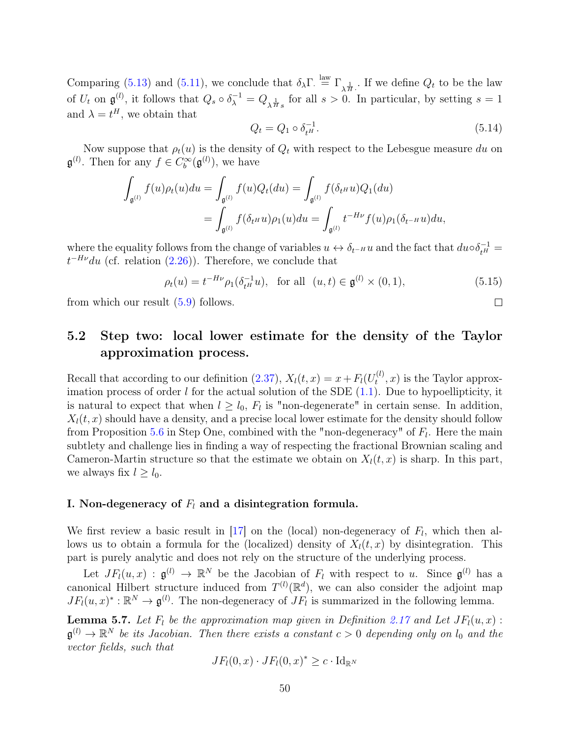Comparing (5.13) and (5.11), we conclude that $\delta_\lambda \Gamma_\cdot \stackrel{\text{law}}{=} \Gamma_{\lambda^{\frac{1}{H}}\cdot}$. If we define $Q_t$ to be the law of $U_t$ on $\mathfrak{g}^{(l)}$, it follows that $Q_s \circ \delta_\lambda^{-1} = Q_{\lambda^{\frac{1}{H}}s}$ for all $s > 0$. In particular, by setting $s = 1$ and $\lambda = t^H$, we obtain that

$$Q_t = Q_1 \circ \delta_{t^H}^{-1}. \tag{5.14}$$

Now suppose that $\rho_t(u)$ is the density of $Q_t$ with respect to the Lebesgue measure $du$ on $\mathfrak{g}^{(l)}$. Then for any $f \in C_b^\infty(\mathfrak{g}^{(l)})$, we have

$$\begin{aligned}
\int_{\mathfrak{g}^{(l)}} f(u)\rho_t(u)du &= \int_{\mathfrak{g}^{(l)}} f(u)Q_t(du) = \int_{\mathfrak{g}^{(l)}} f(\delta_{t^H}u)Q_1(du) \\
&= \int_{\mathfrak{g}^{(l)}} f(\delta_{t^H}u)\rho_1(u)du = \int_{\mathfrak{g}^{(l)}} t^{-H\nu} f(u)\rho_1(\delta_{t^{-H}}u)du,
\end{aligned}$$

where the equality follows from the change of variables $u \leftrightarrow \delta_{t^{-H}}u$ and the fact that $du \circ \delta_{t^H}^{-1} = t^{-H\nu}du$ (cf. relation (2.26)). Therefore, we conclude that

$$\rho_t(u) = t^{-H\nu}\rho_1(\delta_{t^H}^{-1}u), \quad \text{for all} \quad (u,t) \in \mathfrak{g}^{(l)} \times (0,1), \tag{5.15}$$

from which our result (5.9) follows. □

## 5.2 Step two: local lower estimate for the density of the Taylor approximation process.

Recall that according to our definition (2.37), $X_l(t,x) = x + F_l(U_t^{(l)}, x)$ is the Taylor approximation process of order $l$ for the actual solution of the SDE (1.1). Due to hypoellipticity, it is natural to expect that when $l \geq l_0$, $F_l$ is "non-degenerate" in certain sense. In addition, $X_l(t,x)$ should have a density, and a precise local lower estimate for the density should follow from Proposition 5.6 in Step One, combined with the "non-degeneracy" of $F_l$. Here the main subtlety and challenge lies in finding a way of respecting the fractional Brownian scaling and Cameron-Martin structure so that the estimate we obtain on $X_l(t,x)$ is sharp. In this part, we always fix $l \geq l_0$.

### I. Non-degeneracy of $F_l$ and a disintegration formula.

We first review a basic result in [17] on the (local) non-degeneracy of $F_l$, which then allows us to obtain a formula for the (localized) density of $X_l(t,x)$ by disintegration. This part is purely analytic and does not rely on the structure of the underlying process.

Let $JF_l(u,x) : \mathfrak{g}^{(l)} \to \mathbb{R}^N$ be the Jacobian of $F_l$ with respect to $u$. Since $\mathfrak{g}^{(l)}$ has a canonical Hilbert structure induced from $T^{(l)}(\mathbb{R}^d)$, we can also consider the adjoint map $JF_l(u,x)^* : \mathbb{R}^N \to \mathfrak{g}^{(l)}$. The non-degeneracy of $JF_l$ is summarized in the following lemma.

**Lemma 5.7.** *Let $F_l$ be the approximation map given in Definition 2.17 and Let $JF_l(u,x) : \mathfrak{g}^{(l)} \to \mathbb{R}^N$ be its Jacobian. Then there exists a constant $c > 0$ depending only on $l_0$ and the vector fields, such that*

$$JF_l(0,x) \cdot JF_l(0,x)^* \geq c \cdot \mathrm{Id}_{\mathbb{R}^N}$$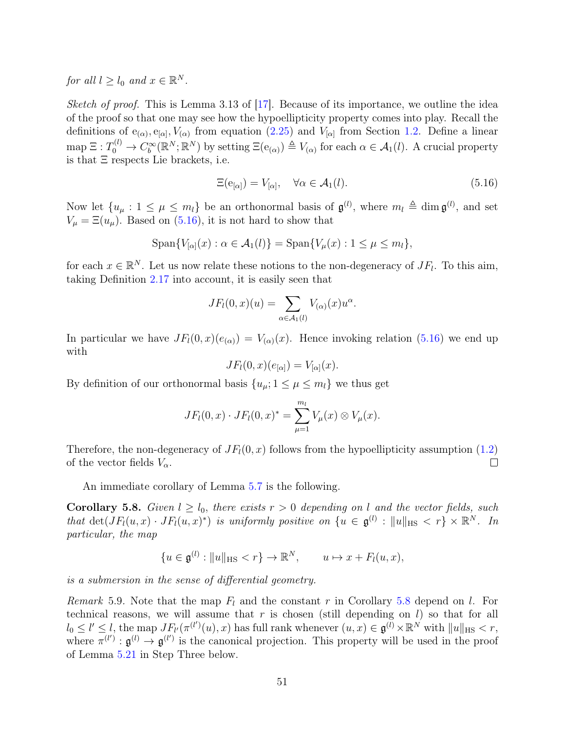*for all $l \geq l_0$ and $x \in \mathbb{R}^N$.*

*Sketch of proof.* This is Lemma 3.13 of [17]. Because of its importance, we outline the idea of the proof so that one may see how the hypoellipticity property comes into play. Recall the definitions of $\mathrm{e}_{(\alpha)}, \mathrm{e}_{[\alpha]}, V_{(\alpha)}$ from equation (2.25) and $V_{[\alpha]}$ from Section 1.2. Define a linear map $\Xi : T_0^{(l)} \to C_b^\infty(\mathbb{R}^N; \mathbb{R}^N)$ by setting $\Xi(\mathrm{e}_{(\alpha)}) \triangleq V_{(\alpha)}$ for each $\alpha \in \mathcal{A}_1(l)$. A crucial property is that $\Xi$ respects Lie brackets, i.e.

$$\Xi(\mathrm{e}_{[\alpha]}) = V_{[\alpha]}, \quad \forall \alpha \in \mathcal{A}_1(l). \tag{5.16}$$

Now let $\{u_\mu : 1 \leq \mu \leq m_l\}$ be an orthonormal basis of $\mathfrak{g}^{(l)}$, where $m_l \triangleq \dim \mathfrak{g}^{(l)}$, and set $V_\mu = \Xi(u_\mu)$. Based on (5.16), it is not hard to show that

$$\mathrm{Span}\{V_{[\alpha]}(x) : \alpha \in \mathcal{A}_1(l)\} = \mathrm{Span}\{V_\mu(x) : 1 \leq \mu \leq m_l\},$$

for each $x \in \mathbb{R}^N$. Let us now relate these notions to the non-degeneracy of $JF_l$. To this aim, taking Definition 2.17 into account, it is easily seen that

$$JF_l(0,x)(u) = \sum_{\alpha \in \mathcal{A}_1(l)} V_{(\alpha)}(x) u^\alpha.$$

In particular we have $JF_l(0,x)(e_{(\alpha)}) = V_{(\alpha)}(x)$. Hence invoking relation (5.16) we end up with

$$JF_l(0,x)(e_{[\alpha]}) = V_{[\alpha]}(x).$$

By definition of our orthonormal basis $\{u_\mu; 1 \leq \mu \leq m_l\}$ we thus get

$$JF_l(0,x) \cdot JF_l(0,x)^* = \sum_{\mu=1}^{m_l} V_\mu(x) \otimes V_\mu(x).$$

Therefore, the non-degeneracy of $JF_l(0,x)$ follows from the hypoellipticity assumption (1.2) of the vector fields $V_\alpha$. ∎

An immediate corollary of Lemma 5.7 is the following.

**Corollary 5.8.** *Given $l \geq l_0$, there exists $r > 0$ depending on $l$ and the vector fields, such that $\det(JF_l(u,x) \cdot JF_l(u,x)^*)$ is uniformly positive on $\{u \in \mathfrak{g}^{(l)} : \|u\|_{\mathrm{HS}} < r\} \times \mathbb{R}^N$. In particular, the map*

$$\{u \in \mathfrak{g}^{(l)} : \|u\|_{\mathrm{HS}} < r\} \to \mathbb{R}^N, \qquad u \mapsto x + F_l(u,x),$$

*is a submersion in the sense of differential geometry.*

*Remark* 5.9. Note that the map $F_l$ and the constant $r$ in Corollary 5.8 depend on $l$. For technical reasons, we will assume that $r$ is chosen (still depending on $l$) so that for all $l_0 \leq l' \leq l$, the map $JF_{l'}(\pi^{(l')}(u), x)$ has full rank whenever $(u,x) \in \mathfrak{g}^{(l)} \times \mathbb{R}^N$ with $\|u\|_{\mathrm{HS}} < r$, where $\pi^{(l')} : \mathfrak{g}^{(l)} \to \mathfrak{g}^{(l')}$ is the canonical projection. This property will be used in the proof of Lemma 5.21 in Step Three below.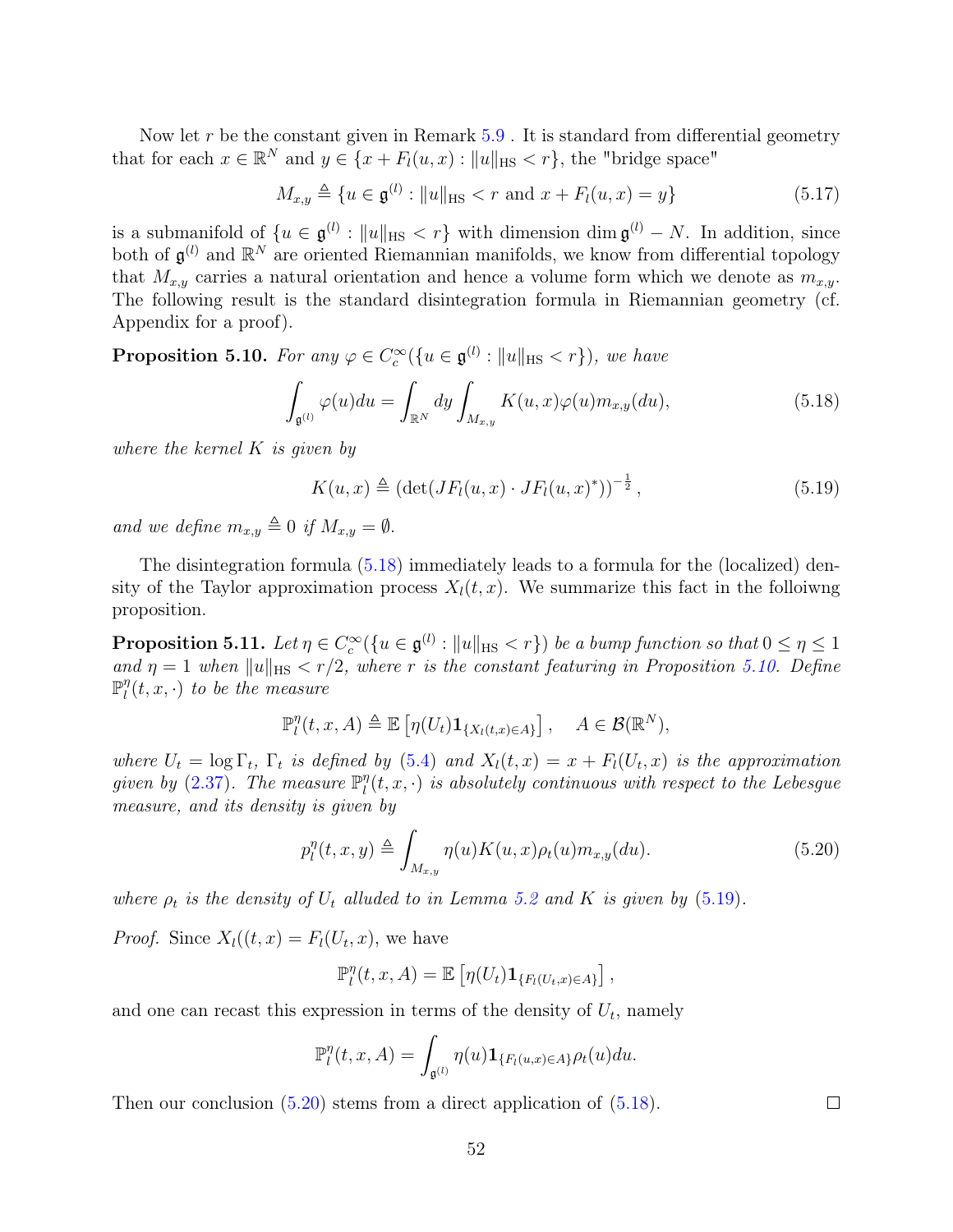Now let $r$ be the constant given in Remark 5.9 . It is standard from differential geometry that for each $x \in \mathbb{R}^N$ and $y \in \{x + F_l(u,x) : \|u\|_{\mathrm{HS}} < r\}$, the "bridge space"

$$M_{x,y} \triangleq \{u \in \mathfrak{g}^{(l)} : \|u\|_{\mathrm{HS}} < r \text{ and } x + F_l(u,x) = y\} \tag{5.17}$$

is a submanifold of $\{u \in \mathfrak{g}^{(l)} : \|u\|_{\mathrm{HS}} < r\}$ with dimension $\dim \mathfrak{g}^{(l)} - N$. In addition, since both of $\mathfrak{g}^{(l)}$ and $\mathbb{R}^N$ are oriented Riemannian manifolds, we know from differential topology that $M_{x,y}$ carries a natural orientation and hence a volume form which we denote as $m_{x,y}$. The following result is the standard disintegration formula in Riemannian geometry (cf. Appendix for a proof).

**Proposition 5.10.** *For any $\varphi \in C_c^\infty(\{u \in \mathfrak{g}^{(l)} : \|u\|_{\mathrm{HS}} < r\})$, we have*

$$\int_{\mathfrak{g}^{(l)}} \varphi(u) du = \int_{\mathbb{R}^N} dy \int_{M_{x,y}} K(u,x)\varphi(u) m_{x,y}(du), \tag{5.18}$$

*where the kernel $K$ is given by*

$$K(u,x) \triangleq \left(\det(JF_l(u,x) \cdot JF_l(u,x)^*)\right)^{-\frac{1}{2}}, \tag{5.19}$$

*and we define $m_{x,y} \triangleq 0$ if $M_{x,y} = \emptyset$.*

The disintegration formula (5.18) immediately leads to a formula for the (localized) density of the Taylor approximation process $X_l(t,x)$. We summarize this fact in the folloiwng proposition.

**Proposition 5.11.** *Let $\eta \in C_c^\infty(\{u \in \mathfrak{g}^{(l)} : \|u\|_{\mathrm{HS}} < r\})$ be a bump function so that $0 \le \eta \le 1$ and $\eta = 1$ when $\|u\|_{\mathrm{HS}} < r/2$, where $r$ is the constant featuring in Proposition 5.10. Define $\mathbb{P}_l^\eta(t,x,\cdot)$ to be the measure*

$$\mathbb{P}_l^\eta(t,x,A) \triangleq \mathbb{E}\left[\eta(U_t)\mathbf{1}_{\{X_l(t,x) \in A\}}\right], \quad A \in \mathcal{B}(\mathbb{R}^N),$$

*where $U_t = \log \Gamma_t$, $\Gamma_t$ is defined by (5.4) and $X_l(t,x) = x + F_l(U_t,x)$ is the approximation given by (2.37). The measure $\mathbb{P}_l^\eta(t,x,\cdot)$ is absolutely continuous with respect to the Lebesgue measure, and its density is given by*

$$p_l^\eta(t,x,y) \triangleq \int_{M_{x,y}} \eta(u)K(u,x)\rho_t(u) m_{x,y}(du). \tag{5.20}$$

*where $\rho_t$ is the density of $U_t$ alluded to in Lemma 5.2 and $K$ is given by (5.19).*

*Proof.* Since $X_l((t,x) = F_l(U_t,x)$, we have

$$\mathbb{P}_l^\eta(t,x,A) = \mathbb{E}\left[\eta(U_t)\mathbf{1}_{\{F_l(U_t,x) \in A\}}\right],$$

and one can recast this expression in terms of the density of $U_t$, namely

$$\mathbb{P}_l^\eta(t,x,A) = \int_{\mathfrak{g}^{(l)}} \eta(u)\mathbf{1}_{\{F_l(u,x) \in A\}}\rho_t(u) du.$$

Then our conclusion (5.20) stems from a direct application of (5.18). $\square$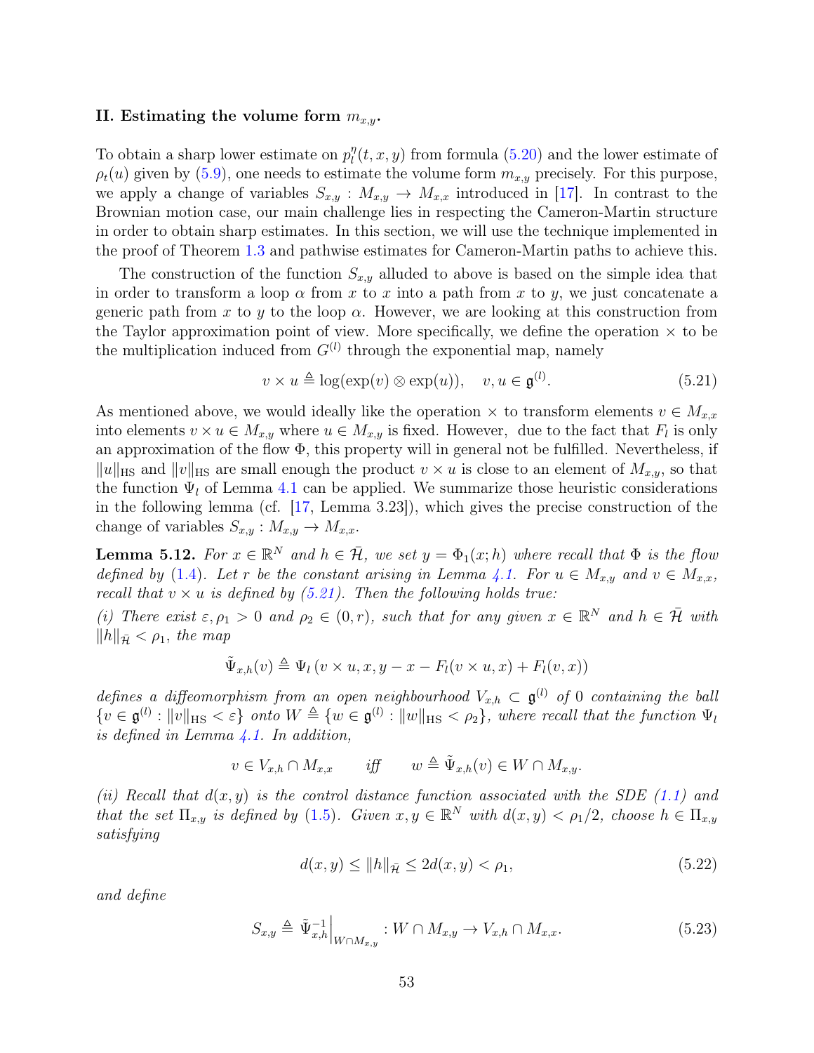**II. Estimating the volume form $m_{x,y}$.**

To obtain a sharp lower estimate on $p_l^\eta(t,x,y)$ from formula (5.20) and the lower estimate of $\rho_t(u)$ given by (5.9), one needs to estimate the volume form $m_{x,y}$ precisely. For this purpose, we apply a change of variables $S_{x,y} : M_{x,y} \to M_{x,x}$ introduced in [17]. In contrast to the Brownian motion case, our main challenge lies in respecting the Cameron-Martin structure in order to obtain sharp estimates. In this section, we will use the technique implemented in the proof of Theorem 1.3 and pathwise estimates for Cameron-Martin paths to achieve this.

The construction of the function $S_{x,y}$ alluded to above is based on the simple idea that in order to transform a loop $\alpha$ from $x$ to $x$ into a path from $x$ to $y$, we just concatenate a generic path from $x$ to $y$ to the loop $\alpha$. However, we are looking at this construction from the Taylor approximation point of view. More specifically, we define the operation $\times$ to be the multiplication induced from $G^{(l)}$ through the exponential map, namely

$$v \times u \triangleq \log(\exp(v) \otimes \exp(u)), \quad v, u \in \mathfrak{g}^{(l)}. \tag{5.21}$$

As mentioned above, we would ideally like the operation $\times$ to transform elements $v \in M_{x,x}$ into elements $v \times u \in M_{x,y}$ where $u \in M_{x,y}$ is fixed. However, due to the fact that $F_l$ is only an approximation of the flow $\Phi$, this property will in general not be fulfilled. Nevertheless, if $\|u\|_{\mathrm{HS}}$ and $\|v\|_{\mathrm{HS}}$ are small enough the product $v \times u$ is close to an element of $M_{x,y}$, so that the function $\Psi_l$ of Lemma 4.1 can be applied. We summarize those heuristic considerations in the following lemma (cf. [17, Lemma 3.23]), which gives the precise construction of the change of variables $S_{x,y} : M_{x,y} \to M_{x,x}$.

**Lemma 5.12.** *For $x \in \mathbb{R}^N$ and $h \in \bar{\mathcal{H}}$, we set $y = \Phi_1(x; h)$ where recall that $\Phi$ is the flow defined by (1.4). Let $r$ be the constant arising in Lemma 4.1. For $u \in M_{x,y}$ and $v \in M_{x,x}$, recall that $v \times u$ is defined by (5.21). Then the following holds true:*

*(i) There exist $\varepsilon, \rho_1 > 0$ and $\rho_2 \in (0, r)$, such that for any given $x \in \mathbb{R}^N$ and $h \in \bar{\mathcal{H}}$ with $\|h\|_{\bar{\mathcal{H}}} < \rho_1$, the map*

$$\tilde{\Psi}_{x,h}(v) \triangleq \Psi_l\left(v \times u, x, y - x - F_l(v \times u, x) + F_l(v, x)\right)$$

*defines a diffeomorphism from an open neighbourhood $V_{x,h} \subset \mathfrak{g}^{(l)}$ of $0$ containing the ball $\{v \in \mathfrak{g}^{(l)} : \|v\|_{\mathrm{HS}} < \varepsilon\}$ onto $W \triangleq \{w \in \mathfrak{g}^{(l)} : \|w\|_{\mathrm{HS}} < \rho_2\}$, where recall that the function $\Psi_l$ is defined in Lemma 4.1. In addition,*

$$v \in V_{x,h} \cap M_{x,x} \qquad \text{iff} \qquad w \triangleq \tilde{\Psi}_{x,h}(v) \in W \cap M_{x,y}.$$

*(ii) Recall that $d(x,y)$ is the control distance function associated with the SDE (1.1) and that the set $\Pi_{x,y}$ is defined by (1.5). Given $x, y \in \mathbb{R}^N$ with $d(x,y) < \rho_1/2$, choose $h \in \Pi_{x,y}$ satisfying*

$$d(x,y) \leq \|h\|_{\bar{\mathcal{H}}} \leq 2d(x,y) < \rho_1, \tag{5.22}$$

*and define*

$$S_{x,y} \triangleq \tilde{\Psi}_{x,h}^{-1}\Big|_{W \cap M_{x,y}} : W \cap M_{x,y} \to V_{x,h} \cap M_{x,x}. \tag{5.23}$$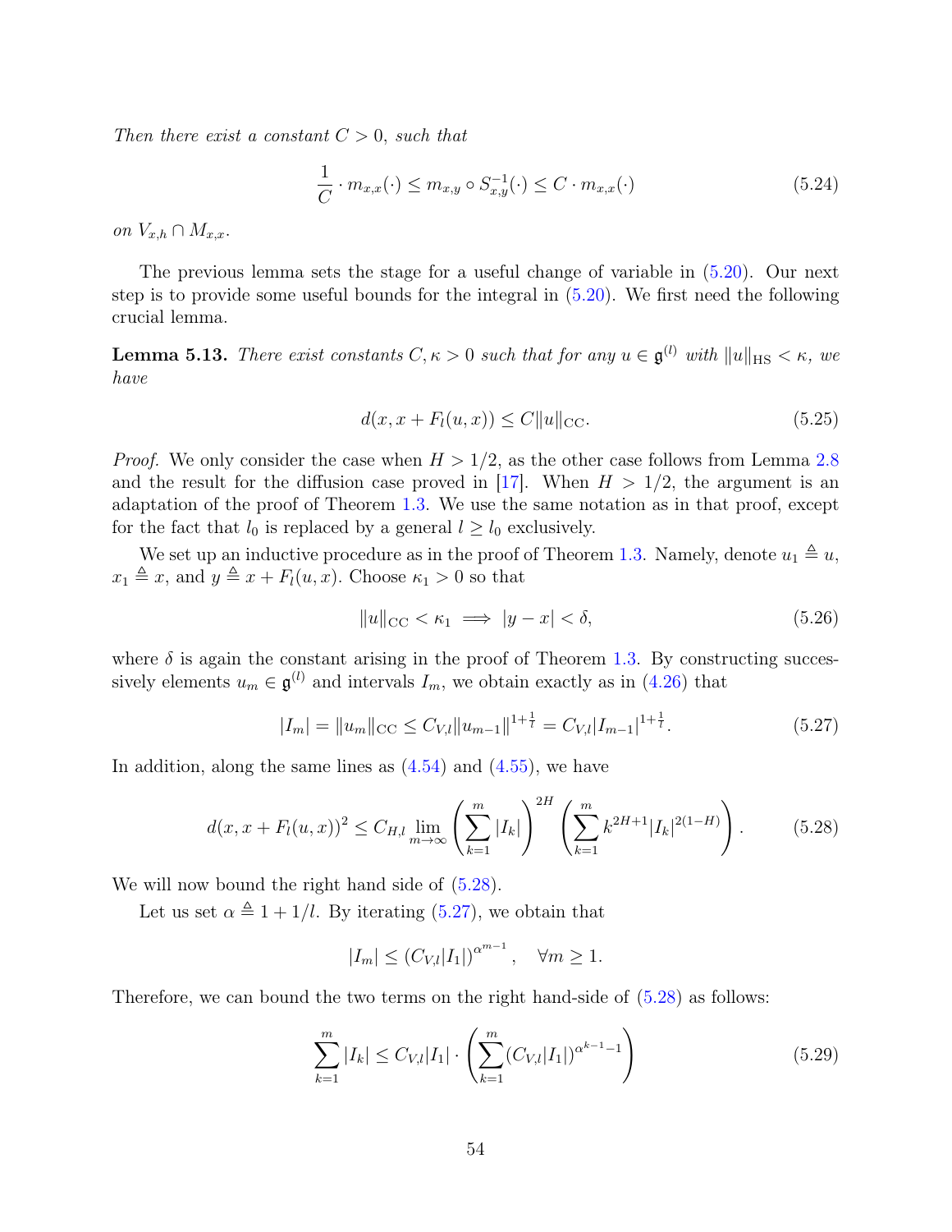*Then there exist a constant $C > 0$, such that*

$$\frac{1}{C} \cdot m_{x,x}(\cdot) \leq m_{x,y} \circ S_{x,y}^{-1}(\cdot) \leq C \cdot m_{x,x}(\cdot) \tag{5.24}$$

*on $V_{x,h} \cap M_{x,x}$.*

The previous lemma sets the stage for a useful change of variable in (5.20). Our next step is to provide some useful bounds for the integral in (5.20). We first need the following crucial lemma.

**Lemma 5.13.** *There exist constants $C, \kappa > 0$ such that for any $u \in \mathfrak{g}^{(l)}$ with $\|u\|_{\mathrm{HS}} < \kappa$, we have*

$$d(x, x + F_l(u,x)) \leq C \|u\|_{\mathrm{CC}}. \tag{5.25}$$

*Proof.* We only consider the case when $H > 1/2$, as the other case follows from Lemma 2.8 and the result for the diffusion case proved in [17]. When $H > 1/2$, the argument is an adaptation of the proof of Theorem 1.3. We use the same notation as in that proof, except for the fact that $l_0$ is replaced by a general $l \geq l_0$ exclusively.

We set up an inductive procedure as in the proof of Theorem 1.3. Namely, denote $u_1 \triangleq u$, $x_1 \triangleq x$, and $y \triangleq x + F_l(u,x)$. Choose $\kappa_1 > 0$ so that

$$\|u\|_{\mathrm{CC}} < \kappa_1 \implies |y - x| < \delta, \tag{5.26}$$

where $\delta$ is again the constant arising in the proof of Theorem 1.3. By constructing successively elements $u_m \in \mathfrak{g}^{(l)}$ and intervals $I_m$, we obtain exactly as in (4.26) that

$$|I_m| = \|u_m\|_{\mathrm{CC}} \leq C_{V,l} \|u_{m-1}\|^{1+\frac{1}{l}} = C_{V,l} |I_{m-1}|^{1+\frac{1}{l}}. \tag{5.27}$$

In addition, along the same lines as (4.54) and (4.55), we have

$$d(x, x + F_l(u,x))^2 \leq C_{H,l} \lim_{m \to \infty} \left( \sum_{k=1}^{m} |I_k| \right)^{2H} \left( \sum_{k=1}^{m} k^{2H+1} |I_k|^{2(1-H)} \right). \tag{5.28}$$

We will now bound the right hand side of (5.28).

Let us set $\alpha \triangleq 1 + 1/l$. By iterating (5.27), we obtain that

$$|I_m| \leq (C_{V,l}|I_1|)^{\alpha^{m-1}}, \quad \forall m \geq 1.$$

Therefore, we can bound the two terms on the right hand-side of (5.28) as follows:

$$\sum_{k=1}^{m} |I_k| \leq C_{V,l}|I_1| \cdot \left( \sum_{k=1}^{m} (C_{V,l}|I_1|)^{\alpha^{k-1}-1} \right) \tag{5.29}$$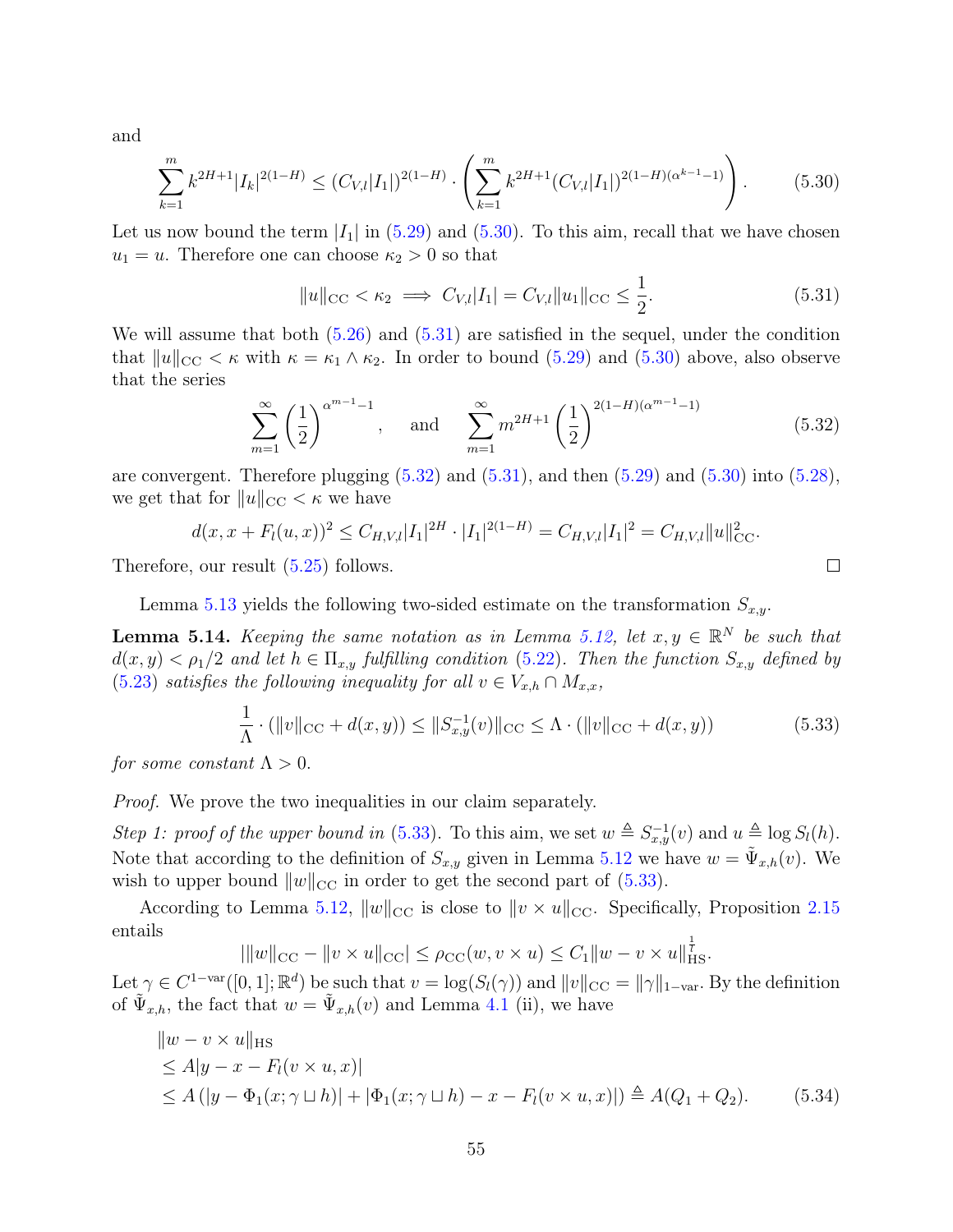and

$$\sum_{k=1}^{m} k^{2H+1}|I_k|^{2(1-H)} \leq (C_{V,l}|I_1|)^{2(1-H)} \cdot \left( \sum_{k=1}^{m} k^{2H+1} (C_{V,l}|I_1|)^{2(1-H)(\alpha^{k-1}-1)} \right). \tag{5.30}$$

Let us now bound the term $|I_1|$ in (5.29) and (5.30). To this aim, recall that we have chosen $u_1 = u$. Therefore one can choose $\kappa_2 > 0$ so that

$$\|u\|_{\mathrm{CC}} < \kappa_2 \implies C_{V,l}|I_1| = C_{V,l}\|u_1\|_{\mathrm{CC}} \leq \frac{1}{2}. \tag{5.31}$$

We will assume that both (5.26) and (5.31) are satisfied in the sequel, under the condition that $\|u\|_{\mathrm{CC}} < \kappa$ with $\kappa = \kappa_1 \wedge \kappa_2$. In order to bound (5.29) and (5.30) above, also observe that the series

$$\sum_{m=1}^{\infty} \left(\frac{1}{2}\right)^{\alpha^{m-1}-1}, \quad \text{and} \quad \sum_{m=1}^{\infty} m^{2H+1} \left(\frac{1}{2}\right)^{2(1-H)(\alpha^{m-1}-1)} \tag{5.32}$$

are convergent. Therefore plugging (5.32) and (5.31), and then (5.29) and (5.30) into (5.28), we get that for $\|u\|_{\mathrm{CC}} < \kappa$ we have

$$d(x, x + F_l(u, x))^2 \leq C_{H,V,l}|I_1|^{2H} \cdot |I_1|^{2(1-H)} = C_{H,V,l}|I_1|^2 = C_{H,V,l}\|u\|_{\mathrm{CC}}^2.$$

Therefore, our result (5.25) follows. □

Lemma 5.13 yields the following two-sided estimate on the transformation $S_{x,y}$.

**Lemma 5.14.** *Keeping the same notation as in Lemma 5.12, let $x, y \in \mathbb{R}^N$ be such that $d(x,y) < \rho_1/2$ and let $h \in \Pi_{x,y}$ fulfilling condition (5.22). Then the function $S_{x,y}$ defined by (5.23) satisfies the following inequality for all $v \in V_{x,h} \cap M_{x,x}$,*

$$\frac{1}{\Lambda} \cdot (\|v\|_{\mathrm{CC}} + d(x,y)) \leq \|S_{x,y}^{-1}(v)\|_{\mathrm{CC}} \leq \Lambda \cdot (\|v\|_{\mathrm{CC}} + d(x,y)) \tag{5.33}$$

*for some constant $\Lambda > 0$.*

*Proof.* We prove the two inequalities in our claim separately.

*Step 1: proof of the upper bound in (5.33).* To this aim, we set $w \triangleq S_{x,y}^{-1}(v)$ and $u \triangleq \log S_l(h)$. Note that according to the definition of $S_{x,y}$ given in Lemma 5.12 we have $w = \tilde{\Psi}_{x,h}(v)$. We wish to upper bound $\|w\|_{\mathrm{CC}}$ in order to get the second part of (5.33).

According to Lemma 5.12, $\|w\|_{\mathrm{CC}}$ is close to $\|v \times u\|_{\mathrm{CC}}$. Specifically, Proposition 2.15 entails

$$|\|w\|_{\mathrm{CC}} - \|v \times u\|_{\mathrm{CC}}| \leq \rho_{\mathrm{CC}}(w, v \times u) \leq C_1 \|w - v \times u\|_{\mathrm{HS}}^{\frac{1}{l}}.$$

Let $\gamma \in C^{1\text{-var}}([0,1]; \mathbb{R}^d)$ be such that $v = \log(S_l(\gamma))$ and $\|v\|_{\mathrm{CC}} = \|\gamma\|_{1\text{-var}}$. By the definition of $\tilde{\Psi}_{x,h}$, the fact that $w = \tilde{\Psi}_{x,h}(v)$ and Lemma 4.1 (ii), we have

$$\begin{aligned}
&\|w - v \times u\|_{\mathrm{HS}} \\
&\leq A|y - x - F_l(v \times u, x)| \\
&\leq A\left(|y - \Phi_1(x; \gamma \sqcup h)| + |\Phi_1(x; \gamma \sqcup h) - x - F_l(v \times u, x)|\right) \triangleq A(Q_1 + Q_2).
\end{aligned} \tag{5.34}$$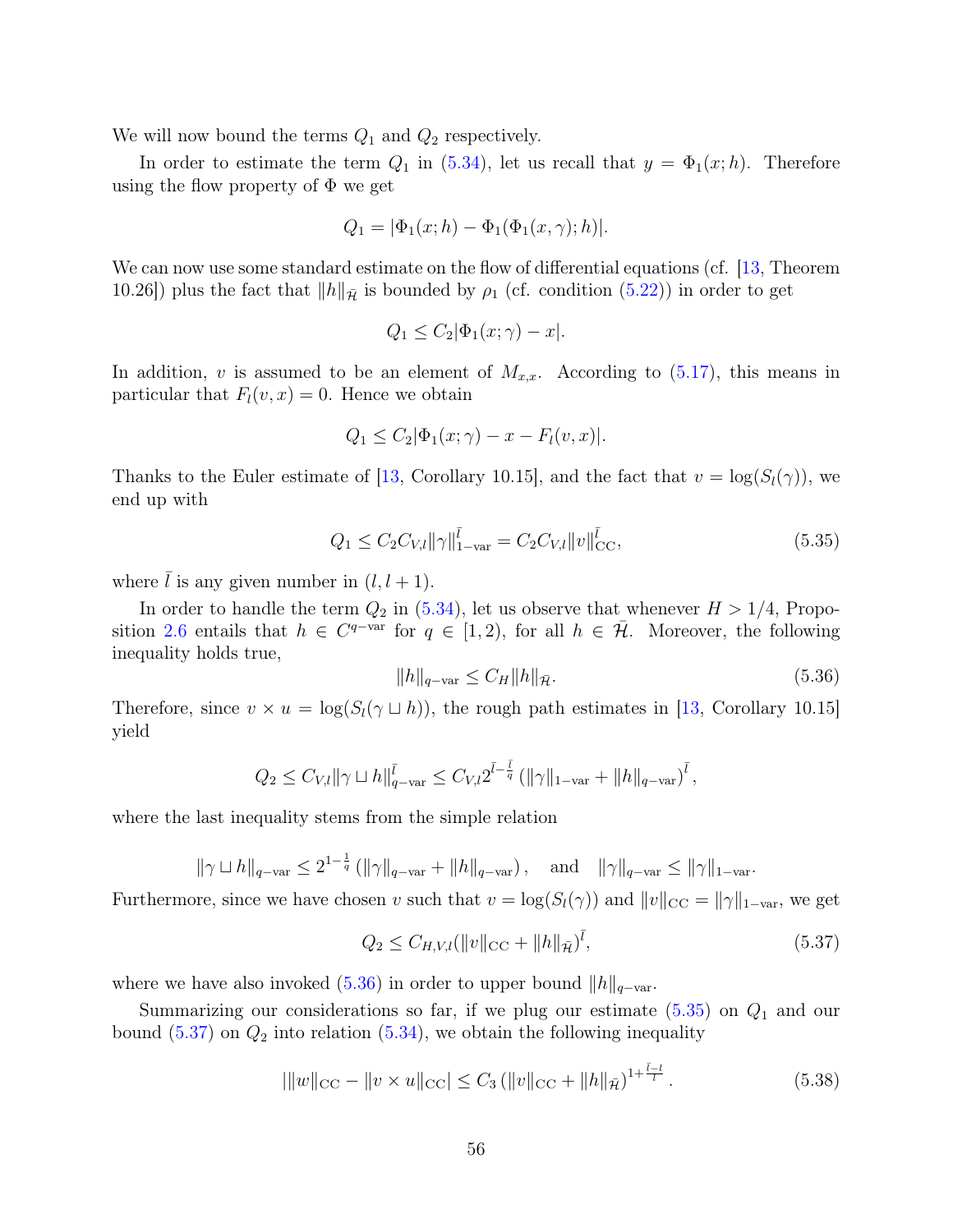We will now bound the terms $Q_1$ and $Q_2$ respectively.

In order to estimate the term $Q_1$ in (5.34), let us recall that $y = \Phi_1(x; h)$. Therefore using the flow property of $\Phi$ we get

$$Q_1 = |\Phi_1(x; h) - \Phi_1(\Phi_1(x, \gamma); h)|.$$

We can now use some standard estimate on the flow of differential equations (cf. [13, Theorem 10.26]) plus the fact that $\|h\|_{\bar{\mathcal{H}}}$ is bounded by $\rho_1$ (cf. condition (5.22)) in order to get

$$Q_1 \leq C_2 |\Phi_1(x; \gamma) - x|.$$

In addition, $v$ is assumed to be an element of $M_{x,x}$. According to (5.17), this means in particular that $F_l(v, x) = 0$. Hence we obtain

$$Q_1 \leq C_2 |\Phi_1(x; \gamma) - x - F_l(v, x)|.$$

Thanks to the Euler estimate of [13, Corollary 10.15], and the fact that $v = \log(S_l(\gamma))$, we end up with

$$Q_1 \leq C_2 C_{V,l} \|\gamma\|_{1-\mathrm{var}}^{\bar{l}} = C_2 C_{V,l} \|v\|_{\mathrm{CC}}^{\bar{l}}, \tag{5.35}$$

where $\bar{l}$ is any given number in $(l, l+1)$.

In order to handle the term $Q_2$ in (5.34), let us observe that whenever $H > 1/4$, Proposition 2.6 entails that $h \in C^{q-\mathrm{var}}$ for $q \in [1, 2)$, for all $h \in \bar{\mathcal{H}}$. Moreover, the following inequality holds true,

$$\|h\|_{q-\mathrm{var}} \leq C_H \|h\|_{\bar{\mathcal{H}}}. \tag{5.36}$$

Therefore, since $v \times u = \log(S_l(\gamma \sqcup h))$, the rough path estimates in [13, Corollary 10.15] yield

$$Q_2 \leq C_{V,l} \|\gamma \sqcup h\|_{q-\mathrm{var}}^{\bar{l}} \leq C_{V,l} 2^{\bar{l} - \frac{\bar{l}}{q}} \left( \|\gamma\|_{1-\mathrm{var}} + \|h\|_{q-\mathrm{var}} \right)^{\bar{l}},$$

where the last inequality stems from the simple relation

$$\|\gamma \sqcup h\|_{q-\mathrm{var}} \leq 2^{1-\frac{1}{q}} \left( \|\gamma\|_{q-\mathrm{var}} + \|h\|_{q-\mathrm{var}} \right), \quad \text{and} \quad \|\gamma\|_{q-\mathrm{var}} \leq \|\gamma\|_{1-\mathrm{var}}.$$

Furthermore, since we have chosen $v$ such that $v = \log(S_l(\gamma))$ and $\|v\|_{\mathrm{CC}} = \|\gamma\|_{1-\mathrm{var}}$, we get

$$Q_2 \leq C_{H,V,l} (\|v\|_{\mathrm{CC}} + \|h\|_{\bar{\mathcal{H}}})^{\bar{l}}, \tag{5.37}$$

where we have also invoked (5.36) in order to upper bound $\|h\|_{q-\mathrm{var}}$.

Summarizing our considerations so far, if we plug our estimate (5.35) on $Q_1$ and our bound (5.37) on $Q_2$ into relation (5.34), we obtain the following inequality

$$\left| \|w\|_{\mathrm{CC}} - \|v \times u\|_{\mathrm{CC}} \right| \leq C_3 \left( \|v\|_{\mathrm{CC}} + \|h\|_{\bar{\mathcal{H}}} \right)^{1 + \frac{\bar{l} - l}{l}}. \tag{5.38}$$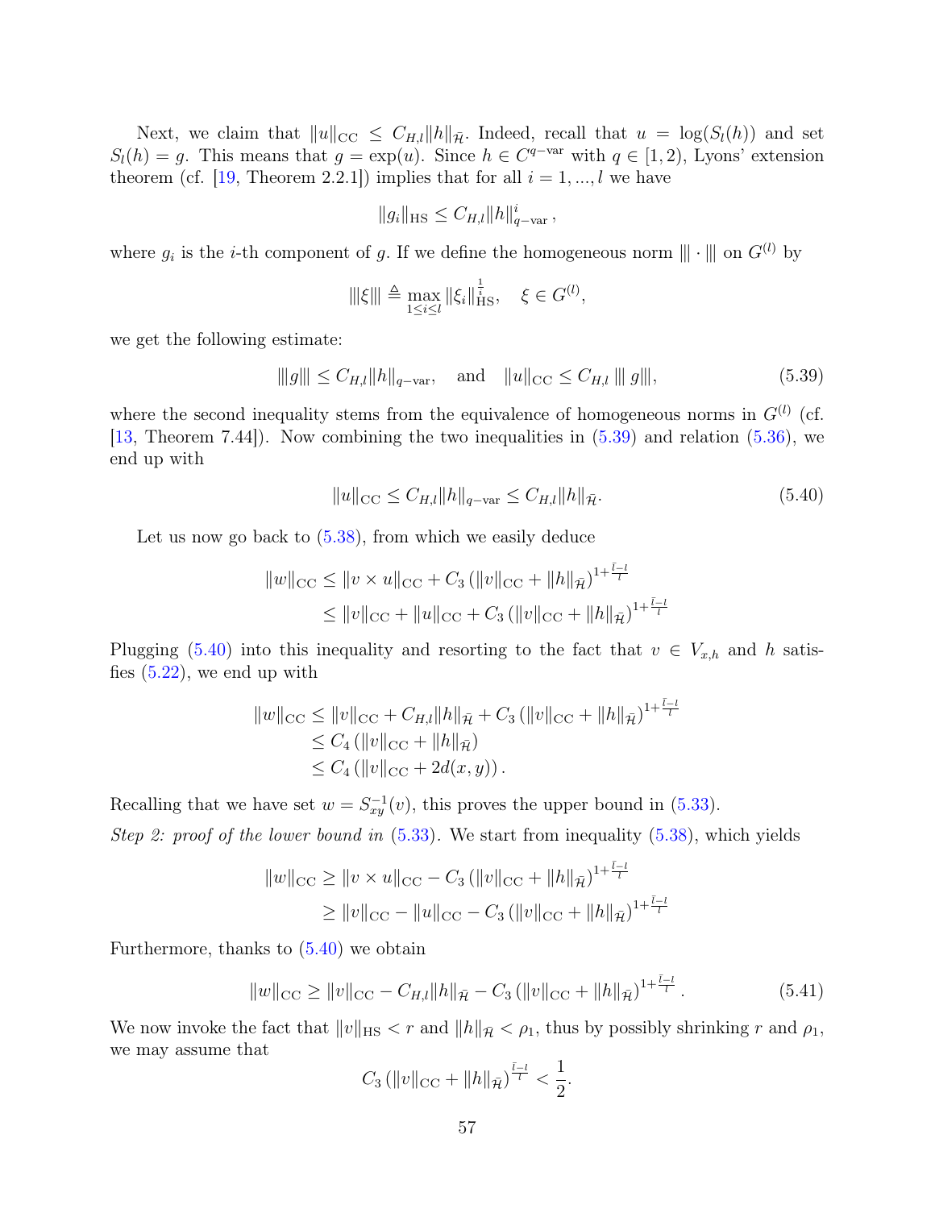Next, we claim that $\|u\|_{\mathrm{CC}} \leq C_{H,l}\|h\|_{\bar{\mathcal{H}}}$. Indeed, recall that $u = \log(S_l(h))$ and set $S_l(h) = g$. This means that $g = \exp(u)$. Since $h \in C^{q-\mathrm{var}}$ with $q \in [1, 2)$, Lyons' extension theorem (cf. [19, Theorem 2.2.1]) implies that for all $i = 1, ..., l$ we have

$$\|g_i\|_{\mathrm{HS}} \leq C_{H,l}\|h\|_{q-\mathrm{var}}^i ,$$

where $g_i$ is the $i$-th component of $g$. If we define the homogeneous norm $|\!|\!| \cdot |\!|\!|$ on $G^{(l)}$ by

$$|\!|\!|\xi|\!|\!| \triangleq \max_{1\leq i\leq l} \|\xi_i\|_{\mathrm{HS}}^{\frac{1}{i}}, \quad \xi \in G^{(l)},$$

we get the following estimate:

$$|\!|\!|g|\!|\!| \leq C_{H,l}\|h\|_{q-\mathrm{var}}, \quad \text{and} \quad \|u\|_{\mathrm{CC}} \leq C_{H,l} |\!|\!| g|\!|\!|, \tag{5.39}$$

where the second inequality stems from the equivalence of homogeneous norms in $G^{(l)}$ (cf. [13, Theorem 7.44]). Now combining the two inequalities in (5.39) and relation (5.36), we end up with

$$\|u\|_{\mathrm{CC}} \leq C_{H,l}\|h\|_{q-\mathrm{var}} \leq C_{H,l}\|h\|_{\bar{\mathcal{H}}}. \tag{5.40}$$

Let us now go back to (5.38), from which we easily deduce

$$\begin{aligned}
\|w\|_{\mathrm{CC}} &\leq \|v \times u\|_{\mathrm{CC}} + C_3 \left(\|v\|_{\mathrm{CC}} + \|h\|_{\bar{\mathcal{H}}}\right)^{1+\frac{\bar{l}-l}{l}} \\
&\leq \|v\|_{\mathrm{CC}} + \|u\|_{\mathrm{CC}} + C_3 \left(\|v\|_{\mathrm{CC}} + \|h\|_{\bar{\mathcal{H}}}\right)^{1+\frac{\bar{l}-l}{l}}
\end{aligned}$$

Plugging (5.40) into this inequality and resorting to the fact that $v \in V_{x,h}$ and $h$ satisfies (5.22), we end up with

$$\begin{aligned}
\|w\|_{\mathrm{CC}} &\leq \|v\|_{\mathrm{CC}} + C_{H,l}\|h\|_{\bar{\mathcal{H}}} + C_3 \left(\|v\|_{\mathrm{CC}} + \|h\|_{\bar{\mathcal{H}}}\right)^{1+\frac{\bar{l}-l}{l}} \\
&\leq C_4 \left(\|v\|_{\mathrm{CC}} + \|h\|_{\bar{\mathcal{H}}}\right) \\
&\leq C_4 \left(\|v\|_{\mathrm{CC}} + 2d(x, y)\right).
\end{aligned}$$

Recalling that we have set $w = S_{xy}^{-1}(v)$, this proves the upper bound in (5.33).

*Step 2: proof of the lower bound in* (5.33). We start from inequality (5.38), which yields

$$\begin{aligned}
\|w\|_{\mathrm{CC}} &\geq \|v \times u\|_{\mathrm{CC}} - C_3 \left(\|v\|_{\mathrm{CC}} + \|h\|_{\bar{\mathcal{H}}}\right)^{1+\frac{\bar{l}-l}{l}} \\
&\geq \|v\|_{\mathrm{CC}} - \|u\|_{\mathrm{CC}} - C_3 \left(\|v\|_{\mathrm{CC}} + \|h\|_{\bar{\mathcal{H}}}\right)^{1+\frac{\bar{l}-l}{l}}
\end{aligned}$$

Furthermore, thanks to (5.40) we obtain

$$\|w\|_{\mathrm{CC}} \geq \|v\|_{\mathrm{CC}} - C_{H,l}\|h\|_{\bar{\mathcal{H}}} - C_3 \left(\|v\|_{\mathrm{CC}} + \|h\|_{\bar{\mathcal{H}}}\right)^{1+\frac{\bar{l}-l}{l}}. \tag{5.41}$$

We now invoke the fact that $\|v\|_{\mathrm{HS}} < r$ and $\|h\|_{\bar{\mathcal{H}}} < \rho_1$, thus by possibly shrinking $r$ and $\rho_1$, we may assume that

$$C_3 \left(\|v\|_{\mathrm{CC}} + \|h\|_{\bar{\mathcal{H}}}\right)^{\frac{\bar{l}-l}{l}} < \frac{1}{2}.$$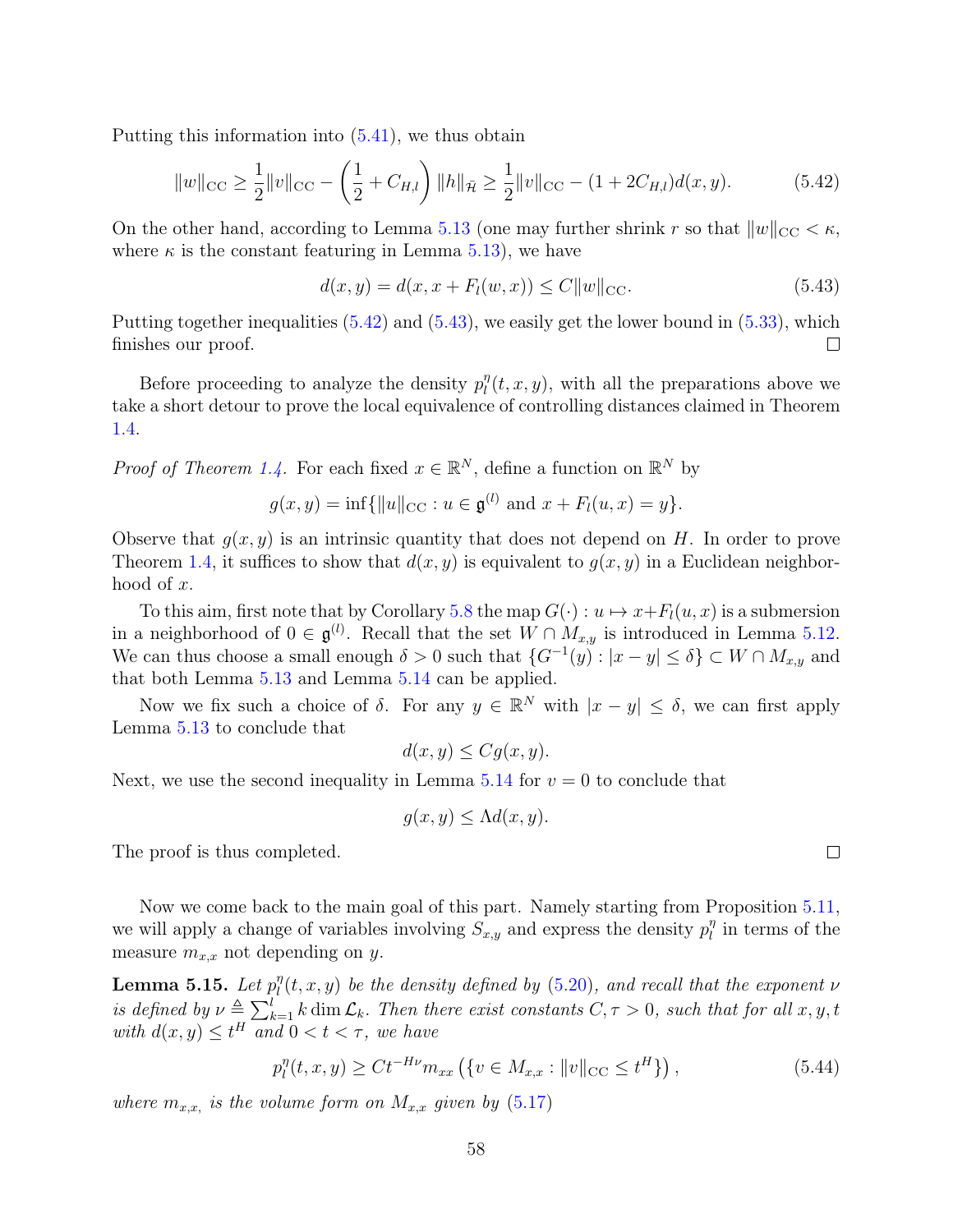Putting this information into (5.41), we thus obtain

$$\|w\|_{\mathrm{CC}} \geq \frac{1}{2}\|v\|_{\mathrm{CC}} - \left(\frac{1}{2} + C_{H,l}\right)\|h\|_{\bar{\mathcal{H}}} \geq \frac{1}{2}\|v\|_{\mathrm{CC}} - (1+2C_{H,l})d(x,y). \tag{5.42}$$

On the other hand, according to Lemma 5.13 (one may further shrink $r$ so that $\|w\|_{\mathrm{CC}} < \kappa$, where $\kappa$ is the constant featuring in Lemma 5.13), we have

$$d(x,y) = d(x, x + F_l(w,x)) \leq C\|w\|_{\mathrm{CC}}. \tag{5.43}$$

Putting together inequalities (5.42) and (5.43), we easily get the lower bound in (5.33), which finishes our proof. ∎

Before proceeding to analyze the density $p_l^\eta(t,x,y)$, with all the preparations above we take a short detour to prove the local equivalence of controlling distances claimed in Theorem 1.4.

*Proof of Theorem 1.4.* For each fixed $x \in \mathbb{R}^N$, define a function on $\mathbb{R}^N$ by

$$g(x,y) = \inf\{\|u\|_{\mathrm{CC}} : u \in \mathfrak{g}^{(l)} \text{ and } x + F_l(u,x) = y\}.$$

Observe that $g(x,y)$ is an intrinsic quantity that does not depend on $H$. In order to prove Theorem 1.4, it suffices to show that $d(x,y)$ is equivalent to $g(x,y)$ in a Euclidean neighborhood of $x$.

To this aim, first note that by Corollary 5.8 the map $G(\cdot) : u \mapsto x + F_l(u,x)$ is a submersion in a neighborhood of $0 \in \mathfrak{g}^{(l)}$. Recall that the set $W \cap M_{x,y}$ is introduced in Lemma 5.12. We can thus choose a small enough $\delta > 0$ such that $\{G^{-1}(y) : |x-y| \leq \delta\} \subset W \cap M_{x,y}$ and that both Lemma 5.13 and Lemma 5.14 can be applied.

Now we fix such a choice of $\delta$. For any $y \in \mathbb{R}^N$ with $|x-y| \leq \delta$, we can first apply Lemma 5.13 to conclude that

$$d(x,y) \leq C g(x,y).$$

Next, we use the second inequality in Lemma 5.14 for $v = 0$ to conclude that

$$g(x,y) \leq \Lambda d(x,y).$$

The proof is thus completed. ∎

Now we come back to the main goal of this part. Namely starting from Proposition 5.11, we will apply a change of variables involving $S_{x,y}$ and express the density $p_l^\eta$ in terms of the measure $m_{x,x}$ not depending on $y$.

**Lemma 5.15.** *Let $p_l^\eta(t,x,y)$ be the density defined by (5.20), and recall that the exponent $\nu$ is defined by $\nu \triangleq \sum_{k=1}^{l} k \dim \mathcal{L}_k$. Then there exist constants $C, \tau > 0$, such that for all $x, y, t$ with $d(x,y) \leq t^H$ and $0 < t < \tau$, we have*

$$p_l^\eta(t,x,y) \geq C t^{-H\nu} m_{xx}\left(\{v \in M_{x,x} : \|v\|_{\mathrm{CC}} \leq t^H\}\right), \tag{5.44}$$

*where $m_{x,x}$ is the volume form on $M_{x,x}$ given by (5.17)*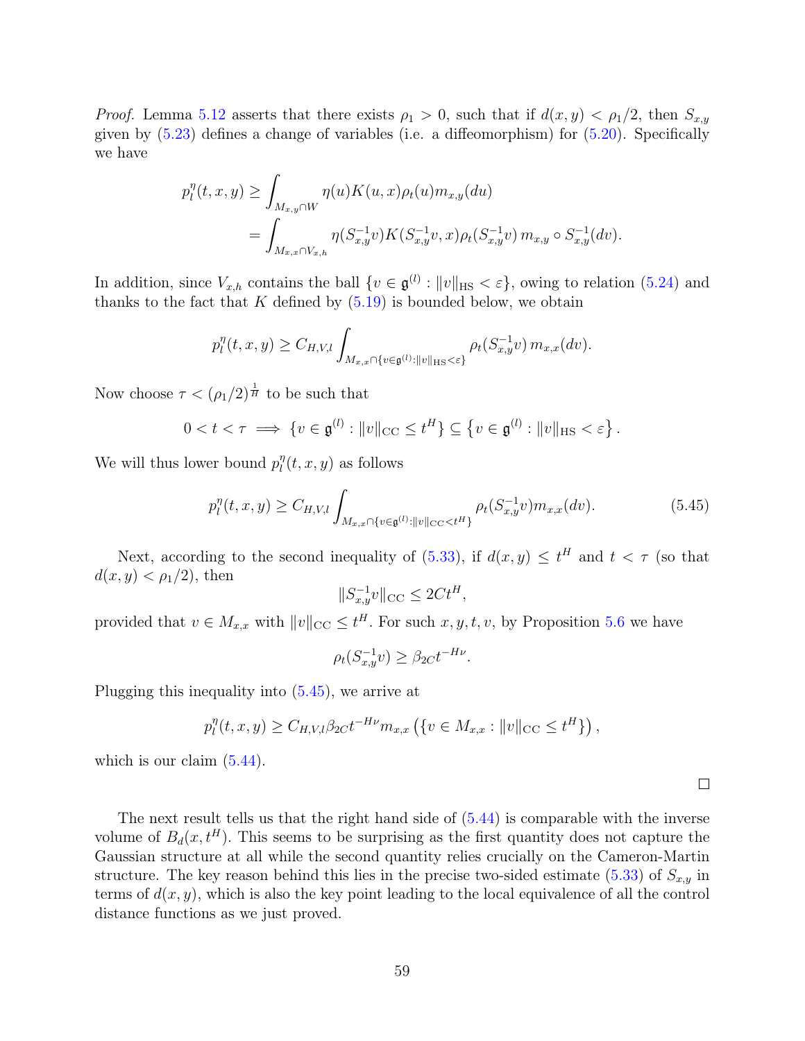*Proof.* Lemma 5.12 asserts that there exists $\rho_1 > 0$, such that if $d(x,y) < \rho_1/2$, then $S_{x,y}$ given by (5.23) defines a change of variables (i.e. a diffeomorphism) for (5.20). Specifically we have

$$
\begin{aligned}
p_l^\eta(t,x,y) &\geq \int_{M_{x,y}\cap W} \eta(u) K(u,x) \rho_t(u) m_{x,y}(du) \\
&= \int_{M_{x,x}\cap V_{x,h}} \eta(S_{x,y}^{-1}v) K(S_{x,y}^{-1}v, x) \rho_t(S_{x,y}^{-1}v)\, m_{x,y} \circ S_{x,y}^{-1}(dv).
\end{aligned}
$$

In addition, since $V_{x,h}$ contains the ball $\{v \in \mathfrak{g}^{(l)} : \|v\|_{\mathrm{HS}} < \varepsilon\}$, owing to relation (5.24) and thanks to the fact that $K$ defined by (5.19) is bounded below, we obtain

$$
p_l^\eta(t,x,y) \geq C_{H,V,l} \int_{M_{x,x}\cap\{v\in\mathfrak{g}^{(l)}:\|v\|_{\mathrm{HS}}<\varepsilon\}} \rho_t(S_{x,y}^{-1}v)\, m_{x,x}(dv).
$$

Now choose $\tau < (\rho_1/2)^{\frac{1}{H}}$ to be such that

$$
0 < t < \tau \implies \{v \in \mathfrak{g}^{(l)} : \|v\|_{\mathrm{CC}} \leq t^H\} \subseteq \left\{v \in \mathfrak{g}^{(l)} : \|v\|_{\mathrm{HS}} < \varepsilon\right\}.
$$

We will thus lower bound $p_l^\eta(t,x,y)$ as follows

$$
p_l^\eta(t,x,y) \geq C_{H,V,l} \int_{M_{x,x}\cap\{v\in\mathfrak{g}^{(l)}:\|v\|_{\mathrm{CC}}<t^H\}} \rho_t(S_{x,y}^{-1}v) m_{x,x}(dv). \tag{5.45}
$$

Next, according to the second inequality of (5.33), if $d(x,y) \leq t^H$ and $t < \tau$ (so that $d(x,y) < \rho_1/2$), then

$$
\|S_{x,y}^{-1}v\|_{\mathrm{CC}} \leq 2Ct^H,
$$

provided that $v \in M_{x,x}$ with $\|v\|_{\mathrm{CC}} \leq t^H$. For such $x, y, t, v$, by Proposition 5.6 we have

$$
\rho_t(S_{x,y}^{-1}v) \geq \beta_{2C} t^{-H\nu}.
$$

Plugging this inequality into (5.45), we arrive at

$$
p_l^\eta(t,x,y) \geq C_{H,V,l}\beta_{2C} t^{-H\nu} m_{x,x}\left(\{v \in M_{x,x} : \|v\|_{\mathrm{CC}} \leq t^H\}\right),
$$

which is our claim (5.44).

$\square$

The next result tells us that the right hand side of (5.44) is comparable with the inverse volume of $B_d(x, t^H)$. This seems to be surprising as the first quantity does not capture the Gaussian structure at all while the second quantity relies crucially on the Cameron-Martin structure. The key reason behind this lies in the precise two-sided estimate (5.33) of $S_{x,y}$ in terms of $d(x,y)$, which is also the key point leading to the local equivalence of all the control distance functions as we just proved.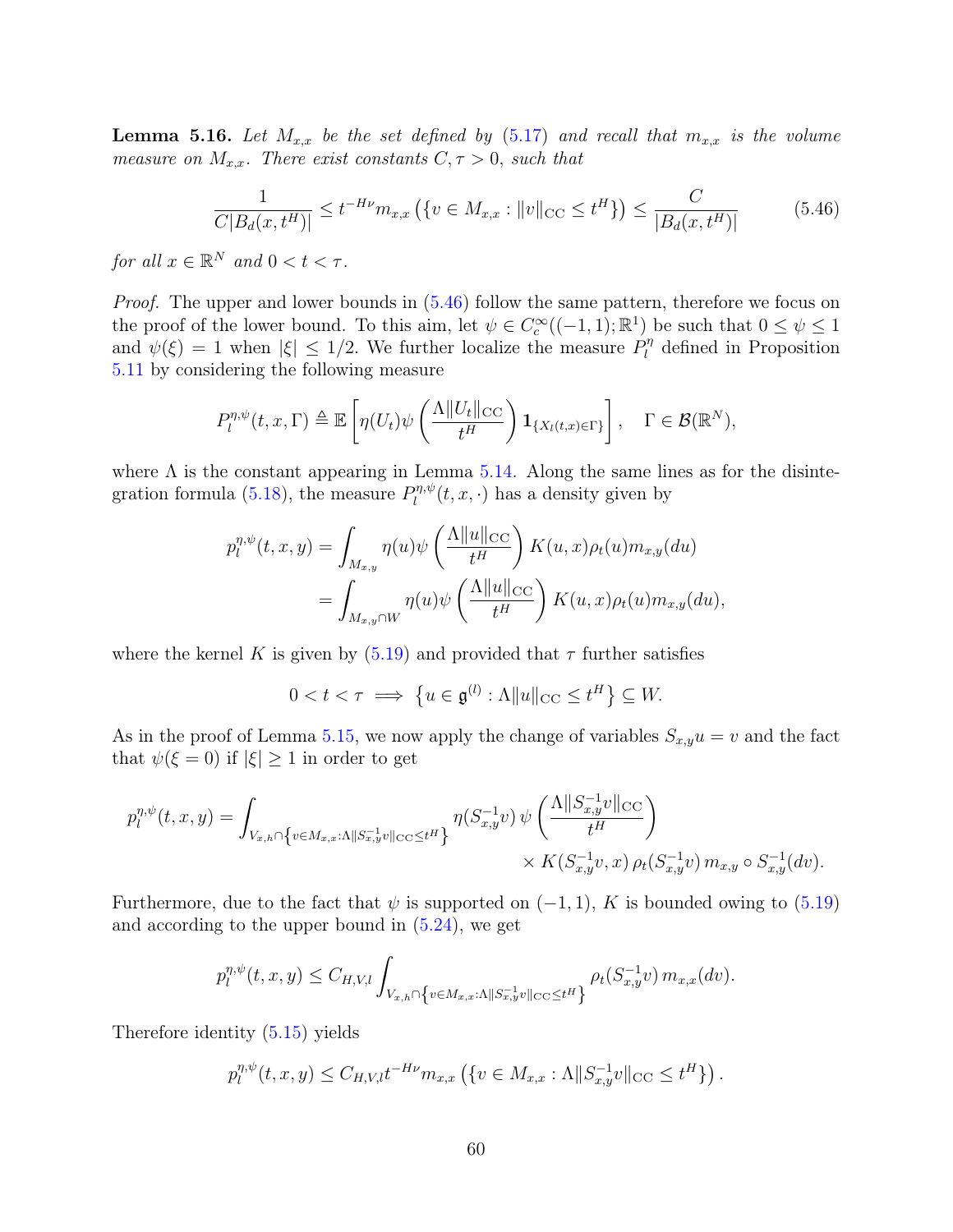**Lemma 5.16.** *Let $M_{x,x}$ be the set defined by (5.17) and recall that $m_{x,x}$ is the volume measure on $M_{x,x}$. There exist constants $C, \tau > 0$, such that*

$$\frac{1}{C|B_d(x,t^H)|} \le t^{-H\nu} m_{x,x}\left(\{v \in M_{x,x} : \|v\|_{\mathrm{CC}} \le t^H\}\right) \le \frac{C}{|B_d(x,t^H)|} \tag{5.46}$$

*for all $x \in \mathbb{R}^N$ and $0 < t < \tau$.*

*Proof.* The upper and lower bounds in (5.46) follow the same pattern, therefore we focus on the proof of the lower bound. To this aim, let $\psi \in C_c^\infty((-1,1);\mathbb{R}^1)$ be such that $0 \le \psi \le 1$ and $\psi(\xi) = 1$ when $|\xi| \le 1/2$. We further localize the measure $P_l^\eta$ defined in Proposition 5.11 by considering the following measure

$$P_l^{\eta,\psi}(t,x,\Gamma) \triangleq \mathbb{E}\left[\eta(U_t)\psi\left(\frac{\Lambda\|U_t\|_{\mathrm{CC}}}{t^H}\right)\mathbf{1}_{\{X_l(t,x)\in\Gamma\}}\right], \quad \Gamma \in \mathcal{B}(\mathbb{R}^N),$$

where $\Lambda$ is the constant appearing in Lemma 5.14. Along the same lines as for the disintegration formula (5.18), the measure $P_l^{\eta,\psi}(t,x,\cdot)$ has a density given by

$$\begin{aligned} p_l^{\eta,\psi}(t,x,y) &= \int_{M_{x,y}} \eta(u)\psi\left(\frac{\Lambda\|u\|_{\mathrm{CC}}}{t^H}\right)K(u,x)\rho_t(u)m_{x,y}(du) \\ &= \int_{M_{x,y}\cap W} \eta(u)\psi\left(\frac{\Lambda\|u\|_{\mathrm{CC}}}{t^H}\right)K(u,x)\rho_t(u)m_{x,y}(du), \end{aligned}$$

where the kernel $K$ is given by (5.19) and provided that $\tau$ further satisfies

$$0 < t < \tau \implies \left\{u \in \mathfrak{g}^{(l)} : \Lambda\|u\|_{\mathrm{CC}} \le t^H\right\} \subseteq W.$$

As in the proof of Lemma 5.15, we now apply the change of variables $S_{x,y}u = v$ and the fact that $\psi(\xi = 0)$ if $|\xi| \ge 1$ in order to get

$$\begin{aligned} p_l^{\eta,\psi}(t,x,y) = \int_{V_{x,h}\cap\left\{v\in M_{x,x}:\Lambda\|S_{x,y}^{-1}v\|_{\mathrm{CC}}\le t^H\right\}} &\eta(S_{x,y}^{-1}v)\,\psi\left(\frac{\Lambda\|S_{x,y}^{-1}v\|_{\mathrm{CC}}}{t^H}\right) \\ &\times K(S_{x,y}^{-1}v,x)\,\rho_t(S_{x,y}^{-1}v)\,m_{x,y}\circ S_{x,y}^{-1}(dv). \end{aligned}$$

Furthermore, due to the fact that $\psi$ is supported on $(-1,1)$, $K$ is bounded owing to (5.19) and according to the upper bound in (5.24), we get

$$p_l^{\eta,\psi}(t,x,y) \le C_{H,V,l}\int_{V_{x,h}\cap\left\{v\in M_{x,x}:\Lambda\|S_{x,y}^{-1}v\|_{\mathrm{CC}}\le t^H\right\}} \rho_t(S_{x,y}^{-1}v)\,m_{x,x}(dv).$$

Therefore identity (5.15) yields

$$p_l^{\eta,\psi}(t,x,y) \le C_{H,V,l}t^{-H\nu}m_{x,x}\left(\{v \in M_{x,x} : \Lambda\|S_{x,y}^{-1}v\|_{\mathrm{CC}} \le t^H\}\right).$$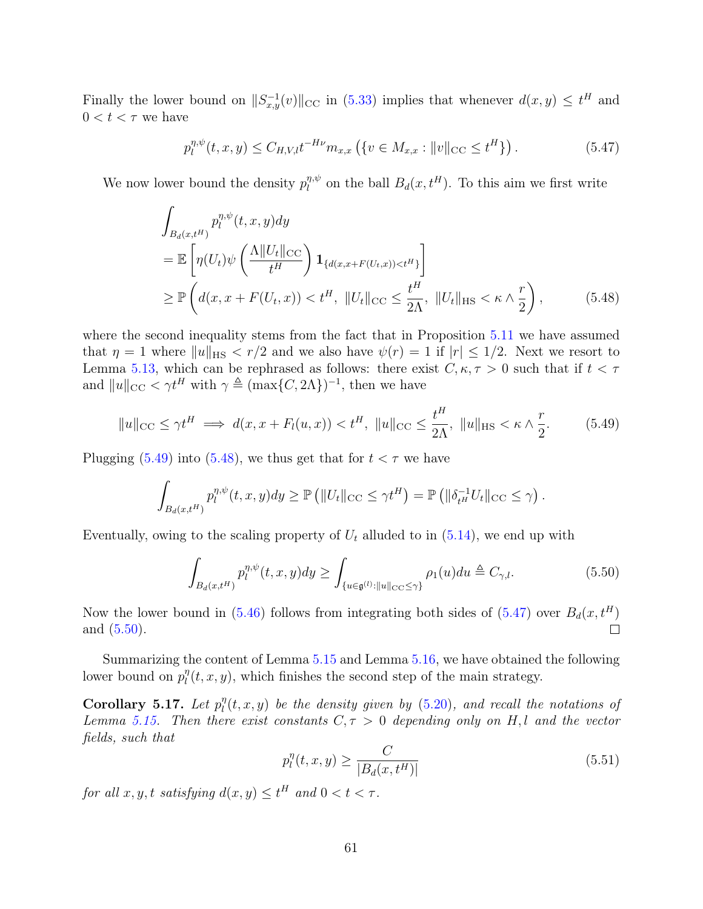Finally the lower bound on $\|S_{x,y}^{-1}(v)\|_{\rm CC}$ in (5.33) implies that whenever $d(x,y) \le t^H$ and $0 < t < \tau$ we have

$$p_l^{\eta,\psi}(t,x,y) \le C_{H,V,l} t^{-H\nu} m_{x,x}\left(\{v \in M_{x,x} : \|v\|_{\rm CC} \le t^H\}\right). \tag{5.47}$$

We now lower bound the density $p_l^{\eta,\psi}$ on the ball $B_d(x,t^H)$. To this aim we first write

$$\begin{aligned}
&\int_{B_d(x,t^H)} p_l^{\eta,\psi}(t,x,y)dy \\
&= \mathbb{E}\left[\eta(U_t)\psi\left(\frac{\Lambda\|U_t\|_{\rm CC}}{t^H}\right)\mathbf{1}_{\{d(x,x+F(U_t,x))<t^H\}}\right] \\
&\ge \mathbb{P}\left(d(x,x+F(U_t,x))<t^H,\ \|U_t\|_{\rm CC} \le \frac{t^H}{2\Lambda},\ \|U_t\|_{\rm HS} < \kappa \wedge \frac{r}{2}\right),
\end{aligned} \tag{5.48}$$

where the second inequality stems from the fact that in Proposition 5.11 we have assumed that $\eta = 1$ where $\|u\|_{\rm HS} < r/2$ and we also have $\psi(r) = 1$ if $|r| \le 1/2$. Next we resort to Lemma 5.13, which can be rephrased as follows: there exist $C, \kappa, \tau > 0$ such that if $t < \tau$ and $\|u\|_{\rm CC} < \gamma t^H$ with $\gamma \triangleq (\max\{C, 2\Lambda\})^{-1}$, then we have

$$\|u\|_{\rm CC} \le \gamma t^H \implies d(x, x+F_l(u,x)) < t^H,\ \|u\|_{\rm CC} \le \frac{t^H}{2\Lambda},\ \|u\|_{\rm HS} < \kappa \wedge \frac{r}{2}. \tag{5.49}$$

Plugging (5.49) into (5.48), we thus get that for $t < \tau$ we have

$$\int_{B_d(x,t^H)} p_l^{\eta,\psi}(t,x,y)dy \ge \mathbb{P}\left(\|U_t\|_{\rm CC} \le \gamma t^H\right) = \mathbb{P}\left(\|\delta_{t^H}^{-1} U_t\|_{\rm CC} \le \gamma\right).$$

Eventually, owing to the scaling property of $U_t$ alluded to in (5.14), we end up with

$$\int_{B_d(x,t^H)} p_l^{\eta,\psi}(t,x,y)dy \ge \int_{\{u \in \mathfrak{g}^{(l)} : \|u\|_{\rm CC} \le \gamma\}} \rho_1(u)du \triangleq C_{\gamma,l}. \tag{5.50}$$

Now the lower bound in (5.46) follows from integrating both sides of (5.47) over $B_d(x,t^H)$ and (5.50). ∎

Summarizing the content of Lemma 5.15 and Lemma 5.16, we have obtained the following lower bound on $p_l^\eta(t,x,y)$, which finishes the second step of the main strategy.

**Corollary 5.17.** *Let $p_l^\eta(t,x,y)$ be the density given by (5.20), and recall the notations of Lemma 5.15. Then there exist constants $C, \tau > 0$ depending only on $H, l$ and the vector fields, such that*

$$p_l^\eta(t,x,y) \ge \frac{C}{|B_d(x,t^H)|} \tag{5.51}$$

*for all $x, y, t$ satisfying $d(x,y) \le t^H$ and $0 < t < \tau$.*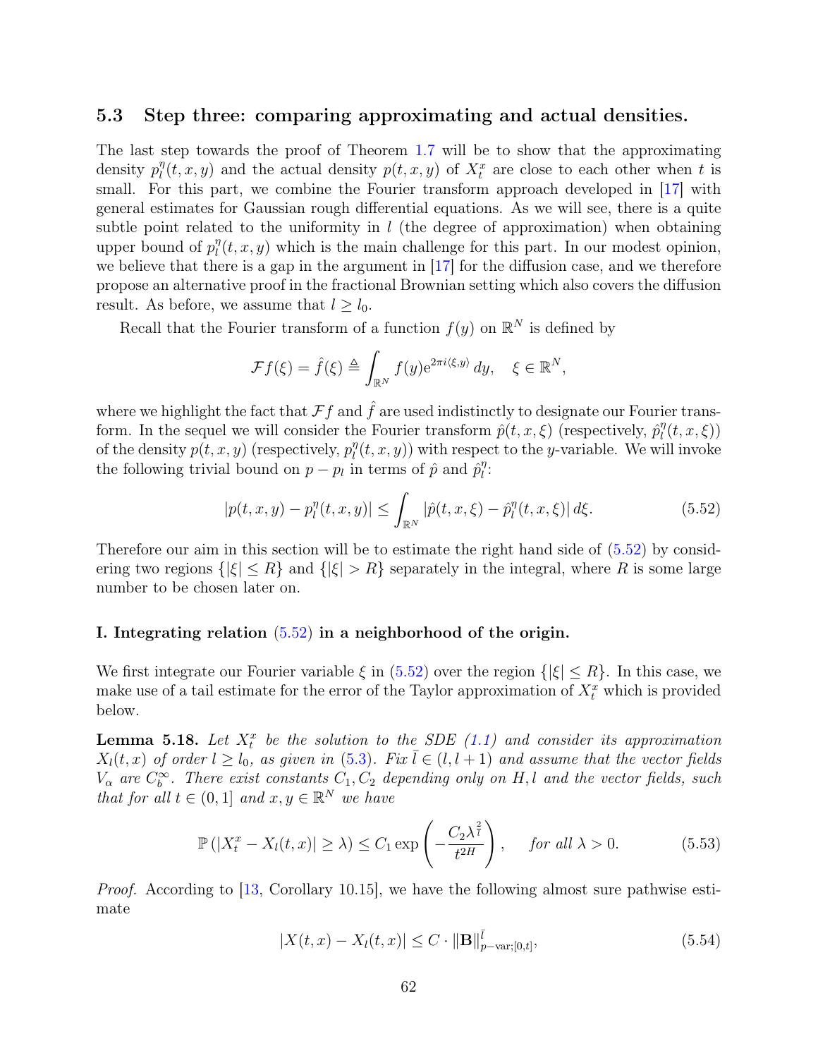### 5.3 Step three: comparing approximating and actual densities.

The last step towards the proof of Theorem 1.7 will be to show that the approximating density $p_l^\eta(t,x,y)$ and the actual density $p(t,x,y)$ of $X_t^x$ are close to each other when $t$ is small. For this part, we combine the Fourier transform approach developed in [17] with general estimates for Gaussian rough differential equations. As we will see, there is a quite subtle point related to the uniformity in $l$ (the degree of approximation) when obtaining upper bound of $p_l^\eta(t,x,y)$ which is the main challenge for this part. In our modest opinion, we believe that there is a gap in the argument in [17] for the diffusion case, and we therefore propose an alternative proof in the fractional Brownian setting which also covers the diffusion result. As before, we assume that $l \geq l_0$.

Recall that the Fourier transform of a function $f(y)$ on $\mathbb{R}^N$ is defined by

$$\mathcal{F}f(\xi) = \hat{f}(\xi) \triangleq \int_{\mathbb{R}^N} f(y) \mathrm{e}^{2\pi i \langle \xi, y\rangle}\, dy, \quad \xi \in \mathbb{R}^N,$$

where we highlight the fact that $\mathcal{F}f$ and $\hat{f}$ are used indistinctly to designate our Fourier transform. In the sequel we will consider the Fourier transform $\hat{p}(t,x,\xi)$ (respectively, $\hat{p}_l^\eta(t,x,\xi)$) of the density $p(t,x,y)$ (respectively, $p_l^\eta(t,x,y)$) with respect to the $y$-variable. We will invoke the following trivial bound on $p - p_l$ in terms of $\hat{p}$ and $\hat{p}_l^\eta$:

$$|p(t,x,y) - p_l^\eta(t,x,y)| \leq \int_{\mathbb{R}^N} |\hat{p}(t,x,\xi) - \hat{p}_l^\eta(t,x,\xi)|\, d\xi. \tag{5.52}$$

Therefore our aim in this section will be to estimate the right hand side of (5.52) by considering two regions $\{|\xi| \leq R\}$ and $\{|\xi| > R\}$ separately in the integral, where $R$ is some large number to be chosen later on.

**I. Integrating relation (5.52) in a neighborhood of the origin.**

We first integrate our Fourier variable $\xi$ in (5.52) over the region $\{|\xi| \leq R\}$. In this case, we make use of a tail estimate for the error of the Taylor approximation of $X_t^x$ which is provided below.

**Lemma 5.18.** *Let $X_t^x$ be the solution to the SDE (1.1) and consider its approximation $X_l(t,x)$ of order $l \geq l_0$, as given in (5.3). Fix $\bar{l} \in (l, l+1)$ and assume that the vector fields $V_\alpha$ are $C_b^\infty$. There exist constants $C_1, C_2$ depending only on $H, l$ and the vector fields, such that for all $t \in (0,1]$ and $x, y \in \mathbb{R}^N$ we have*

$$\mathbb{P}\left(|X_t^x - X_l(t,x)| \geq \lambda\right) \leq C_1 \exp\left(-\frac{C_2 \lambda^{\frac{2}{\bar{l}}}}{t^{2H}}\right), \quad \textit{for all } \lambda > 0. \tag{5.53}$$

*Proof.* According to [13, Corollary 10.15], we have the following almost sure pathwise estimate

$$|X(t,x) - X_l(t,x)| \leq C \cdot \|\mathbf{B}\|_{p-\mathrm{var};[0,t]}^{\bar{l}}, \tag{5.54}$$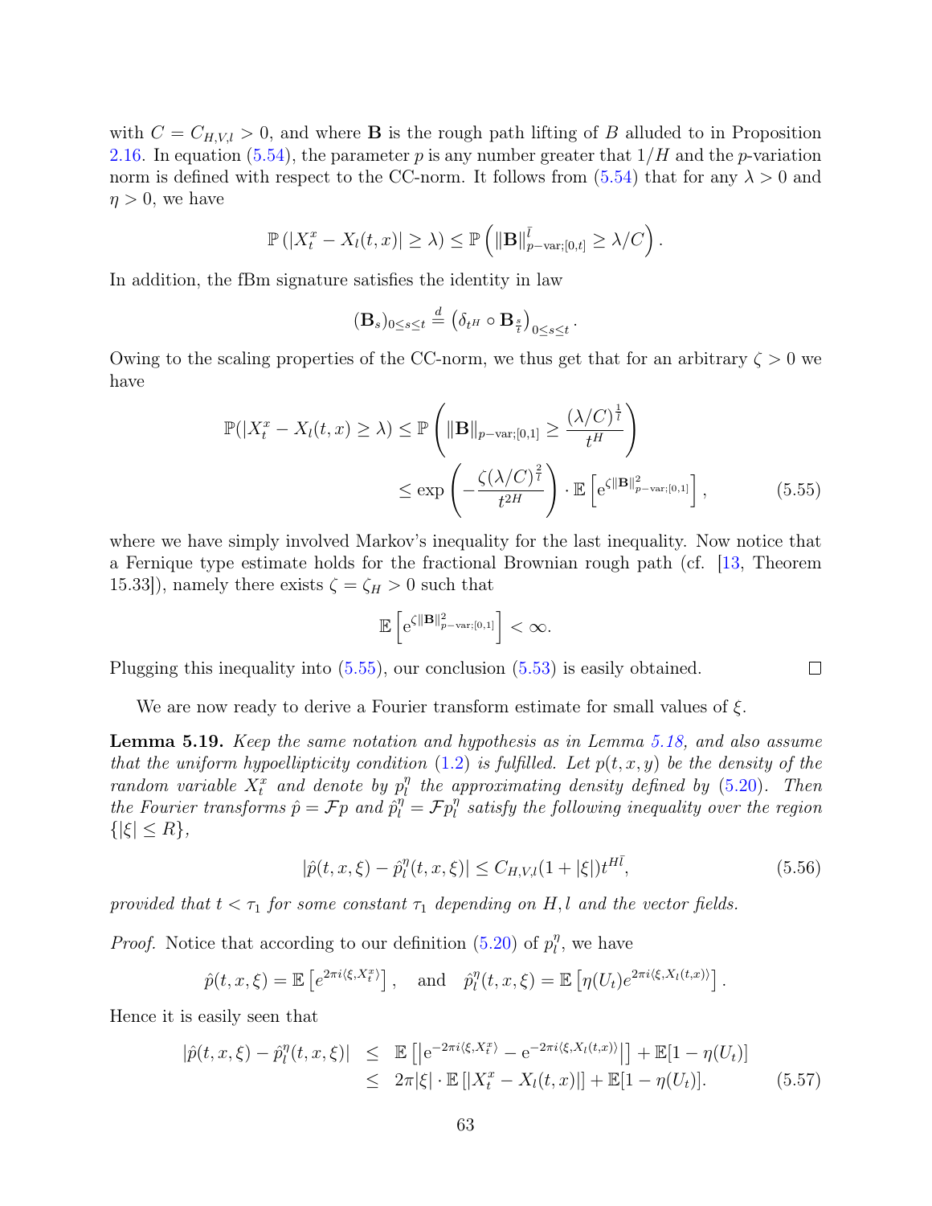with $C = C_{H,V,l} > 0$, and where $\mathbf{B}$ is the rough path lifting of $B$ alluded to in Proposition 2.16. In equation (5.54), the parameter $p$ is any number greater that $1/H$ and the $p$-variation norm is defined with respect to the CC-norm. It follows from (5.54) that for any $\lambda > 0$ and $\eta > 0$, we have

$$\mathbb{P}\left(|X_t^x - X_l(t,x)| \geq \lambda\right) \leq \mathbb{P}\left(\|\mathbf{B}\|_{p-\text{var};[0,t]}^{\bar{l}} \geq \lambda/C\right).$$

In addition, the fBm signature satisfies the identity in law

$$(\mathbf{B}_s)_{0\leq s\leq t} \stackrel{d}{=} \left(\delta_{t^H} \circ \mathbf{B}_{\frac{s}{t}}\right)_{0\leq s\leq t}.$$

Owing to the scaling properties of the CC-norm, we thus get that for an arbitrary $\zeta > 0$ we have

$$\begin{aligned}
\mathbb{P}(|X_t^x - X_l(t,x) \geq \lambda) &\leq \mathbb{P}\left(\|\mathbf{B}\|_{p-\text{var};[0,1]} \geq \frac{(\lambda/C)^{\frac{1}{l}}}{t^H}\right) \\
&\leq \exp\left(-\frac{\zeta(\lambda/C)^{\frac{2}{l}}}{t^{2H}}\right) \cdot \mathbb{E}\left[\mathrm{e}^{\zeta\|\mathbf{B}\|_{p-\text{var};[0,1]}^2}\right], \qquad (5.55)
\end{aligned}$$

where we have simply involved Markov's inequality for the last inequality. Now notice that a Fernique type estimate holds for the fractional Brownian rough path (cf. [13, Theorem 15.33]), namely there exists $\zeta = \zeta_H > 0$ such that

$$\mathbb{E}\left[\mathrm{e}^{\zeta\|\mathbf{B}\|_{p-\text{var};[0,1]}^2}\right] < \infty.$$

Plugging this inequality into (5.55), our conclusion (5.53) is easily obtained. □

We are now ready to derive a Fourier transform estimate for small values of $\xi$.

**Lemma 5.19.** *Keep the same notation and hypothesis as in Lemma 5.18, and also assume that the uniform hypoellipticity condition (1.2) is fulfilled. Let $p(t,x,y)$ be the density of the random variable $X_t^x$ and denote by $p_l^\eta$ the approximating density defined by (5.20). Then the Fourier transforms $\hat{p} = \mathcal{F}p$ and $\hat{p}_l^\eta = \mathcal{F}p_l^\eta$ satisfy the following inequality over the region $\{|\xi| \leq R\}$,*

$$|\hat{p}(t,x,\xi) - \hat{p}_l^\eta(t,x,\xi)| \leq C_{H,V,l}(1+|\xi|)t^{H\bar{l}}, \qquad (5.56)$$

*provided that $t < \tau_1$ for some constant $\tau_1$ depending on $H, l$ and the vector fields.*

*Proof.* Notice that according to our definition (5.20) of $p_l^\eta$, we have

$$\hat{p}(t,x,\xi) = \mathbb{E}\left[e^{2\pi i\langle\xi, X_t^x\rangle}\right], \quad \text{and} \quad \hat{p}_l^\eta(t,x,\xi) = \mathbb{E}\left[\eta(U_t)e^{2\pi i\langle\xi, X_l(t,x)\rangle}\right].$$

Hence it is easily seen that

$$\begin{aligned}
|\hat{p}(t,x,\xi) - \hat{p}_l^\eta(t,x,\xi)| &\leq \mathbb{E}\left[\left|\mathrm{e}^{-2\pi i\langle\xi, X_t^x\rangle} - \mathrm{e}^{-2\pi i\langle\xi, X_l(t,x)\rangle}\right|\right] + \mathbb{E}[1-\eta(U_t)] \\
&\leq 2\pi|\xi| \cdot \mathbb{E}\left[|X_t^x - X_l(t,x)|\right] + \mathbb{E}[1-\eta(U_t)]. \qquad (5.57)
\end{aligned}$$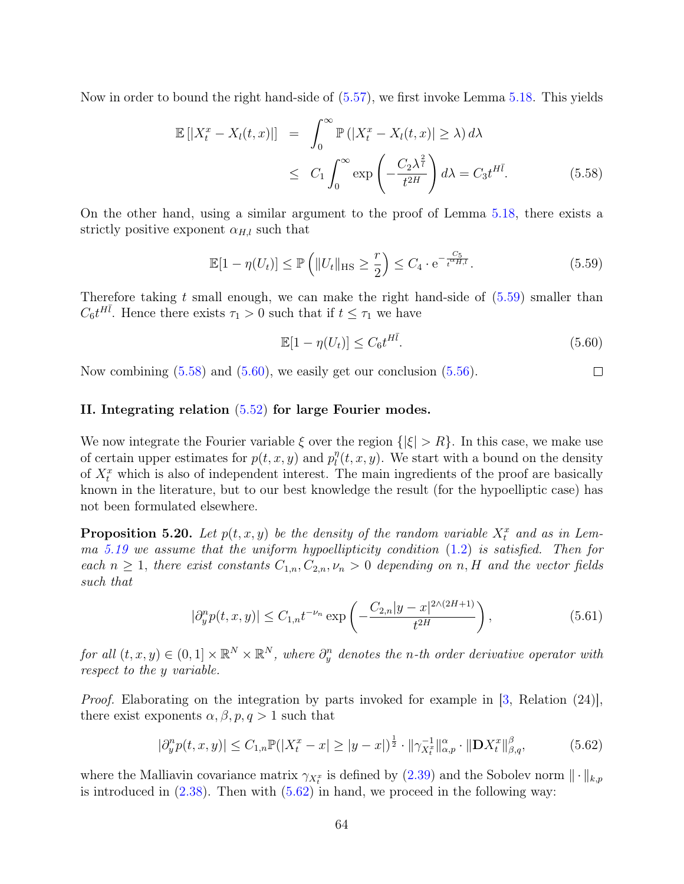Now in order to bound the right hand-side of (5.57), we first invoke Lemma 5.18. This yields

$$
\begin{aligned}
\mathbb{E}\left[|X_t^x - X_l(t,x)|\right] &= \int_0^\infty \mathbb{P}\left(|X_t^x - X_l(t,x)| \geq \lambda\right) d\lambda \\
&\leq C_1 \int_0^\infty \exp\left(-\frac{C_2 \lambda^{\frac{2}{l}}}{t^{2H}}\right) d\lambda = C_3 t^{H\bar{l}}. \qquad (5.58)
\end{aligned}
$$

On the other hand, using a similar argument to the proof of Lemma 5.18, there exists a strictly positive exponent $\alpha_{H,l}$ such that

$$
\mathbb{E}[1 - \eta(U_t)] \leq \mathbb{P}\left(\|U_t\|_{\mathrm{HS}} \geq \frac{r}{2}\right) \leq C_4 \cdot \mathrm{e}^{-\frac{C_5}{t^{\alpha_{H,l}}}}. \qquad (5.59)
$$

Therefore taking $t$ small enough, we can make the right hand-side of (5.59) smaller than $C_6 t^{H\bar{l}}$. Hence there exists $\tau_1 > 0$ such that if $t \leq \tau_1$ we have

$$
\mathbb{E}[1 - \eta(U_t)] \leq C_6 t^{H\bar{l}}. \qquad (5.60)
$$

Now combining (5.58) and (5.60), we easily get our conclusion (5.56). □

**II. Integrating relation (5.52) for large Fourier modes.**

We now integrate the Fourier variable $\xi$ over the region $\{|\xi| > R\}$. In this case, we make use of certain upper estimates for $p(t,x,y)$ and $p_l^\eta(t,x,y)$. We start with a bound on the density of $X_t^x$ which is also of independent interest. The main ingredients of the proof are basically known in the literature, but to our best knowledge the result (for the hypoelliptic case) has not been formulated elsewhere.

**Proposition 5.20.** *Let $p(t,x,y)$ be the density of the random variable $X_t^x$ and as in Lemma 5.19 we assume that the uniform hypoellipticity condition (1.2) is satisfied. Then for each $n \geq 1$, there exist constants $C_{1,n}, C_{2,n}, \nu_n > 0$ depending on $n, H$ and the vector fields such that*

$$
|\partial_y^n p(t,x,y)| \leq C_{1,n} t^{-\nu_n} \exp\left(-\frac{C_{2,n}|y-x|^{2\wedge(2H+1)}}{t^{2H}}\right), \qquad (5.61)
$$

*for all $(t,x,y) \in (0,1] \times \mathbb{R}^N \times \mathbb{R}^N$, where $\partial_y^n$ denotes the $n$-th order derivative operator with respect to the $y$ variable.*

*Proof.* Elaborating on the integration by parts invoked for example in [3, Relation (24)], there exist exponents $\alpha, \beta, p, q > 1$ such that

$$
|\partial_y^n p(t,x,y)| \leq C_{1,n} \mathbb{P}(|X_t^x - x| \geq |y-x|)^{\frac{1}{2}} \cdot \|\gamma_{X_t^x}^{-1}\|_{\alpha,p}^{\alpha} \cdot \|\mathbf{D} X_t^x\|_{\beta,q}^{\beta}, \qquad (5.62)
$$

where the Malliavin covariance matrix $\gamma_{X_t^x}$ is defined by (2.39) and the Sobolev norm $\|\cdot\|_{k,p}$ is introduced in (2.38). Then with (5.62) in hand, we proceed in the following way: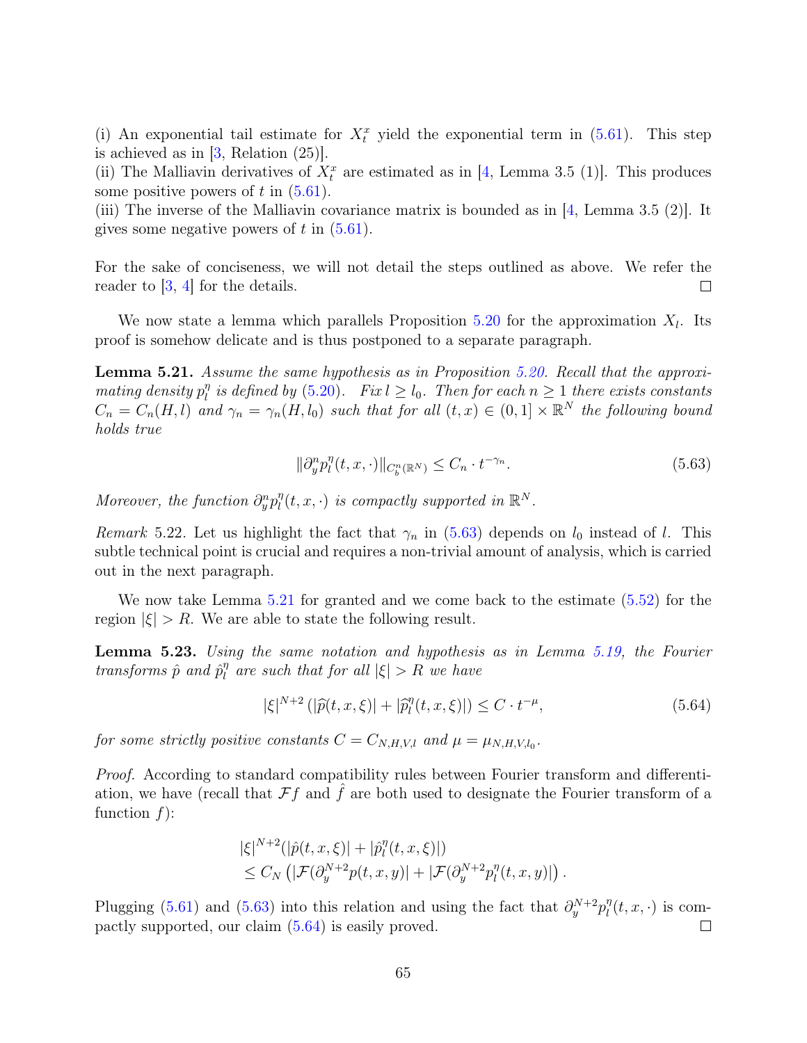(i) An exponential tail estimate for $X_t^x$ yield the exponential term in (5.61). This step is achieved as in [3, Relation (25)].
(ii) The Malliavin derivatives of $X_t^x$ are estimated as in [4, Lemma 3.5 (1)]. This produces some positive powers of $t$ in (5.61).
(iii) The inverse of the Malliavin covariance matrix is bounded as in [4, Lemma 3.5 (2)]. It gives some negative powers of $t$ in (5.61).

For the sake of conciseness, we will not detail the steps outlined as above. We refer the reader to [3, 4] for the details. □

We now state a lemma which parallels Proposition 5.20 for the approximation $X_l$. Its proof is somehow delicate and is thus postponed to a separate paragraph.

**Lemma 5.21.** *Assume the same hypothesis as in Proposition 5.20. Recall that the approximating density $p_l^\eta$ is defined by (5.20). Fix $l \geq l_0$. Then for each $n \geq 1$ there exists constants $C_n = C_n(H, l)$ and $\gamma_n = \gamma_n(H, l_0)$ such that for all $(t, x) \in (0, 1] \times \mathbb{R}^N$ the following bound holds true*

$$\|\partial_y^n p_l^\eta(t, x, \cdot)\|_{C_b^n(\mathbb{R}^N)} \leq C_n \cdot t^{-\gamma_n}. \tag{5.63}$$

*Moreover, the function $\partial_y^n p_l^\eta(t, x, \cdot)$ is compactly supported in $\mathbb{R}^N$.*

*Remark* 5.22. Let us highlight the fact that $\gamma_n$ in (5.63) depends on $l_0$ instead of $l$. This subtle technical point is crucial and requires a non-trivial amount of analysis, which is carried out in the next paragraph.

We now take Lemma 5.21 for granted and we come back to the estimate (5.52) for the region $|\xi| > R$. We are able to state the following result.

**Lemma 5.23.** *Using the same notation and hypothesis as in Lemma 5.19, the Fourier transforms $\hat{p}$ and $\hat{p}_l^\eta$ are such that for all $|\xi| > R$ we have*

$$|\xi|^{N+2} \left(|\widehat{p}(t, x, \xi)| + |\widehat{p}_l^\eta(t, x, \xi)|\right) \leq C \cdot t^{-\mu}, \tag{5.64}$$

*for some strictly positive constants $C = C_{N,H,V,l}$ and $\mu = \mu_{N,H,V,l_0}$.*

*Proof.* According to standard compatibility rules between Fourier transform and differentiation, we have (recall that $\mathcal{F}f$ and $\hat{f}$ are both used to designate the Fourier transform of a function $f$):

$$\begin{aligned}
&|\xi|^{N+2}(|\hat{p}(t, x, \xi)| + |\hat{p}_l^\eta(t, x, \xi)|) \\
&\leq C_N \left(|\mathcal{F}(\partial_y^{N+2} p(t, x, y)| + |\mathcal{F}(\partial_y^{N+2} p_l^\eta(t, x, y)|\right).
\end{aligned}$$

Plugging (5.61) and (5.63) into this relation and using the fact that $\partial_y^{N+2} p_l^\eta(t, x, \cdot)$ is compactly supported, our claim (5.64) is easily proved. □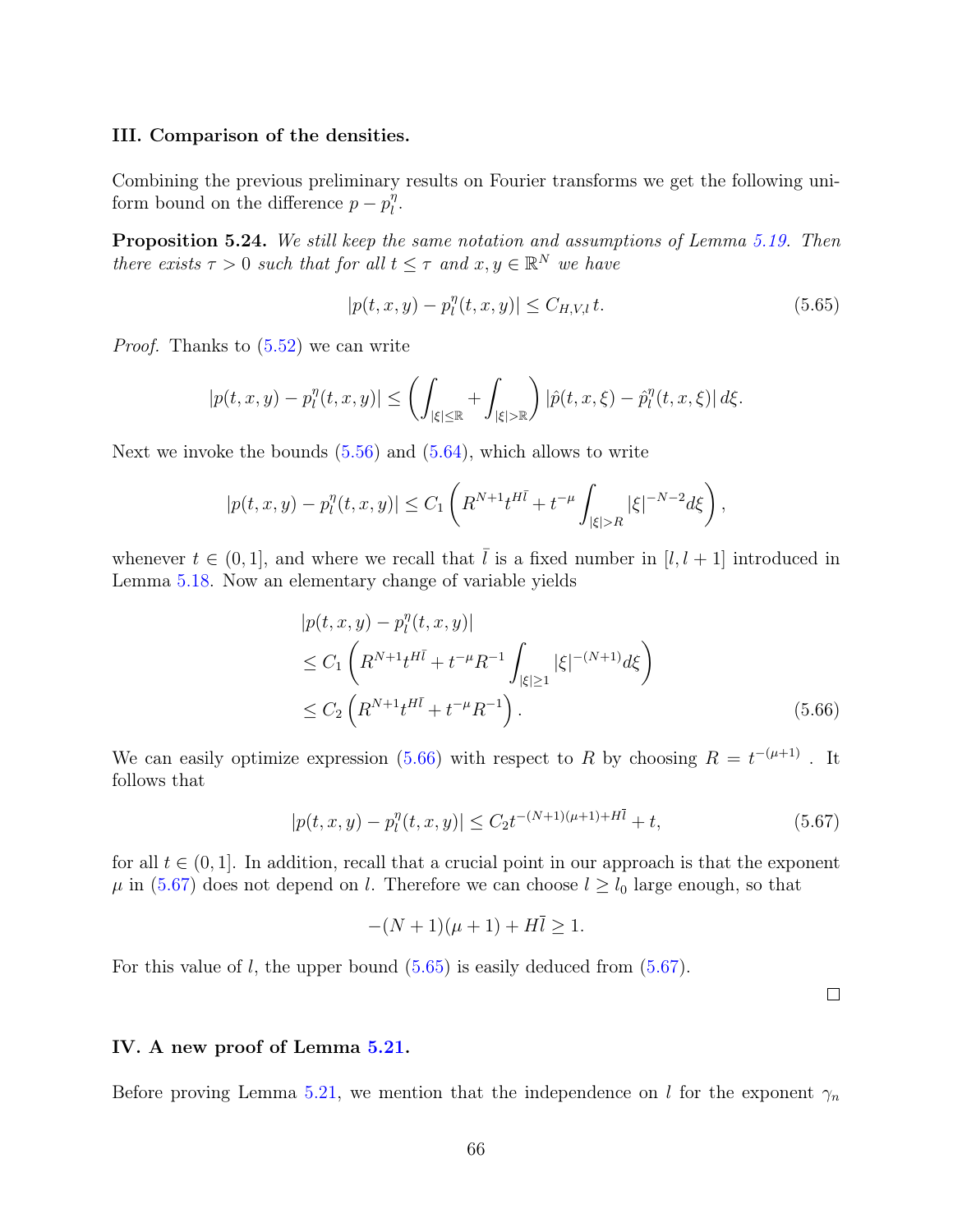### III. Comparison of the densities.

Combining the previous preliminary results on Fourier transforms we get the following uniform bound on the difference $p - p_l^\eta$.

**Proposition 5.24.** *We still keep the same notation and assumptions of Lemma 5.19. Then there exists $\tau > 0$ such that for all $t \leq \tau$ and $x, y \in \mathbb{R}^N$ we have*

$$
|p(t,x,y) - p_l^\eta(t,x,y)| \leq C_{H,V,l}\, t. \tag{5.65}
$$

*Proof.* Thanks to (5.52) we can write

$$
|p(t,x,y) - p_l^\eta(t,x,y)| \leq \left( \int_{|\xi| \leq \mathbb{R}} + \int_{|\xi| > \mathbb{R}} \right) |\hat{p}(t,x,\xi) - \hat{p}_l^\eta(t,x,\xi)|\, d\xi.
$$

Next we invoke the bounds (5.56) and (5.64), which allows to write

$$
|p(t,x,y) - p_l^\eta(t,x,y)| \leq C_1 \left( R^{N+1} t^{H\bar{l}} + t^{-\mu} \int_{|\xi|>R} |\xi|^{-N-2} d\xi \right),
$$

whenever $t \in (0,1]$, and where we recall that $\bar{l}$ is a fixed number in $[l, l+1]$ introduced in Lemma 5.18. Now an elementary change of variable yields

$$
\begin{aligned}
&|p(t,x,y) - p_l^\eta(t,x,y)| \\
&\leq C_1 \left( R^{N+1} t^{H\bar{l}} + t^{-\mu} R^{-1} \int_{|\xi| \geq 1} |\xi|^{-(N+1)} d\xi \right) \\
&\leq C_2 \left( R^{N+1} t^{H\bar{l}} + t^{-\mu} R^{-1} \right).
\end{aligned} \tag{5.66}
$$

We can easily optimize expression (5.66) with respect to $R$ by choosing $R = t^{-(\mu+1)}$ . It follows that

$$
|p(t,x,y) - p_l^\eta(t,x,y)| \leq C_2 t^{-(N+1)(\mu+1) + H\bar{l}} + t, \tag{5.67}
$$

for all $t \in (0,1]$. In addition, recall that a crucial point in our approach is that the exponent $\mu$ in (5.67) does not depend on $l$. Therefore we can choose $l \geq l_0$ large enough, so that

$$
-(N+1)(\mu+1) + H\bar{l} \geq 1.
$$

For this value of $l$, the upper bound (5.65) is easily deduced from (5.67).

$\square$

### IV. A new proof of Lemma 5.21.

Before proving Lemma 5.21, we mention that the independence on $l$ for the exponent $\gamma_n$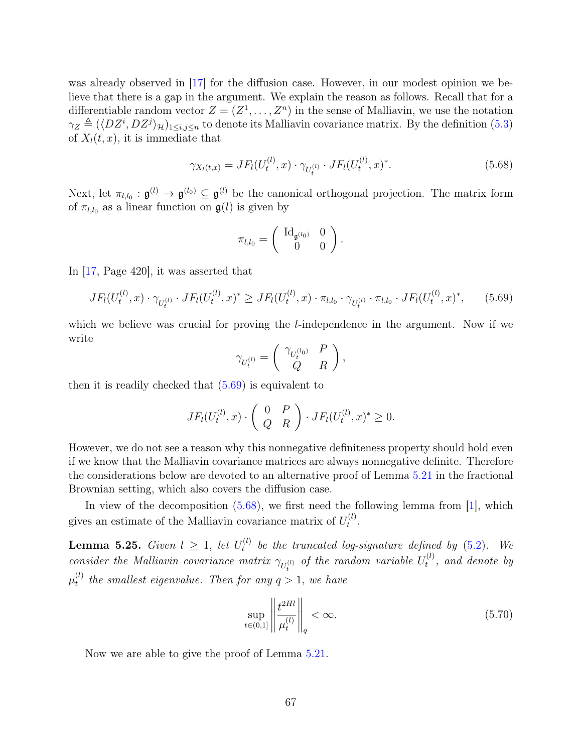was already observed in [17] for the diffusion case. However, in our modest opinion we believe that there is a gap in the argument. We explain the reason as follows. Recall that for a differentiable random vector $Z = (Z^1, \ldots, Z^n)$ in the sense of Malliavin, we use the notation $\gamma_Z \triangleq (\langle DZ^i, DZ^j \rangle_{\mathcal{H}})_{1 \le i,j \le n}$ to denote its Malliavin covariance matrix. By the definition (5.3) of $X_l(t,x)$, it is immediate that

$$\gamma_{X_l(t,x)} = JF_l(U_t^{(l)}, x) \cdot \gamma_{U_t^{(l)}} \cdot JF_l(U_t^{(l)}, x)^*. \tag{5.68}$$

Next, let $\pi_{l,l_0} : \mathfrak{g}^{(l)} \to \mathfrak{g}^{(l_0)} \subseteq \mathfrak{g}^{(l)}$ be the canonical orthogonal projection. The matrix form of $\pi_{l,l_0}$ as a linear function on $\mathfrak{g}(l)$ is given by

$$\pi_{l,l_0} = \begin{pmatrix} \mathrm{Id}_{\mathfrak{g}^{(l_0)}} & 0 \\ 0 & 0 \end{pmatrix}.$$

In [17, Page 420], it was asserted that

$$JF_l(U_t^{(l)}, x) \cdot \gamma_{U_t^{(l)}} \cdot JF_l(U_t^{(l)}, x)^* \ge JF_l(U_t^{(l)}, x) \cdot \pi_{l,l_0} \cdot \gamma_{U_t^{(l)}} \cdot \pi_{l,l_0} \cdot JF_l(U_t^{(l)}, x)^*, \tag{5.69}$$

which we believe was crucial for proving the $l$-independence in the argument. Now if we write

$$\gamma_{U_t^{(l)}} = \begin{pmatrix} \gamma_{U_t^{(l_0)}} & P \\ Q & R \end{pmatrix},$$

then it is readily checked that (5.69) is equivalent to

$$JF_l(U_t^{(l)}, x) \cdot \begin{pmatrix} 0 & P \\ Q & R \end{pmatrix} \cdot JF_l(U_t^{(l)}, x)^* \ge 0.$$

However, we do not see a reason why this nonnegative definiteness property should hold even if we know that the Malliavin covariance matrices are always nonnegative definite. Therefore the considerations below are devoted to an alternative proof of Lemma 5.21 in the fractional Brownian setting, which also covers the diffusion case.

In view of the decomposition (5.68), we first need the following lemma from [1], which gives an estimate of the Malliavin covariance matrix of $U_t^{(l)}$.

**Lemma 5.25.** *Given $l \ge 1$, let $U_t^{(l)}$ be the truncated log-signature defined by (5.2). We consider the Malliavin covariance matrix $\gamma_{U_t^{(l)}}$ of the random variable $U_t^{(l)}$, and denote by $\mu_t^{(l)}$ the smallest eigenvalue. Then for any $q > 1$, we have*

$$\sup_{t \in (0,1]} \left\| \frac{t^{2Hl}}{\mu_t^{(l)}} \right\|_q < \infty. \tag{5.70}$$

Now we are able to give the proof of Lemma 5.21.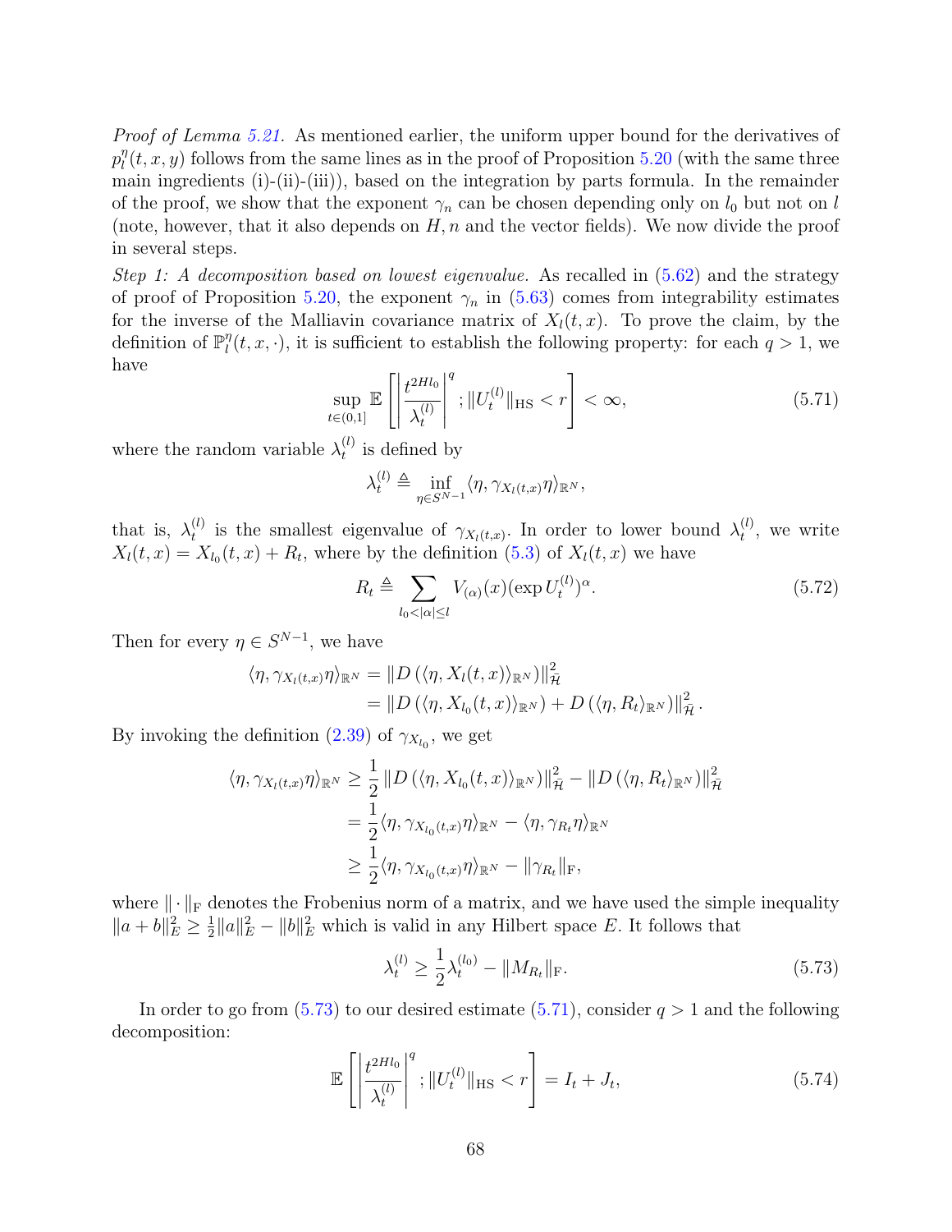*Proof of Lemma 5.21.* As mentioned earlier, the uniform upper bound for the derivatives of $p_l^\eta(t,x,y)$ follows from the same lines as in the proof of Proposition 5.20 (with the same three main ingredients (i)-(ii)-(iii)), based on the integration by parts formula. In the remainder of the proof, we show that the exponent $\gamma_n$ can be chosen depending only on $l_0$ but not on $l$ (note, however, that it also depends on $H, n$ and the vector fields). We now divide the proof in several steps.

*Step 1: A decomposition based on lowest eigenvalue.* As recalled in (5.62) and the strategy of proof of Proposition 5.20, the exponent $\gamma_n$ in (5.63) comes from integrability estimates for the inverse of the Malliavin covariance matrix of $X_l(t,x)$. To prove the claim, by the definition of $\mathbb{P}_l^\eta(t,x,\cdot)$, it is sufficient to establish the following property: for each $q>1$, we have

$$\sup_{t\in(0,1]} \mathbb{E}\left[\left|\frac{t^{2Hl_0}}{\lambda_t^{(l)}}\right|^q ; \|U_t^{(l)}\|_{\mathrm{HS}} < r\right] < \infty, \tag{5.71}$$

where the random variable $\lambda_t^{(l)}$ is defined by

$$\lambda_t^{(l)} \triangleq \inf_{\eta\in S^{N-1}} \langle \eta, \gamma_{X_l(t,x)}\eta\rangle_{\mathbb{R}^N},$$

that is, $\lambda_t^{(l)}$ is the smallest eigenvalue of $\gamma_{X_l(t,x)}$. In order to lower bound $\lambda_t^{(l)}$, we write $X_l(t,x) = X_{l_0}(t,x) + R_t$, where by the definition (5.3) of $X_l(t,x)$ we have

$$R_t \triangleq \sum_{l_0<|\alpha|\le l} V_{(\alpha)}(x)(\exp U_t^{(l)})^\alpha. \tag{5.72}$$

Then for every $\eta\in S^{N-1}$, we have

$$\begin{aligned}
\langle \eta, \gamma_{X_l(t,x)}\eta\rangle_{\mathbb{R}^N} &= \|D\left(\langle \eta, X_l(t,x)\rangle_{\mathbb{R}^N}\right)\|_{\bar{\mathcal{H}}}^2 \\
&= \|D\left(\langle \eta, X_{l_0}(t,x)\rangle_{\mathbb{R}^N}\right) + D\left(\langle \eta, R_t\rangle_{\mathbb{R}^N}\right)\|_{\bar{\mathcal{H}}}^2.
\end{aligned}$$

By invoking the definition (2.39) of $\gamma_{X_{l_0}}$, we get

$$\begin{aligned}
\langle \eta, \gamma_{X_l(t,x)}\eta\rangle_{\mathbb{R}^N} &\ge \frac{1}{2}\|D\left(\langle \eta, X_{l_0}(t,x)\rangle_{\mathbb{R}^N}\right)\|_{\bar{\mathcal{H}}}^2 - \|D\left(\langle \eta, R_t\rangle_{\mathbb{R}^N}\right)\|_{\bar{\mathcal{H}}}^2 \\
&= \frac{1}{2}\langle \eta, \gamma_{X_{l_0}(t,x)}\eta\rangle_{\mathbb{R}^N} - \langle \eta, \gamma_{R_t}\eta\rangle_{\mathbb{R}^N} \\
&\ge \frac{1}{2}\langle \eta, \gamma_{X_{l_0}(t,x)}\eta\rangle_{\mathbb{R}^N} - \|\gamma_{R_t}\|_{\mathrm{F}},
\end{aligned}$$

where $\|\cdot\|_{\mathrm{F}}$ denotes the Frobenius norm of a matrix, and we have used the simple inequality $\|a+b\|_E^2 \ge \frac{1}{2}\|a\|_E^2 - \|b\|_E^2$ which is valid in any Hilbert space $E$. It follows that

$$\lambda_t^{(l)} \ge \frac{1}{2}\lambda_t^{(l_0)} - \|M_{R_t}\|_{\mathrm{F}}. \tag{5.73}$$

In order to go from (5.73) to our desired estimate (5.71), consider $q>1$ and the following decomposition:

$$\mathbb{E}\left[\left|\frac{t^{2Hl_0}}{\lambda_t^{(l)}}\right|^q ; \|U_t^{(l)}\|_{\mathrm{HS}} < r\right] = I_t + J_t, \tag{5.74}$$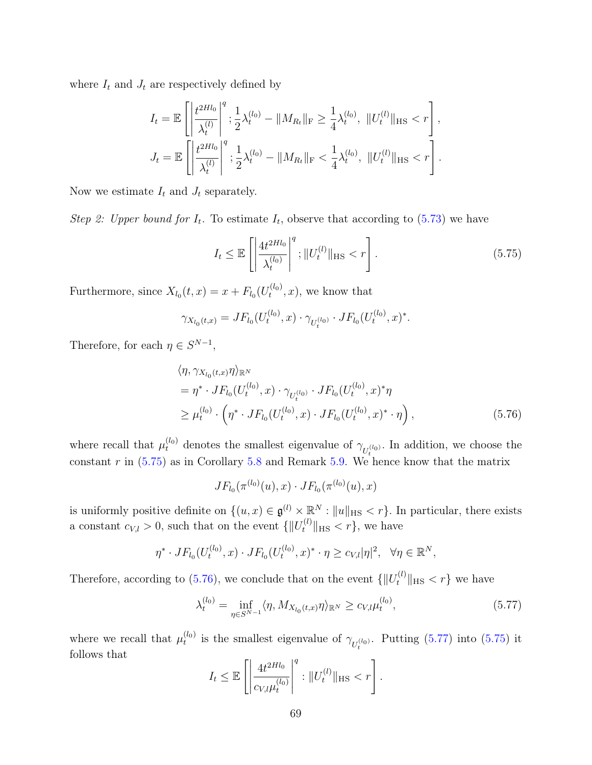where $I_t$ and $J_t$ are respectively defined by

$$
I_t = \mathbb{E}\left[\left|\frac{t^{2Hl_0}}{\lambda_t^{(l)}}\right|^q ; \frac{1}{2}\lambda_t^{(l_0)} - \|M_{R_t}\|_{\mathrm{F}} \geq \frac{1}{4}\lambda_t^{(l_0)},\ \|U_t^{(l)}\|_{\mathrm{HS}} < r\right],
$$

$$
J_t = \mathbb{E}\left[\left|\frac{t^{2Hl_0}}{\lambda_t^{(l)}}\right|^q ; \frac{1}{2}\lambda_t^{(l_0)} - \|M_{R_t}\|_{\mathrm{F}} < \frac{1}{4}\lambda_t^{(l_0)},\ \|U_t^{(l)}\|_{\mathrm{HS}} < r\right].
$$

Now we estimate $I_t$ and $J_t$ separately.

*Step 2: Upper bound for $I_t$.* To estimate $I_t$, observe that according to (5.73) we have

$$
I_t \leq \mathbb{E}\left[\left|\frac{4t^{2Hl_0}}{\lambda_t^{(l_0)}}\right|^q ; \|U_t^{(l)}\|_{\mathrm{HS}} < r\right]. \tag{5.75}
$$

Furthermore, since $X_{l_0}(t,x) = x + F_{l_0}(U_t^{(l_0)}, x)$, we know that

$$
\gamma_{X_{l_0}(t,x)} = JF_{l_0}(U_t^{(l_0)}, x) \cdot \gamma_{U_t^{(l_0)}} \cdot JF_{l_0}(U_t^{(l_0)}, x)^*.
$$

Therefore, for each $\eta \in S^{N-1}$,

$$
\begin{aligned}
&\langle \eta, \gamma_{X_{l_0}(t,x)}\eta\rangle_{\mathbb{R}^N} \\
&= \eta^* \cdot JF_{l_0}(U_t^{(l_0)}, x) \cdot \gamma_{U_t^{(l_0)}} \cdot JF_{l_0}(U_t^{(l_0)}, x)^*\eta \\
&\geq \mu_t^{(l_0)} \cdot \left(\eta^* \cdot JF_{l_0}(U_t^{(l_0)}, x) \cdot JF_{l_0}(U_t^{(l_0)}, x)^* \cdot \eta\right),
\end{aligned} \tag{5.76}
$$

where recall that $\mu_t^{(l_0)}$ denotes the smallest eigenvalue of $\gamma_{U_t^{(l_0)}}$. In addition, we choose the constant $r$ in (5.75) as in Corollary 5.8 and Remark 5.9. We hence know that the matrix

$$
JF_{l_0}(\pi^{(l_0)}(u), x) \cdot JF_{l_0}(\pi^{(l_0)}(u), x)
$$

is uniformly positive definite on $\{(u,x) \in \mathfrak{g}^{(l)} \times \mathbb{R}^N : \|u\|_{\mathrm{HS}} < r\}$. In particular, there exists a constant $c_{V,l} > 0$, such that on the event $\{\|U_t^{(l)}\|_{\mathrm{HS}} < r\}$, we have

$$
\eta^* \cdot JF_{l_0}(U_t^{(l_0)}, x) \cdot JF_{l_0}(U_t^{(l_0)}, x)^* \cdot \eta \geq c_{V,l}|\eta|^2, \quad \forall \eta \in \mathbb{R}^N,
$$

Therefore, according to (5.76), we conclude that on the event $\{\|U_t^{(l)}\|_{\mathrm{HS}} < r\}$ we have

$$
\lambda_t^{(l_0)} = \inf_{\eta \in S^{N-1}} \langle \eta, M_{X_{l_0}(t,x)}\eta\rangle_{\mathbb{R}^N} \geq c_{V,l}\mu_t^{(l_0)}, \tag{5.77}
$$

where we recall that $\mu_t^{(l_0)}$ is the smallest eigenvalue of $\gamma_{U_t^{(l_0)}}$. Putting (5.77) into (5.75) it follows that

$$
I_t \leq \mathbb{E}\left[\left|\frac{4t^{2Hl_0}}{c_{V,l}\mu_t^{(l_0)}}\right|^q : \|U_t^{(l)}\|_{\mathrm{HS}} < r\right].
$$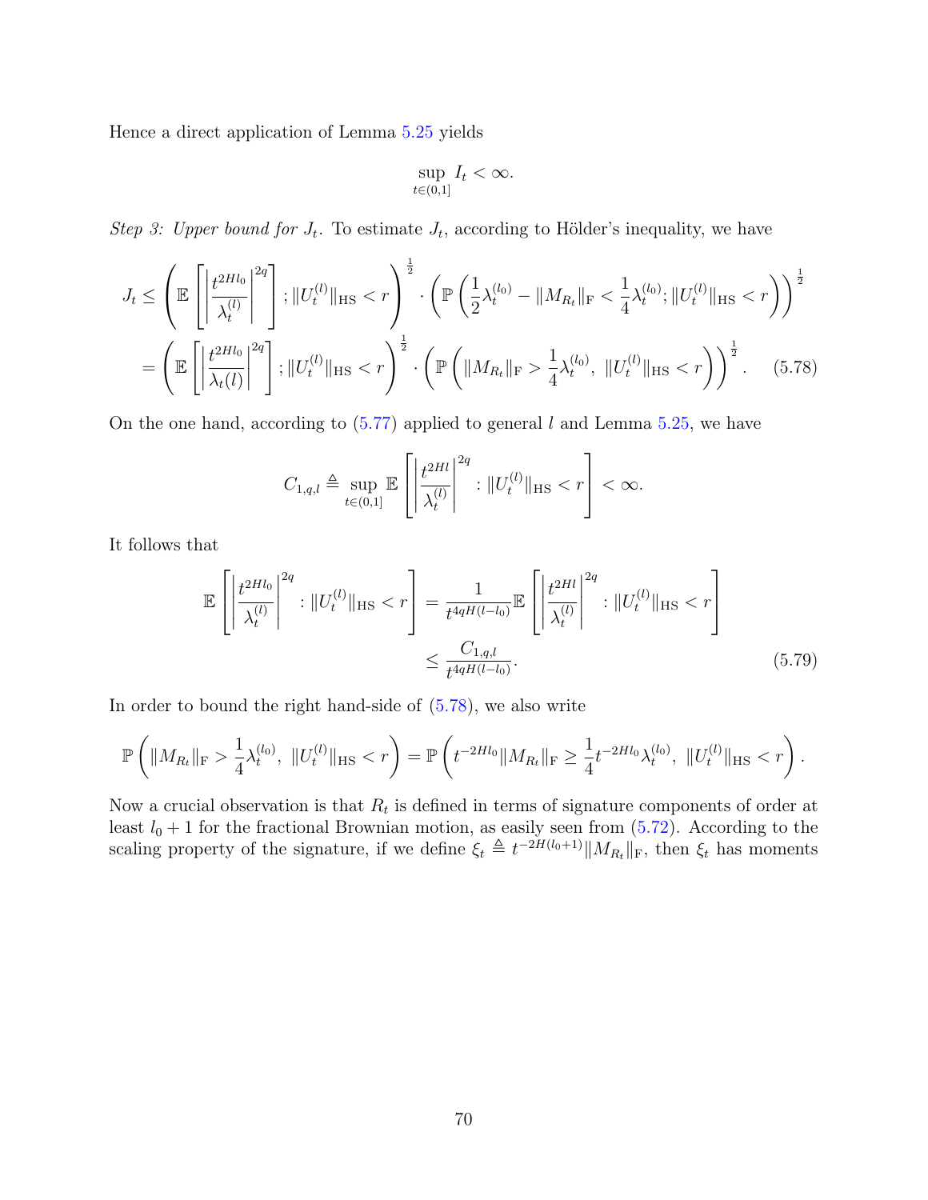Hence a direct application of Lemma 5.25 yields

$$\sup_{t\in(0,1]} I_t < \infty.$$

*Step 3: Upper bound for $J_t$.* To estimate $J_t$, according to Hölder's inequality, we have

$$\begin{aligned}
J_t &\leq \left(\mathbb{E}\left[\left|\frac{t^{2Hl_0}}{\lambda_t^{(l)}}\right|^{2q}\right]; \|U_t^{(l)}\|_{\mathrm{HS}} < r\right)^{\frac{1}{2}} \cdot \left(\mathbb{P}\left(\frac{1}{2}\lambda_t^{(l_0)} - \|M_{R_t}\|_{\mathrm{F}} < \frac{1}{4}\lambda_t^{(l_0)}; \|U_t^{(l)}\|_{\mathrm{HS}} < r\right)\right)^{\frac{1}{2}} \\
&= \left(\mathbb{E}\left[\left|\frac{t^{2Hl_0}}{\lambda_t(l)}\right|^{2q}\right]; \|U_t^{(l)}\|_{\mathrm{HS}} < r\right)^{\frac{1}{2}} \cdot \left(\mathbb{P}\left(\|M_{R_t}\|_{\mathrm{F}} > \frac{1}{4}\lambda_t^{(l_0)},\ \|U_t^{(l)}\|_{\mathrm{HS}} < r\right)\right)^{\frac{1}{2}}. \qquad (5.78)
\end{aligned}$$

On the one hand, according to (5.77) applied to general $l$ and Lemma 5.25, we have

$$C_{1,q,l} \triangleq \sup_{t\in(0,1]} \mathbb{E}\left[\left|\frac{t^{2Hl}}{\lambda_t^{(l)}}\right|^{2q} : \|U_t^{(l)}\|_{\mathrm{HS}} < r\right] < \infty.$$

It follows that

$$\begin{aligned}
\mathbb{E}\left[\left|\frac{t^{2Hl_0}}{\lambda_t^{(l)}}\right|^{2q} : \|U_t^{(l)}\|_{\mathrm{HS}} < r\right] &= \frac{1}{t^{4qH(l-l_0)}}\mathbb{E}\left[\left|\frac{t^{2Hl}}{\lambda_t^{(l)}}\right|^{2q} : \|U_t^{(l)}\|_{\mathrm{HS}} < r\right] \\
&\leq \frac{C_{1,q,l}}{t^{4qH(l-l_0)}}. \qquad (5.79)
\end{aligned}$$

In order to bound the right hand-side of (5.78), we also write

$$\mathbb{P}\left(\|M_{R_t}\|_{\mathrm{F}} > \frac{1}{4}\lambda_t^{(l_0)},\ \|U_t^{(l)}\|_{\mathrm{HS}} < r\right) = \mathbb{P}\left(t^{-2Hl_0}\|M_{R_t}\|_{\mathrm{F}} \geq \frac{1}{4}t^{-2Hl_0}\lambda_t^{(l_0)},\ \|U_t^{(l)}\|_{\mathrm{HS}} < r\right).$$

Now a crucial observation is that $R_t$ is defined in terms of signature components of order at least $l_0+1$ for the fractional Brownian motion, as easily seen from (5.72). According to the scaling property of the signature, if we define $\xi_t \triangleq t^{-2H(l_0+1)}\|M_{R_t}\|_{\mathrm{F}}$, then $\xi_t$ has moments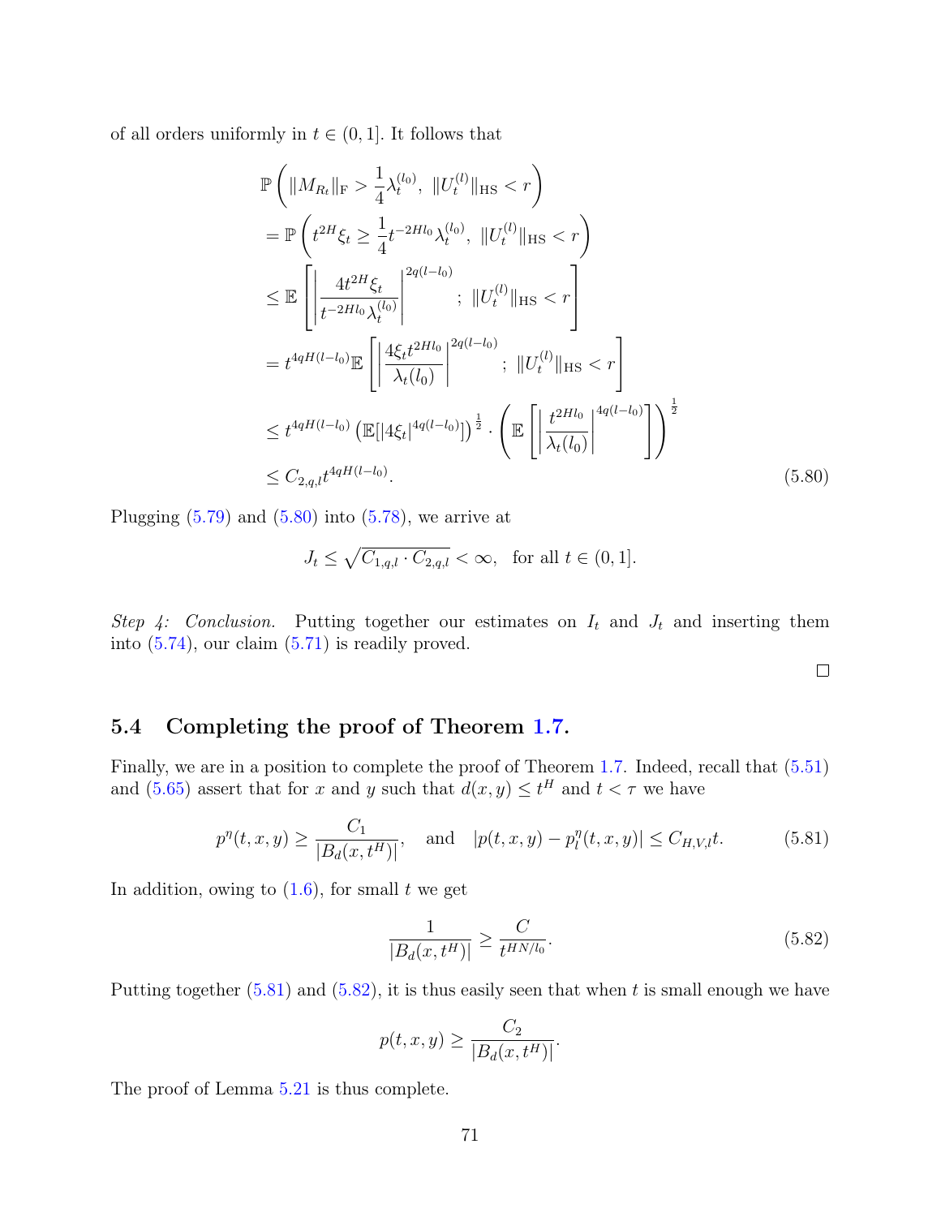of all orders uniformly in $t \in (0,1]$. It follows that

$$
\begin{aligned}
&\mathbb{P}\left( \|M_{R_t}\|_{\mathrm{F}} > \frac{1}{4}\lambda_t^{(l_0)},\ \|U_t^{(l)}\|_{\mathrm{HS}} < r \right) \\
&= \mathbb{P}\left( t^{2H}\xi_t \geq \frac{1}{4} t^{-2Hl_0}\lambda_t^{(l_0)},\ \|U_t^{(l)}\|_{\mathrm{HS}} < r \right) \\
&\leq \mathbb{E}\left[ \left| \frac{4t^{2H}\xi_t}{t^{-2Hl_0}\lambda_t^{(l_0)}} \right|^{2q(l-l_0)} ;\ \|U_t^{(l)}\|_{\mathrm{HS}} < r \right] \\
&= t^{4qH(l-l_0)} \mathbb{E}\left[ \left| \frac{4\xi_t t^{2Hl_0}}{\lambda_t(l_0)} \right|^{2q(l-l_0)} ;\ \|U_t^{(l)}\|_{\mathrm{HS}} < r \right] \\
&\leq t^{4qH(l-l_0)} \left( \mathbb{E}[|4\xi_t|^{4q(l-l_0)}] \right)^{\frac{1}{2}} \cdot \left( \mathbb{E}\left[ \left| \frac{t^{2Hl_0}}{\lambda_t(l_0)} \right|^{4q(l-l_0)} \right] \right)^{\frac{1}{2}} \\
&\leq C_{2,q,l} t^{4qH(l-l_0)}.
\end{aligned} \tag{5.80}
$$

Plugging (5.79) and (5.80) into (5.78), we arrive at

$$
J_t \leq \sqrt{C_{1,q,l} \cdot C_{2,q,l}} < \infty, \quad \text{for all } t \in (0,1].
$$

*Step 4: Conclusion.* Putting together our estimates on $I_t$ and $J_t$ and inserting them into (5.74), our claim (5.71) is readily proved.

□

## 5.4 Completing the proof of Theorem 1.7.

Finally, we are in a position to complete the proof of Theorem 1.7. Indeed, recall that (5.51) and (5.65) assert that for $x$ and $y$ such that $d(x,y) \leq t^H$ and $t < \tau$ we have

$$
p^\eta(t,x,y) \geq \frac{C_1}{|B_d(x,t^H)|}, \quad \text{and} \quad |p(t,x,y) - p_l^\eta(t,x,y)| \leq C_{H,V,l}\, t. \tag{5.81}
$$

In addition, owing to (1.6), for small $t$ we get

$$
\frac{1}{|B_d(x,t^H)|} \geq \frac{C}{t^{HN/l_0}}. \tag{5.82}
$$

Putting together (5.81) and (5.82), it is thus easily seen that when $t$ is small enough we have

$$
p(t,x,y) \geq \frac{C_2}{|B_d(x,t^H)|}.
$$

The proof of Lemma 5.21 is thus complete.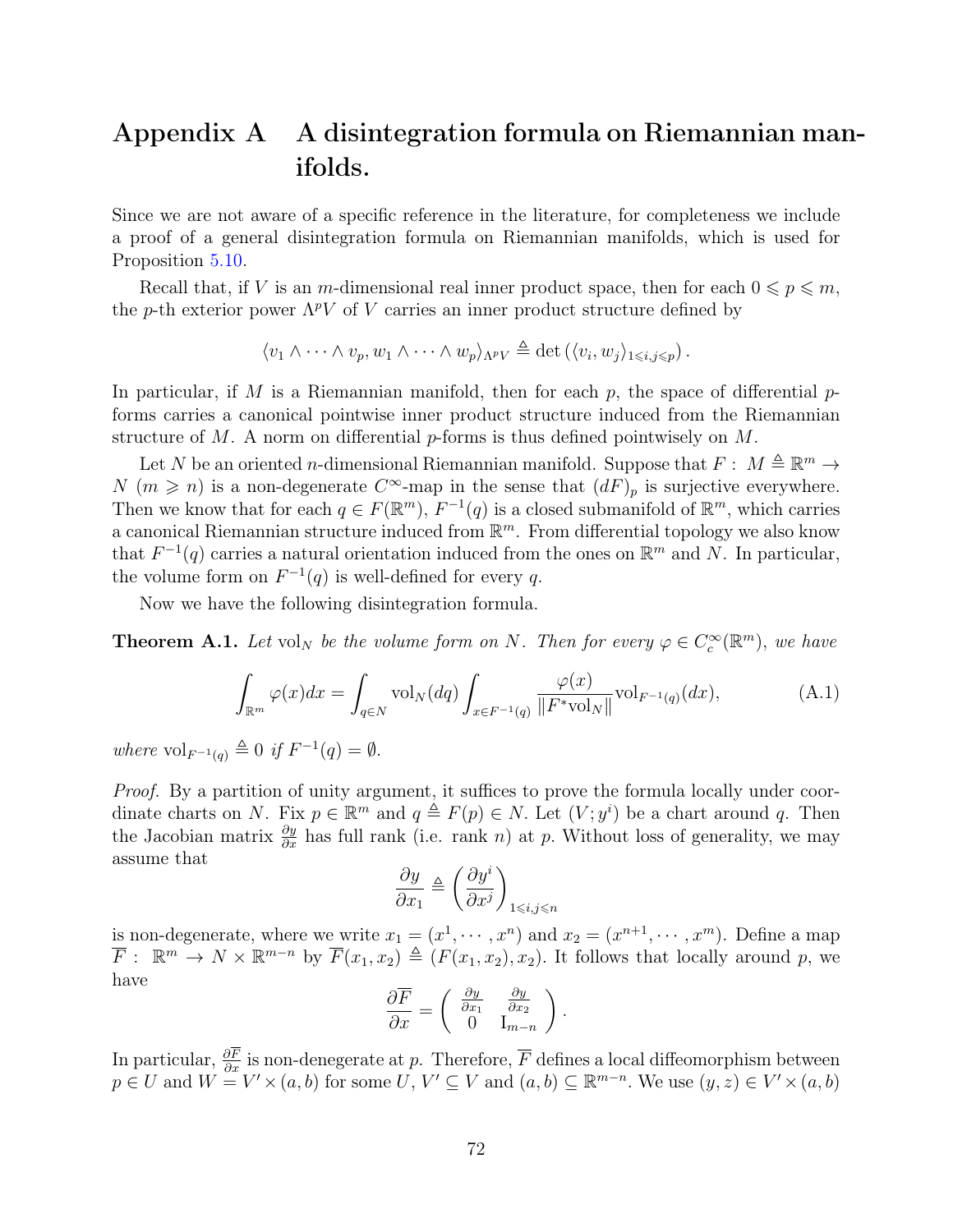# Appendix A A disintegration formula on Riemannian manifolds.

Since we are not aware of a specific reference in the literature, for completeness we include a proof of a general disintegration formula on Riemannian manifolds, which is used for Proposition 5.10.

Recall that, if $V$ is an $m$-dimensional real inner product space, then for each $0 \leqslant p \leqslant m$, the $p$-th exterior power $\Lambda^p V$ of $V$ carries an inner product structure defined by

$$\langle v_1 \wedge \cdots \wedge v_p, w_1 \wedge \cdots \wedge w_p \rangle_{\Lambda^p V} \triangleq \det \left( \langle v_i, w_j \rangle_{1 \leqslant i,j \leqslant p} \right).$$

In particular, if $M$ is a Riemannian manifold, then for each $p$, the space of differential $p$-forms carries a canonical pointwise inner product structure induced from the Riemannian structure of $M$. A norm on differential $p$-forms is thus defined pointwisely on $M$.

Let $N$ be an oriented $n$-dimensional Riemannian manifold. Suppose that $F: M \triangleq \mathbb{R}^m \to N$ ($m \geqslant n$) is a non-degenerate $C^\infty$-map in the sense that $(dF)_p$ is surjective everywhere. Then we know that for each $q \in F(\mathbb{R}^m)$, $F^{-1}(q)$ is a closed submanifold of $\mathbb{R}^m$, which carries a canonical Riemannian structure induced from $\mathbb{R}^m$. From differential topology we also know that $F^{-1}(q)$ carries a natural orientation induced from the ones on $\mathbb{R}^m$ and $N$. In particular, the volume form on $F^{-1}(q)$ is well-defined for every $q$.

Now we have the following disintegration formula.

**Theorem A.1.** *Let* $\mathrm{vol}_N$ *be the volume form on* $N$. *Then for every* $\varphi \in C_c^\infty(\mathbb{R}^m)$, *we have*

$$\int_{\mathbb{R}^m} \varphi(x) dx = \int_{q \in N} \mathrm{vol}_N(dq) \int_{x \in F^{-1}(q)} \frac{\varphi(x)}{\|F^* \mathrm{vol}_N\|} \mathrm{vol}_{F^{-1}(q)}(dx), \tag{A.1}$$

*where* $\mathrm{vol}_{F^{-1}(q)} \triangleq 0$ *if* $F^{-1}(q) = \emptyset$.

*Proof.* By a partition of unity argument, it suffices to prove the formula locally under coordinate charts on $N$. Fix $p \in \mathbb{R}^m$ and $q \triangleq F(p) \in N$. Let $(V; y^i)$ be a chart around $q$. Then the Jacobian matrix $\frac{\partial y}{\partial x}$ has full rank (i.e. rank $n$) at $p$. Without loss of generality, we may assume that

$$\frac{\partial y}{\partial x_1} \triangleq \left( \frac{\partial y^i}{\partial x^j} \right)_{1 \leqslant i,j \leqslant n}$$

is non-degenerate, where we write $x_1 = (x^1, \cdots, x^n)$ and $x_2 = (x^{n+1}, \cdots, x^m)$. Define a map $\overline{F}: \mathbb{R}^m \to N \times \mathbb{R}^{m-n}$ by $\overline{F}(x_1, x_2) \triangleq (F(x_1, x_2), x_2)$. It follows that locally around $p$, we have

$$\frac{\partial \overline{F}}{\partial x} = \begin{pmatrix} \frac{\partial y}{\partial x_1} & \frac{\partial y}{\partial x_2} \\ 0 & \mathrm{I}_{m-n} \end{pmatrix}.$$

In particular, $\frac{\partial \overline{F}}{\partial x}$ is non-denegerate at $p$. Therefore, $\overline{F}$ defines a local diffeomorphism between $p \in U$ and $W = V' \times (a, b)$ for some $U, V' \subseteq V$ and $(a, b) \subseteq \mathbb{R}^{m-n}$. We use $(y, z) \in V' \times (a, b)$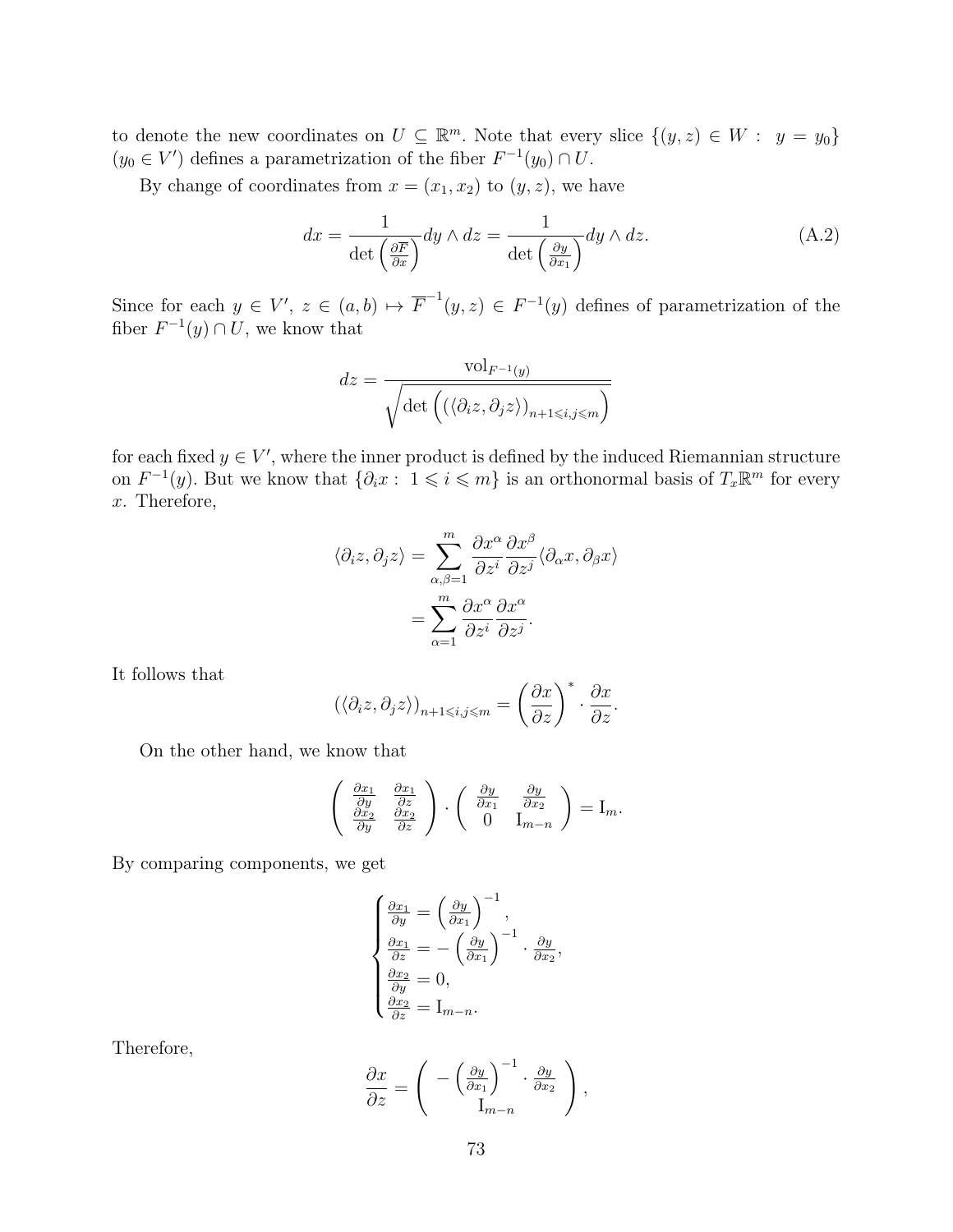to denote the new coordinates on $U \subseteq \mathbb{R}^m$. Note that every slice $\{(y,z) \in W: \ y = y_0\}$ ($y_0 \in V'$) defines a parametrization of the fiber $F^{-1}(y_0) \cap U$.

By change of coordinates from $x = (x_1, x_2)$ to $(y, z)$, we have

$$dx = \frac{1}{\det\left(\frac{\partial \overline{F}}{\partial x}\right)} dy \wedge dz = \frac{1}{\det\left(\frac{\partial y}{\partial x_1}\right)} dy \wedge dz. \tag{A.2}$$

Since for each $y \in V'$, $z \in (a,b) \mapsto \overline{F}^{-1}(y,z) \in F^{-1}(y)$ defines of parametrization of the fiber $F^{-1}(y) \cap U$, we know that

$$dz = \frac{\mathrm{vol}_{F^{-1}(y)}}{\sqrt{\det\left(\left(\langle \partial_i z, \partial_j z \rangle\right)_{n+1 \leqslant i,j \leqslant m}\right)}}$$

for each fixed $y \in V'$, where the inner product is defined by the induced Riemannian structure on $F^{-1}(y)$. But we know that $\{\partial_i x : \ 1 \leqslant i \leqslant m\}$ is an orthonormal basis of $T_x\mathbb{R}^m$ for every $x$. Therefore,

$$\begin{aligned}
\langle \partial_i z, \partial_j z \rangle &= \sum_{\alpha,\beta=1}^{m} \frac{\partial x^\alpha}{\partial z^i} \frac{\partial x^\beta}{\partial z^j} \langle \partial_\alpha x, \partial_\beta x \rangle \\
&= \sum_{\alpha=1}^{m} \frac{\partial x^\alpha}{\partial z^i} \frac{\partial x^\alpha}{\partial z^j}.
\end{aligned}$$

It follows that

$$\left(\langle \partial_i z, \partial_j z \rangle\right)_{n+1 \leqslant i,j \leqslant m} = \left(\frac{\partial x}{\partial z}\right)^* \cdot \frac{\partial x}{\partial z}.$$

On the other hand, we know that

$$\begin{pmatrix} \frac{\partial x_1}{\partial y} & \frac{\partial x_1}{\partial z} \\ \frac{\partial x_2}{\partial y} & \frac{\partial x_2}{\partial z} \end{pmatrix} \cdot \begin{pmatrix} \frac{\partial y}{\partial x_1} & \frac{\partial y}{\partial x_2} \\ 0 & \mathrm{I}_{m-n} \end{pmatrix} = \mathrm{I}_m.$$

By comparing components, we get

$$\begin{cases}
\frac{\partial x_1}{\partial y} = \left(\frac{\partial y}{\partial x_1}\right)^{-1}, \\
\frac{\partial x_1}{\partial z} = -\left(\frac{\partial y}{\partial x_1}\right)^{-1} \cdot \frac{\partial y}{\partial x_2}, \\
\frac{\partial x_2}{\partial y} = 0, \\
\frac{\partial x_2}{\partial z} = \mathrm{I}_{m-n}.
\end{cases}$$

Therefore,

$$\frac{\partial x}{\partial z} = \begin{pmatrix} -\left(\frac{\partial y}{\partial x_1}\right)^{-1} \cdot \frac{\partial y}{\partial x_2} \\ \mathrm{I}_{m-n} \end{pmatrix},$$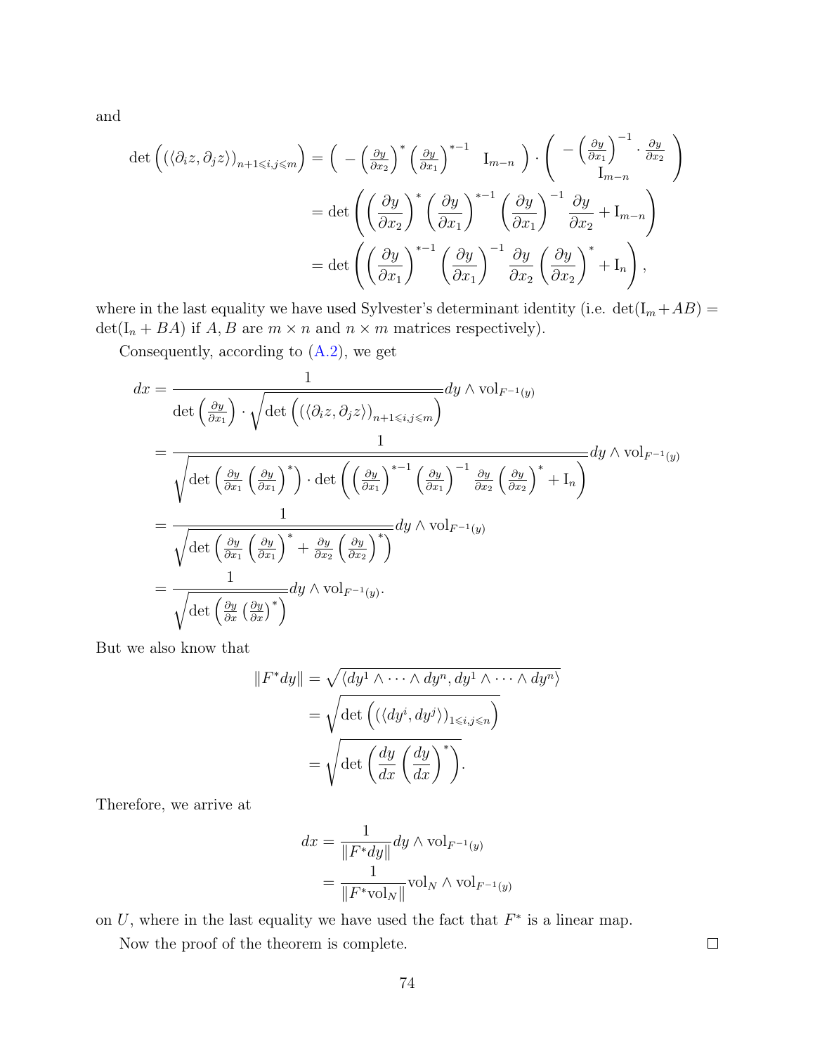and

$$
\begin{aligned}
\det\left( (\langle \partial_i z, \partial_j z\rangle)_{n+1\leqslant i,j\leqslant m} \right) &= \begin{pmatrix} -\left(\frac{\partial y}{\partial x_2}\right)^* \left(\frac{\partial y}{\partial x_1}\right)^{*-1} & \mathrm{I}_{m-n} \end{pmatrix} \cdot \begin{pmatrix} -\left(\frac{\partial y}{\partial x_1}\right)^{-1} \cdot \frac{\partial y}{\partial x_2} \\ \mathrm{I}_{m-n} \end{pmatrix} \\
&= \det\left( \left(\frac{\partial y}{\partial x_2}\right)^* \left(\frac{\partial y}{\partial x_1}\right)^{*-1} \left(\frac{\partial y}{\partial x_1}\right)^{-1} \frac{\partial y}{\partial x_2} + \mathrm{I}_{m-n} \right) \\
&= \det\left( \left(\frac{\partial y}{\partial x_1}\right)^{*-1} \left(\frac{\partial y}{\partial x_1}\right)^{-1} \frac{\partial y}{\partial x_2} \left(\frac{\partial y}{\partial x_2}\right)^* + \mathrm{I}_n \right),
\end{aligned}
$$

where in the last equality we have used Sylvester's determinant identity (i.e. $\det(\mathrm{I}_m + AB) = \det(\mathrm{I}_n + BA)$ if $A, B$ are $m \times n$ and $n \times m$ matrices respectively).

Consequently, according to (A.2), we get

$$
\begin{aligned}
dx &= \frac{1}{\det\left(\frac{\partial y}{\partial x_1}\right) \cdot \sqrt{\det\left( (\langle \partial_i z, \partial_j z\rangle)_{n+1\leqslant i,j\leqslant m} \right)}} dy \wedge \mathrm{vol}_{F^{-1}(y)} \\
&= \frac{1}{\sqrt{\det\left(\frac{\partial y}{\partial x_1}\left(\frac{\partial y}{\partial x_1}\right)^*\right) \cdot \det\left( \left(\frac{\partial y}{\partial x_1}\right)^{*-1} \left(\frac{\partial y}{\partial x_1}\right)^{-1} \frac{\partial y}{\partial x_2} \left(\frac{\partial y}{\partial x_2}\right)^* + \mathrm{I}_n \right)}} dy \wedge \mathrm{vol}_{F^{-1}(y)} \\
&= \frac{1}{\sqrt{\det\left(\frac{\partial y}{\partial x_1}\left(\frac{\partial y}{\partial x_1}\right)^* + \frac{\partial y}{\partial x_2}\left(\frac{\partial y}{\partial x_2}\right)^*\right)}} dy \wedge \mathrm{vol}_{F^{-1}(y)} \\
&= \frac{1}{\sqrt{\det\left(\frac{\partial y}{\partial x}\left(\frac{\partial y}{\partial x}\right)^*\right)}} dy \wedge \mathrm{vol}_{F^{-1}(y)}.
\end{aligned}
$$

But we also know that

$$
\begin{aligned}
\|F^* dy\| &= \sqrt{\langle dy^1 \wedge \cdots \wedge dy^n, dy^1 \wedge \cdots \wedge dy^n \rangle} \\
&= \sqrt{\det\left( (\langle dy^i, dy^j \rangle)_{1\leqslant i,j\leqslant n} \right)} \\
&= \sqrt{\det\left( \frac{dy}{dx}\left(\frac{dy}{dx}\right)^* \right)}.
\end{aligned}
$$

Therefore, we arrive at

$$
\begin{aligned}
dx &= \frac{1}{\|F^* dy\|} dy \wedge \mathrm{vol}_{F^{-1}(y)} \\
&= \frac{1}{\|F^* \mathrm{vol}_N\|} \mathrm{vol}_N \wedge \mathrm{vol}_{F^{-1}(y)}
\end{aligned}
$$

on $U$, where in the last equality we have used the fact that $F^*$ is a linear map.

Now the proof of the theorem is complete. □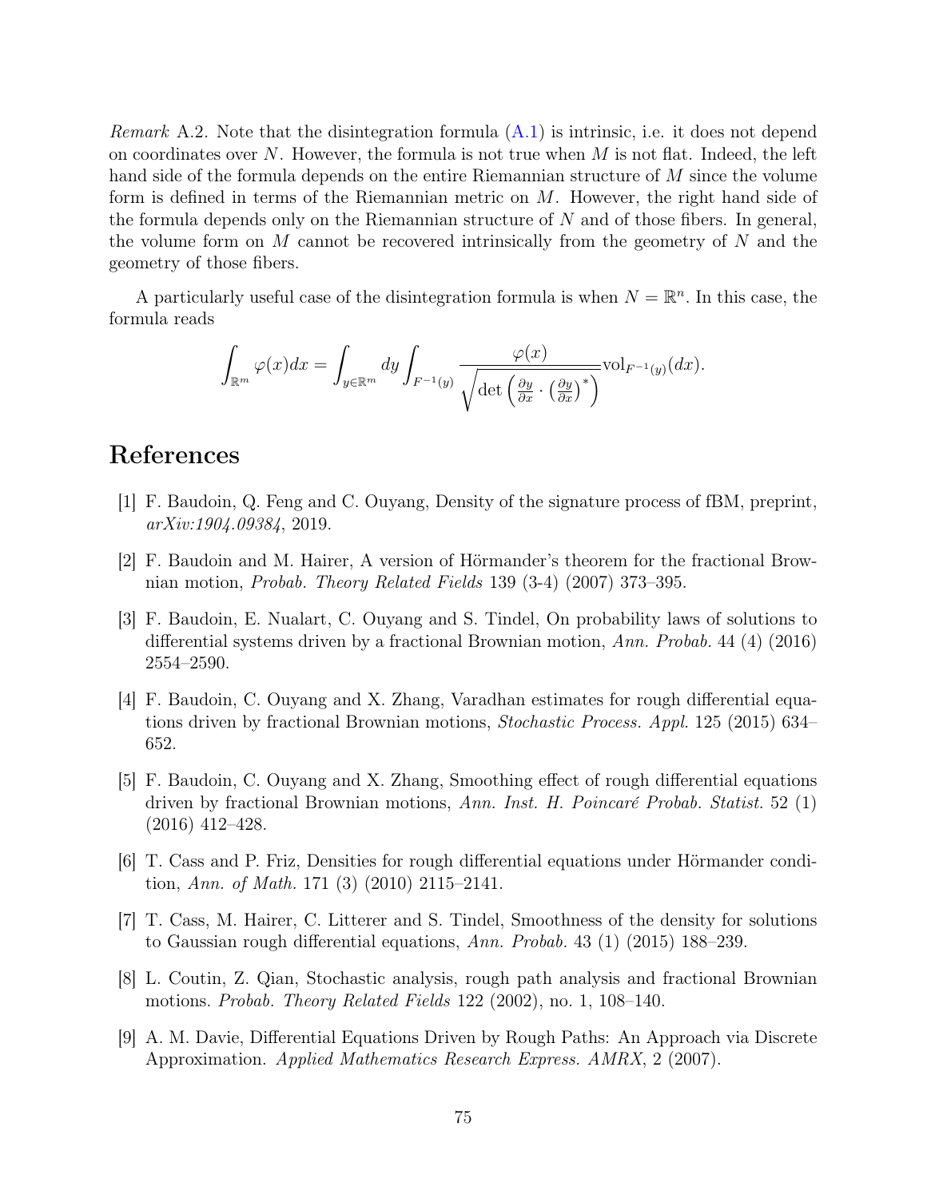*Remark* A.2. Note that the disintegration formula (A.1) is intrinsic, i.e. it does not depend on coordinates over $N$. However, the formula is not true when $M$ is not flat. Indeed, the left hand side of the formula depends on the entire Riemannian structure of $M$ since the volume form is defined in terms of the Riemannian metric on $M$. However, the right hand side of the formula depends only on the Riemannian structure of $N$ and of those fibers. In general, the volume form on $M$ cannot be recovered intrinsically from the geometry of $N$ and the geometry of those fibers.

A particularly useful case of the disintegration formula is when $N = \mathbb{R}^n$. In this case, the formula reads

$$\int_{\mathbb{R}^m} \varphi(x)dx = \int_{y\in\mathbb{R}^m} dy \int_{F^{-1}(y)} \frac{\varphi(x)}{\sqrt{\det\left(\frac{\partial y}{\partial x}\cdot\left(\frac{\partial y}{\partial x}\right)^*\right)}} \mathrm{vol}_{F^{-1}(y)}(dx).$$

# References

[1] F. Baudoin, Q. Feng and C. Ouyang, Density of the signature process of fBM, preprint, *arXiv:1904.09384*, 2019.

[2] F. Baudoin and M. Hairer, A version of Hörmander's theorem for the fractional Brownian motion, *Probab. Theory Related Fields* 139 (3-4) (2007) 373–395.

[3] F. Baudoin, E. Nualart, C. Ouyang and S. Tindel, On probability laws of solutions to differential systems driven by a fractional Brownian motion, *Ann. Probab.* 44 (4) (2016) 2554–2590.

[4] F. Baudoin, C. Ouyang and X. Zhang, Varadhan estimates for rough differential equations driven by fractional Brownian motions, *Stochastic Process. Appl.* 125 (2015) 634–652.

[5] F. Baudoin, C. Ouyang and X. Zhang, Smoothing effect of rough differential equations driven by fractional Brownian motions, *Ann. Inst. H. Poincaré Probab. Statist.* 52 (1) (2016) 412–428.

[6] T. Cass and P. Friz, Densities for rough differential equations under Hörmander condition, *Ann. of Math.* 171 (3) (2010) 2115–2141.

[7] T. Cass, M. Hairer, C. Litterer and S. Tindel, Smoothness of the density for solutions to Gaussian rough differential equations, *Ann. Probab.* 43 (1) (2015) 188–239.

[8] L. Coutin, Z. Qian, Stochastic analysis, rough path analysis and fractional Brownian motions. *Probab. Theory Related Fields* 122 (2002), no. 1, 108–140.

[9] A. M. Davie, Differential Equations Driven by Rough Paths: An Approach via Discrete Approximation. *Applied Mathematics Research Express. AMRX*, 2 (2007).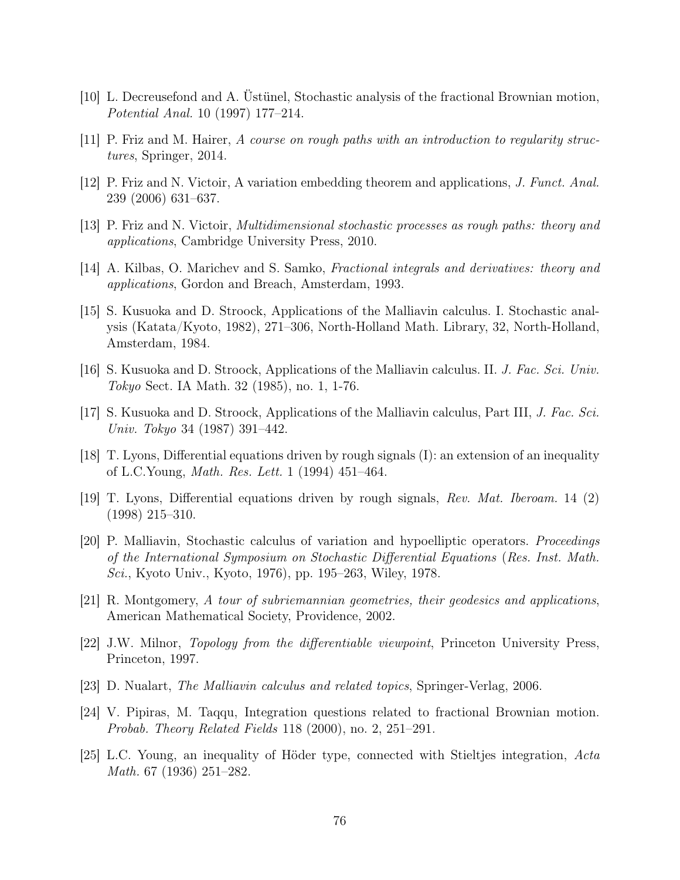[10] L. Decreusefond and A. Üstünel, Stochastic analysis of the fractional Brownian motion, *Potential Anal.* 10 (1997) 177–214.

[11] P. Friz and M. Hairer, *A course on rough paths with an introduction to regularity structures*, Springer, 2014.

[12] P. Friz and N. Victoir, A variation embedding theorem and applications, *J. Funct. Anal.* 239 (2006) 631–637.

[13] P. Friz and N. Victoir, *Multidimensional stochastic processes as rough paths: theory and applications*, Cambridge University Press, 2010.

[14] A. Kilbas, O. Marichev and S. Samko, *Fractional integrals and derivatives: theory and applications*, Gordon and Breach, Amsterdam, 1993.

[15] S. Kusuoka and D. Stroock, Applications of the Malliavin calculus. I. Stochastic analysis (Katata/Kyoto, 1982), 271–306, North-Holland Math. Library, 32, North-Holland, Amsterdam, 1984.

[16] S. Kusuoka and D. Stroock, Applications of the Malliavin calculus. II. *J. Fac. Sci. Univ. Tokyo* Sect. IA Math. 32 (1985), no. 1, 1-76.

[17] S. Kusuoka and D. Stroock, Applications of the Malliavin calculus, Part III, *J. Fac. Sci. Univ. Tokyo* 34 (1987) 391–442.

[18] T. Lyons, Differential equations driven by rough signals (I): an extension of an inequality of L.C.Young, *Math. Res. Lett.* 1 (1994) 451–464.

[19] T. Lyons, Differential equations driven by rough signals, *Rev. Mat. Iberoam.* 14 (2) (1998) 215–310.

[20] P. Malliavin, Stochastic calculus of variation and hypoelliptic operators. *Proceedings of the International Symposium on Stochastic Differential Equations* (*Res. Inst. Math. Sci.*, Kyoto Univ., Kyoto, 1976), pp. 195–263, Wiley, 1978.

[21] R. Montgomery, *A tour of subriemannian geometries, their geodesics and applications*, American Mathematical Society, Providence, 2002.

[22] J.W. Milnor, *Topology from the differentiable viewpoint*, Princeton University Press, Princeton, 1997.

[23] D. Nualart, *The Malliavin calculus and related topics*, Springer-Verlag, 2006.

[24] V. Pipiras, M. Taqqu, Integration questions related to fractional Brownian motion. *Probab. Theory Related Fields* 118 (2000), no. 2, 251–291.

[25] L.C. Young, an inequality of Höder type, connected with Stieltjes integration, *Acta Math.* 67 (1936) 251–282.